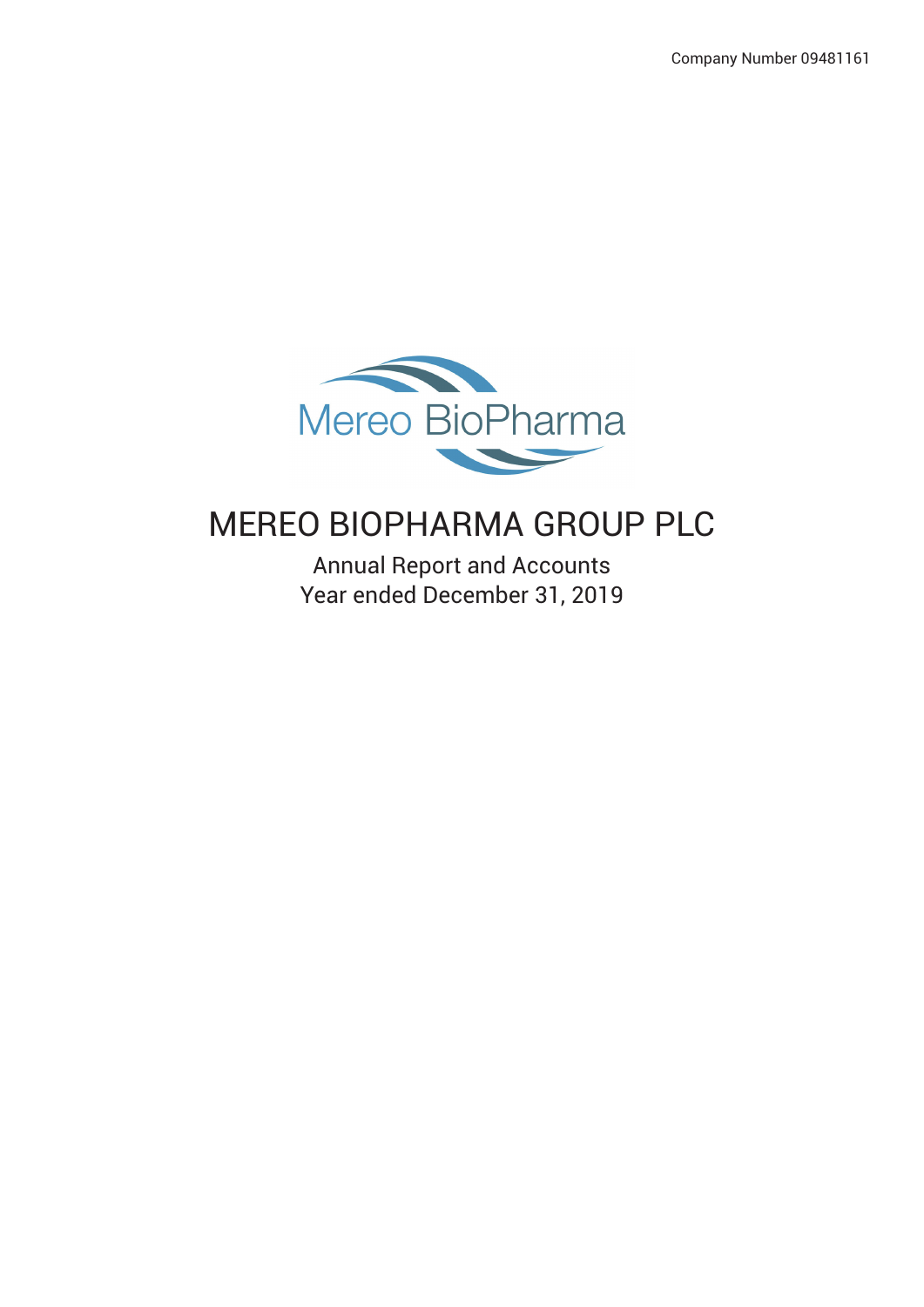Company Number 09481161

Mereo BioPharma

# MEREO BIOPHARMA GROUP PLC

Annual Report and Accounts
Year ended December 31, 2019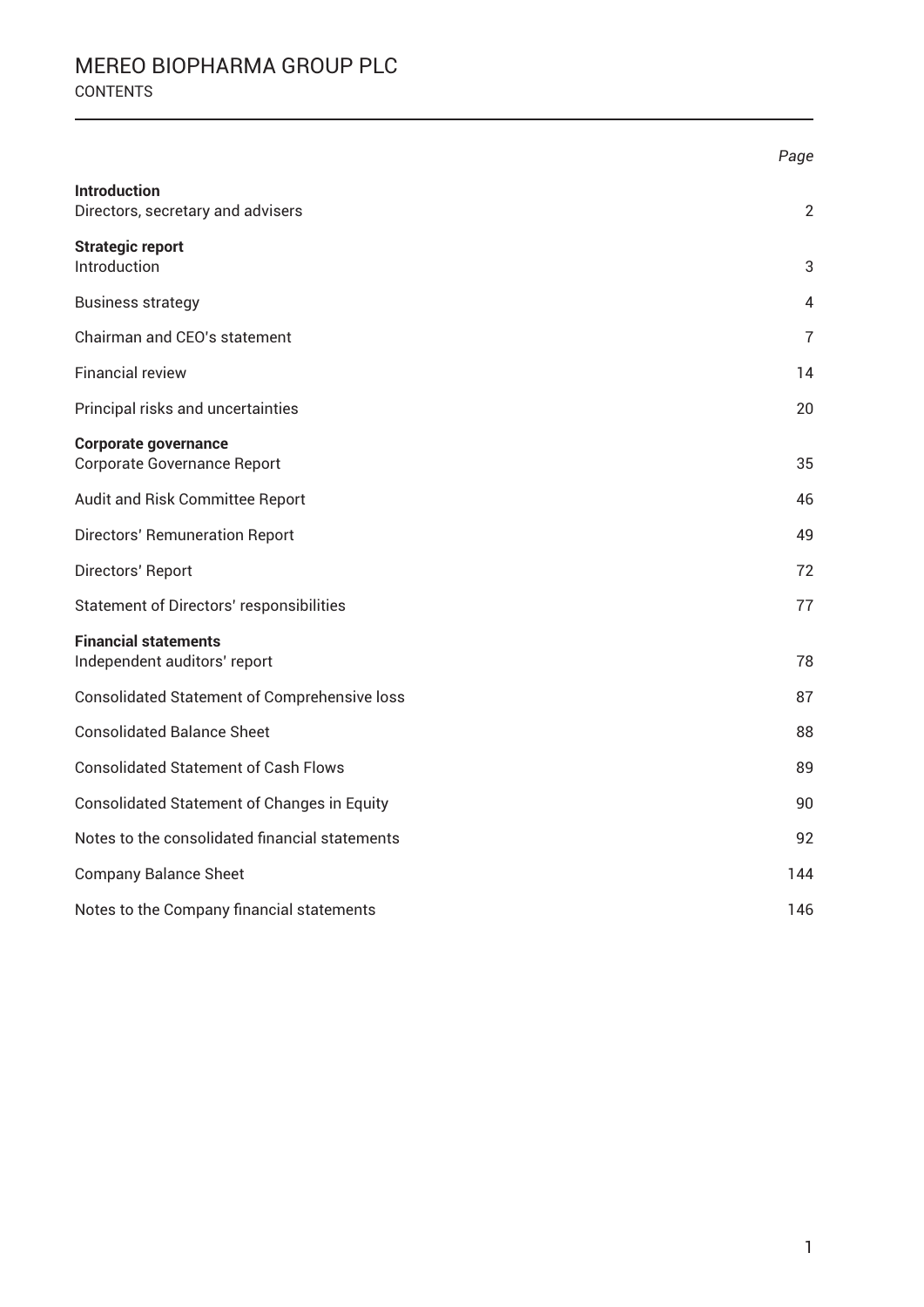# MEREO BIOPHARMA GROUP PLC

## CONTENTS

| | *Page* |
|---|---|
| **Introduction** | |
| Directors, secretary and advisers | 2 |
| **Strategic report** | |
| Introduction | 3 |
| Business strategy | 4 |
| Chairman and CEO's statement | 7 |
| Financial review | 14 |
| Principal risks and uncertainties | 20 |
| **Corporate governance** | |
| Corporate Governance Report | 35 |
| Audit and Risk Committee Report | 46 |
| Directors' Remuneration Report | 49 |
| Directors' Report | 72 |
| Statement of Directors' responsibilities | 77 |
| **Financial statements** | |
| Independent auditors' report | 78 |
| Consolidated Statement of Comprehensive loss | 87 |
| Consolidated Balance Sheet | 88 |
| Consolidated Statement of Cash Flows | 89 |
| Consolidated Statement of Changes in Equity | 90 |
| Notes to the consolidated financial statements | 92 |
| Company Balance Sheet | 144 |
| Notes to the Company financial statements | 146 |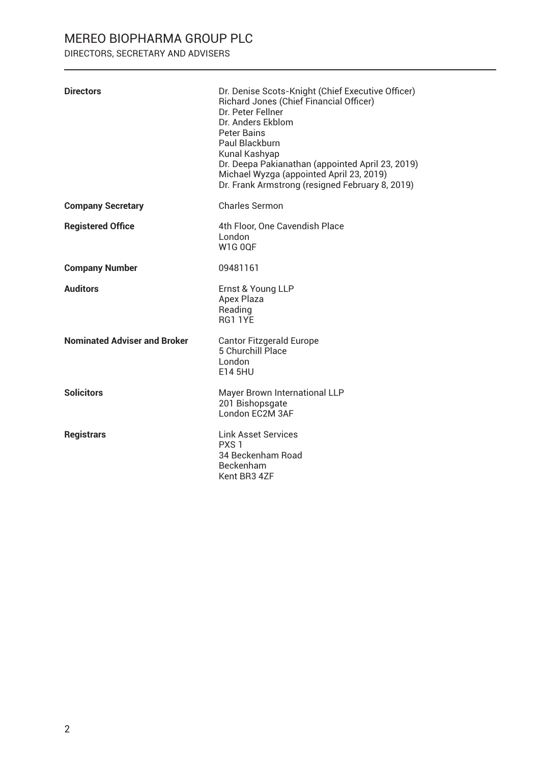# MEREO BIOPHARMA GROUP PLC

## DIRECTORS, SECRETARY AND ADVISERS

| | |
|---|---|
| **Directors** | Dr. Denise Scots-Knight (Chief Executive Officer)<br>Richard Jones (Chief Financial Officer)<br>Dr. Peter Fellner<br>Dr. Anders Ekblom<br>Peter Bains<br>Paul Blackburn<br>Kunal Kashyap<br>Dr. Deepa Pakianathan (appointed April 23, 2019)<br>Michael Wyzga (appointed April 23, 2019)<br>Dr. Frank Armstrong (resigned February 8, 2019) |
| **Company Secretary** | Charles Sermon |
| **Registered Office** | 4th Floor, One Cavendish Place<br>London<br>W1G 0QF |
| **Company Number** | 09481161 |
| **Auditors** | Ernst & Young LLP<br>Apex Plaza<br>Reading<br>RG1 1YE |
| **Nominated Adviser and Broker** | Cantor Fitzgerald Europe<br>5 Churchill Place<br>London<br>E14 5HU |
| **Solicitors** | Mayer Brown International LLP<br>201 Bishopsgate<br>London EC2M 3AF |
| **Registrars** | Link Asset Services<br>PXS 1<br>34 Beckenham Road<br>Beckenham<br>Kent BR3 4ZF |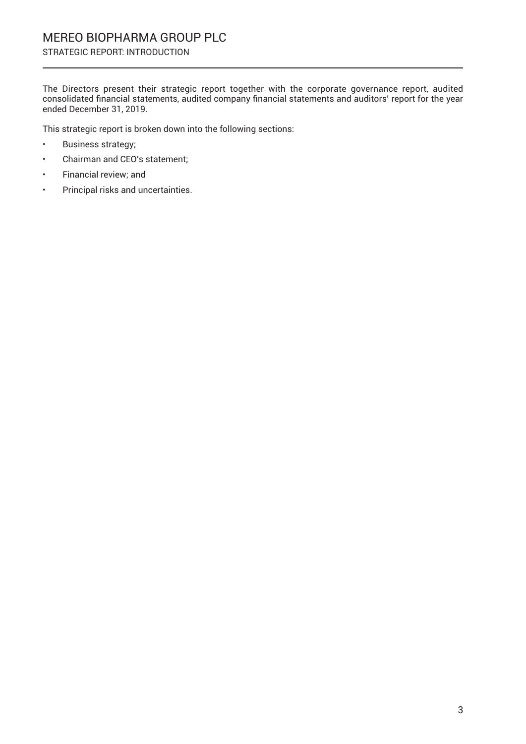# MEREO BIOPHARMA GROUP PLC

## STRATEGIC REPORT: INTRODUCTION

The Directors present their strategic report together with the corporate governance report, audited consolidated financial statements, audited company financial statements and auditors' report for the year ended December 31, 2019.

This strategic report is broken down into the following sections:

- Business strategy;
- Chairman and CEO's statement;
- Financial review; and
- Principal risks and uncertainties.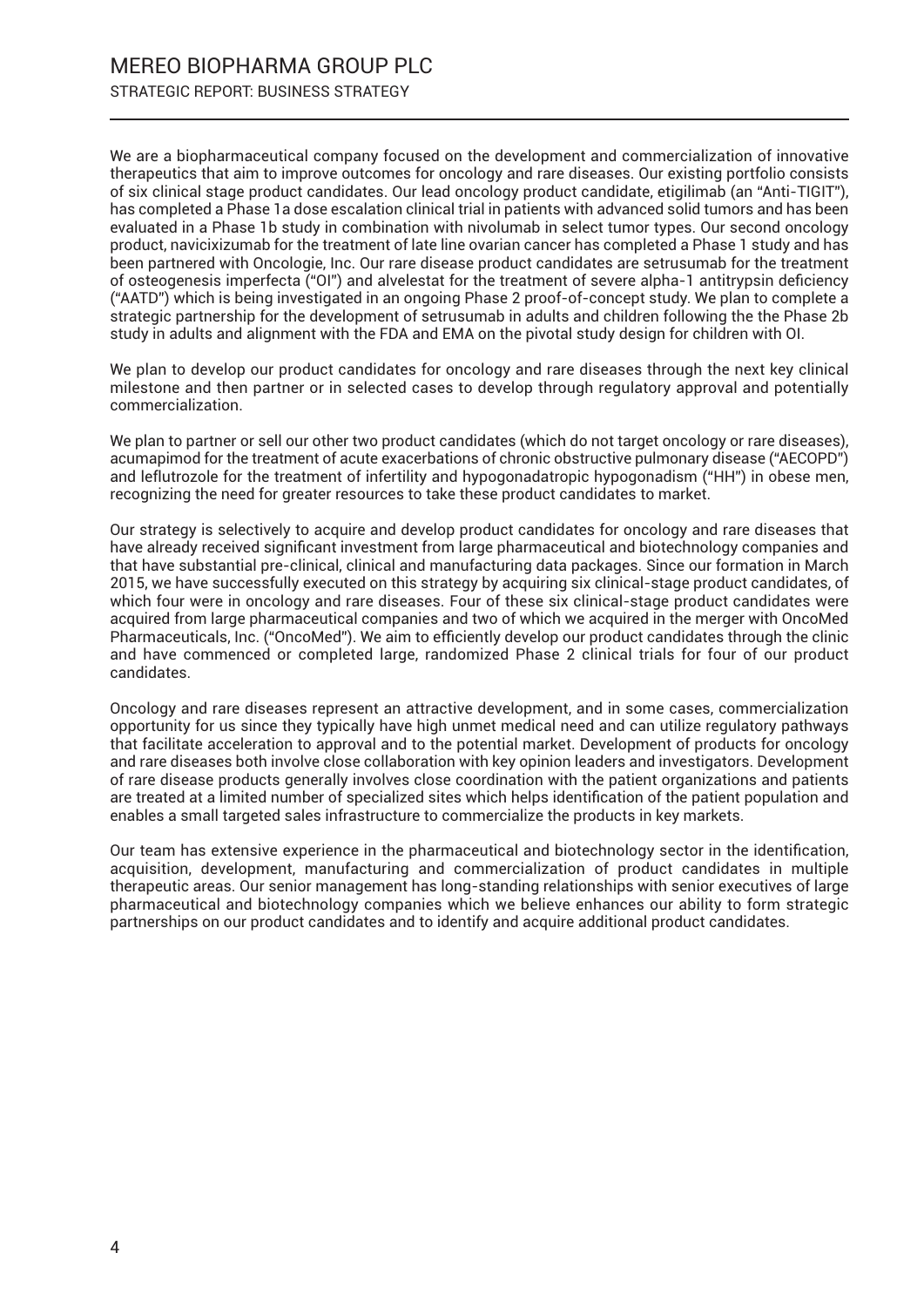We are a biopharmaceutical company focused on the development and commercialization of innovative therapeutics that aim to improve outcomes for oncology and rare diseases. Our existing portfolio consists of six clinical stage product candidates. Our lead oncology product candidate, etigilimab (an "Anti-TIGIT"), has completed a Phase 1a dose escalation clinical trial in patients with advanced solid tumors and has been evaluated in a Phase 1b study in combination with nivolumab in select tumor types. Our second oncology product, navicixizumab for the treatment of late line ovarian cancer has completed a Phase 1 study and has been partnered with Oncologie, Inc. Our rare disease product candidates are setrusumab for the treatment of osteogenesis imperfecta ("OI") and alvelestat for the treatment of severe alpha-1 antitrypsin deficiency ("AATD") which is being investigated in an ongoing Phase 2 proof-of-concept study. We plan to complete a strategic partnership for the development of setrusumab in adults and children following the the Phase 2b study in adults and alignment with the FDA and EMA on the pivotal study design for children with OI.

We plan to develop our product candidates for oncology and rare diseases through the next key clinical milestone and then partner or in selected cases to develop through regulatory approval and potentially commercialization.

We plan to partner or sell our other two product candidates (which do not target oncology or rare diseases), acumapimod for the treatment of acute exacerbations of chronic obstructive pulmonary disease ("AECOPD") and leflutrozole for the treatment of infertility and hypogonadatropic hypogonadism ("HH") in obese men, recognizing the need for greater resources to take these product candidates to market.

Our strategy is selectively to acquire and develop product candidates for oncology and rare diseases that have already received significant investment from large pharmaceutical and biotechnology companies and that have substantial pre-clinical, clinical and manufacturing data packages. Since our formation in March 2015, we have successfully executed on this strategy by acquiring six clinical-stage product candidates, of which four were in oncology and rare diseases. Four of these six clinical-stage product candidates were acquired from large pharmaceutical companies and two of which we acquired in the merger with OncoMed Pharmaceuticals, Inc. ("OncoMed"). We aim to efficiently develop our product candidates through the clinic and have commenced or completed large, randomized Phase 2 clinical trials for four of our product candidates.

Oncology and rare diseases represent an attractive development, and in some cases, commercialization opportunity for us since they typically have high unmet medical need and can utilize regulatory pathways that facilitate acceleration to approval and to the potential market. Development of products for oncology and rare diseases both involve close collaboration with key opinion leaders and investigators. Development of rare disease products generally involves close coordination with the patient organizations and patients are treated at a limited number of specialized sites which helps identification of the patient population and enables a small targeted sales infrastructure to commercialize the products in key markets.

Our team has extensive experience in the pharmaceutical and biotechnology sector in the identification, acquisition, development, manufacturing and commercialization of product candidates in multiple therapeutic areas. Our senior management has long-standing relationships with senior executives of large pharmaceutical and biotechnology companies which we believe enhances our ability to form strategic partnerships on our product candidates and to identify and acquire additional product candidates.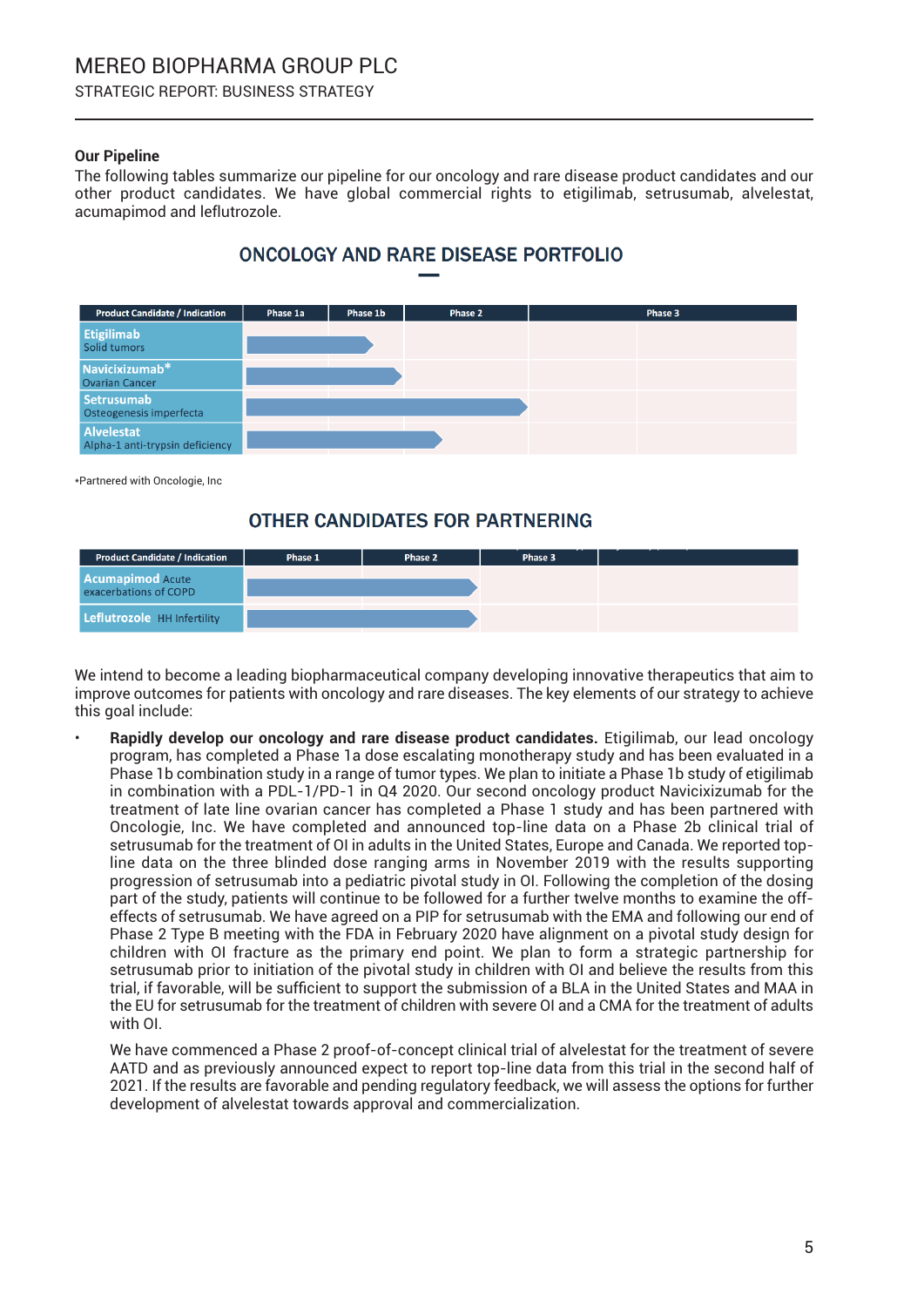### Our Pipeline

The following tables summarize our pipeline for our oncology and rare disease product candidates and our other product candidates. We have global commercial rights to etigilimab, setrusumab, alvelestat, acumapimod and leflutrozole.

## ONCOLOGY AND RARE DISEASE PORTFOLIO

| Product Candidate / Indication | Phase 1a | Phase 1b | Phase 2 | Phase 3 |
|---|---|---|---|---|
| **Etigilimab** Solid tumors | | | | |
| **Navicixizumab*** Ovarian Cancer | | | | |
| **Setrusumab** Osteogenesis imperfecta | | | | |
| **Alvelestat** Alpha-1 anti-trypsin deficiency | | | | |

*Partnered with Oncologie, Inc

## OTHER CANDIDATES FOR PARTNERING

| Product Candidate / Indication | Phase 1 | Phase 2 | Phase 3 | |
|---|---|---|---|---|
| **Acumapimod** Acute exacerbations of COPD | | | | |
| **Leflutrozole** HH Infertility | | | | |

We intend to become a leading biopharmaceutical company developing innovative therapeutics that aim to improve outcomes for patients with oncology and rare diseases. The key elements of our strategy to achieve this goal include:

- **Rapidly develop our oncology and rare disease product candidates.** Etigilimab, our lead oncology program, has completed a Phase 1a dose escalating monotherapy study and has been evaluated in a Phase 1b combination study in a range of tumor types. We plan to initiate a Phase 1b study of etigilimab in combination with a PDL-1/PD-1 in Q4 2020. Our second oncology product Navicixizumab for the treatment of late line ovarian cancer has completed a Phase 1 study and has been partnered with Oncologie, Inc. We have completed and announced top-line data on a Phase 2b clinical trial of setrusumab for the treatment of OI in adults in the United States, Europe and Canada. We reported top-line data on the three blinded dose ranging arms in November 2019 with the results supporting progression of setrusumab into a pediatric pivotal study in OI. Following the completion of the dosing part of the study, patients will continue to be followed for a further twelve months to examine the off-effects of setrusumab. We have agreed on a PIP for setrusumab with the EMA and following our end of Phase 2 Type B meeting with the FDA in February 2020 have alignment on a pivotal study design for children with OI fracture as the primary end point. We plan to form a strategic partnership for setrusumab prior to initiation of the pivotal study in children with OI and believe the results from this trial, if favorable, will be sufficient to support the submission of a BLA in the United States and MAA in the EU for setrusumab for the treatment of children with severe OI and a CMA for the treatment of adults with OI.

  We have commenced a Phase 2 proof-of-concept clinical trial of alvelestat for the treatment of severe AATD and as previously announced expect to report top-line data from this trial in the second half of 2021. If the results are favorable and pending regulatory feedback, we will assess the options for further development of alvelestat towards approval and commercialization.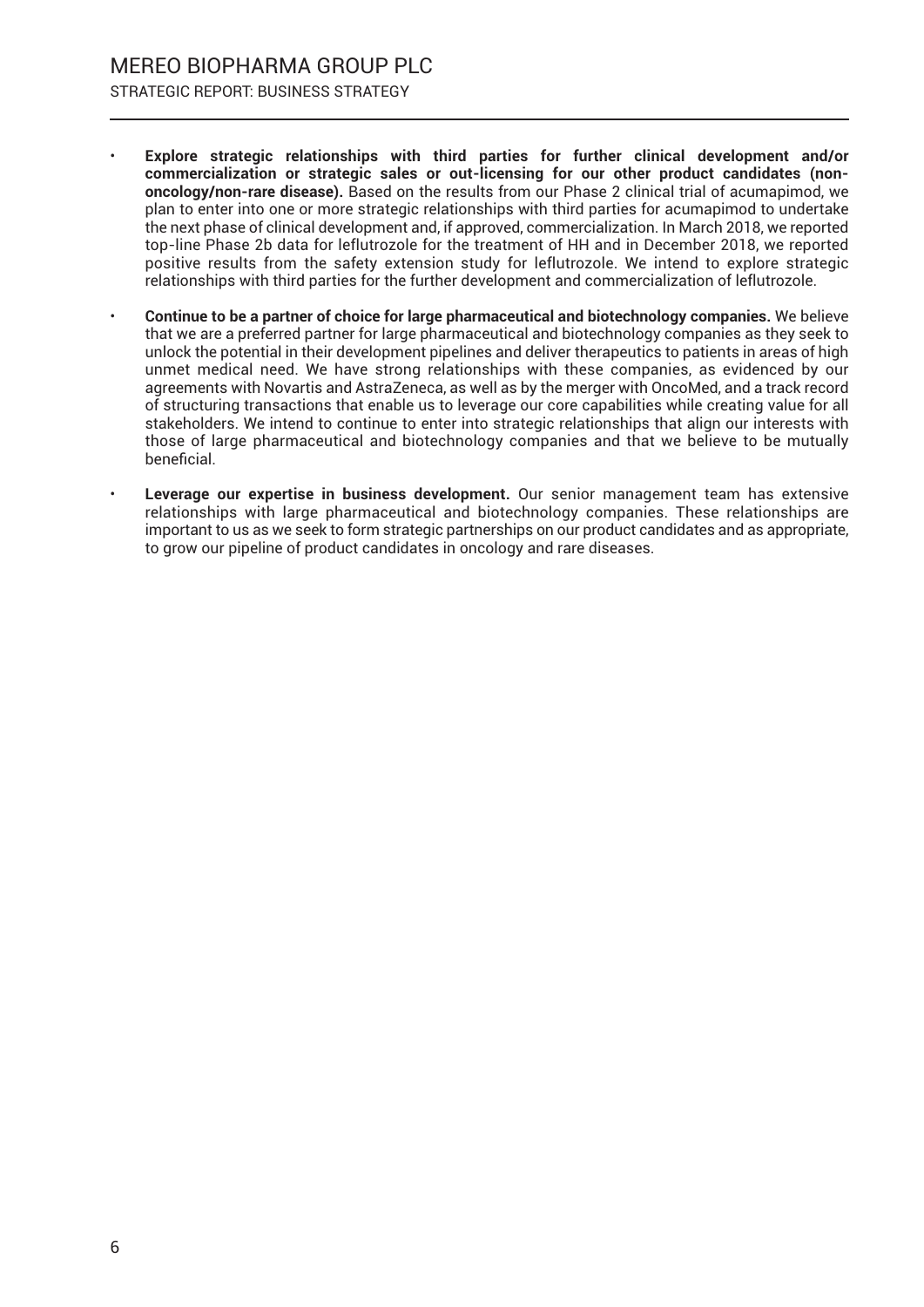- **Explore strategic relationships with third parties for further clinical development and/or commercialization or strategic sales or out-licensing for our other product candidates (non-oncology/non-rare disease).** Based on the results from our Phase 2 clinical trial of acumapimod, we plan to enter into one or more strategic relationships with third parties for acumapimod to undertake the next phase of clinical development and, if approved, commercialization. In March 2018, we reported top-line Phase 2b data for leflutrozole for the treatment of HH and in December 2018, we reported positive results from the safety extension study for leflutrozole. We intend to explore strategic relationships with third parties for the further development and commercialization of leflutrozole.

- **Continue to be a partner of choice for large pharmaceutical and biotechnology companies.** We believe that we are a preferred partner for large pharmaceutical and biotechnology companies as they seek to unlock the potential in their development pipelines and deliver therapeutics to patients in areas of high unmet medical need. We have strong relationships with these companies, as evidenced by our agreements with Novartis and AstraZeneca, as well as by the merger with OncoMed, and a track record of structuring transactions that enable us to leverage our core capabilities while creating value for all stakeholders. We intend to continue to enter into strategic relationships that align our interests with those of large pharmaceutical and biotechnology companies and that we believe to be mutually beneficial.

- **Leverage our expertise in business development.** Our senior management team has extensive relationships with large pharmaceutical and biotechnology companies. These relationships are important to us as we seek to form strategic partnerships on our product candidates and as appropriate, to grow our pipeline of product candidates in oncology and rare diseases.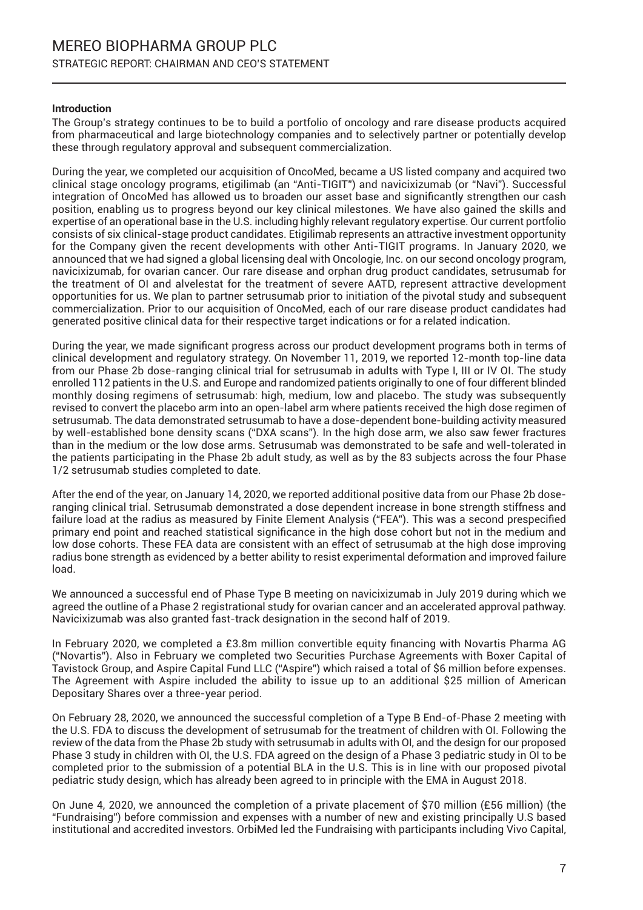### Introduction

The Group's strategy continues to be to build a portfolio of oncology and rare disease products acquired from pharmaceutical and large biotechnology companies and to selectively partner or potentially develop these through regulatory approval and subsequent commercialization.

During the year, we completed our acquisition of OncoMed, became a US listed company and acquired two clinical stage oncology programs, etigilimab (an "Anti-TIGIT") and navicixizumab (or "Navi"). Successful integration of OncoMed has allowed us to broaden our asset base and significantly strengthen our cash position, enabling us to progress beyond our key clinical milestones. We have also gained the skills and expertise of an operational base in the U.S. including highly relevant regulatory expertise. Our current portfolio consists of six clinical-stage product candidates. Etigilimab represents an attractive investment opportunity for the Company given the recent developments with other Anti-TIGIT programs. In January 2020, we announced that we had signed a global licensing deal with Oncologie, Inc. on our second oncology program, navicixizumab, for ovarian cancer. Our rare disease and orphan drug product candidates, setrusumab for the treatment of OI and alvelestat for the treatment of severe AATD, represent attractive development opportunities for us. We plan to partner setrusumab prior to initiation of the pivotal study and subsequent commercialization. Prior to our acquisition of OncoMed, each of our rare disease product candidates had generated positive clinical data for their respective target indications or for a related indication.

During the year, we made significant progress across our product development programs both in terms of clinical development and regulatory strategy. On November 11, 2019, we reported 12-month top-line data from our Phase 2b dose-ranging clinical trial for setrusumab in adults with Type I, III or IV OI. The study enrolled 112 patients in the U.S. and Europe and randomized patients originally to one of four different blinded monthly dosing regimens of setrusumab: high, medium, low and placebo. The study was subsequently revised to convert the placebo arm into an open-label arm where patients received the high dose regimen of setrusumab. The data demonstrated setrusumab to have a dose-dependent bone-building activity measured by well-established bone density scans ("DXA scans"). In the high dose arm, we also saw fewer fractures than in the medium or the low dose arms. Setrusumab was demonstrated to be safe and well-tolerated in the patients participating in the Phase 2b adult study, as well as by the 83 subjects across the four Phase 1/2 setrusumab studies completed to date.

After the end of the year, on January 14, 2020, we reported additional positive data from our Phase 2b dose-ranging clinical trial. Setrusumab demonstrated a dose dependent increase in bone strength stiffness and failure load at the radius as measured by Finite Element Analysis ("FEA"). This was a second prespecified primary end point and reached statistical significance in the high dose cohort but not in the medium and low dose cohorts. These FEA data are consistent with an effect of setrusumab at the high dose improving radius bone strength as evidenced by a better ability to resist experimental deformation and improved failure load.

We announced a successful end of Phase Type B meeting on navicixizumab in July 2019 during which we agreed the outline of a Phase 2 registrational study for ovarian cancer and an accelerated approval pathway. Navicixizumab was also granted fast-track designation in the second half of 2019.

In February 2020, we completed a £3.8m million convertible equity financing with Novartis Pharma AG ("Novartis"). Also in February we completed two Securities Purchase Agreements with Boxer Capital of Tavistock Group, and Aspire Capital Fund LLC ("Aspire") which raised a total of $6 million before expenses. The Agreement with Aspire included the ability to issue up to an additional $25 million of American Depositary Shares over a three-year period.

On February 28, 2020, we announced the successful completion of a Type B End-of-Phase 2 meeting with the U.S. FDA to discuss the development of setrusumab for the treatment of children with OI. Following the review of the data from the Phase 2b study with setrusumab in adults with OI, and the design for our proposed Phase 3 study in children with OI, the U.S. FDA agreed on the design of a Phase 3 pediatric study in OI to be completed prior to the submission of a potential BLA in the U.S. This is in line with our proposed pivotal pediatric study design, which has already been agreed to in principle with the EMA in August 2018.

On June 4, 2020, we announced the completion of a private placement of $70 million (£56 million) (the "Fundraising") before commission and expenses with a number of new and existing principally U.S based institutional and accredited investors. OrbiMed led the Fundraising with participants including Vivo Capital,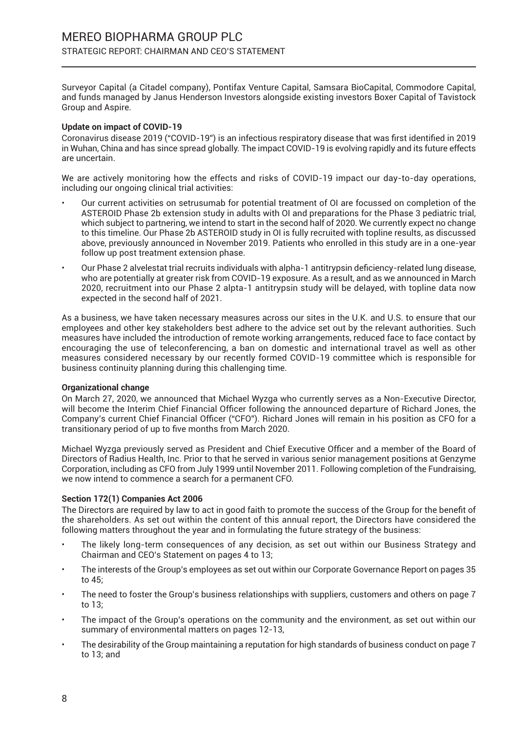Surveyor Capital (a Citadel company), Pontifax Venture Capital, Samsara BioCapital, Commodore Capital, and funds managed by Janus Henderson Investors alongside existing investors Boxer Capital of Tavistock Group and Aspire.

**Update on impact of COVID-19**

Coronavirus disease 2019 ("COVID-19") is an infectious respiratory disease that was first identified in 2019 in Wuhan, China and has since spread globally. The impact COVID-19 is evolving rapidly and its future effects are uncertain.

We are actively monitoring how the effects and risks of COVID-19 impact our day-to-day operations, including our ongoing clinical trial activities:

- Our current activities on setrusumab for potential treatment of OI are focussed on completion of the ASTEROID Phase 2b extension study in adults with OI and preparations for the Phase 3 pediatric trial, which subject to partnering, we intend to start in the second half of 2020. We currently expect no change to this timeline. Our Phase 2b ASTEROID study in OI is fully recruited with topline results, as discussed above, previously announced in November 2019. Patients who enrolled in this study are in a one-year follow up post treatment extension phase.
- Our Phase 2 alvelestat trial recruits individuals with alpha-1 antitrypsin deficiency-related lung disease, who are potentially at greater risk from COVID-19 exposure. As a result, and as we announced in March 2020, recruitment into our Phase 2 alpta-1 antitrypsin study will be delayed, with topline data now expected in the second half of 2021.

As a business, we have taken necessary measures across our sites in the U.K. and U.S. to ensure that our employees and other key stakeholders best adhere to the advice set out by the relevant authorities. Such measures have included the introduction of remote working arrangements, reduced face to face contact by encouraging the use of teleconferencing, a ban on domestic and international travel as well as other measures considered necessary by our recently formed COVID-19 committee which is responsible for business continuity planning during this challenging time.

**Organizational change**

On March 27, 2020, we announced that Michael Wyzga who currently serves as a Non-Executive Director, will become the Interim Chief Financial Officer following the announced departure of Richard Jones, the Company's current Chief Financial Officer ("CFO"). Richard Jones will remain in his position as CFO for a transitional period of up to five months from March 2020.

Michael Wyzga previously served as President and Chief Executive Officer and a member of the Board of Directors of Radius Health, Inc. Prior to that he served in various senior management positions at Genzyme Corporation, including as CFO from July 1999 until November 2011. Following completion of the Fundraising, we now intend to commence a search for a permanent CFO.

**Section 172(1) Companies Act 2006**

The Directors are required by law to act in good faith to promote the success of the Group for the benefit of the shareholders. As set out within the content of this annual report, the Directors have considered the following matters throughout the year and in formulating the future strategy of the business:

- The likely long-term consequences of any decision, as set out within our Business Strategy and Chairman and CEO's Statement on pages 4 to 13;
- The interests of the Group's employees as set out within our Corporate Governance Report on pages 35 to 45;
- The need to foster the Group's business relationships with suppliers, customers and others on page 7 to 13;
- The impact of the Group's operations on the community and the environment, as set out within our summary of environmental matters on pages 12-13,
- The desirability of the Group maintaining a reputation for high standards of business conduct on page 7 to 13; and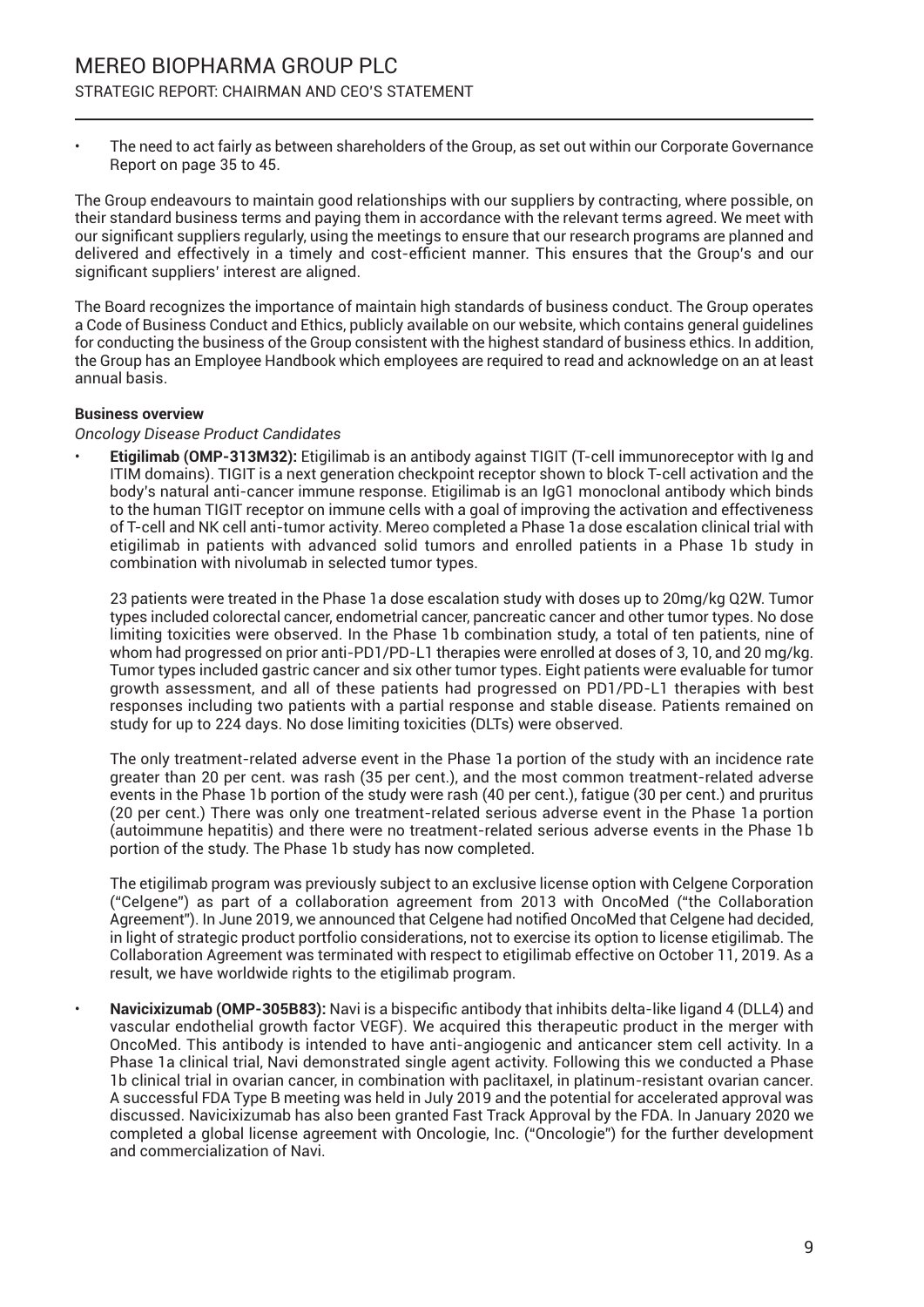- The need to act fairly as between shareholders of the Group, as set out within our Corporate Governance Report on page 35 to 45.

The Group endeavours to maintain good relationships with our suppliers by contracting, where possible, on their standard business terms and paying them in accordance with the relevant terms agreed. We meet with our significant suppliers regularly, using the meetings to ensure that our research programs are planned and delivered and effectively in a timely and cost-efficient manner. This ensures that the Group's and our significant suppliers' interest are aligned.

The Board recognizes the importance of maintain high standards of business conduct. The Group operates a Code of Business Conduct and Ethics, publicly available on our website, which contains general guidelines for conducting the business of the Group consistent with the highest standard of business ethics. In addition, the Group has an Employee Handbook which employees are required to read and acknowledge on an at least annual basis.

**Business overview**

*Oncology Disease Product Candidates*

- **Etigilimab (OMP-313M32):** Etigilimab is an antibody against TIGIT (T-cell immunoreceptor with Ig and ITIM domains). TIGIT is a next generation checkpoint receptor shown to block T-cell activation and the body's natural anti-cancer immune response. Etigilimab is an IgG1 monoclonal antibody which binds to the human TIGIT receptor on immune cells with a goal of improving the activation and effectiveness of T-cell and NK cell anti-tumor activity. Mereo completed a Phase 1a dose escalation clinical trial with etigilimab in patients with advanced solid tumors and enrolled patients in a Phase 1b study in combination with nivolumab in selected tumor types.

  23 patients were treated in the Phase 1a dose escalation study with doses up to 20mg/kg Q2W. Tumor types included colorectal cancer, endometrial cancer, pancreatic cancer and other tumor types. No dose limiting toxicities were observed. In the Phase 1b combination study, a total of ten patients, nine of whom had progressed on prior anti-PD1/PD-L1 therapies were enrolled at doses of 3, 10, and 20 mg/kg. Tumor types included gastric cancer and six other tumor types. Eight patients were evaluable for tumor growth assessment, and all of these patients had progressed on PD1/PD-L1 therapies with best responses including two patients with a partial response and stable disease. Patients remained on study for up to 224 days. No dose limiting toxicities (DLTs) were observed.

  The only treatment-related adverse event in the Phase 1a portion of the study with an incidence rate greater than 20 per cent. was rash (35 per cent.), and the most common treatment-related adverse events in the Phase 1b portion of the study were rash (40 per cent.), fatigue (30 per cent.) and pruritus (20 per cent.) There was only one treatment-related serious adverse event in the Phase 1a portion (autoimmune hepatitis) and there were no treatment-related serious adverse events in the Phase 1b portion of the study. The Phase 1b study has now completed.

  The etigilimab program was previously subject to an exclusive license option with Celgene Corporation ("Celgene") as part of a collaboration agreement from 2013 with OncoMed ("the Collaboration Agreement"). In June 2019, we announced that Celgene had notified OncoMed that Celgene had decided, in light of strategic product portfolio considerations, not to exercise its option to license etigilimab. The Collaboration Agreement was terminated with respect to etigilimab effective on October 11, 2019. As a result, we have worldwide rights to the etigilimab program.

- **Navicixizumab (OMP-305B83):** Navi is a bispecific antibody that inhibits delta-like ligand 4 (DLL4) and vascular endothelial growth factor VEGF). We acquired this therapeutic product in the merger with OncoMed. This antibody is intended to have anti-angiogenic and anticancer stem cell activity. In a Phase 1a clinical trial, Navi demonstrated single agent activity. Following this we conducted a Phase 1b clinical trial in ovarian cancer, in combination with paclitaxel, in platinum-resistant ovarian cancer. A successful FDA Type B meeting was held in July 2019 and the potential for accelerated approval was discussed. Navicixizumab has also been granted Fast Track Approval by the FDA. In January 2020 we completed a global license agreement with Oncologie, Inc. ("Oncologie") for the further development and commercialization of Navi.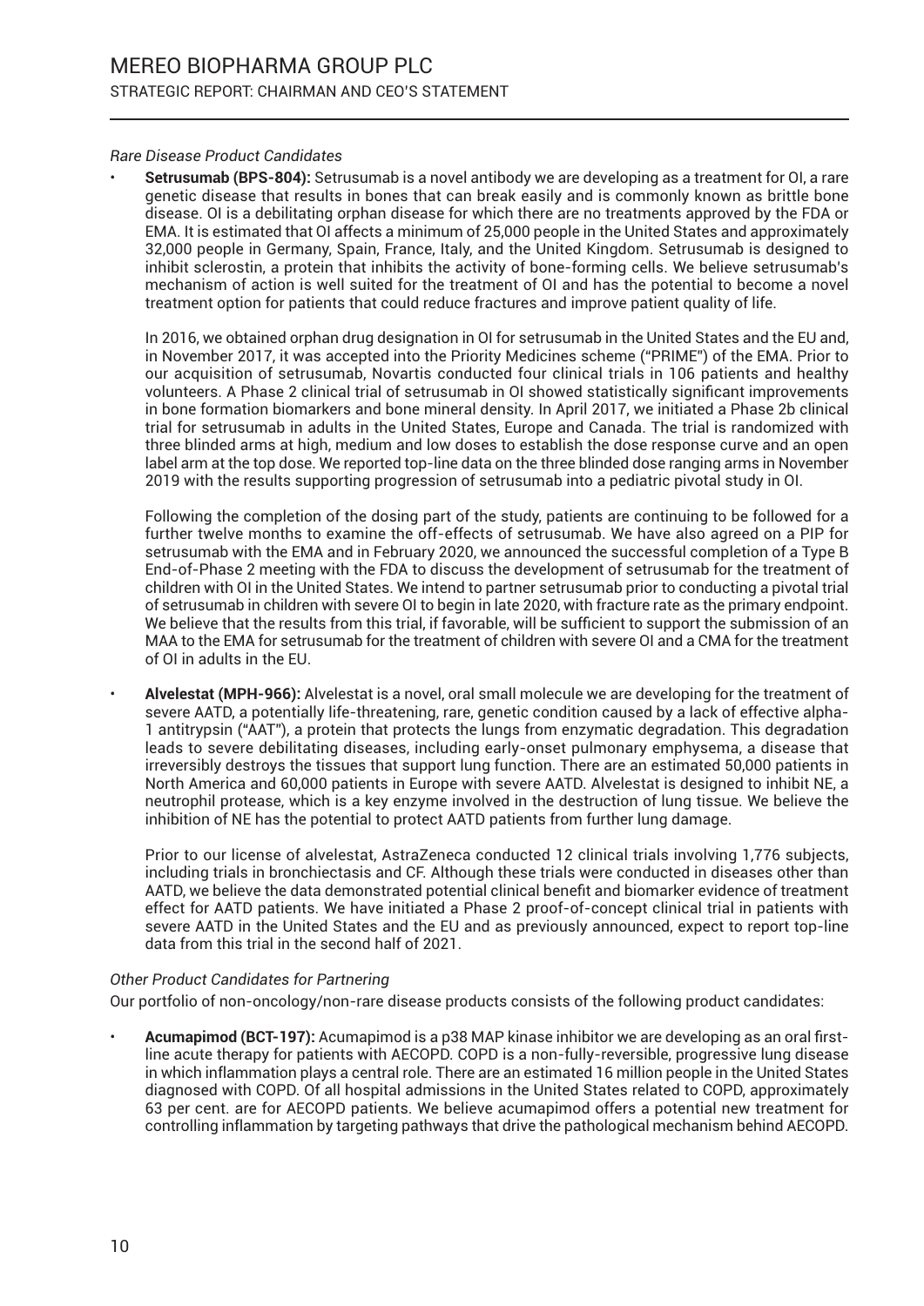*Rare Disease Product Candidates*

- **Setrusumab (BPS-804):** Setrusumab is a novel antibody we are developing as a treatment for OI, a rare genetic disease that results in bones that can break easily and is commonly known as brittle bone disease. OI is a debilitating orphan disease for which there are no treatments approved by the FDA or EMA. It is estimated that OI affects a minimum of 25,000 people in the United States and approximately 32,000 people in Germany, Spain, France, Italy, and the United Kingdom. Setrusumab is designed to inhibit sclerostin, a protein that inhibits the activity of bone-forming cells. We believe setrusumab's mechanism of action is well suited for the treatment of OI and has the potential to become a novel treatment option for patients that could reduce fractures and improve patient quality of life.

  In 2016, we obtained orphan drug designation in OI for setrusumab in the United States and the EU and, in November 2017, it was accepted into the Priority Medicines scheme ("PRIME") of the EMA. Prior to our acquisition of setrusumab, Novartis conducted four clinical trials in 106 patients and healthy volunteers. A Phase 2 clinical trial of setrusumab in OI showed statistically significant improvements in bone formation biomarkers and bone mineral density. In April 2017, we initiated a Phase 2b clinical trial for setrusumab in adults in the United States, Europe and Canada. The trial is randomized with three blinded arms at high, medium and low doses to establish the dose response curve and an open label arm at the top dose. We reported top-line data on the three blinded dose ranging arms in November 2019 with the results supporting progression of setrusumab into a pediatric pivotal study in OI.

  Following the completion of the dosing part of the study, patients are continuing to be followed for a further twelve months to examine the off-effects of setrusumab. We have also agreed on a PIP for setrusumab with the EMA and in February 2020, we announced the successful completion of a Type B End-of-Phase 2 meeting with the FDA to discuss the development of setrusumab for the treatment of children with OI in the United States. We intend to partner setrusumab prior to conducting a pivotal trial of setrusumab in children with severe OI to begin in late 2020, with fracture rate as the primary endpoint. We believe that the results from this trial, if favorable, will be sufficient to support the submission of an MAA to the EMA for setrusumab for the treatment of children with severe OI and a CMA for the treatment of OI in adults in the EU.

- **Alvelestat (MPH-966):** Alvelestat is a novel, oral small molecule we are developing for the treatment of severe AATD, a potentially life-threatening, rare, genetic condition caused by a lack of effective alpha-1 antitrypsin ("AAT"), a protein that protects the lungs from enzymatic degradation. This degradation leads to severe debilitating diseases, including early-onset pulmonary emphysema, a disease that irreversibly destroys the tissues that support lung function. There are an estimated 50,000 patients in North America and 60,000 patients in Europe with severe AATD. Alvelestat is designed to inhibit NE, a neutrophil protease, which is a key enzyme involved in the destruction of lung tissue. We believe the inhibition of NE has the potential to protect AATD patients from further lung damage.

  Prior to our license of alvelestat, AstraZeneca conducted 12 clinical trials involving 1,776 subjects, including trials in bronchiectasis and CF. Although these trials were conducted in diseases other than AATD, we believe the data demonstrated potential clinical benefit and biomarker evidence of treatment effect for AATD patients. We have initiated a Phase 2 proof-of-concept clinical trial in patients with severe AATD in the United States and the EU and as previously announced, expect to report top-line data from this trial in the second half of 2021.

*Other Product Candidates for Partnering*

Our portfolio of non-oncology/non-rare disease products consists of the following product candidates:

- **Acumapimod (BCT-197):** Acumapimod is a p38 MAP kinase inhibitor we are developing as an oral first-line acute therapy for patients with AECOPD. COPD is a non-fully-reversible, progressive lung disease in which inflammation plays a central role. There are an estimated 16 million people in the United States diagnosed with COPD. Of all hospital admissions in the United States related to COPD, approximately 63 per cent. are for AECOPD patients. We believe acumapimod offers a potential new treatment for controlling inflammation by targeting pathways that drive the pathological mechanism behind AECOPD.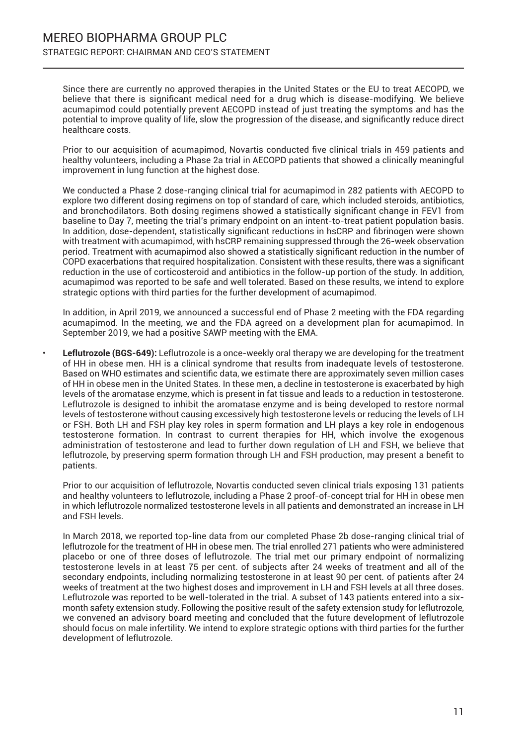Since there are currently no approved therapies in the United States or the EU to treat AECOPD, we believe that there is significant medical need for a drug which is disease-modifying. We believe acumapimod could potentially prevent AECOPD instead of just treating the symptoms and has the potential to improve quality of life, slow the progression of the disease, and significantly reduce direct healthcare costs.

Prior to our acquisition of acumapimod, Novartis conducted five clinical trials in 459 patients and healthy volunteers, including a Phase 2a trial in AECOPD patients that showed a clinically meaningful improvement in lung function at the highest dose.

We conducted a Phase 2 dose-ranging clinical trial for acumapimod in 282 patients with AECOPD to explore two different dosing regimens on top of standard of care, which included steroids, antibiotics, and bronchodilators. Both dosing regimens showed a statistically significant change in FEV1 from baseline to Day 7, meeting the trial's primary endpoint on an intent-to-treat patient population basis. In addition, dose-dependent, statistically significant reductions in hsCRP and fibrinogen were shown with treatment with acumapimod, with hsCRP remaining suppressed through the 26-week observation period. Treatment with acumapimod also showed a statistically significant reduction in the number of COPD exacerbations that required hospitalization. Consistent with these results, there was a significant reduction in the use of corticosteroid and antibiotics in the follow-up portion of the study. In addition, acumapimod was reported to be safe and well tolerated. Based on these results, we intend to explore strategic options with third parties for the further development of acumapimod.

In addition, in April 2019, we announced a successful end of Phase 2 meeting with the FDA regarding acumapimod. In the meeting, we and the FDA agreed on a development plan for acumapimod. In September 2019, we had a positive SAWP meeting with the EMA.

- **Leflutrozole (BGS-649):** Leflutrozole is a once-weekly oral therapy we are developing for the treatment of HH in obese men. HH is a clinical syndrome that results from inadequate levels of testosterone. Based on WHO estimates and scientific data, we estimate there are approximately seven million cases of HH in obese men in the United States. In these men, a decline in testosterone is exacerbated by high levels of the aromatase enzyme, which is present in fat tissue and leads to a reduction in testosterone. Leflutrozole is designed to inhibit the aromatase enzyme and is being developed to restore normal levels of testosterone without causing excessively high testosterone levels or reducing the levels of LH or FSH. Both LH and FSH play key roles in sperm formation and LH plays a key role in endogenous testosterone formation. In contrast to current therapies for HH, which involve the exogenous administration of testosterone and lead to further down regulation of LH and FSH, we believe that leflutrozole, by preserving sperm formation through LH and FSH production, may present a benefit to patients.

  Prior to our acquisition of leflutrozole, Novartis conducted seven clinical trials exposing 131 patients and healthy volunteers to leflutrozole, including a Phase 2 proof-of-concept trial for HH in obese men in which leflutrozole normalized testosterone levels in all patients and demonstrated an increase in LH and FSH levels.

  In March 2018, we reported top-line data from our completed Phase 2b dose-ranging clinical trial of leflutrozole for the treatment of HH in obese men. The trial enrolled 271 patients who were administered placebo or one of three doses of leflutrozole. The trial met our primary endpoint of normalizing testosterone levels in at least 75 per cent. of subjects after 24 weeks of treatment and all of the secondary endpoints, including normalizing testosterone in at least 90 per cent. of patients after 24 weeks of treatment at the two highest doses and improvement in LH and FSH levels at all three doses. Leflutrozole was reported to be well-tolerated in the trial. A subset of 143 patients entered into a six-month safety extension study. Following the positive result of the safety extension study for leflutrozole, we convened an advisory board meeting and concluded that the future development of leflutrozole should focus on male infertility. We intend to explore strategic options with third parties for the further development of leflutrozole.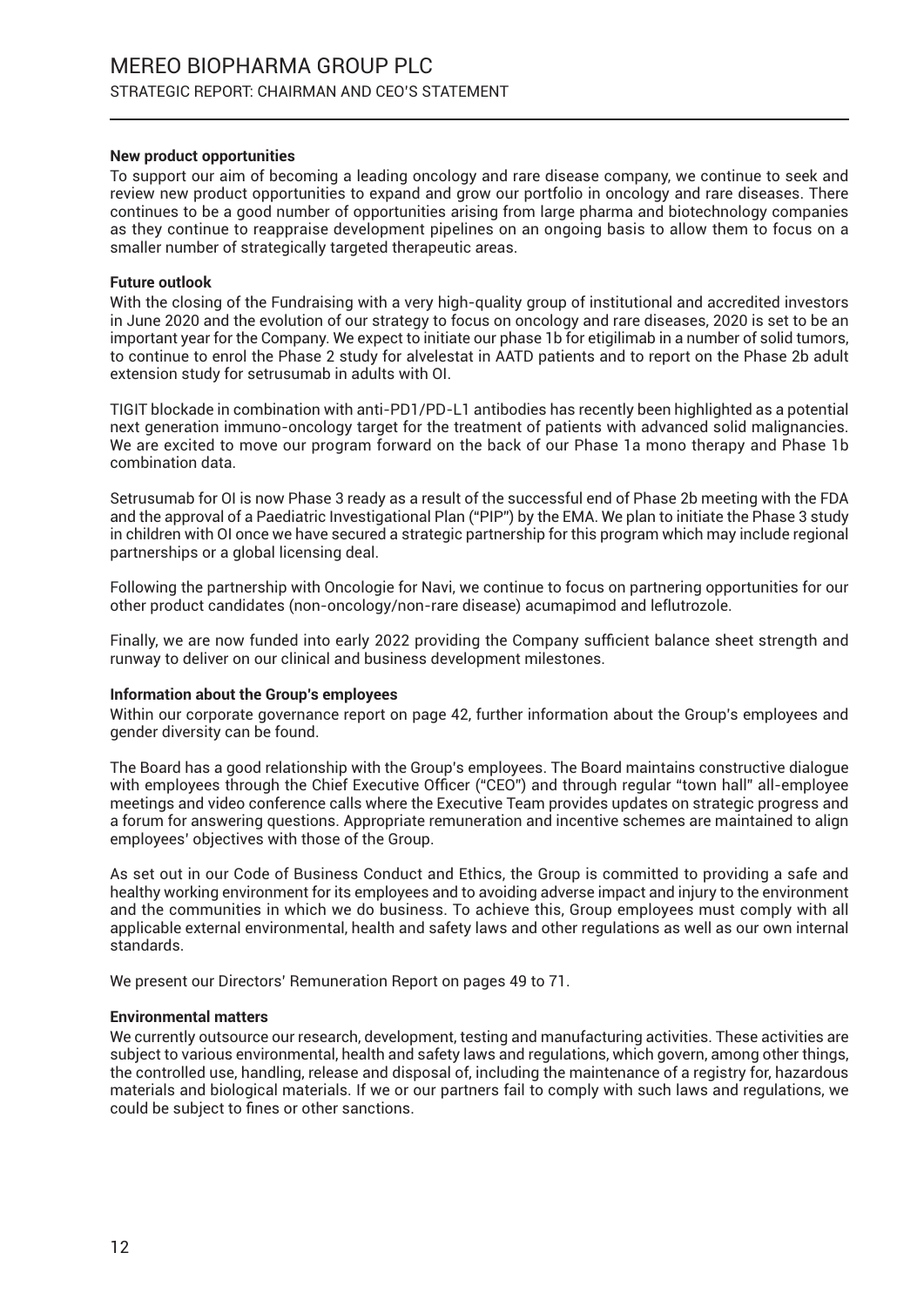### New product opportunities

To support our aim of becoming a leading oncology and rare disease company, we continue to seek and review new product opportunities to expand and grow our portfolio in oncology and rare diseases. There continues to be a good number of opportunities arising from large pharma and biotechnology companies as they continue to reappraise development pipelines on an ongoing basis to allow them to focus on a smaller number of strategically targeted therapeutic areas.

### Future outlook

With the closing of the Fundraising with a very high-quality group of institutional and accredited investors in June 2020 and the evolution of our strategy to focus on oncology and rare diseases, 2020 is set to be an important year for the Company. We expect to initiate our phase 1b for etigilimab in a number of solid tumors, to continue to enrol the Phase 2 study for alvelestat in AATD patients and to report on the Phase 2b adult extension study for setrusumab in adults with OI.

TIGIT blockade in combination with anti-PD1/PD-L1 antibodies has recently been highlighted as a potential next generation immuno-oncology target for the treatment of patients with advanced solid malignancies. We are excited to move our program forward on the back of our Phase 1a mono therapy and Phase 1b combination data.

Setrusumab for OI is now Phase 3 ready as a result of the successful end of Phase 2b meeting with the FDA and the approval of a Paediatric Investigational Plan ("PIP") by the EMA. We plan to initiate the Phase 3 study in children with OI once we have secured a strategic partnership for this program which may include regional partnerships or a global licensing deal.

Following the partnership with Oncologie for Navi, we continue to focus on partnering opportunities for our other product candidates (non-oncology/non-rare disease) acumapimod and leflutrozole.

Finally, we are now funded into early 2022 providing the Company sufficient balance sheet strength and runway to deliver on our clinical and business development milestones.

### Information about the Group's employees

Within our corporate governance report on page 42, further information about the Group's employees and gender diversity can be found.

The Board has a good relationship with the Group's employees. The Board maintains constructive dialogue with employees through the Chief Executive Officer ("CEO") and through regular "town hall" all-employee meetings and video conference calls where the Executive Team provides updates on strategic progress and a forum for answering questions. Appropriate remuneration and incentive schemes are maintained to align employees' objectives with those of the Group.

As set out in our Code of Business Conduct and Ethics, the Group is committed to providing a safe and healthy working environment for its employees and to avoiding adverse impact and injury to the environment and the communities in which we do business. To achieve this, Group employees must comply with all applicable external environmental, health and safety laws and other regulations as well as our own internal standards.

We present our Directors' Remuneration Report on pages 49 to 71.

### Environmental matters

We currently outsource our research, development, testing and manufacturing activities. These activities are subject to various environmental, health and safety laws and regulations, which govern, among other things, the controlled use, handling, release and disposal of, including the maintenance of a registry for, hazardous materials and biological materials. If we or our partners fail to comply with such laws and regulations, we could be subject to fines or other sanctions.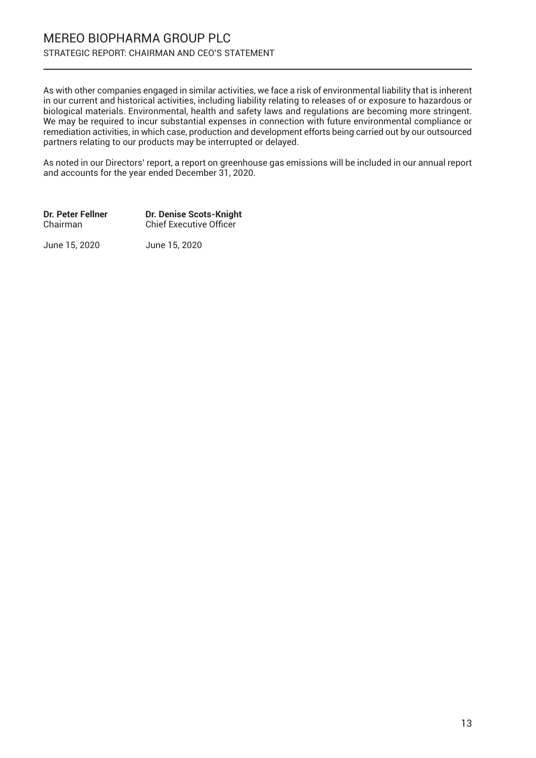As with other companies engaged in similar activities, we face a risk of environmental liability that is inherent in our current and historical activities, including liability relating to releases of or exposure to hazardous or biological materials. Environmental, health and safety laws and regulations are becoming more stringent. We may be required to incur substantial expenses in connection with future environmental compliance or remediation activities, in which case, production and development efforts being carried out by our outsourced partners relating to our products may be interrupted or delayed.

As noted in our Directors' report, a report on greenhouse gas emissions will be included in our annual report and accounts for the year ended December 31, 2020.

| **Dr. Peter Fellner** | **Dr. Denise Scots-Knight** |
|---|---|
| Chairman | Chief Executive Officer |
| June 15, 2020 | June 15, 2020 |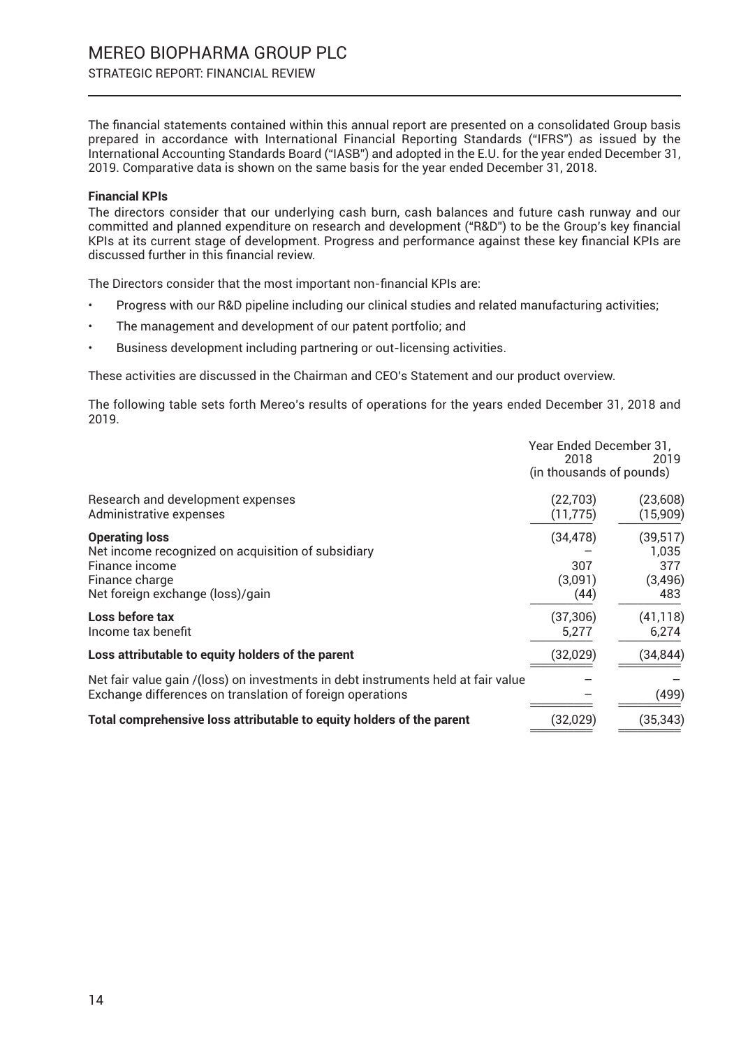The financial statements contained within this annual report are presented on a consolidated Group basis prepared in accordance with International Financial Reporting Standards ("IFRS") as issued by the International Accounting Standards Board ("IASB") and adopted in the E.U. for the year ended December 31, 2019. Comparative data is shown on the same basis for the year ended December 31, 2018.

**Financial KPIs**

The directors consider that our underlying cash burn, cash balances and future cash runway and our committed and planned expenditure on research and development ("R&D") to be the Group's key financial KPIs at its current stage of development. Progress and performance against these key financial KPIs are discussed further in this financial review.

The Directors consider that the most important non-financial KPIs are:

- Progress with our R&D pipeline including our clinical studies and related manufacturing activities;
- The management and development of our patent portfolio; and
- Business development including partnering or out-licensing activities.

These activities are discussed in the Chairman and CEO's Statement and our product overview.

The following table sets forth Mereo's results of operations for the years ended December 31, 2018 and 2019.

| | Year Ended December 31, 2018 | Year Ended December 31, 2019 |
|---|---|---|
| | (in thousands of pounds) | |
| Research and development expenses | (22,703) | (23,608) |
| Administrative expenses | (11,775) | (15,909) |
| **Operating loss** | (34,478) | (39,517) |
| Net income recognized on acquisition of subsidiary | – | 1,035 |
| Finance income | 307 | 377 |
| Finance charge | (3,091) | (3,496) |
| Net foreign exchange (loss)/gain | (44) | 483 |
| **Loss before tax** | (37,306) | (41,118) |
| Income tax benefit | 5,277 | 6,274 |
| **Loss attributable to equity holders of the parent** | (32,029) | (34,844) |
| Net fair value gain /(loss) on investments in debt instruments held at fair value | – | – |
| Exchange differences on translation of foreign operations | – | (499) |
| **Total comprehensive loss attributable to equity holders of the parent** | (32,029) | (35,343) |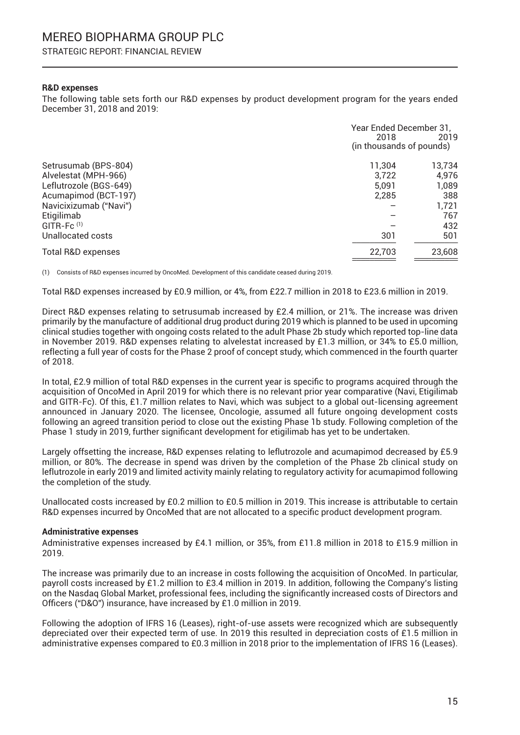**R&D expenses**

The following table sets forth our R&D expenses by product development program for the years ended December 31, 2018 and 2019:

| | Year Ended December 31, | |
|---|---|---|
| | 2018 | 2019 |
| | (in thousands of pounds) | |
| Setrusumab (BPS-804) | 11,304 | 13,734 |
| Alvelestat (MPH-966) | 3,722 | 4,976 |
| Leflutrozole (BGS-649) | 5,091 | 1,089 |
| Acumapimod (BCT-197) | 2,285 | 388 |
| Navicixizumab ("Navi") | – | 1,721 |
| Etigilimab | – | 767 |
| GITR-Fc [1] | – | 432 |
| Unallocated costs | 301 | 501 |
| Total R&D expenses | 22,703 | 23,608 |

(1) Consists of R&D expenses incurred by OncoMed. Development of this candidate ceased during 2019.

Total R&D expenses increased by £0.9 million, or 4%, from £22.7 million in 2018 to £23.6 million in 2019.

Direct R&D expenses relating to setrusumab increased by £2.4 million, or 21%. The increase was driven primarily by the manufacture of additional drug product during 2019 which is planned to be used in upcoming clinical studies together with ongoing costs related to the adult Phase 2b study which reported top-line data in November 2019. R&D expenses relating to alvelestat increased by £1.3 million, or 34% to £5.0 million, reflecting a full year of costs for the Phase 2 proof of concept study, which commenced in the fourth quarter of 2018.

In total, £2.9 million of total R&D expenses in the current year is specific to programs acquired through the acquisition of OncoMed in April 2019 for which there is no relevant prior year comparative (Navi, Etigilimab and GITR-Fc). Of this, £1.7 million relates to Navi, which was subject to a global out-licensing agreement announced in January 2020. The licensee, Oncologie, assumed all future ongoing development costs following an agreed transition period to close out the existing Phase 1b study. Following completion of the Phase 1 study in 2019, further significant development for etigilimab has yet to be undertaken.

Largely offsetting the increase, R&D expenses relating to leflutrozole and acumapimod decreased by £5.9 million, or 80%. The decrease in spend was driven by the completion of the Phase 2b clinical study on leflutrozole in early 2019 and limited activity mainly relating to regulatory activity for acumapimod following the completion of the study.

Unallocated costs increased by £0.2 million to £0.5 million in 2019. This increase is attributable to certain R&D expenses incurred by OncoMed that are not allocated to a specific product development program.

**Administrative expenses**

Administrative expenses increased by £4.1 million, or 35%, from £11.8 million in 2018 to £15.9 million in 2019.

The increase was primarily due to an increase in costs following the acquisition of OncoMed. In particular, payroll costs increased by £1.2 million to £3.4 million in 2019. In addition, following the Company's listing on the Nasdaq Global Market, professional fees, including the significantly increased costs of Directors and Officers ("D&O") insurance, have increased by £1.0 million in 2019.

Following the adoption of IFRS 16 (Leases), right-of-use assets were recognized which are subsequently depreciated over their expected term of use. In 2019 this resulted in depreciation costs of £1.5 million in administrative expenses compared to £0.3 million in 2018 prior to the implementation of IFRS 16 (Leases).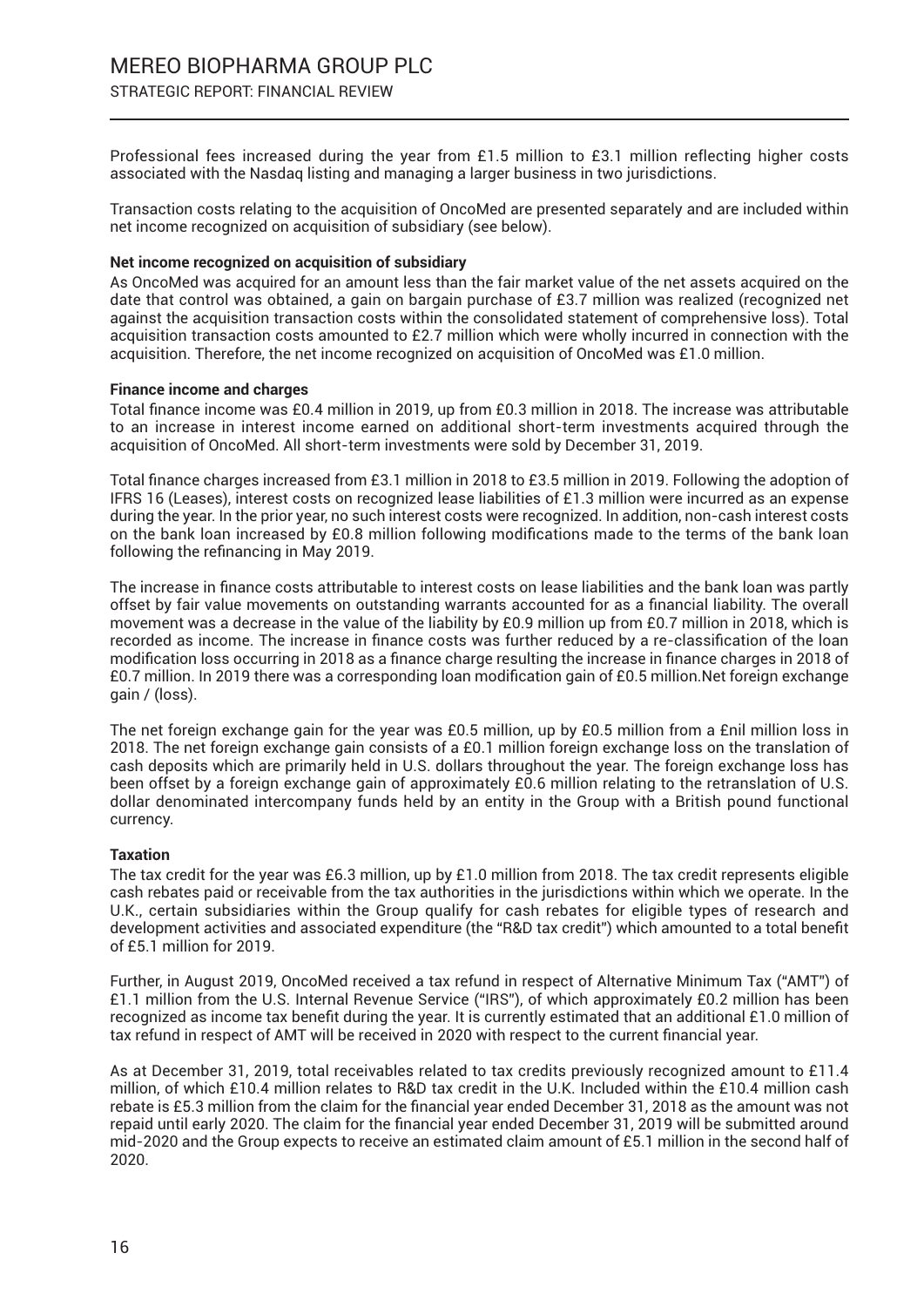Professional fees increased during the year from £1.5 million to £3.1 million reflecting higher costs associated with the Nasdaq listing and managing a larger business in two jurisdictions.

Transaction costs relating to the acquisition of OncoMed are presented separately and are included within net income recognized on acquisition of subsidiary (see below).

**Net income recognized on acquisition of subsidiary**

As OncoMed was acquired for an amount less than the fair market value of the net assets acquired on the date that control was obtained, a gain on bargain purchase of £3.7 million was realized (recognized net against the acquisition transaction costs within the consolidated statement of comprehensive loss). Total acquisition transaction costs amounted to £2.7 million which were wholly incurred in connection with the acquisition. Therefore, the net income recognized on acquisition of OncoMed was £1.0 million.

**Finance income and charges**

Total finance income was £0.4 million in 2019, up from £0.3 million in 2018. The increase was attributable to an increase in interest income earned on additional short-term investments acquired through the acquisition of OncoMed. All short-term investments were sold by December 31, 2019.

Total finance charges increased from £3.1 million in 2018 to £3.5 million in 2019. Following the adoption of IFRS 16 (Leases), interest costs on recognized lease liabilities of £1.3 million were incurred as an expense during the year. In the prior year, no such interest costs were recognized. In addition, non-cash interest costs on the bank loan increased by £0.8 million following modifications made to the terms of the bank loan following the refinancing in May 2019.

The increase in finance costs attributable to interest costs on lease liabilities and the bank loan was partly offset by fair value movements on outstanding warrants accounted for as a financial liability. The overall movement was a decrease in the value of the liability by £0.9 million up from £0.7 million in 2018, which is recorded as income. The increase in finance costs was further reduced by a re-classification of the loan modification loss occurring in 2018 as a finance charge resulting the increase in finance charges in 2018 of £0.7 million. In 2019 there was a corresponding loan modification gain of £0.5 million.Net foreign exchange gain / (loss).

The net foreign exchange gain for the year was £0.5 million, up by £0.5 million from a £nil million loss in 2018. The net foreign exchange gain consists of a £0.1 million foreign exchange loss on the translation of cash deposits which are primarily held in U.S. dollars throughout the year. The foreign exchange loss has been offset by a foreign exchange gain of approximately £0.6 million relating to the retranslation of U.S. dollar denominated intercompany funds held by an entity in the Group with a British pound functional currency.

**Taxation**

The tax credit for the year was £6.3 million, up by £1.0 million from 2018. The tax credit represents eligible cash rebates paid or receivable from the tax authorities in the jurisdictions within which we operate. In the U.K., certain subsidiaries within the Group qualify for cash rebates for eligible types of research and development activities and associated expenditure (the "R&D tax credit") which amounted to a total benefit of £5.1 million for 2019.

Further, in August 2019, OncoMed received a tax refund in respect of Alternative Minimum Tax ("AMT") of £1.1 million from the U.S. Internal Revenue Service ("IRS"), of which approximately £0.2 million has been recognized as income tax benefit during the year. It is currently estimated that an additional £1.0 million of tax refund in respect of AMT will be received in 2020 with respect to the current financial year.

As at December 31, 2019, total receivables related to tax credits previously recognized amount to £11.4 million, of which £10.4 million relates to R&D tax credit in the U.K. Included within the £10.4 million cash rebate is £5.3 million from the claim for the financial year ended December 31, 2018 as the amount was not repaid until early 2020. The claim for the financial year ended December 31, 2019 will be submitted around mid-2020 and the Group expects to receive an estimated claim amount of £5.1 million in the second half of 2020.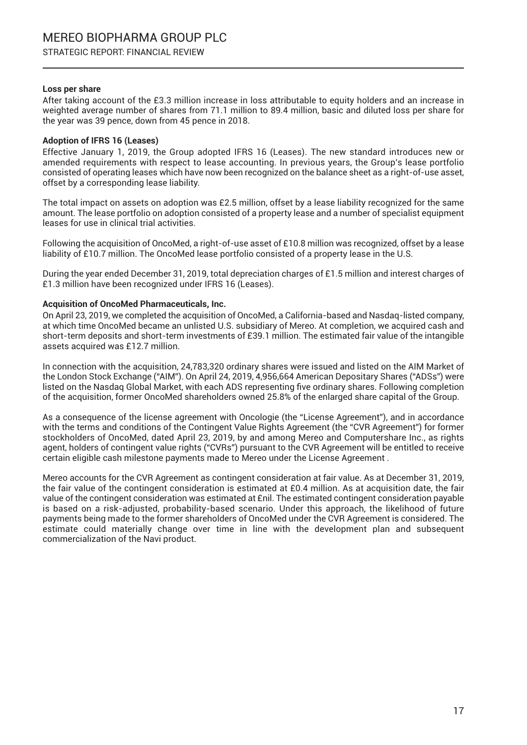#### Loss per share

After taking account of the £3.3 million increase in loss attributable to equity holders and an increase in weighted average number of shares from 71.1 million to 89.4 million, basic and diluted loss per share for the year was 39 pence, down from 45 pence in 2018.

#### Adoption of IFRS 16 (Leases)

Effective January 1, 2019, the Group adopted IFRS 16 (Leases). The new standard introduces new or amended requirements with respect to lease accounting. In previous years, the Group's lease portfolio consisted of operating leases which have now been recognized on the balance sheet as a right-of-use asset, offset by a corresponding lease liability.

The total impact on assets on adoption was £2.5 million, offset by a lease liability recognized for the same amount. The lease portfolio on adoption consisted of a property lease and a number of specialist equipment leases for use in clinical trial activities.

Following the acquisition of OncoMed, a right-of-use asset of £10.8 million was recognized, offset by a lease liability of £10.7 million. The OncoMed lease portfolio consisted of a property lease in the U.S.

During the year ended December 31, 2019, total depreciation charges of £1.5 million and interest charges of £1.3 million have been recognized under IFRS 16 (Leases).

#### Acquisition of OncoMed Pharmaceuticals, Inc.

On April 23, 2019, we completed the acquisition of OncoMed, a California-based and Nasdaq-listed company, at which time OncoMed became an unlisted U.S. subsidiary of Mereo. At completion, we acquired cash and short-term deposits and short-term investments of £39.1 million. The estimated fair value of the intangible assets acquired was £12.7 million.

In connection with the acquisition, 24,783,320 ordinary shares were issued and listed on the AIM Market of the London Stock Exchange ("AIM"). On April 24, 2019, 4,956,664 American Depositary Shares ("ADSs") were listed on the Nasdaq Global Market, with each ADS representing five ordinary shares. Following completion of the acquisition, former OncoMed shareholders owned 25.8% of the enlarged share capital of the Group.

As a consequence of the license agreement with Oncologie (the "License Agreement"), and in accordance with the terms and conditions of the Contingent Value Rights Agreement (the "CVR Agreement") for former stockholders of OncoMed, dated April 23, 2019, by and among Mereo and Computershare Inc., as rights agent, holders of contingent value rights ("CVRs") pursuant to the CVR Agreement will be entitled to receive certain eligible cash milestone payments made to Mereo under the License Agreement .

Mereo accounts for the CVR Agreement as contingent consideration at fair value. As at December 31, 2019, the fair value of the contingent consideration is estimated at £0.4 million. As at acquisition date, the fair value of the contingent consideration was estimated at £nil. The estimated contingent consideration payable is based on a risk-adjusted, probability-based scenario. Under this approach, the likelihood of future payments being made to the former shareholders of OncoMed under the CVR Agreement is considered. The estimate could materially change over time in line with the development plan and subsequent commercialization of the Navi product.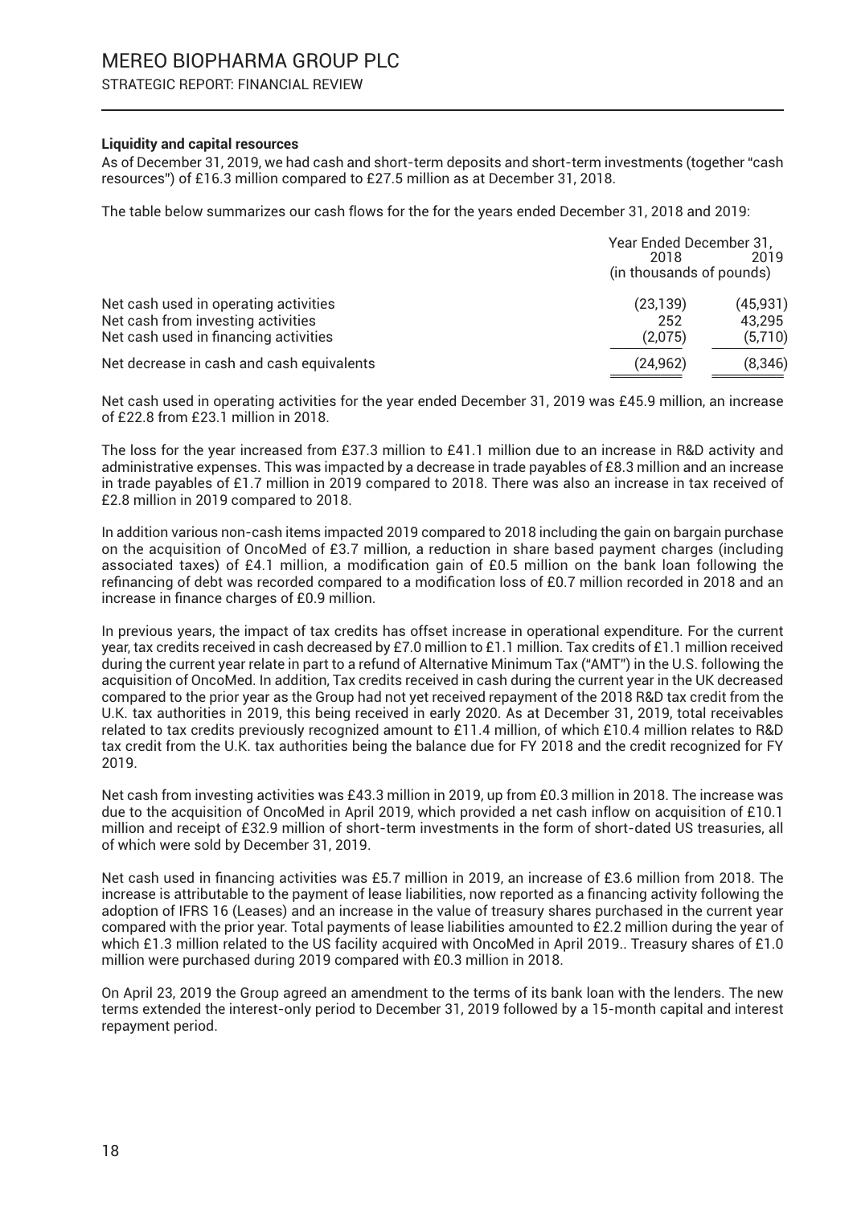### Liquidity and capital resources

As of December 31, 2019, we had cash and short-term deposits and short-term investments (together "cash resources") of £16.3 million compared to £27.5 million as at December 31, 2018.

The table below summarizes our cash flows for the for the years ended December 31, 2018 and 2019:

| | Year Ended December 31, | |
|---|---|---|
| | 2018 | 2019 |
| | (in thousands of pounds) | |
| Net cash used in operating activities | (23,139) | (45,931) |
| Net cash from investing activities | 252 | 43,295 |
| Net cash used in financing activities | (2,075) | (5,710) |
| Net decrease in cash and cash equivalents | (24,962) | (8,346) |

Net cash used in operating activities for the year ended December 31, 2019 was £45.9 million, an increase of £22.8 from £23.1 million in 2018.

The loss for the year increased from £37.3 million to £41.1 million due to an increase in R&D activity and administrative expenses. This was impacted by a decrease in trade payables of £8.3 million and an increase in trade payables of £1.7 million in 2019 compared to 2018. There was also an increase in tax received of £2.8 million in 2019 compared to 2018.

In addition various non-cash items impacted 2019 compared to 2018 including the gain on bargain purchase on the acquisition of OncoMed of £3.7 million, a reduction in share based payment charges (including associated taxes) of £4.1 million, a modification gain of £0.5 million on the bank loan following the refinancing of debt was recorded compared to a modification loss of £0.7 million recorded in 2018 and an increase in finance charges of £0.9 million.

In previous years, the impact of tax credits has offset increase in operational expenditure. For the current year, tax credits received in cash decreased by £7.0 million to £1.1 million. Tax credits of £1.1 million received during the current year relate in part to a refund of Alternative Minimum Tax ("AMT") in the U.S. following the acquisition of OncoMed. In addition, Tax credits received in cash during the current year in the UK decreased compared to the prior year as the Group had not yet received repayment of the 2018 R&D tax credit from the U.K. tax authorities in 2019, this being received in early 2020. As at December 31, 2019, total receivables related to tax credits previously recognized amount to £11.4 million, of which £10.4 million relates to R&D tax credit from the U.K. tax authorities being the balance due for FY 2018 and the credit recognized for FY 2019.

Net cash from investing activities was £43.3 million in 2019, up from £0.3 million in 2018. The increase was due to the acquisition of OncoMed in April 2019, which provided a net cash inflow on acquisition of £10.1 million and receipt of £32.9 million of short-term investments in the form of short-dated US treasuries, all of which were sold by December 31, 2019.

Net cash used in financing activities was £5.7 million in 2019, an increase of £3.6 million from 2018. The increase is attributable to the payment of lease liabilities, now reported as a financing activity following the adoption of IFRS 16 (Leases) and an increase in the value of treasury shares purchased in the current year compared with the prior year. Total payments of lease liabilities amounted to £2.2 million during the year of which £1.3 million related to the US facility acquired with OncoMed in April 2019.. Treasury shares of £1.0 million were purchased during 2019 compared with £0.3 million in 2018.

On April 23, 2019 the Group agreed an amendment to the terms of its bank loan with the lenders. The new terms extended the interest-only period to December 31, 2019 followed by a 15-month capital and interest repayment period.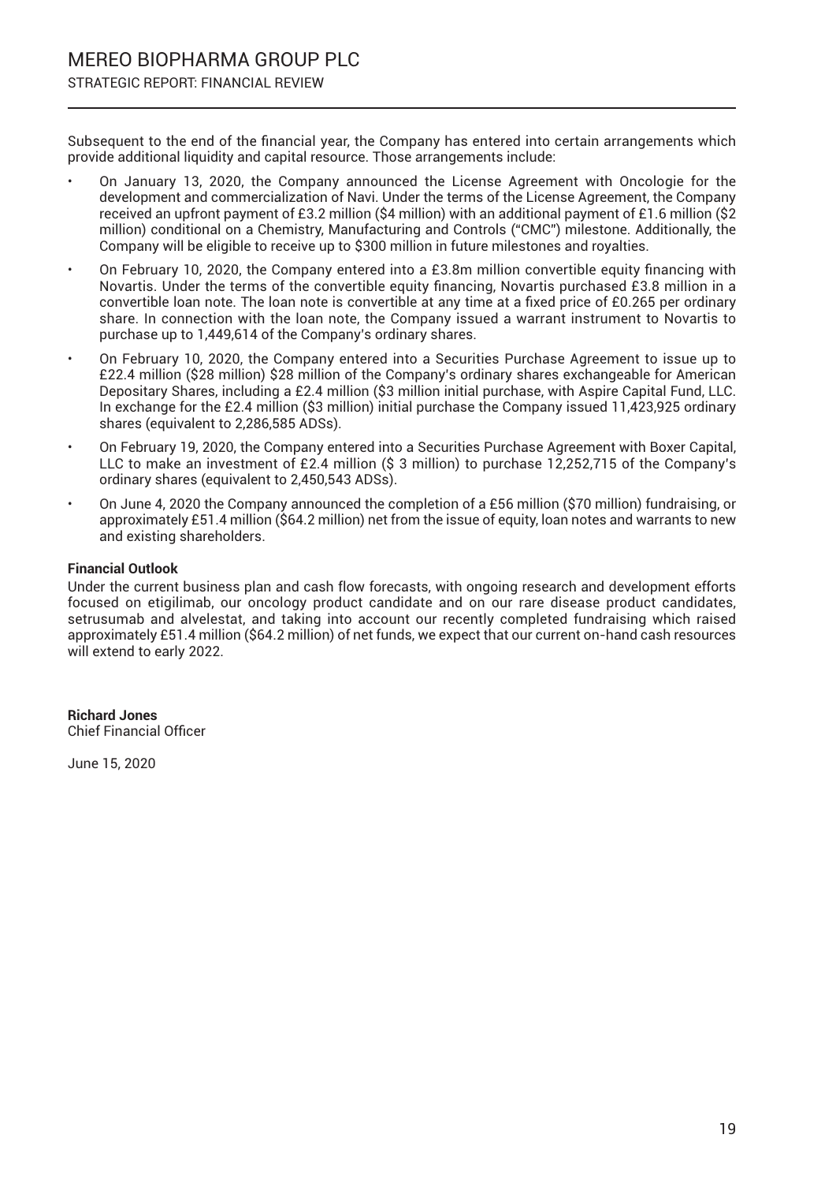Subsequent to the end of the financial year, the Company has entered into certain arrangements which provide additional liquidity and capital resource. Those arrangements include:

- On January 13, 2020, the Company announced the License Agreement with Oncologie for the development and commercialization of Navi. Under the terms of the License Agreement, the Company received an upfront payment of £3.2 million ($4 million) with an additional payment of £1.6 million ($2 million) conditional on a Chemistry, Manufacturing and Controls ("CMC") milestone. Additionally, the Company will be eligible to receive up to $300 million in future milestones and royalties.
- On February 10, 2020, the Company entered into a £3.8m million convertible equity financing with Novartis. Under the terms of the convertible equity financing, Novartis purchased £3.8 million in a convertible loan note. The loan note is convertible at any time at a fixed price of £0.265 per ordinary share. In connection with the loan note, the Company issued a warrant instrument to Novartis to purchase up to 1,449,614 of the Company's ordinary shares.
- On February 10, 2020, the Company entered into a Securities Purchase Agreement to issue up to £22.4 million ($28 million) $28 million of the Company's ordinary shares exchangeable for American Depositary Shares, including a £2.4 million ($3 million initial purchase, with Aspire Capital Fund, LLC. In exchange for the £2.4 million ($3 million) initial purchase the Company issued 11,423,925 ordinary shares (equivalent to 2,286,585 ADSs).
- On February 19, 2020, the Company entered into a Securities Purchase Agreement with Boxer Capital, LLC to make an investment of £2.4 million ($ 3 million) to purchase 12,252,715 of the Company's ordinary shares (equivalent to 2,450,543 ADSs).
- On June 4, 2020 the Company announced the completion of a £56 million ($70 million) fundraising, or approximately £51.4 million ($64.2 million) net from the issue of equity, loan notes and warrants to new and existing shareholders.

**Financial Outlook**

Under the current business plan and cash flow forecasts, with ongoing research and development efforts focused on etigilimab, our oncology product candidate and on our rare disease product candidates, setrusumab and alvelestat, and taking into account our recently completed fundraising which raised approximately £51.4 million ($64.2 million) of net funds, we expect that our current on-hand cash resources will extend to early 2022.

**Richard Jones**
Chief Financial Officer

June 15, 2020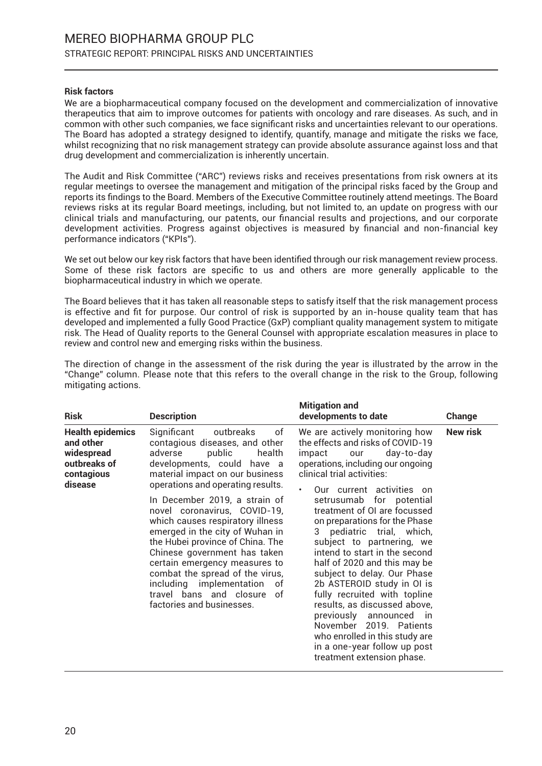**Risk factors**

We are a biopharmaceutical company focused on the development and commercialization of innovative therapeutics that aim to improve outcomes for patients with oncology and rare diseases. As such, and in common with other such companies, we face significant risks and uncertainties relevant to our operations. The Board has adopted a strategy designed to identify, quantify, manage and mitigate the risks we face, whilst recognizing that no risk management strategy can provide absolute assurance against loss and that drug development and commercialization is inherently uncertain.

The Audit and Risk Committee ("ARC") reviews risks and receives presentations from risk owners at its regular meetings to oversee the management and mitigation of the principal risks faced by the Group and reports its findings to the Board. Members of the Executive Committee routinely attend meetings. The Board reviews risks at its regular Board meetings, including, but not limited to, an update on progress with our clinical trials and manufacturing, our patents, our financial results and projections, and our corporate development activities. Progress against objectives is measured by financial and non-financial key performance indicators ("KPIs").

We set out below our key risk factors that have been identified through our risk management review process. Some of these risk factors are specific to us and others are more generally applicable to the biopharmaceutical industry in which we operate.

The Board believes that it has taken all reasonable steps to satisfy itself that the risk management process is effective and fit for purpose. Our control of risk is supported by an in-house quality team that has developed and implemented a fully Good Practice (GxP) compliant quality management system to mitigate risk. The Head of Quality reports to the General Counsel with appropriate escalation measures in place to review and control new and emerging risks within the business.

The direction of change in the assessment of the risk during the year is illustrated by the arrow in the "Change" column. Please note that this refers to the overall change in the risk to the Group, following mitigating actions.

| Risk | Description | Mitigation and developments to date | Change |
|---|---|---|---|
| **Health epidemics and other widespread outbreaks of contagious disease** | Significant outbreaks of contagious diseases, and other adverse public health developments, could have a material impact on our business operations and operating results.<br><br>In December 2019, a strain of novel coronavirus, COVID-19, which causes respiratory illness emerged in the city of Wuhan in the Hubei province of China. The Chinese government has taken certain emergency measures to combat the spread of the virus, including implementation of travel bans and closure of factories and businesses. | We are actively monitoring how the effects and risks of COVID-19 impact our day-to-day operations, including our ongoing clinical trial activities:<br><br>• Our current activities on setrusumab for potential treatment of OI are focussed on preparations for the Phase 3 pediatric trial, which, subject to partnering, we intend to start in the second half of 2020 and this may be subject to delay. Our Phase 2b ASTEROID study in OI is fully recruited with topline results, as discussed above, previously announced in November 2019. Patients who enrolled in this study are in a one-year follow up post treatment extension phase. | **New risk** |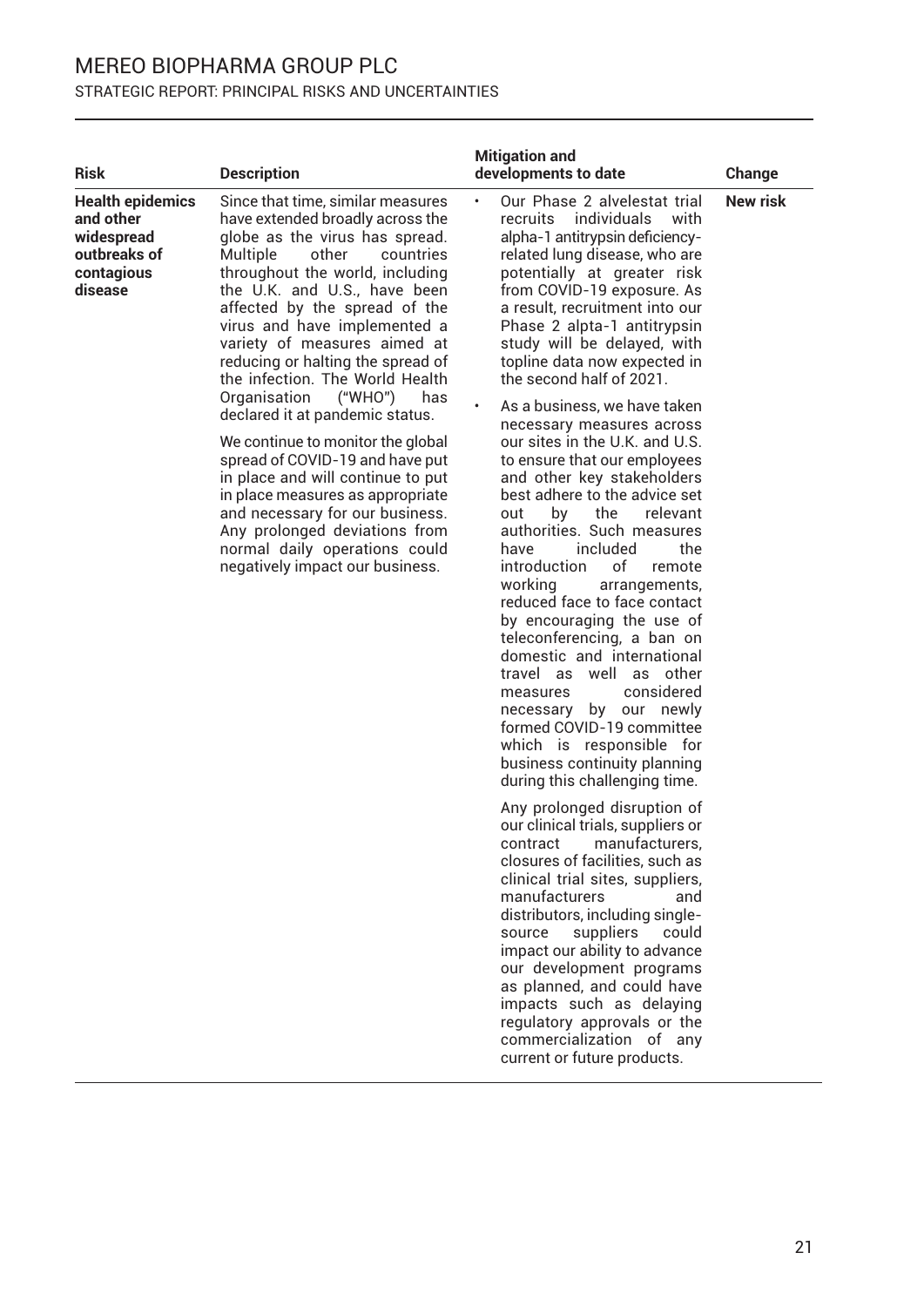| Risk | Description | Mitigation and developments to date | Change |
|---|---|---|---|
| **Health epidemics and other widespread outbreaks of contagious disease** | Since that time, similar measures have extended broadly across the globe as the virus has spread. Multiple other countries throughout the world, including the U.K. and U.S., have been affected by the spread of the virus and have implemented a variety of measures aimed at reducing or halting the spread of the infection. The World Health Organisation ("WHO") has declared it at pandemic status.<br><br>We continue to monitor the global spread of COVID-19 and have put in place and will continue to put in place measures as appropriate and necessary for our business. Any prolonged deviations from normal daily operations could negatively impact our business. | • Our Phase 2 alvelestat trial recruits individuals with alpha-1 antitrypsin deficiency-related lung disease, who are potentially at greater risk from COVID-19 exposure. As a result, recruitment into our Phase 2 alpta-1 antitrypsin study will be delayed, with topline data now expected in the second half of 2021.<br><br>• As a business, we have taken necessary measures across our sites in the U.K. and U.S. to ensure that our employees and other key stakeholders best adhere to the advice set out by the relevant authorities. Such measures have included the introduction of remote working arrangements, reduced face to face contact by encouraging the use of teleconferencing, a ban on domestic and international travel as well as other measures considered necessary by our newly formed COVID-19 committee which is responsible for business continuity planning during this challenging time.<br><br>Any prolonged disruption of our clinical trials, suppliers or contract manufacturers, closures of facilities, such as clinical trial sites, suppliers, manufacturers and distributors, including single-source suppliers could impact our ability to advance our development programs as planned, and could have impacts such as delaying regulatory approvals or the commercialization of any current or future products. | **New risk** |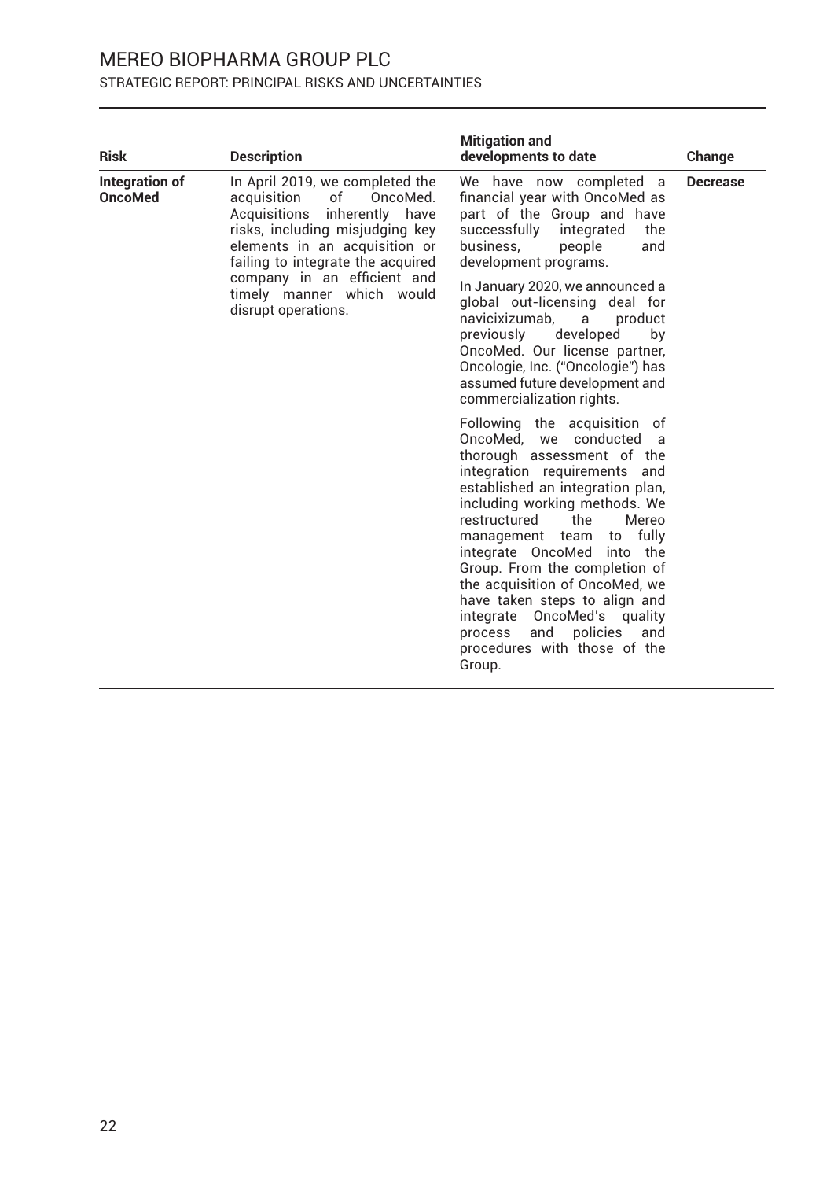| Risk | Description | Mitigation and developments to date | Change |
|---|---|---|---|
| **Integration of OncoMed** | In April 2019, we completed the acquisition of OncoMed. Acquisitions inherently have risks, including misjudging key elements in an acquisition or failing to integrate the acquired company in an efficient and timely manner which would disrupt operations. | We have now completed a financial year with OncoMed as part of the Group and have successfully integrated the business, people and development programs.<br><br>In January 2020, we announced a global out-licensing deal for navicixizumab, a product previously developed by OncoMed. Our license partner, Oncologie, Inc. ("Oncologie") has assumed future development and commercialization rights.<br><br>Following the acquisition of OncoMed, we conducted a thorough assessment of the integration requirements and established an integration plan, including working methods. We restructured the Mereo management team to fully integrate OncoMed into the Group. From the completion of the acquisition of OncoMed, we have taken steps to align and integrate OncoMed's quality process and policies and procedures with those of the Group. | **Decrease** |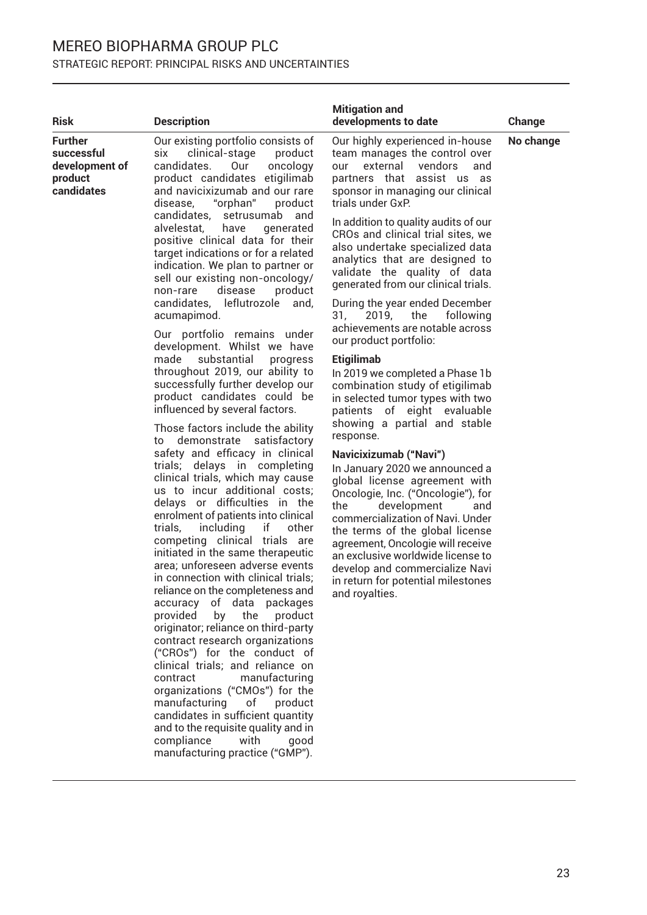| Risk | Description | Mitigation and developments to date | Change |
|---|---|---|---|
| **Further successful development of product candidates** | Our existing portfolio consists of six clinical-stage product candidates. Our oncology product candidates etigilimab and navicixizumab and our rare disease, "orphan" product candidates, setrusumab and alvelestat, have generated positive clinical data for their target indications or for a related indication. We plan to partner or sell our existing non-oncology/non-rare disease product candidates, leflutrozole and, acumapimod.<br><br>Our portfolio remains under development. Whilst we have made substantial progress throughout 2019, our ability to successfully further develop our product candidates could be influenced by several factors.<br><br>Those factors include the ability to demonstrate satisfactory safety and efficacy in clinical trials; delays in completing clinical trials, which may cause us to incur additional costs; delays or difficulties in the enrolment of patients into clinical trials, including if other competing clinical trials are initiated in the same therapeutic area; unforeseen adverse events in connection with clinical trials; reliance on the completeness and accuracy of data packages provided by the product originator; reliance on third-party contract research organizations ("CROs") for the conduct of clinical trials; and reliance on contract manufacturing organizations ("CMOs") for the manufacturing of product candidates in sufficient quantity and to the requisite quality and in compliance with good manufacturing practice ("GMP"). | Our highly experienced in-house team manages the control over our external vendors and partners that assist us as sponsor in managing our clinical trials under GxP.<br><br>In addition to quality audits of our CROs and clinical trial sites, we also undertake specialized data analytics that are designed to validate the quality of data generated from our clinical trials.<br><br>During the year ended December 31, 2019, the following achievements are notable across our product portfolio:<br><br>**Etigilimab**<br>In 2019 we completed a Phase 1b combination study of etigilimab in selected tumor types with two patients of eight evaluable showing a partial and stable response.<br><br>**Navicixizumab ("Navi")**<br>In January 2020 we announced a global license agreement with Oncologie, Inc. ("Oncologie"), for the development and commercialization of Navi. Under the terms of the global license agreement, Oncologie will receive an exclusive worldwide license to develop and commercialize Navi in return for potential milestones and royalties. | **No change** |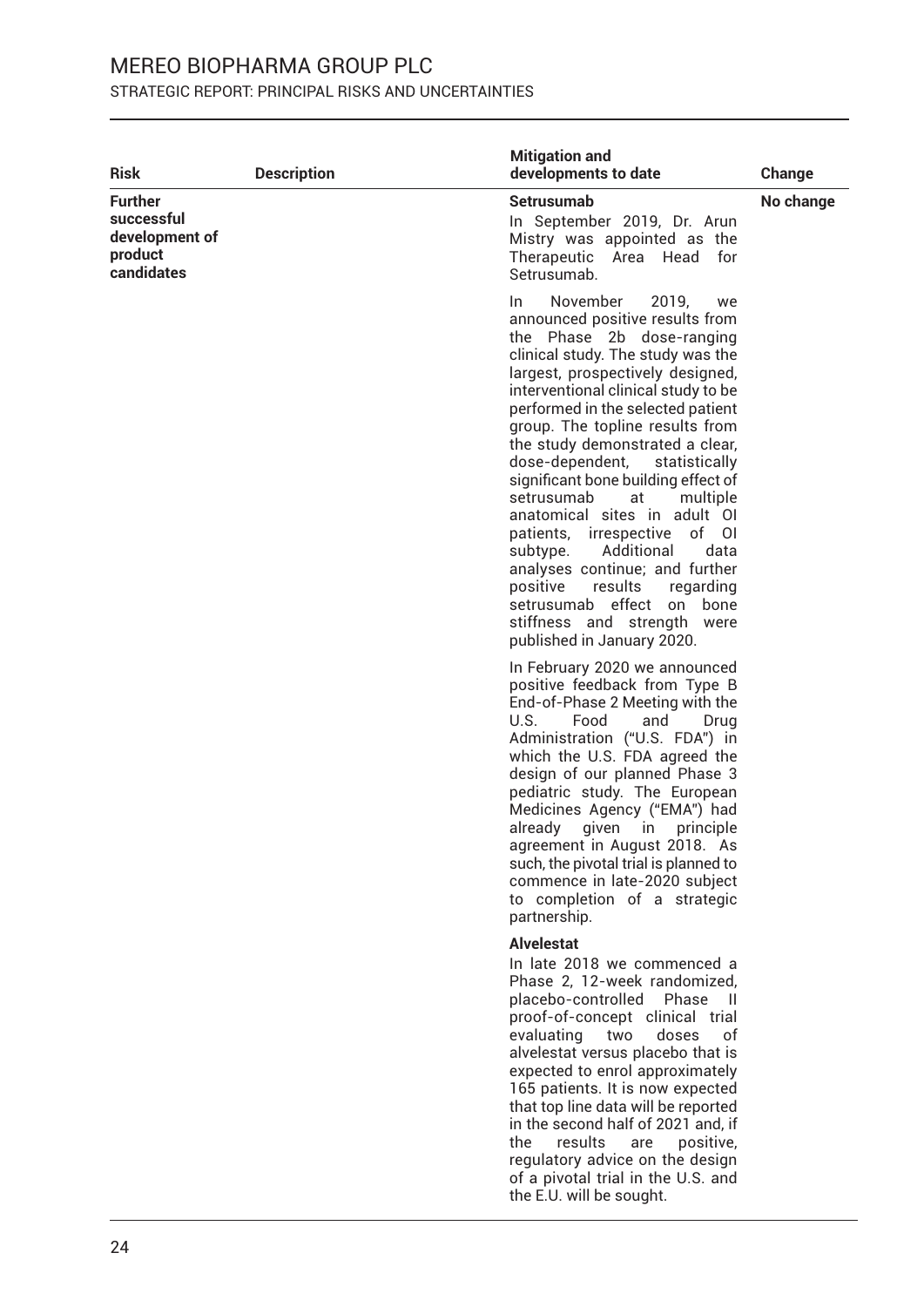| Risk | Description | Mitigation and developments to date | Change |
|---|---|---|---|
| **Further successful development of product candidates** | | **Setrusumab**<br>In September 2019, Dr. Arun Mistry was appointed as the Therapeutic Area Head for Setrusumab.<br><br>In November 2019, we announced positive results from the Phase 2b dose-ranging clinical study. The study was the largest, prospectively designed, interventional clinical study to be performed in the selected patient group. The topline results from the study demonstrated a clear, dose-dependent, statistically significant bone building effect of setrusumab at multiple anatomical sites in adult OI patients, irrespective of OI subtype. Additional data analyses continue; and further positive results regarding setrusumab effect on bone stiffness and strength were published in January 2020.<br><br>In February 2020 we announced positive feedback from Type B End-of-Phase 2 Meeting with the U.S. Food and Drug Administration ("U.S. FDA") in which the U.S. FDA agreed the design of our planned Phase 3 pediatric study. The European Medicines Agency ("EMA") had already given in principle agreement in August 2018. As such, the pivotal trial is planned to commence in late-2020 subject to completion of a strategic partnership.<br><br>**Alvelestat**<br>In late 2018 we commenced a Phase 2, 12-week randomized, placebo-controlled Phase II proof-of-concept clinical trial evaluating two doses of alvelestat versus placebo that is expected to enrol approximately 165 patients. It is now expected that top line data will be reported in the second half of 2021 and, if the results are positive, regulatory advice on the design of a pivotal trial in the U.S. and the E.U. will be sought. | No change |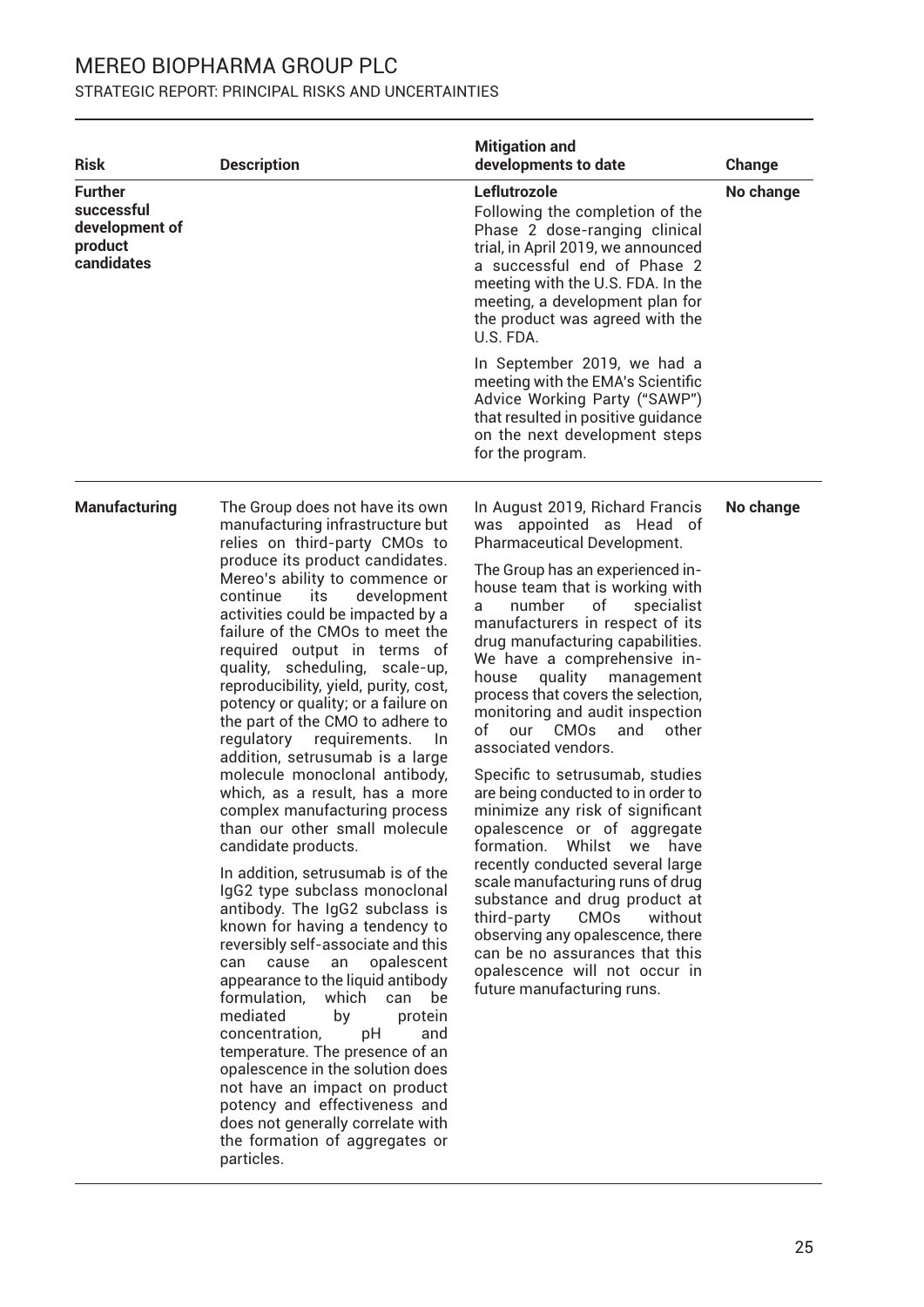| Risk | Description | Mitigation and developments to date | Change |
|---|---|---|---|
| **Further successful development of product candidates** | | **Leflutrozole**<br>Following the completion of the Phase 2 dose-ranging clinical trial, in April 2019, we announced a successful end of Phase 2 meeting with the U.S. FDA. In the meeting, a development plan for the product was agreed with the U.S. FDA.<br><br>In September 2019, we had a meeting with the EMA's Scientific Advice Working Party ("SAWP") that resulted in positive guidance on the next development steps for the program. | **No change** |
| **Manufacturing** | The Group does not have its own manufacturing infrastructure but relies on third-party CMOs to produce its product candidates. Mereo's ability to commence or continue its development activities could be impacted by a failure of the CMOs to meet the required output in terms of quality, scheduling, scale-up, reproducibility, yield, purity, cost, potency or quality; or a failure on the part of the CMO to adhere to regulatory requirements. In addition, setrusumab is a large molecule monoclonal antibody, which, as a result, has a more complex manufacturing process than our other small molecule candidate products.<br><br>In addition, setrusumab is of the IgG2 type subclass monoclonal antibody. The IgG2 subclass is known for having a tendency to reversibly self-associate and this can cause an opalescent appearance to the liquid antibody formulation, which can be mediated by protein concentration, pH and temperature. The presence of an opalescence in the solution does not have an impact on product potency and effectiveness and does not generally correlate with the formation of aggregates or particles. | In August 2019, Richard Francis was appointed as Head of Pharmaceutical Development.<br><br>The Group has an experienced in-house team that is working with a number of specialist manufacturers in respect of its drug manufacturing capabilities. We have a comprehensive in-house quality management process that covers the selection, monitoring and audit inspection of our CMOs and other associated vendors.<br><br>Specific to setrusumab, studies are being conducted to in order to minimize any risk of significant opalescence or of aggregate formation. Whilst we have recently conducted several large scale manufacturing runs of drug substance and drug product at third-party CMOs without observing any opalescence, there can be no assurances that this opalescence will not occur in future manufacturing runs. | **No change** |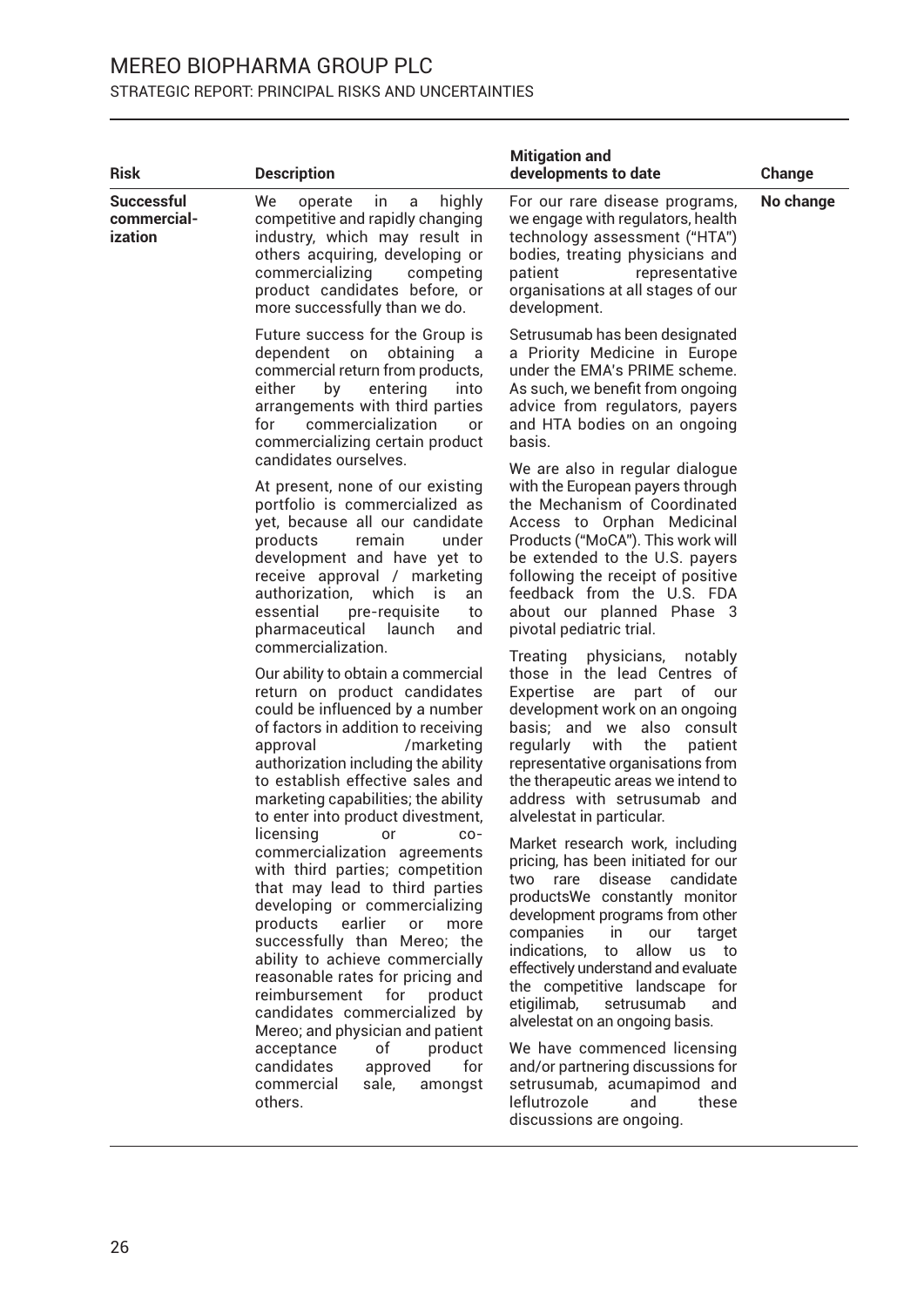# MEREO BIOPHARMA GROUP PLC

STRATEGIC REPORT: PRINCIPAL RISKS AND UNCERTAINTIES

| Risk | Description | Mitigation and developments to date | Change |
|---|---|---|---|
| **Successful commercial-ization** | We operate in a highly competitive and rapidly changing industry, which may result in others acquiring, developing or commercializing competing product candidates before, or more successfully than we do.<br><br>Future success for the Group is dependent on obtaining a commercial return from products, either by entering into arrangements with third parties for commercialization or commercializing certain product candidates ourselves.<br><br>At present, none of our existing portfolio is commercialized as yet, because all our candidate products remain under development and have yet to receive approval / marketing authorization, which is an essential pre-requisite to pharmaceutical launch and commercialization.<br><br>Our ability to obtain a commercial return on product candidates could be influenced by a number of factors in addition to receiving approval /marketing authorization including the ability to establish effective sales and marketing capabilities; the ability to enter into product divestment, licensing or co-commercialization agreements with third parties; competition that may lead to third parties developing or commercializing products earlier or more successfully than Mereo; the ability to achieve commercially reasonable rates for pricing and reimbursement for product candidates commercialized by Mereo; and physician and patient acceptance of product candidates approved for commercial sale, amongst others. | For our rare disease programs, we engage with regulators, health technology assessment ("HTA") bodies, treating physicians and patient representative organisations at all stages of our development.<br><br>Setrusumab has been designated a Priority Medicine in Europe under the EMA's PRIME scheme. As such, we benefit from ongoing advice from regulators, payers and HTA bodies on an ongoing basis.<br><br>We are also in regular dialogue with the European payers through the Mechanism of Coordinated Access to Orphan Medicinal Products ("MoCA"). This work will be extended to the U.S. payers following the receipt of positive feedback from the U.S. FDA about our planned Phase 3 pivotal pediatric trial.<br><br>Treating physicians, notably those in the lead Centres of Expertise are part of our development work on an ongoing basis; and we also consult regularly with the patient representative organisations from the therapeutic areas we intend to address with setrusumab and alvelestat in particular.<br><br>Market research work, including pricing, has been initiated for our two rare disease candidate productsWe constantly monitor development programs from other companies in our target indications, to allow us to effectively understand and evaluate the competitive landscape for etigilimab, setrusumab and alvelestat on an ongoing basis.<br><br>We have commenced licensing and/or partnering discussions for setrusumab, acumapimod and leflutrozole and these discussions are ongoing. | **No change** |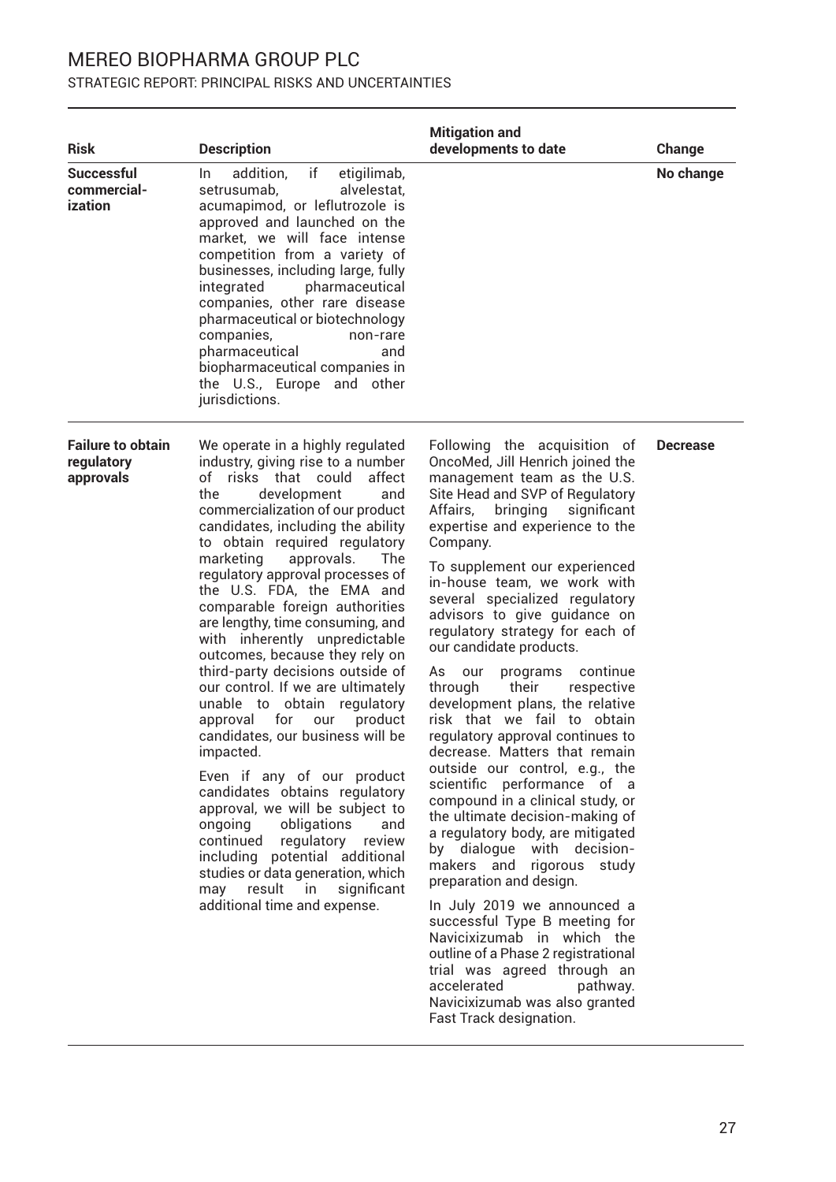| Risk | Description | Mitigation and developments to date | Change |
|---|---|---|---|
| **Successful commercial-ization** | In addition, if etigilimab, setrusumab, alvelestat, acumapimod, or leflutrozole is approved and launched on the market, we will face intense competition from a variety of businesses, including large, fully integrated pharmaceutical companies, other rare disease pharmaceutical or biotechnology companies, non-rare pharmaceutical and biopharmaceutical companies in the U.S., Europe and other jurisdictions. | | **No change** |
| **Failure to obtain regulatory approvals** | We operate in a highly regulated industry, giving rise to a number of risks that could affect the development and commercialization of our product candidates, including the ability to obtain required regulatory marketing approvals. The regulatory approval processes of the U.S. FDA, the EMA and comparable foreign authorities are lengthy, time consuming, and with inherently unpredictable outcomes, because they rely on third-party decisions outside of our control. If we are ultimately unable to obtain regulatory approval for our product candidates, our business will be impacted.<br><br>Even if any of our product candidates obtains regulatory approval, we will be subject to ongoing obligations and continued regulatory review including potential additional studies or data generation, which may result in significant additional time and expense. | Following the acquisition of OncoMed, Jill Henrich joined the management team as the U.S. Site Head and SVP of Regulatory Affairs, bringing significant expertise and experience to the Company.<br><br>To supplement our experienced in-house team, we work with several specialized regulatory advisors to give guidance on regulatory strategy for each of our candidate products.<br><br>As our programs continue through their respective development plans, the relative risk that we fail to obtain regulatory approval continues to decrease. Matters that remain outside our control, e.g., the scientific performance of a compound in a clinical study, or the ultimate decision-making of a regulatory body, are mitigated by dialogue with decision-makers and rigorous study preparation and design.<br><br>In July 2019 we announced a successful Type B meeting for Navicixizumab in which the outline of a Phase 2 registrational trial was agreed through an accelerated pathway. Navicixizumab was also granted Fast Track designation. | **Decrease** |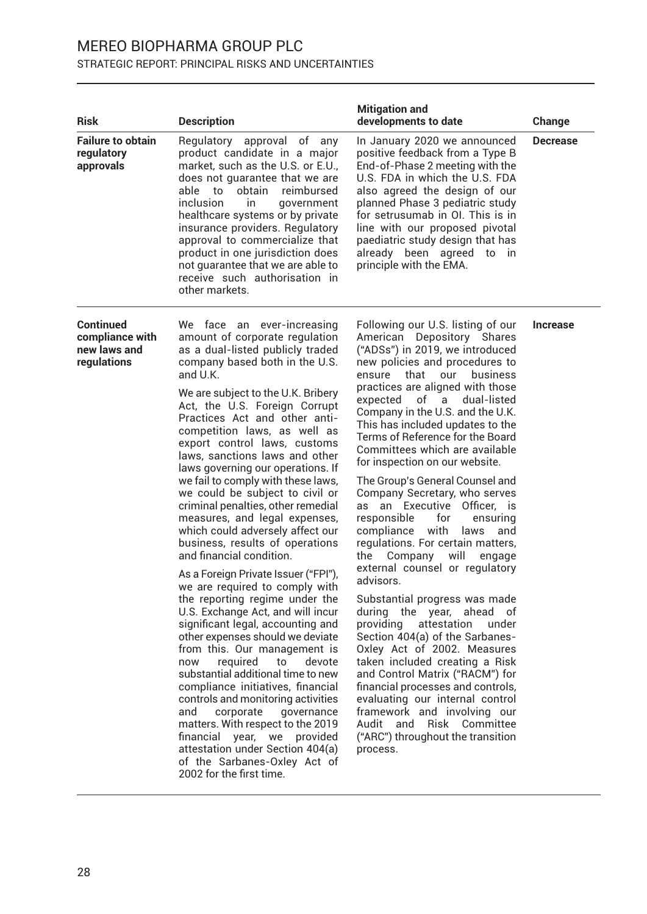# MEREO BIOPHARMA GROUP PLC

STRATEGIC REPORT: PRINCIPAL RISKS AND UNCERTAINTIES

| Risk | Description | Mitigation and developments to date | Change |
|---|---|---|---|
| **Failure to obtain regulatory approvals** | Regulatory approval of any product candidate in a major market, such as the U.S. or E.U., does not guarantee that we are able to obtain reimbursed inclusion in government healthcare systems or by private insurance providers. Regulatory approval to commercialize that product in one jurisdiction does not guarantee that we are able to receive such authorisation in other markets. | In January 2020 we announced positive feedback from a Type B End-of-Phase 2 meeting with the U.S. FDA in which the U.S. FDA also agreed the design of our planned Phase 3 pediatric study for setrusumab in OI. This is in line with our proposed pivotal paediatric study design that has already been agreed to in principle with the EMA. | **Decrease** |
| **Continued compliance with new laws and regulations** | We face an ever-increasing amount of corporate regulation as a dual-listed publicly traded company based both in the U.S. and U.K.<br><br>We are subject to the U.K. Bribery Act, the U.S. Foreign Corrupt Practices Act and other anti-competition laws, as well as export control laws, customs laws, sanctions laws and other laws governing our operations. If we fail to comply with these laws, we could be subject to civil or criminal penalties, other remedial measures, and legal expenses, which could adversely affect our business, results of operations and financial condition.<br><br>As a Foreign Private Issuer ("FPI"), we are required to comply with the reporting regime under the U.S. Exchange Act, and will incur significant legal, accounting and other expenses should we deviate from this. Our management is now required to devote substantial additional time to new compliance initiatives, financial controls and monitoring activities and corporate governance matters. With respect to the 2019 financial year, we provided attestation under Section 404(a) of the Sarbanes-Oxley Act of 2002 for the first time. | Following our U.S. listing of our American Depository Shares ("ADSs") in 2019, we introduced new policies and procedures to ensure that our business practices are aligned with those expected of a dual-listed Company in the U.S. and the U.K. This has included updates to the Terms of Reference for the Board Committees which are available for inspection on our website.<br><br>The Group's General Counsel and Company Secretary, who serves as an Executive Officer, is responsible for ensuring compliance with laws and regulations. For certain matters, the Company will engage external counsel or regulatory advisors.<br><br>Substantial progress was made during the year, ahead of providing attestation under Section 404(a) of the Sarbanes-Oxley Act of 2002. Measures taken included creating a Risk and Control Matrix ("RACM") for financial processes and controls, evaluating our internal control framework and involving our Audit and Risk Committee ("ARC") throughout the transition process. | **Increase** |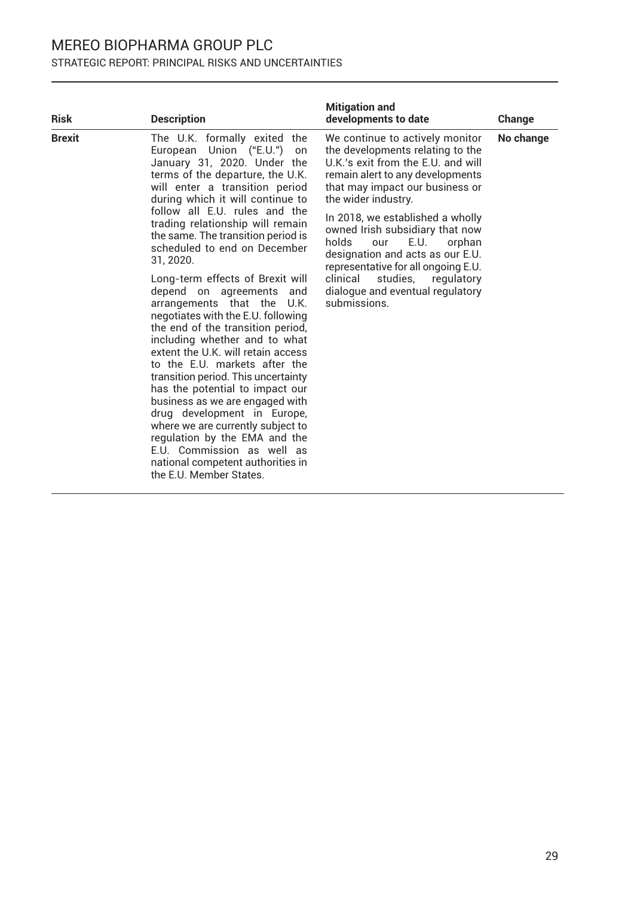| Risk | Description | Mitigation and developments to date | Change |
| --- | --- | --- | --- |
| **Brexit** | The U.K. formally exited the European Union ("E.U.") on January 31, 2020. Under the terms of the departure, the U.K. will enter a transition period during which it will continue to follow all E.U. rules and the trading relationship will remain the same. The transition period is scheduled to end on December 31, 2020.<br><br>Long-term effects of Brexit will depend on agreements and arrangements that the U.K. negotiates with the E.U. following the end of the transition period, including whether and to what extent the U.K. will retain access to the E.U. markets after the transition period. This uncertainty has the potential to impact our business as we are engaged with drug development in Europe, where we are currently subject to regulation by the EMA and the E.U. Commission as well as national competent authorities in the E.U. Member States. | We continue to actively monitor the developments relating to the U.K.'s exit from the E.U. and will remain alert to any developments that may impact our business or the wider industry.<br><br>In 2018, we established a wholly owned Irish subsidiary that now holds our E.U. orphan designation and acts as our E.U. representative for all ongoing E.U. clinical studies, regulatory dialogue and eventual regulatory submissions. | **No change** |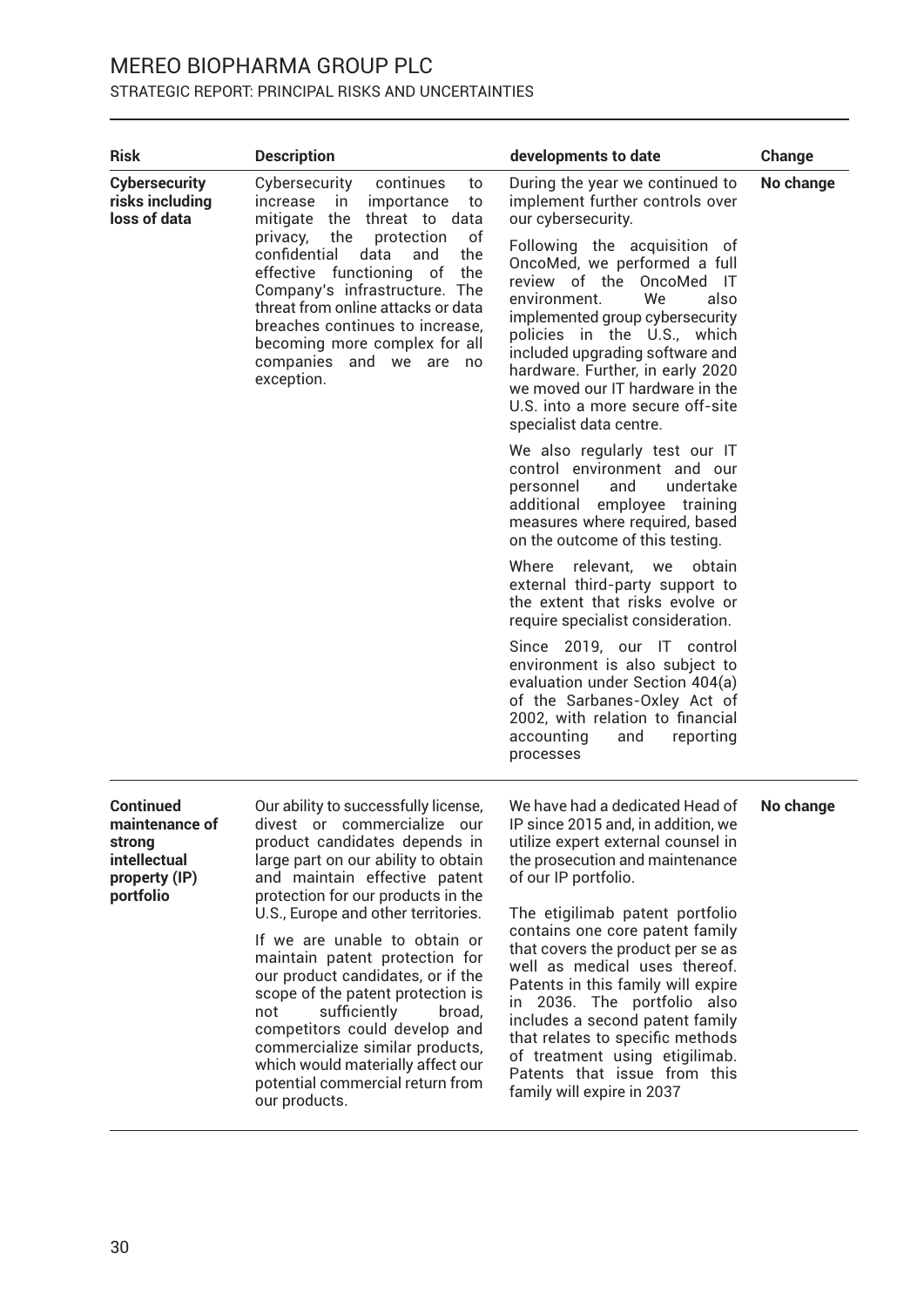# MEREO BIOPHARMA GROUP PLC

STRATEGIC REPORT: PRINCIPAL RISKS AND UNCERTAINTIES

| Risk | Description | developments to date | Change |
|---|---|---|---|
| **Cybersecurity risks including loss of data** | Cybersecurity continues to increase in importance to mitigate the threat to data privacy, the protection of confidential data and the effective functioning of the Company's infrastructure. The threat from online attacks or data breaches continues to increase, becoming more complex for all companies and we are no exception. | During the year we continued to implement further controls over our cybersecurity.<br><br>Following the acquisition of OncoMed, we performed a full review of the OncoMed IT environment. We also implemented group cybersecurity policies in the U.S., which included upgrading software and hardware. Further, in early 2020 we moved our IT hardware in the U.S. into a more secure off-site specialist data centre.<br><br>We also regularly test our IT control environment and our personnel and undertake additional employee training measures where required, based on the outcome of this testing.<br><br>Where relevant, we obtain external third-party support to the extent that risks evolve or require specialist consideration.<br><br>Since 2019, our IT control environment is also subject to evaluation under Section 404(a) of the Sarbanes-Oxley Act of 2002, with relation to financial accounting and reporting processes | **No change** |
| **Continued maintenance of strong intellectual property (IP) portfolio** | Our ability to successfully license, divest or commercialize our product candidates depends in large part on our ability to obtain and maintain effective patent protection for our products in the U.S., Europe and other territories.<br><br>If we are unable to obtain or maintain patent protection for our product candidates, or if the scope of the patent protection is not sufficiently broad, competitors could develop and commercialize similar products, which would materially affect our potential commercial return from our products. | We have had a dedicated Head of IP since 2015 and, in addition, we utilize expert external counsel in the prosecution and maintenance of our IP portfolio.<br><br>The etigilimab patent portfolio contains one core patent family that covers the product per se as well as medical uses thereof. Patents in this family will expire in 2036. The portfolio also includes a second patent family that relates to specific methods of treatment using etigilimab. Patents that issue from this family will expire in 2037 | **No change** |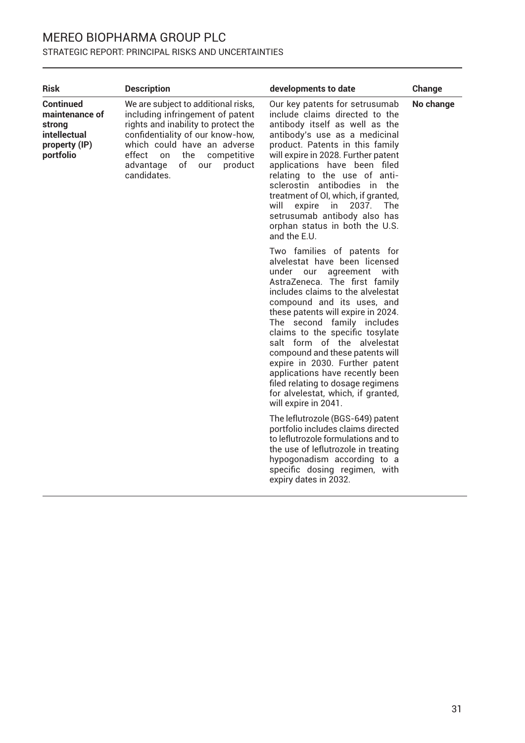| Risk | Description | developments to date | Change |
|---|---|---|---|
| **Continued maintenance of strong intellectual property (IP) portfolio** | We are subject to additional risks, including infringement of patent rights and inability to protect the confidentiality of our know-how, which could have an adverse effect on the competitive advantage of our product candidates. | Our key patents for setrusumab include claims directed to the antibody itself as well as the antibody's use as a medicinal product. Patents in this family will expire in 2028. Further patent applications have been filed relating to the use of anti-sclerostin antibodies in the treatment of OI, which, if granted, will expire in 2037. The setrusumab antibody also has orphan status in both the U.S. and the E.U.<br><br>Two families of patents for alvelestat have been licensed under our agreement with AstraZeneca. The first family includes claims to the alvelestat compound and its uses, and these patents will expire in 2024. The second family includes claims to the specific tosylate salt form of the alvelestat compound and these patents will expire in 2030. Further patent applications have recently been filed relating to dosage regimens for alvelestat, which, if granted, will expire in 2041.<br><br>The leflutrozole (BGS-649) patent portfolio includes claims directed to leflutrozole formulations and to the use of leflutrozole in treating hypogonadism according to a specific dosing regimen, with expiry dates in 2032. | **No change** |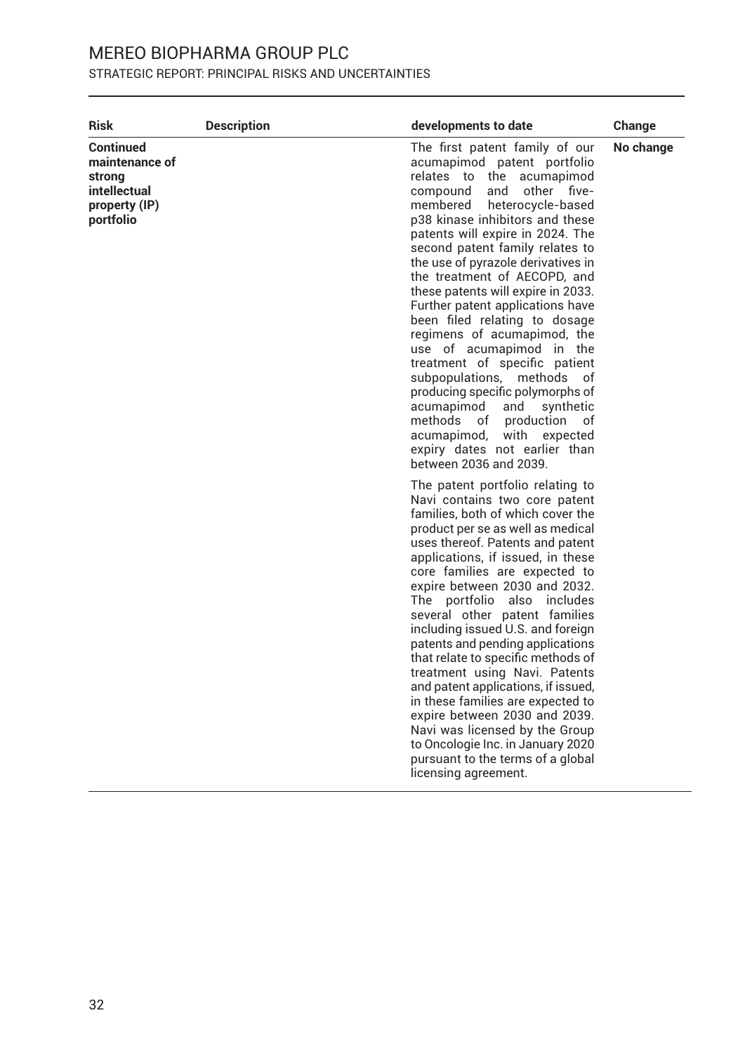| Risk | Description | developments to date | Change |
|---|---|---|---|
| **Continued maintenance of strong intellectual property (IP) portfolio** | | The first patent family of our acumapimod patent portfolio relates to the acumapimod compound and other five-membered heterocycle-based p38 kinase inhibitors and these patents will expire in 2024. The second patent family relates to the use of pyrazole derivatives in the treatment of AECOPD, and these patents will expire in 2033. Further patent applications have been filed relating to dosage regimens of acumapimod, the use of acumapimod in the treatment of specific patient subpopulations, methods of producing specific polymorphs of acumapimod and synthetic methods of production of acumapimod, with expected expiry dates not earlier than between 2036 and 2039.<br><br>The patent portfolio relating to Navi contains two core patent families, both of which cover the product per se as well as medical uses thereof. Patents and patent applications, if issued, in these core families are expected to expire between 2030 and 2032. The portfolio also includes several other patent families including issued U.S. and foreign patents and pending applications that relate to specific methods of treatment using Navi. Patents and patent applications, if issued, in these families are expected to expire between 2030 and 2039. Navi was licensed by the Group to Oncologie Inc. in January 2020 pursuant to the terms of a global licensing agreement. | **No change** |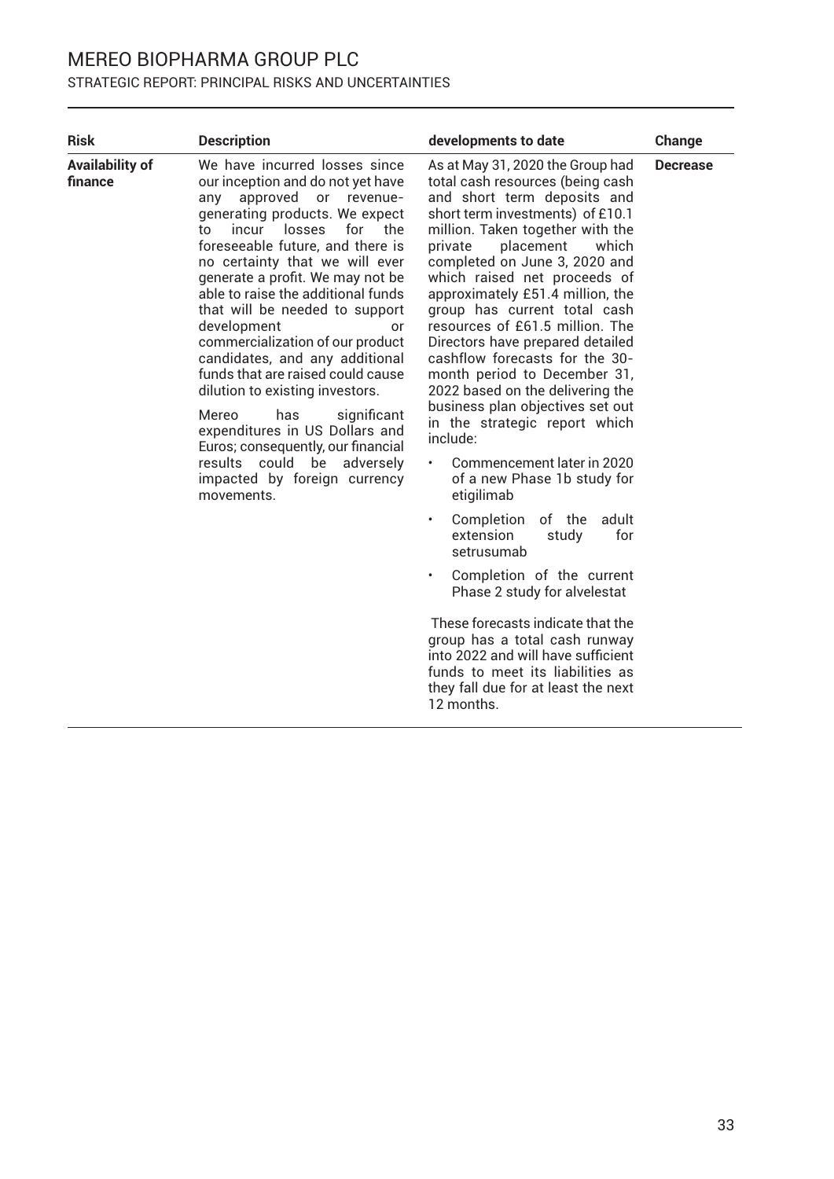| Risk | Description | developments to date | Change |
| --- | --- | --- | --- |
| **Availability of finance** | We have incurred losses since our inception and do not yet have any approved or revenue-generating products. We expect to incur losses for the foreseeable future, and there is no certainty that we will ever generate a profit. We may not be able to raise the additional funds that will be needed to support development or commercialization of our product candidates, and any additional funds that are raised could cause dilution to existing investors.<br><br>Mereo has significant expenditures in US Dollars and Euros; consequently, our financial results could be adversely impacted by foreign currency movements. | As at May 31, 2020 the Group had total cash resources (being cash and short term deposits and short term investments) of £10.1 million. Taken together with the private placement which completed on June 3, 2020 and which raised net proceeds of approximately £51.4 million, the group has current total cash resources of £61.5 million. The Directors have prepared detailed cashflow forecasts for the 30-month period to December 31, 2022 based on the delivering the business plan objectives set out in the strategic report which include:<br><br>• Commencement later in 2020 of a new Phase 1b study for etigilimab<br>• Completion of the adult extension study for setrusumab<br>• Completion of the current Phase 2 study for alvelestat<br><br>These forecasts indicate that the group has a total cash runway into 2022 and will have sufficient funds to meet its liabilities as they fall due for at least the next 12 months. | **Decrease** |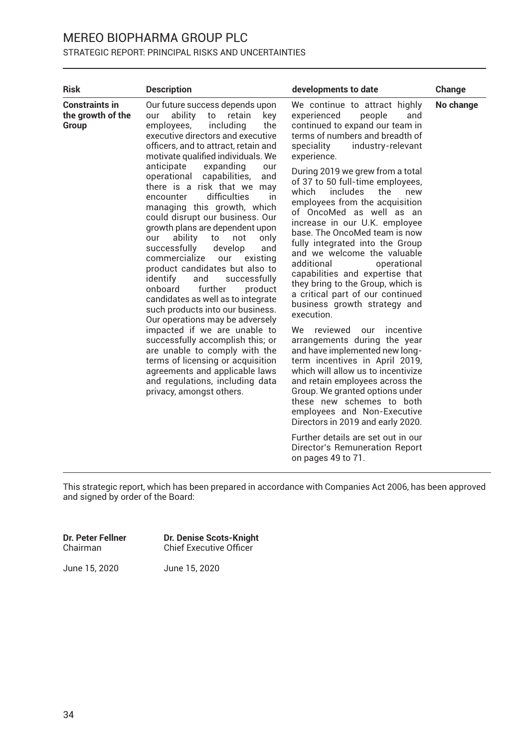| Risk | Description | developments to date | Change |
|---|---|---|---|
| **Constraints in the growth of the Group** | Our future success depends upon our ability to retain key employees, including the executive directors and executive officers, and to attract, retain and motivate qualified individuals. We anticipate expanding our operational capabilities, and there is a risk that we may encounter difficulties in managing this growth, which could disrupt our business. Our growth plans are dependent upon our ability to not only successfully develop and commercialize our existing product candidates but also to identify and successfully onboard further product candidates as well as to integrate such products into our business. Our operations may be adversely impacted if we are unable to successfully accomplish this; or are unable to comply with the terms of licensing or acquisition agreements and applicable laws and regulations, including data privacy, amongst others. | We continue to attract highly experienced people and continued to expand our team in terms of numbers and breadth of speciality industry-relevant experience.<br><br>During 2019 we grew from a total of 37 to 50 full-time employees, which includes the new employees from the acquisition of OncoMed as well as an increase in our U.K. employee base. The OncoMed team is now fully integrated into the Group and we welcome the valuable additional operational capabilities and expertise that they bring to the Group, which is a critical part of our continued business growth strategy and execution.<br><br>We reviewed our incentive arrangements during the year and have implemented new long-term incentives in April 2019, which will allow us to incentivize and retain employees across the Group. We granted options under these new schemes to both employees and Non-Executive Directors in 2019 and early 2020.<br><br>Further details are set out in our Director's Remuneration Report on pages 49 to 71. | **No change** |

This strategic report, which has been prepared in accordance with Companies Act 2006, has been approved and signed by order of the Board:

**Dr. Peter Fellner**
Chairman

June 15, 2020

**Dr. Denise Scots-Knight**
Chief Executive Officer

June 15, 2020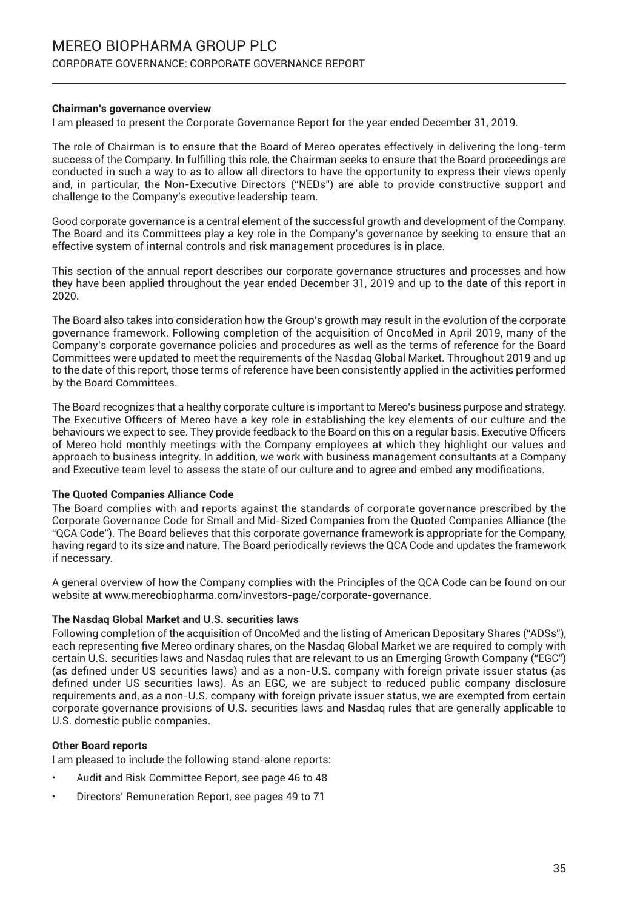## Chairman's governance overview

I am pleased to present the Corporate Governance Report for the year ended December 31, 2019.

The role of Chairman is to ensure that the Board of Mereo operates effectively in delivering the long-term success of the Company. In fulfilling this role, the Chairman seeks to ensure that the Board proceedings are conducted in such a way to as to allow all directors to have the opportunity to express their views openly and, in particular, the Non-Executive Directors ("NEDs") are able to provide constructive support and challenge to the Company's executive leadership team.

Good corporate governance is a central element of the successful growth and development of the Company. The Board and its Committees play a key role in the Company's governance by seeking to ensure that an effective system of internal controls and risk management procedures is in place.

This section of the annual report describes our corporate governance structures and processes and how they have been applied throughout the year ended December 31, 2019 and up to the date of this report in 2020.

The Board also takes into consideration how the Group's growth may result in the evolution of the corporate governance framework. Following completion of the acquisition of OncoMed in April 2019, many of the Company's corporate governance policies and procedures as well as the terms of reference for the Board Committees were updated to meet the requirements of the Nasdaq Global Market. Throughout 2019 and up to the date of this report, those terms of reference have been consistently applied in the activities performed by the Board Committees.

The Board recognizes that a healthy corporate culture is important to Mereo's business purpose and strategy. The Executive Officers of Mereo have a key role in establishing the key elements of our culture and the behaviours we expect to see. They provide feedback to the Board on this on a regular basis. Executive Officers of Mereo hold monthly meetings with the Company employees at which they highlight our values and approach to business integrity. In addition, we work with business management consultants at a Company and Executive team level to assess the state of our culture and to agree and embed any modifications.

## The Quoted Companies Alliance Code

The Board complies with and reports against the standards of corporate governance prescribed by the Corporate Governance Code for Small and Mid-Sized Companies from the Quoted Companies Alliance (the "QCA Code"). The Board believes that this corporate governance framework is appropriate for the Company, having regard to its size and nature. The Board periodically reviews the QCA Code and updates the framework if necessary.

A general overview of how the Company complies with the Principles of the QCA Code can be found on our website at www.mereobiopharma.com/investors-page/corporate-governance.

## The Nasdaq Global Market and U.S. securities laws

Following completion of the acquisition of OncoMed and the listing of American Depositary Shares ("ADSs"), each representing five Mereo ordinary shares, on the Nasdaq Global Market we are required to comply with certain U.S. securities laws and Nasdaq rules that are relevant to us an Emerging Growth Company ("EGC") (as defined under US securities laws) and as a non-U.S. company with foreign private issuer status (as defined under US securities laws). As an EGC, we are subject to reduced public company disclosure requirements and, as a non-U.S. company with foreign private issuer status, we are exempted from certain corporate governance provisions of U.S. securities laws and Nasdaq rules that are generally applicable to U.S. domestic public companies.

## Other Board reports

I am pleased to include the following stand-alone reports:

- Audit and Risk Committee Report, see page 46 to 48
- Directors' Remuneration Report, see pages 49 to 71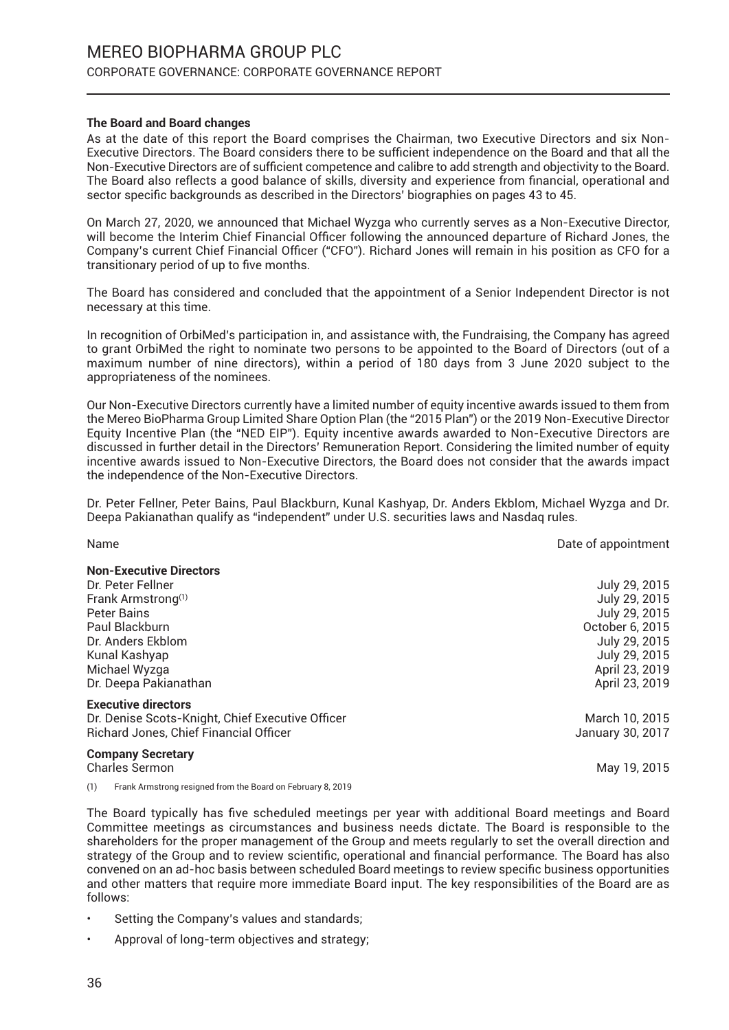**The Board and Board changes**

As at the date of this report the Board comprises the Chairman, two Executive Directors and six Non-Executive Directors. The Board considers there to be sufficient independence on the Board and that all the Non-Executive Directors are of sufficient competence and calibre to add strength and objectivity to the Board. The Board also reflects a good balance of skills, diversity and experience from financial, operational and sector specific backgrounds as described in the Directors' biographies on pages 43 to 45.

On March 27, 2020, we announced that Michael Wyzga who currently serves as a Non-Executive Director, will become the Interim Chief Financial Officer following the announced departure of Richard Jones, the Company's current Chief Financial Officer ("CFO"). Richard Jones will remain in his position as CFO for a transitionary period of up to five months.

The Board has considered and concluded that the appointment of a Senior Independent Director is not necessary at this time.

In recognition of OrbiMed's participation in, and assistance with, the Fundraising, the Company has agreed to grant OrbiMed the right to nominate two persons to be appointed to the Board of Directors (out of a maximum number of nine directors), within a period of 180 days from 3 June 2020 subject to the appropriateness of the nominees.

Our Non-Executive Directors currently have a limited number of equity incentive awards issued to them from the Mereo BioPharma Group Limited Share Option Plan (the "2015 Plan") or the 2019 Non-Executive Director Equity Incentive Plan (the "NED EIP"). Equity incentive awards awarded to Non-Executive Directors are discussed in further detail in the Directors' Remuneration Report. Considering the limited number of equity incentive awards issued to Non-Executive Directors, the Board does not consider that the awards impact the independence of the Non-Executive Directors.

Dr. Peter Fellner, Peter Bains, Paul Blackburn, Kunal Kashyap, Dr. Anders Ekblom, Michael Wyzga and Dr. Deepa Pakianathan qualify as "independent" under U.S. securities laws and Nasdaq rules.

| Name | Date of appointment |
|---|---|
| **Non-Executive Directors** | |
| Dr. Peter Fellner | July 29, 2015 |
| Frank Armstrong[(1)] | July 29, 2015 |
| Peter Bains | July 29, 2015 |
| Paul Blackburn | October 6, 2015 |
| Dr. Anders Ekblom | July 29, 2015 |
| Kunal Kashyap | July 29, 2015 |
| Michael Wyzga | April 23, 2019 |
| Dr. Deepa Pakianathan | April 23, 2019 |
| **Executive directors** | |
| Dr. Denise Scots-Knight, Chief Executive Officer | March 10, 2015 |
| Richard Jones, Chief Financial Officer | January 30, 2017 |
| **Company Secretary** | |
| Charles Sermon | May 19, 2015 |

(1) Frank Armstrong resigned from the Board on February 8, 2019

The Board typically has five scheduled meetings per year with additional Board meetings and Board Committee meetings as circumstances and business needs dictate. The Board is responsible to the shareholders for the proper management of the Group and meets regularly to set the overall direction and strategy of the Group and to review scientific, operational and financial performance. The Board has also convened on an ad-hoc basis between scheduled Board meetings to review specific business opportunities and other matters that require more immediate Board input. The key responsibilities of the Board are as follows:

- Setting the Company's values and standards;
- Approval of long-term objectives and strategy;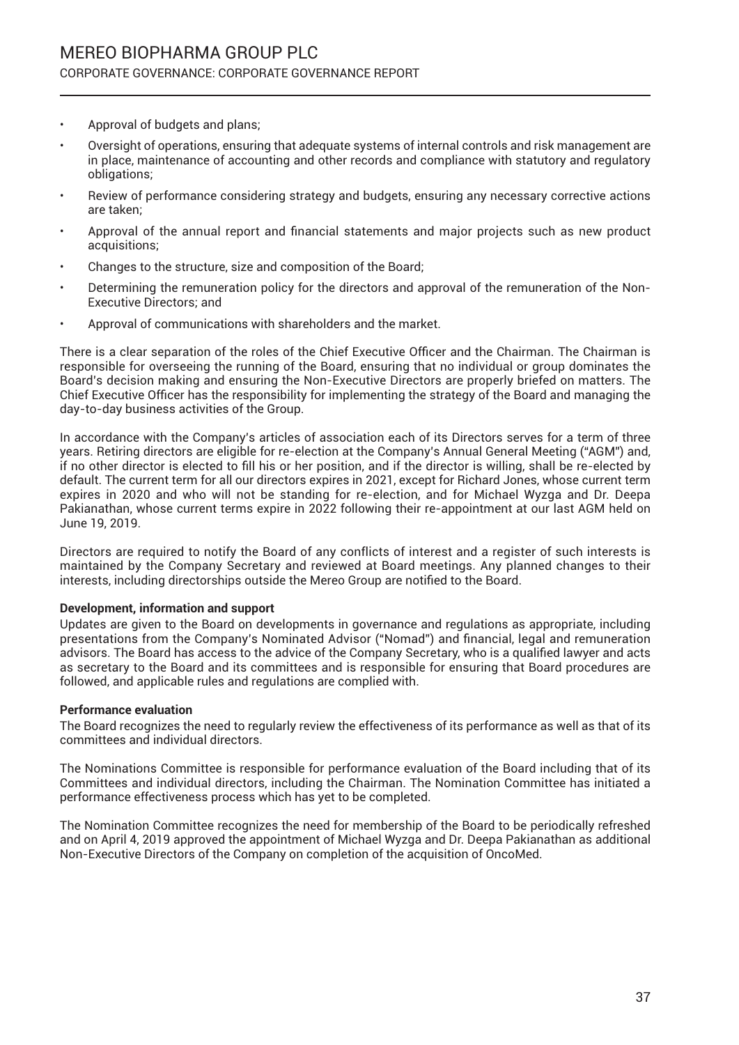- Approval of budgets and plans;
- Oversight of operations, ensuring that adequate systems of internal controls and risk management are in place, maintenance of accounting and other records and compliance with statutory and regulatory obligations;
- Review of performance considering strategy and budgets, ensuring any necessary corrective actions are taken;
- Approval of the annual report and financial statements and major projects such as new product acquisitions;
- Changes to the structure, size and composition of the Board;
- Determining the remuneration policy for the directors and approval of the remuneration of the Non-Executive Directors; and
- Approval of communications with shareholders and the market.

There is a clear separation of the roles of the Chief Executive Officer and the Chairman. The Chairman is responsible for overseeing the running of the Board, ensuring that no individual or group dominates the Board's decision making and ensuring the Non-Executive Directors are properly briefed on matters. The Chief Executive Officer has the responsibility for implementing the strategy of the Board and managing the day-to-day business activities of the Group.

In accordance with the Company's articles of association each of its Directors serves for a term of three years. Retiring directors are eligible for re-election at the Company's Annual General Meeting ("AGM") and, if no other director is elected to fill his or her position, and if the director is willing, shall be re-elected by default. The current term for all our directors expires in 2021, except for Richard Jones, whose current term expires in 2020 and who will not be standing for re-election, and for Michael Wyzga and Dr. Deepa Pakianathan, whose current terms expire in 2022 following their re-appointment at our last AGM held on June 19, 2019.

Directors are required to notify the Board of any conflicts of interest and a register of such interests is maintained by the Company Secretary and reviewed at Board meetings. Any planned changes to their interests, including directorships outside the Mereo Group are notified to the Board.

**Development, information and support**

Updates are given to the Board on developments in governance and regulations as appropriate, including presentations from the Company's Nominated Advisor ("Nomad") and financial, legal and remuneration advisors. The Board has access to the advice of the Company Secretary, who is a qualified lawyer and acts as secretary to the Board and its committees and is responsible for ensuring that Board procedures are followed, and applicable rules and regulations are complied with.

**Performance evaluation**

The Board recognizes the need to regularly review the effectiveness of its performance as well as that of its committees and individual directors.

The Nominations Committee is responsible for performance evaluation of the Board including that of its Committees and individual directors, including the Chairman. The Nomination Committee has initiated a performance effectiveness process which has yet to be completed.

The Nomination Committee recognizes the need for membership of the Board to be periodically refreshed and on April 4, 2019 approved the appointment of Michael Wyzga and Dr. Deepa Pakianathan as additional Non-Executive Directors of the Company on completion of the acquisition of OncoMed.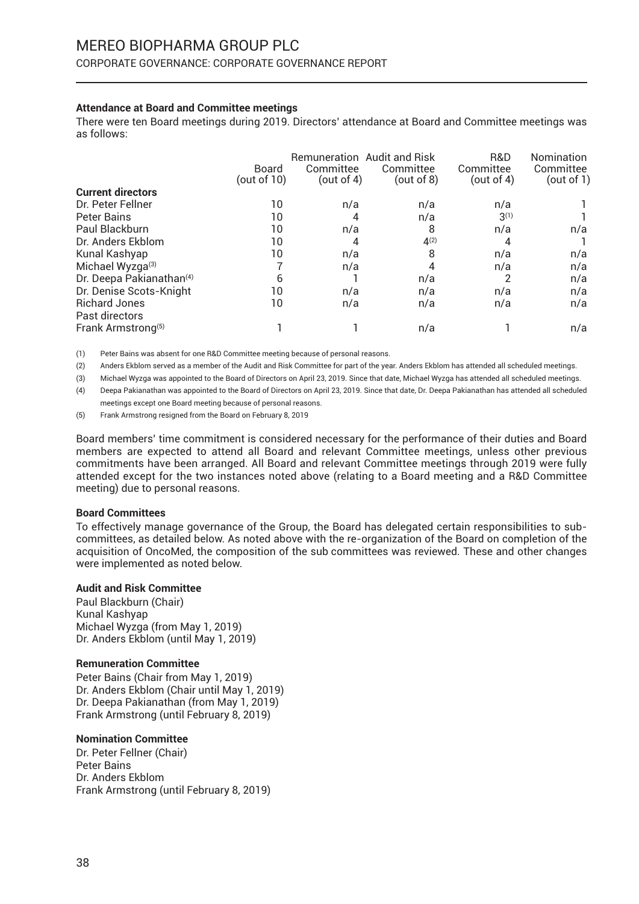### Attendance at Board and Committee meetings

There were ten Board meetings during 2019. Directors' attendance at Board and Committee meetings was as follows:

| | Board (out of 10) | Remuneration Committee (out of 4) | Audit and Risk Committee (out of 8) | R&D Committee (out of 4) | Nomination Committee (out of 1) |
|---|---|---|---|---|---|
| **Current directors** | | | | | |
| Dr. Peter Fellner | 10 | n/a | n/a | n/a | 1 |
| Peter Bains | 10 | 4 | n/a | 3[(1)] | 1 |
| Paul Blackburn | 10 | n/a | 8 | n/a | n/a |
| Dr. Anders Ekblom | 10 | 4 | 4[(2)] | 4 | 1 |
| Kunal Kashyap | 10 | n/a | 8 | n/a | n/a |
| Michael Wyzga[(3)] | 7 | n/a | 4 | n/a | n/a |
| Dr. Deepa Pakianathan[(4)] | 6 | 1 | n/a | 2 | n/a |
| Dr. Denise Scots-Knight | 10 | n/a | n/a | n/a | n/a |
| Richard Jones | 10 | n/a | n/a | n/a | n/a |
| Past directors | | | | | |
| Frank Armstrong[(5)] | 1 | 1 | n/a | 1 | n/a |

(1) Peter Bains was absent for one R&D Committee meeting because of personal reasons.

(2) Anders Ekblom served as a member of the Audit and Risk Committee for part of the year. Anders Ekblom has attended all scheduled meetings.

(3) Michael Wyzga was appointed to the Board of Directors on April 23, 2019. Since that date, Michael Wyzga has attended all scheduled meetings.

(4) Deepa Pakianathan was appointed to the Board of Directors on April 23, 2019. Since that date, Dr. Deepa Pakianathan has attended all scheduled meetings except one Board meeting because of personal reasons.

(5) Frank Armstrong resigned from the Board on February 8, 2019

Board members' time commitment is considered necessary for the performance of their duties and Board members are expected to attend all Board and relevant Committee meetings, unless other previous commitments have been arranged. All Board and relevant Committee meetings through 2019 were fully attended except for the two instances noted above (relating to a Board meeting and a R&D Committee meeting) due to personal reasons.

### Board Committees

To effectively manage governance of the Group, the Board has delegated certain responsibilities to sub-committees, as detailed below. As noted above with the re-organization of the Board on completion of the acquisition of OncoMed, the composition of the sub committees was reviewed. These and other changes were implemented as noted below.

#### Audit and Risk Committee

Paul Blackburn (Chair)
Kunal Kashyap
Michael Wyzga (from May 1, 2019)
Dr. Anders Ekblom (until May 1, 2019)

#### Remuneration Committee

Peter Bains (Chair from May 1, 2019)
Dr. Anders Ekblom (Chair until May 1, 2019)
Dr. Deepa Pakianathan (from May 1, 2019)
Frank Armstrong (until February 8, 2019)

#### Nomination Committee

Dr. Peter Fellner (Chair)
Peter Bains
Dr. Anders Ekblom
Frank Armstrong (until February 8, 2019)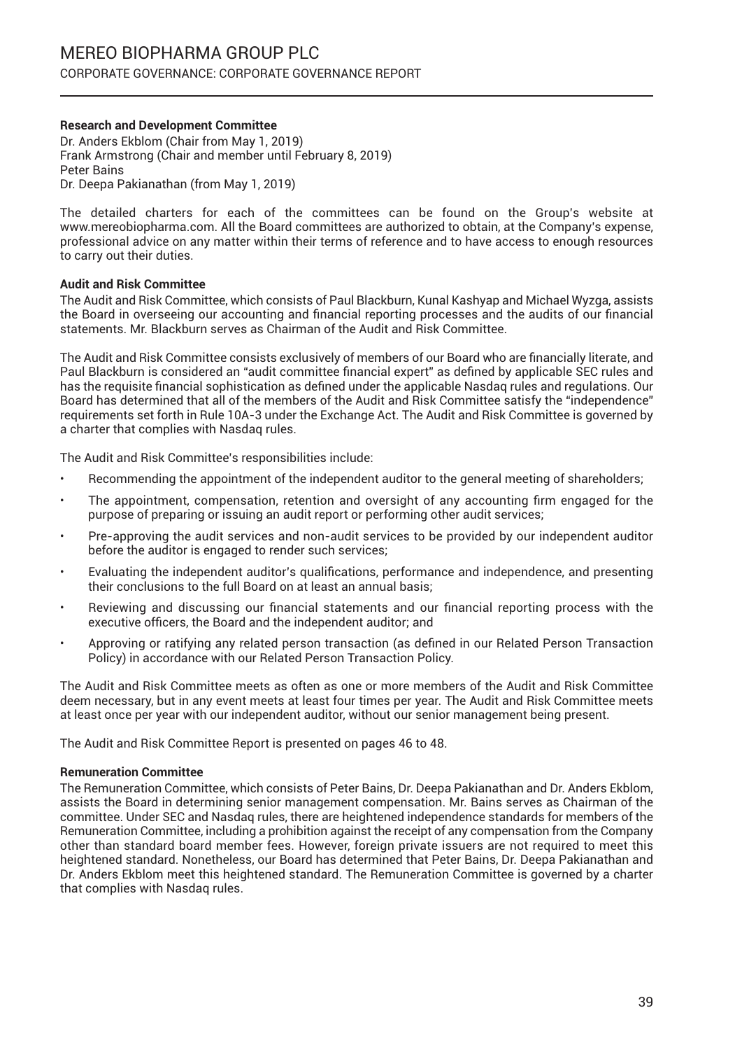**Research and Development Committee**

Dr. Anders Ekblom (Chair from May 1, 2019)
Frank Armstrong (Chair and member until February 8, 2019)
Peter Bains
Dr. Deepa Pakianathan (from May 1, 2019)

The detailed charters for each of the committees can be found on the Group's website at www.mereobiopharma.com. All the Board committees are authorized to obtain, at the Company's expense, professional advice on any matter within their terms of reference and to have access to enough resources to carry out their duties.

**Audit and Risk Committee**

The Audit and Risk Committee, which consists of Paul Blackburn, Kunal Kashyap and Michael Wyzga, assists the Board in overseeing our accounting and financial reporting processes and the audits of our financial statements. Mr. Blackburn serves as Chairman of the Audit and Risk Committee.

The Audit and Risk Committee consists exclusively of members of our Board who are financially literate, and Paul Blackburn is considered an "audit committee financial expert" as defined by applicable SEC rules and has the requisite financial sophistication as defined under the applicable Nasdaq rules and regulations. Our Board has determined that all of the members of the Audit and Risk Committee satisfy the "independence" requirements set forth in Rule 10A-3 under the Exchange Act. The Audit and Risk Committee is governed by a charter that complies with Nasdaq rules.

The Audit and Risk Committee's responsibilities include:

- Recommending the appointment of the independent auditor to the general meeting of shareholders;
- The appointment, compensation, retention and oversight of any accounting firm engaged for the purpose of preparing or issuing an audit report or performing other audit services;
- Pre-approving the audit services and non-audit services to be provided by our independent auditor before the auditor is engaged to render such services;
- Evaluating the independent auditor's qualifications, performance and independence, and presenting their conclusions to the full Board on at least an annual basis;
- Reviewing and discussing our financial statements and our financial reporting process with the executive officers, the Board and the independent auditor; and
- Approving or ratifying any related person transaction (as defined in our Related Person Transaction Policy) in accordance with our Related Person Transaction Policy.

The Audit and Risk Committee meets as often as one or more members of the Audit and Risk Committee deem necessary, but in any event meets at least four times per year. The Audit and Risk Committee meets at least once per year with our independent auditor, without our senior management being present.

The Audit and Risk Committee Report is presented on pages 46 to 48.

**Remuneration Committee**

The Remuneration Committee, which consists of Peter Bains, Dr. Deepa Pakianathan and Dr. Anders Ekblom, assists the Board in determining senior management compensation. Mr. Bains serves as Chairman of the committee. Under SEC and Nasdaq rules, there are heightened independence standards for members of the Remuneration Committee, including a prohibition against the receipt of any compensation from the Company other than standard board member fees. However, foreign private issuers are not required to meet this heightened standard. Nonetheless, our Board has determined that Peter Bains, Dr. Deepa Pakianathan and Dr. Anders Ekblom meet this heightened standard. The Remuneration Committee is governed by a charter that complies with Nasdaq rules.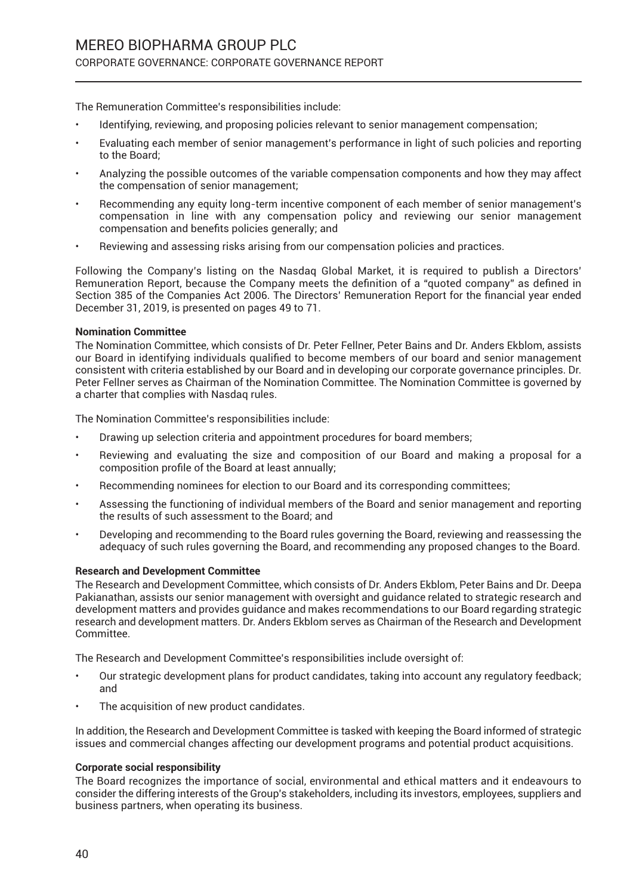The Remuneration Committee's responsibilities include:

- Identifying, reviewing, and proposing policies relevant to senior management compensation;
- Evaluating each member of senior management's performance in light of such policies and reporting to the Board;
- Analyzing the possible outcomes of the variable compensation components and how they may affect the compensation of senior management;
- Recommending any equity long-term incentive component of each member of senior management's compensation in line with any compensation policy and reviewing our senior management compensation and benefits policies generally; and
- Reviewing and assessing risks arising from our compensation policies and practices.

Following the Company's listing on the Nasdaq Global Market, it is required to publish a Directors' Remuneration Report, because the Company meets the definition of a "quoted company" as defined in Section 385 of the Companies Act 2006. The Directors' Remuneration Report for the financial year ended December 31, 2019, is presented on pages 49 to 71.

**Nomination Committee**

The Nomination Committee, which consists of Dr. Peter Fellner, Peter Bains and Dr. Anders Ekblom, assists our Board in identifying individuals qualified to become members of our board and senior management consistent with criteria established by our Board and in developing our corporate governance principles. Dr. Peter Fellner serves as Chairman of the Nomination Committee. The Nomination Committee is governed by a charter that complies with Nasdaq rules.

The Nomination Committee's responsibilities include:

- Drawing up selection criteria and appointment procedures for board members;
- Reviewing and evaluating the size and composition of our Board and making a proposal for a composition profile of the Board at least annually;
- Recommending nominees for election to our Board and its corresponding committees;
- Assessing the functioning of individual members of the Board and senior management and reporting the results of such assessment to the Board; and
- Developing and recommending to the Board rules governing the Board, reviewing and reassessing the adequacy of such rules governing the Board, and recommending any proposed changes to the Board.

**Research and Development Committee**

The Research and Development Committee, which consists of Dr. Anders Ekblom, Peter Bains and Dr. Deepa Pakianathan, assists our senior management with oversight and guidance related to strategic research and development matters and provides guidance and makes recommendations to our Board regarding strategic research and development matters. Dr. Anders Ekblom serves as Chairman of the Research and Development Committee.

The Research and Development Committee's responsibilities include oversight of:

- Our strategic development plans for product candidates, taking into account any regulatory feedback; and
- The acquisition of new product candidates.

In addition, the Research and Development Committee is tasked with keeping the Board informed of strategic issues and commercial changes affecting our development programs and potential product acquisitions.

**Corporate social responsibility**

The Board recognizes the importance of social, environmental and ethical matters and it endeavours to consider the differing interests of the Group's stakeholders, including its investors, employees, suppliers and business partners, when operating its business.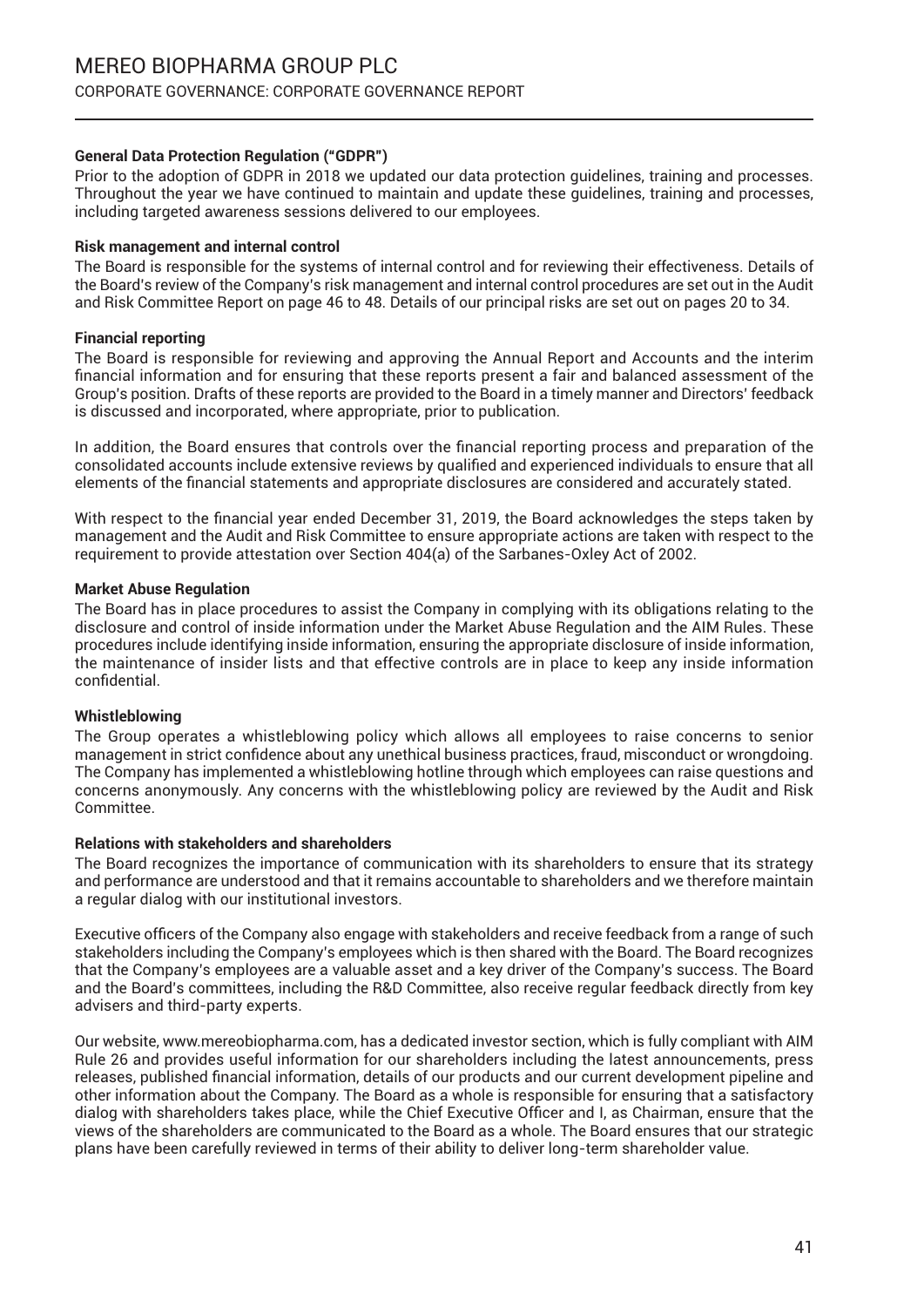#### General Data Protection Regulation ("GDPR")

Prior to the adoption of GDPR in 2018 we updated our data protection guidelines, training and processes. Throughout the year we have continued to maintain and update these guidelines, training and processes, including targeted awareness sessions delivered to our employees.

#### Risk management and internal control

The Board is responsible for the systems of internal control and for reviewing their effectiveness. Details of the Board's review of the Company's risk management and internal control procedures are set out in the Audit and Risk Committee Report on page 46 to 48. Details of our principal risks are set out on pages 20 to 34.

#### Financial reporting

The Board is responsible for reviewing and approving the Annual Report and Accounts and the interim financial information and for ensuring that these reports present a fair and balanced assessment of the Group's position. Drafts of these reports are provided to the Board in a timely manner and Directors' feedback is discussed and incorporated, where appropriate, prior to publication.

In addition, the Board ensures that controls over the financial reporting process and preparation of the consolidated accounts include extensive reviews by qualified and experienced individuals to ensure that all elements of the financial statements and appropriate disclosures are considered and accurately stated.

With respect to the financial year ended December 31, 2019, the Board acknowledges the steps taken by management and the Audit and Risk Committee to ensure appropriate actions are taken with respect to the requirement to provide attestation over Section 404(a) of the Sarbanes-Oxley Act of 2002.

#### Market Abuse Regulation

The Board has in place procedures to assist the Company in complying with its obligations relating to the disclosure and control of inside information under the Market Abuse Regulation and the AIM Rules. These procedures include identifying inside information, ensuring the appropriate disclosure of inside information, the maintenance of insider lists and that effective controls are in place to keep any inside information confidential.

#### Whistleblowing

The Group operates a whistleblowing policy which allows all employees to raise concerns to senior management in strict confidence about any unethical business practices, fraud, misconduct or wrongdoing. The Company has implemented a whistleblowing hotline through which employees can raise questions and concerns anonymously. Any concerns with the whistleblowing policy are reviewed by the Audit and Risk Committee.

#### Relations with stakeholders and shareholders

The Board recognizes the importance of communication with its shareholders to ensure that its strategy and performance are understood and that it remains accountable to shareholders and we therefore maintain a regular dialog with our institutional investors.

Executive officers of the Company also engage with stakeholders and receive feedback from a range of such stakeholders including the Company's employees which is then shared with the Board. The Board recognizes that the Company's employees are a valuable asset and a key driver of the Company's success. The Board and the Board's committees, including the R&D Committee, also receive regular feedback directly from key advisers and third-party experts.

Our website, www.mereobiopharma.com, has a dedicated investor section, which is fully compliant with AIM Rule 26 and provides useful information for our shareholders including the latest announcements, press releases, published financial information, details of our products and our current development pipeline and other information about the Company. The Board as a whole is responsible for ensuring that a satisfactory dialog with shareholders takes place, while the Chief Executive Officer and I, as Chairman, ensure that the views of the shareholders are communicated to the Board as a whole. The Board ensures that our strategic plans have been carefully reviewed in terms of their ability to deliver long-term shareholder value.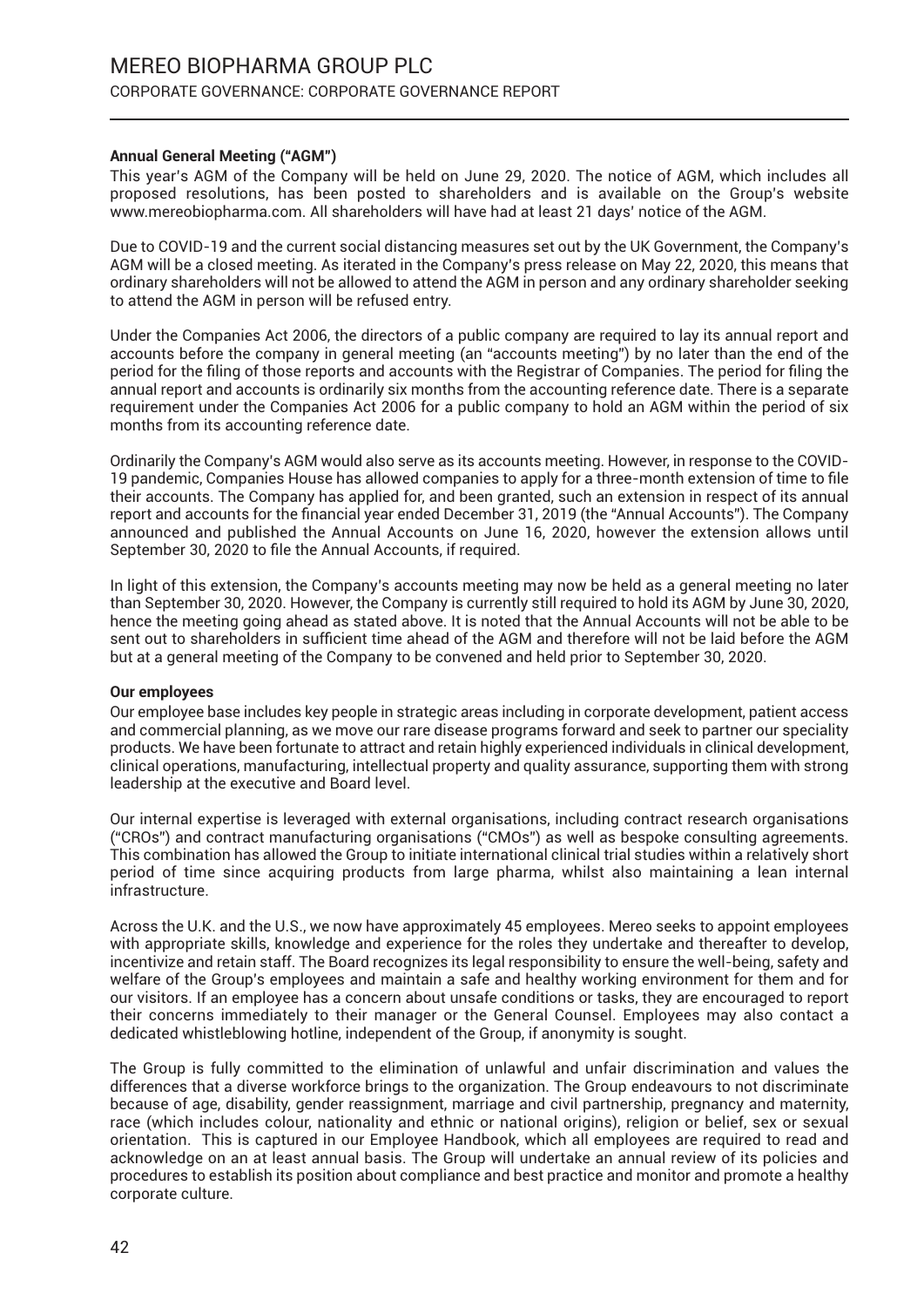**Annual General Meeting ("AGM")**

This year's AGM of the Company will be held on June 29, 2020. The notice of AGM, which includes all proposed resolutions, has been posted to shareholders and is available on the Group's website www.mereobiopharma.com. All shareholders will have had at least 21 days' notice of the AGM.

Due to COVID-19 and the current social distancing measures set out by the UK Government, the Company's AGM will be a closed meeting. As iterated in the Company's press release on May 22, 2020, this means that ordinary shareholders will not be allowed to attend the AGM in person and any ordinary shareholder seeking to attend the AGM in person will be refused entry.

Under the Companies Act 2006, the directors of a public company are required to lay its annual report and accounts before the company in general meeting (an "accounts meeting") by no later than the end of the period for the filing of those reports and accounts with the Registrar of Companies. The period for filing the annual report and accounts is ordinarily six months from the accounting reference date. There is a separate requirement under the Companies Act 2006 for a public company to hold an AGM within the period of six months from its accounting reference date.

Ordinarily the Company's AGM would also serve as its accounts meeting. However, in response to the COVID-19 pandemic, Companies House has allowed companies to apply for a three-month extension of time to file their accounts. The Company has applied for, and been granted, such an extension in respect of its annual report and accounts for the financial year ended December 31, 2019 (the "Annual Accounts"). The Company announced and published the Annual Accounts on June 16, 2020, however the extension allows until September 30, 2020 to file the Annual Accounts, if required.

In light of this extension, the Company's accounts meeting may now be held as a general meeting no later than September 30, 2020. However, the Company is currently still required to hold its AGM by June 30, 2020, hence the meeting going ahead as stated above. It is noted that the Annual Accounts will not be able to be sent out to shareholders in sufficient time ahead of the AGM and therefore will not be laid before the AGM but at a general meeting of the Company to be convened and held prior to September 30, 2020.

**Our employees**

Our employee base includes key people in strategic areas including in corporate development, patient access and commercial planning, as we move our rare disease programs forward and seek to partner our speciality products. We have been fortunate to attract and retain highly experienced individuals in clinical development, clinical operations, manufacturing, intellectual property and quality assurance, supporting them with strong leadership at the executive and Board level.

Our internal expertise is leveraged with external organisations, including contract research organisations ("CROs") and contract manufacturing organisations ("CMOs") as well as bespoke consulting agreements. This combination has allowed the Group to initiate international clinical trial studies within a relatively short period of time since acquiring products from large pharma, whilst also maintaining a lean internal infrastructure.

Across the U.K. and the U.S., we now have approximately 45 employees. Mereo seeks to appoint employees with appropriate skills, knowledge and experience for the roles they undertake and thereafter to develop, incentivize and retain staff. The Board recognizes its legal responsibility to ensure the well-being, safety and welfare of the Group's employees and maintain a safe and healthy working environment for them and for our visitors. If an employee has a concern about unsafe conditions or tasks, they are encouraged to report their concerns immediately to their manager or the General Counsel. Employees may also contact a dedicated whistleblowing hotline, independent of the Group, if anonymity is sought.

The Group is fully committed to the elimination of unlawful and unfair discrimination and values the differences that a diverse workforce brings to the organization. The Group endeavours to not discriminate because of age, disability, gender reassignment, marriage and civil partnership, pregnancy and maternity, race (which includes colour, nationality and ethnic or national origins), religion or belief, sex or sexual orientation. This is captured in our Employee Handbook, which all employees are required to read and acknowledge on an at least annual basis. The Group will undertake an annual review of its policies and procedures to establish its position about compliance and best practice and monitor and promote a healthy corporate culture.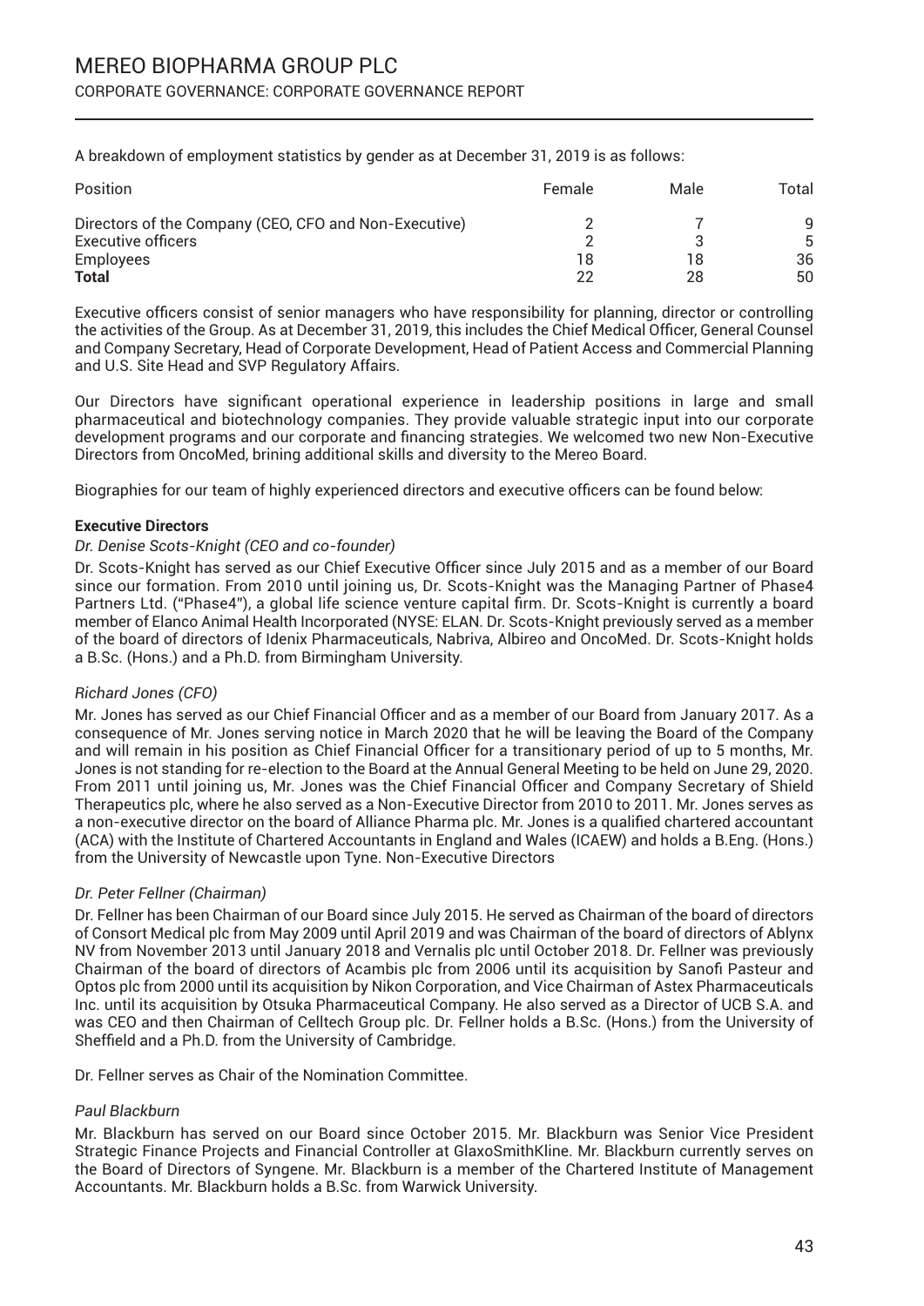A breakdown of employment statistics by gender as at December 31, 2019 is as follows:

| Position | Female | Male | Total |
|---|---|---|---|
| Directors of the Company (CEO, CFO and Non-Executive) | 2 | 7 | 9 |
| Executive officers | 2 | 3 | 5 |
| Employees | 18 | 18 | 36 |
| **Total** | 22 | 28 | 50 |

Executive officers consist of senior managers who have responsibility for planning, director or controlling the activities of the Group. As at December 31, 2019, this includes the Chief Medical Officer, General Counsel and Company Secretary, Head of Corporate Development, Head of Patient Access and Commercial Planning and U.S. Site Head and SVP Regulatory Affairs.

Our Directors have significant operational experience in leadership positions in large and small pharmaceutical and biotechnology companies. They provide valuable strategic input into our corporate development programs and our corporate and financing strategies. We welcomed two new Non-Executive Directors from OncoMed, brining additional skills and diversity to the Mereo Board.

Biographies for our team of highly experienced directors and executive officers can be found below:

**Executive Directors**

*Dr. Denise Scots-Knight (CEO and co-founder)*

Dr. Scots-Knight has served as our Chief Executive Officer since July 2015 and as a member of our Board since our formation. From 2010 until joining us, Dr. Scots-Knight was the Managing Partner of Phase4 Partners Ltd. ("Phase4"), a global life science venture capital firm. Dr. Scots-Knight is currently a board member of Elanco Animal Health Incorporated (NYSE: ELAN. Dr. Scots-Knight previously served as a member of the board of directors of Idenix Pharmaceuticals, Nabriva, Albireo and OncoMed. Dr. Scots-Knight holds a B.Sc. (Hons.) and a Ph.D. from Birmingham University.

*Richard Jones (CFO)*

Mr. Jones has served as our Chief Financial Officer and as a member of our Board from January 2017. As a consequence of Mr. Jones serving notice in March 2020 that he will be leaving the Board of the Company and will remain in his position as Chief Financial Officer for a transitionary period of up to 5 months, Mr. Jones is not standing for re-election to the Board at the Annual General Meeting to be held on June 29, 2020. From 2011 until joining us, Mr. Jones was the Chief Financial Officer and Company Secretary of Shield Therapeutics plc, where he also served as a Non-Executive Director from 2010 to 2011. Mr. Jones serves as a non-executive director on the board of Alliance Pharma plc. Mr. Jones is a qualified chartered accountant (ACA) with the Institute of Chartered Accountants in England and Wales (ICAEW) and holds a B.Eng. (Hons.) from the University of Newcastle upon Tyne. Non-Executive Directors

*Dr. Peter Fellner (Chairman)*

Dr. Fellner has been Chairman of our Board since July 2015. He served as Chairman of the board of directors of Consort Medical plc from May 2009 until April 2019 and was Chairman of the board of directors of Ablynx NV from November 2013 until January 2018 and Vernalis plc until October 2018. Dr. Fellner was previously Chairman of the board of directors of Acambis plc from 2006 until its acquisition by Sanofi Pasteur and Optos plc from 2000 until its acquisition by Nikon Corporation, and Vice Chairman of Astex Pharmaceuticals Inc. until its acquisition by Otsuka Pharmaceutical Company. He also served as a Director of UCB S.A. and was CEO and then Chairman of Celltech Group plc. Dr. Fellner holds a B.Sc. (Hons.) from the University of Sheffield and a Ph.D. from the University of Cambridge.

Dr. Fellner serves as Chair of the Nomination Committee.

*Paul Blackburn*

Mr. Blackburn has served on our Board since October 2015. Mr. Blackburn was Senior Vice President Strategic Finance Projects and Financial Controller at GlaxoSmithKline. Mr. Blackburn currently serves on the Board of Directors of Syngene. Mr. Blackburn is a member of the Chartered Institute of Management Accountants. Mr. Blackburn holds a B.Sc. from Warwick University.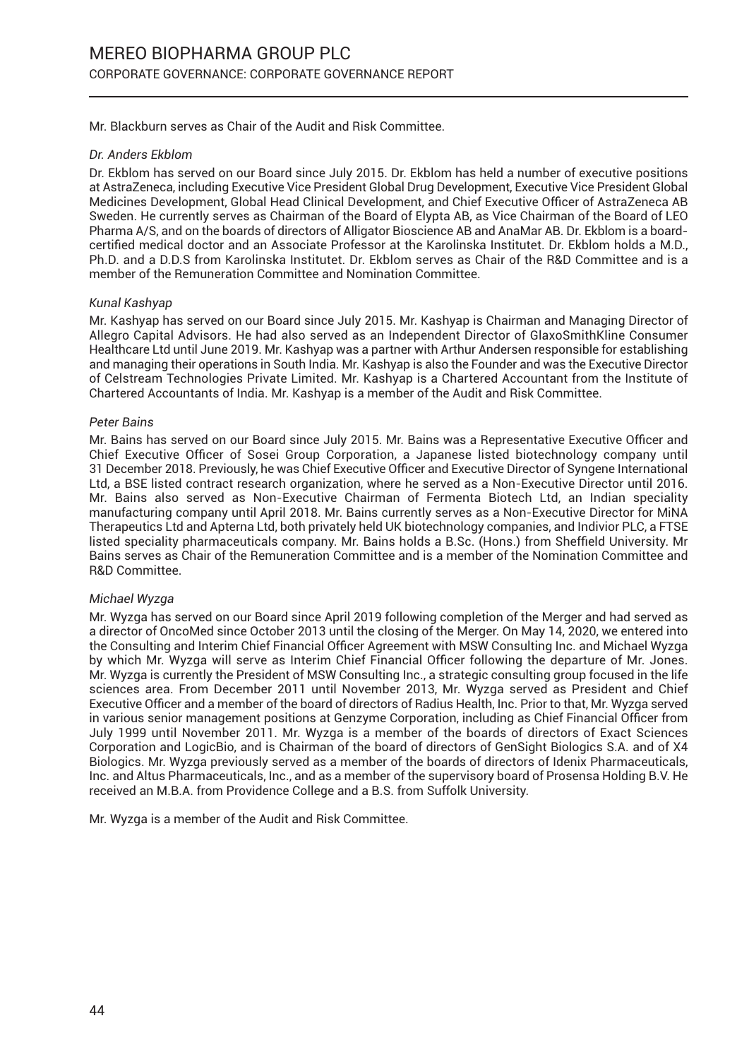Mr. Blackburn serves as Chair of the Audit and Risk Committee.

*Dr. Anders Ekblom*

Dr. Ekblom has served on our Board since July 2015. Dr. Ekblom has held a number of executive positions at AstraZeneca, including Executive Vice President Global Drug Development, Executive Vice President Global Medicines Development, Global Head Clinical Development, and Chief Executive Officer of AstraZeneca AB Sweden. He currently serves as Chairman of the Board of Elypta AB, as Vice Chairman of the Board of LEO Pharma A/S, and on the boards of directors of Alligator Bioscience AB and AnaMar AB. Dr. Ekblom is a board-certified medical doctor and an Associate Professor at the Karolinska Institutet. Dr. Ekblom holds a M.D., Ph.D. and a D.D.S from Karolinska Institutet. Dr. Ekblom serves as Chair of the R&D Committee and is a member of the Remuneration Committee and Nomination Committee.

*Kunal Kashyap*

Mr. Kashyap has served on our Board since July 2015. Mr. Kashyap is Chairman and Managing Director of Allegro Capital Advisors. He had also served as an Independent Director of GlaxoSmithKline Consumer Healthcare Ltd until June 2019. Mr. Kashyap was a partner with Arthur Andersen responsible for establishing and managing their operations in South India. Mr. Kashyap is also the Founder and was the Executive Director of Celstream Technologies Private Limited. Mr. Kashyap is a Chartered Accountant from the Institute of Chartered Accountants of India. Mr. Kashyap is a member of the Audit and Risk Committee.

*Peter Bains*

Mr. Bains has served on our Board since July 2015. Mr. Bains was a Representative Executive Officer and Chief Executive Officer of Sosei Group Corporation, a Japanese listed biotechnology company until 31 December 2018. Previously, he was Chief Executive Officer and Executive Director of Syngene International Ltd, a BSE listed contract research organization, where he served as a Non-Executive Director until 2016. Mr. Bains also served as Non-Executive Chairman of Fermenta Biotech Ltd, an Indian speciality manufacturing company until April 2018. Mr. Bains currently serves as a Non-Executive Director for MiNA Therapeutics Ltd and Apterna Ltd, both privately held UK biotechnology companies, and Indivior PLC, a FTSE listed speciality pharmaceuticals company. Mr. Bains holds a B.Sc. (Hons.) from Sheffield University. Mr Bains serves as Chair of the Remuneration Committee and is a member of the Nomination Committee and R&D Committee.

*Michael Wyzga*

Mr. Wyzga has served on our Board since April 2019 following completion of the Merger and had served as a director of OncoMed since October 2013 until the closing of the Merger. On May 14, 2020, we entered into the Consulting and Interim Chief Financial Officer Agreement with MSW Consulting Inc. and Michael Wyzga by which Mr. Wyzga will serve as Interim Chief Financial Officer following the departure of Mr. Jones. Mr. Wyzga is currently the President of MSW Consulting Inc., a strategic consulting group focused in the life sciences area. From December 2011 until November 2013, Mr. Wyzga served as President and Chief Executive Officer and a member of the board of directors of Radius Health, Inc. Prior to that, Mr. Wyzga served in various senior management positions at Genzyme Corporation, including as Chief Financial Officer from July 1999 until November 2011. Mr. Wyzga is a member of the boards of directors of Exact Sciences Corporation and LogicBio, and is Chairman of the board of directors of GenSight Biologics S.A. and of X4 Biologics. Mr. Wyzga previously served as a member of the boards of directors of Idenix Pharmaceuticals, Inc. and Altus Pharmaceuticals, Inc., and as a member of the supervisory board of Prosensa Holding B.V. He received an M.B.A. from Providence College and a B.S. from Suffolk University.

Mr. Wyzga is a member of the Audit and Risk Committee.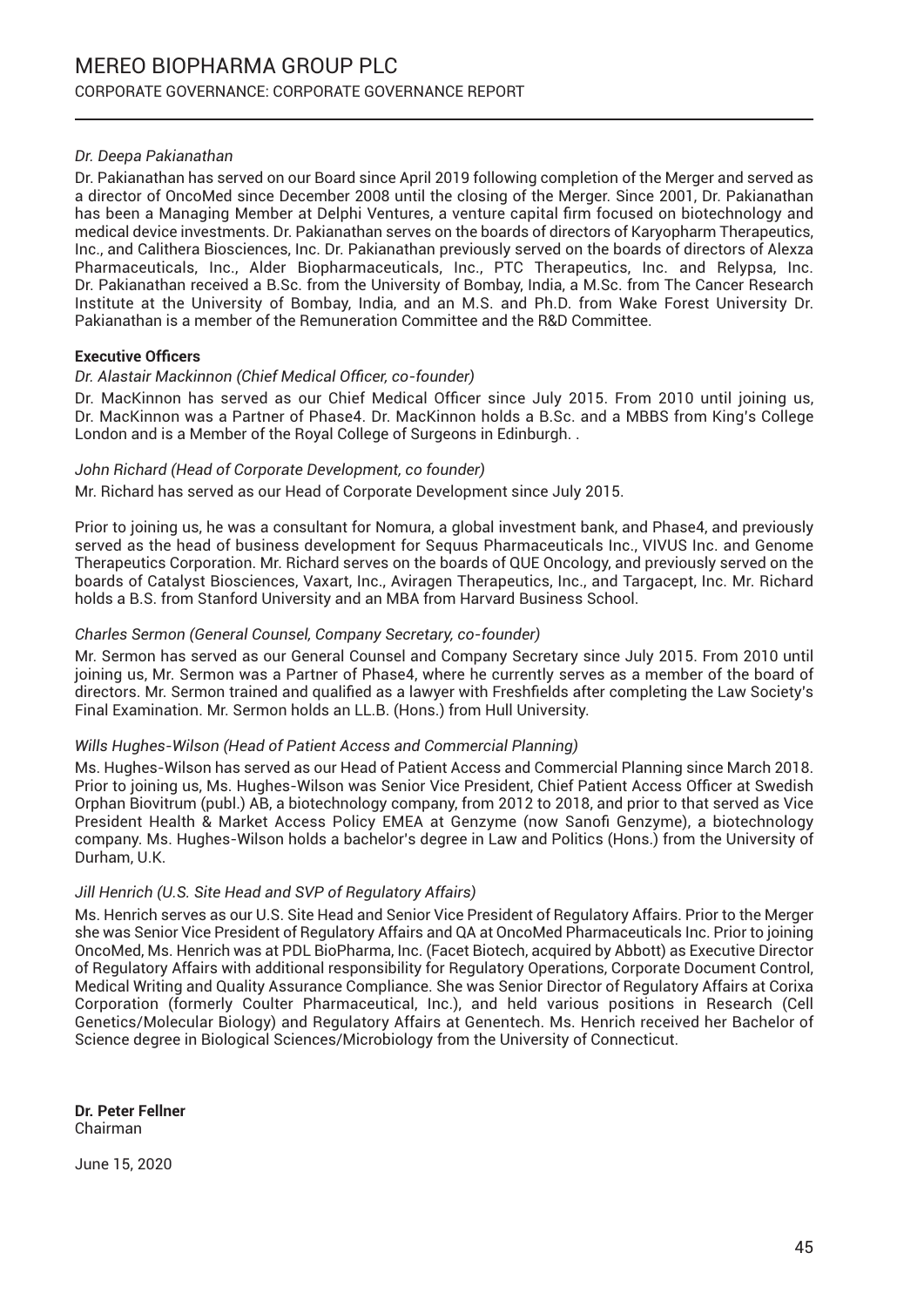*Dr. Deepa Pakianathan*

Dr. Pakianathan has served on our Board since April 2019 following completion of the Merger and served as a director of OncoMed since December 2008 until the closing of the Merger. Since 2001, Dr. Pakianathan has been a Managing Member at Delphi Ventures, a venture capital firm focused on biotechnology and medical device investments. Dr. Pakianathan serves on the boards of directors of Karyopharm Therapeutics, Inc., and Calithera Biosciences, Inc. Dr. Pakianathan previously served on the boards of directors of Alexza Pharmaceuticals, Inc., Alder Biopharmaceuticals, Inc., PTC Therapeutics, Inc. and Relypsa, Inc. Dr. Pakianathan received a B.Sc. from the University of Bombay, India, a M.Sc. from The Cancer Research Institute at the University of Bombay, India, and an M.S. and Ph.D. from Wake Forest University Dr. Pakianathan is a member of the Remuneration Committee and the R&D Committee.

**Executive Officers**

*Dr. Alastair Mackinnon (Chief Medical Officer, co-founder)*

Dr. MacKinnon has served as our Chief Medical Officer since July 2015. From 2010 until joining us, Dr. MacKinnon was a Partner of Phase4. Dr. MacKinnon holds a B.Sc. and a MBBS from King's College London and is a Member of the Royal College of Surgeons in Edinburgh. .

*John Richard (Head of Corporate Development, co founder)*

Mr. Richard has served as our Head of Corporate Development since July 2015.

Prior to joining us, he was a consultant for Nomura, a global investment bank, and Phase4, and previously served as the head of business development for Sequus Pharmaceuticals Inc., VIVUS Inc. and Genome Therapeutics Corporation. Mr. Richard serves on the boards of QUE Oncology, and previously served on the boards of Catalyst Biosciences, Vaxart, Inc., Aviragen Therapeutics, Inc., and Targacept, Inc. Mr. Richard holds a B.S. from Stanford University and an MBA from Harvard Business School.

*Charles Sermon (General Counsel, Company Secretary, co-founder)*

Mr. Sermon has served as our General Counsel and Company Secretary since July 2015. From 2010 until joining us, Mr. Sermon was a Partner of Phase4, where he currently serves as a member of the board of directors. Mr. Sermon trained and qualified as a lawyer with Freshfields after completing the Law Society's Final Examination. Mr. Sermon holds an LL.B. (Hons.) from Hull University.

*Wills Hughes-Wilson (Head of Patient Access and Commercial Planning)*

Ms. Hughes-Wilson has served as our Head of Patient Access and Commercial Planning since March 2018. Prior to joining us, Ms. Hughes-Wilson was Senior Vice President, Chief Patient Access Officer at Swedish Orphan Biovitrum (publ.) AB, a biotechnology company, from 2012 to 2018, and prior to that served as Vice President Health & Market Access Policy EMEA at Genzyme (now Sanofi Genzyme), a biotechnology company. Ms. Hughes-Wilson holds a bachelor's degree in Law and Politics (Hons.) from the University of Durham, U.K.

*Jill Henrich (U.S. Site Head and SVP of Regulatory Affairs)*

Ms. Henrich serves as our U.S. Site Head and Senior Vice President of Regulatory Affairs. Prior to the Merger she was Senior Vice President of Regulatory Affairs and QA at OncoMed Pharmaceuticals Inc. Prior to joining OncoMed, Ms. Henrich was at PDL BioPharma, Inc. (Facet Biotech, acquired by Abbott) as Executive Director of Regulatory Affairs with additional responsibility for Regulatory Operations, Corporate Document Control, Medical Writing and Quality Assurance Compliance. She was Senior Director of Regulatory Affairs at Corixa Corporation (formerly Coulter Pharmaceutical, Inc.), and held various positions in Research (Cell Genetics/Molecular Biology) and Regulatory Affairs at Genentech. Ms. Henrich received her Bachelor of Science degree in Biological Sciences/Microbiology from the University of Connecticut.

**Dr. Peter Fellner**
Chairman

June 15, 2020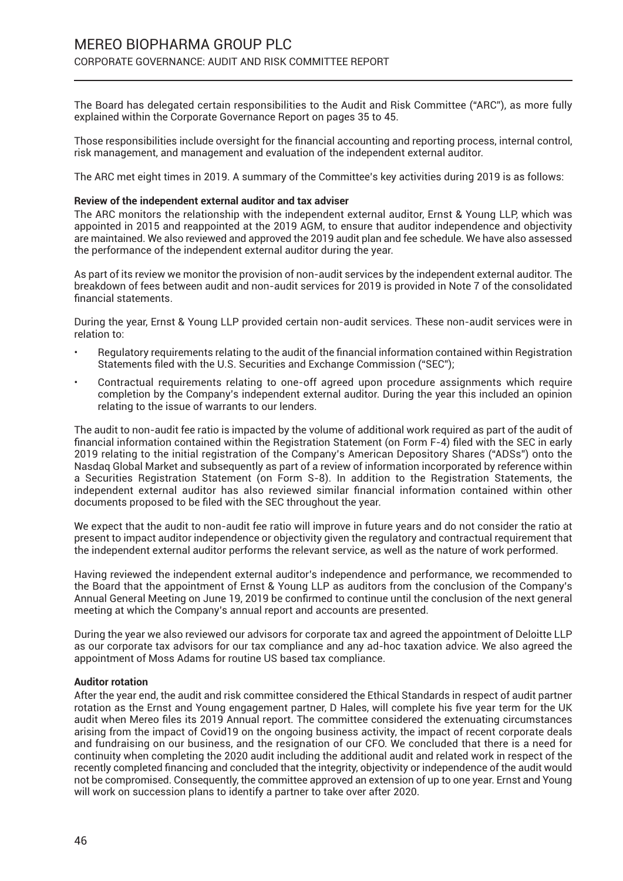The Board has delegated certain responsibilities to the Audit and Risk Committee ("ARC"), as more fully explained within the Corporate Governance Report on pages 35 to 45.

Those responsibilities include oversight for the financial accounting and reporting process, internal control, risk management, and management and evaluation of the independent external auditor.

The ARC met eight times in 2019. A summary of the Committee's key activities during 2019 is as follows:

**Review of the independent external auditor and tax adviser**

The ARC monitors the relationship with the independent external auditor, Ernst & Young LLP, which was appointed in 2015 and reappointed at the 2019 AGM, to ensure that auditor independence and objectivity are maintained. We also reviewed and approved the 2019 audit plan and fee schedule. We have also assessed the performance of the independent external auditor during the year.

As part of its review we monitor the provision of non-audit services by the independent external auditor. The breakdown of fees between audit and non-audit services for 2019 is provided in Note 7 of the consolidated financial statements.

During the year, Ernst & Young LLP provided certain non-audit services. These non-audit services were in relation to:

- Regulatory requirements relating to the audit of the financial information contained within Registration Statements filed with the U.S. Securities and Exchange Commission ("SEC");
- Contractual requirements relating to one-off agreed upon procedure assignments which require completion by the Company's independent external auditor. During the year this included an opinion relating to the issue of warrants to our lenders.

The audit to non-audit fee ratio is impacted by the volume of additional work required as part of the audit of financial information contained within the Registration Statement (on Form F-4) filed with the SEC in early 2019 relating to the initial registration of the Company's American Depository Shares ("ADSs") onto the Nasdaq Global Market and subsequently as part of a review of information incorporated by reference within a Securities Registration Statement (on Form S-8). In addition to the Registration Statements, the independent external auditor has also reviewed similar financial information contained within other documents proposed to be filed with the SEC throughout the year.

We expect that the audit to non-audit fee ratio will improve in future years and do not consider the ratio at present to impact auditor independence or objectivity given the regulatory and contractual requirement that the independent external auditor performs the relevant service, as well as the nature of work performed.

Having reviewed the independent external auditor's independence and performance, we recommended to the Board that the appointment of Ernst & Young LLP as auditors from the conclusion of the Company's Annual General Meeting on June 19, 2019 be confirmed to continue until the conclusion of the next general meeting at which the Company's annual report and accounts are presented.

During the year we also reviewed our advisors for corporate tax and agreed the appointment of Deloitte LLP as our corporate tax advisors for our tax compliance and any ad-hoc taxation advice. We also agreed the appointment of Moss Adams for routine US based tax compliance.

**Auditor rotation**

After the year end, the audit and risk committee considered the Ethical Standards in respect of audit partner rotation as the Ernst and Young engagement partner, D Hales, will complete his five year term for the UK audit when Mereo files its 2019 Annual report. The committee considered the extenuating circumstances arising from the impact of Covid19 on the ongoing business activity, the impact of recent corporate deals and fundraising on our business, and the resignation of our CFO. We concluded that there is a need for continuity when completing the 2020 audit including the additional audit and related work in respect of the recently completed financing and concluded that the integrity, objectivity or independence of the audit would not be compromised. Consequently, the committee approved an extension of up to one year. Ernst and Young will work on succession plans to identify a partner to take over after 2020.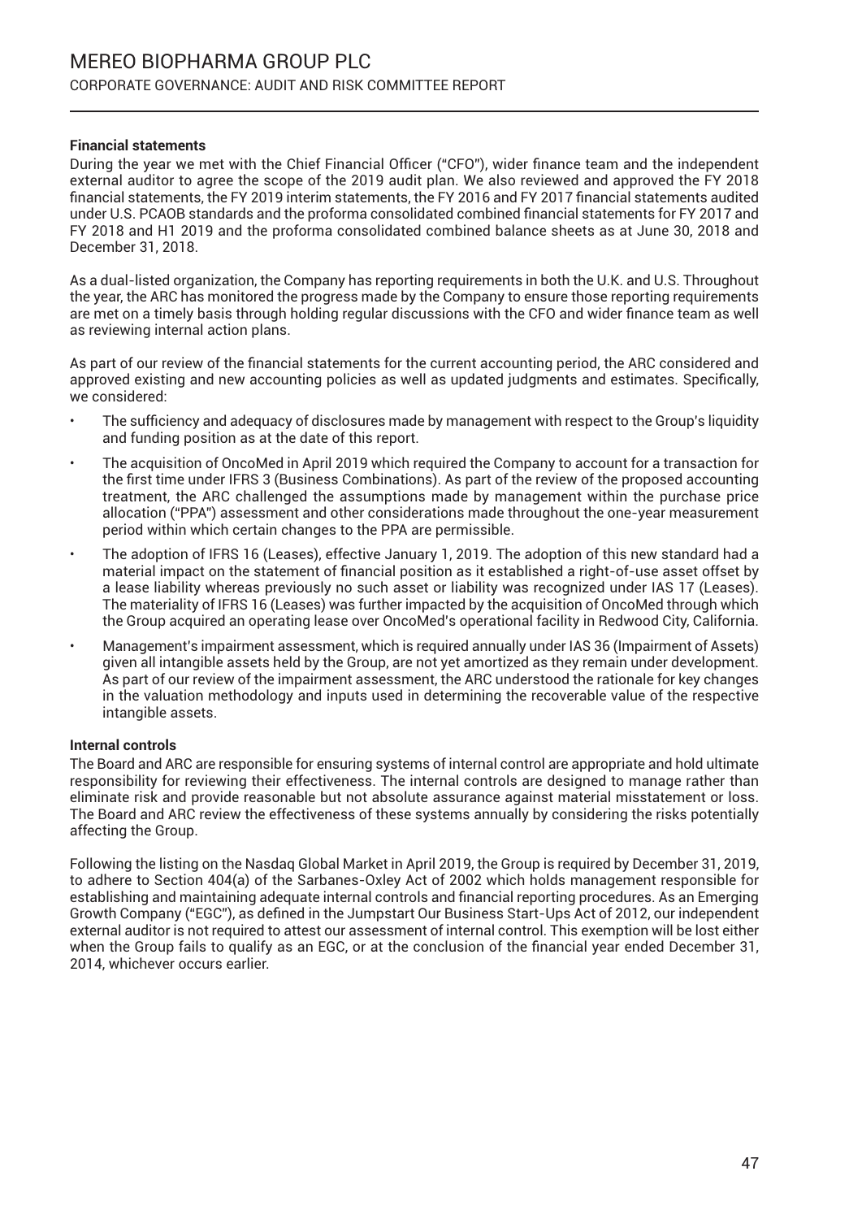### Financial statements

During the year we met with the Chief Financial Officer ("CFO"), wider finance team and the independent external auditor to agree the scope of the 2019 audit plan. We also reviewed and approved the FY 2018 financial statements, the FY 2019 interim statements, the FY 2016 and FY 2017 financial statements audited under U.S. PCAOB standards and the proforma consolidated combined financial statements for FY 2017 and FY 2018 and H1 2019 and the proforma consolidated combined balance sheets as at June 30, 2018 and December 31, 2018.

As a dual-listed organization, the Company has reporting requirements in both the U.K. and U.S. Throughout the year, the ARC has monitored the progress made by the Company to ensure those reporting requirements are met on a timely basis through holding regular discussions with the CFO and wider finance team as well as reviewing internal action plans.

As part of our review of the financial statements for the current accounting period, the ARC considered and approved existing and new accounting policies as well as updated judgments and estimates. Specifically, we considered:

- The sufficiency and adequacy of disclosures made by management with respect to the Group's liquidity and funding position as at the date of this report.
- The acquisition of OncoMed in April 2019 which required the Company to account for a transaction for the first time under IFRS 3 (Business Combinations). As part of the review of the proposed accounting treatment, the ARC challenged the assumptions made by management within the purchase price allocation ("PPA") assessment and other considerations made throughout the one-year measurement period within which certain changes to the PPA are permissible.
- The adoption of IFRS 16 (Leases), effective January 1, 2019. The adoption of this new standard had a material impact on the statement of financial position as it established a right-of-use asset offset by a lease liability whereas previously no such asset or liability was recognized under IAS 17 (Leases). The materiality of IFRS 16 (Leases) was further impacted by the acquisition of OncoMed through which the Group acquired an operating lease over OncoMed's operational facility in Redwood City, California.
- Management's impairment assessment, which is required annually under IAS 36 (Impairment of Assets) given all intangible assets held by the Group, are not yet amortized as they remain under development. As part of our review of the impairment assessment, the ARC understood the rationale for key changes in the valuation methodology and inputs used in determining the recoverable value of the respective intangible assets.

### Internal controls

The Board and ARC are responsible for ensuring systems of internal control are appropriate and hold ultimate responsibility for reviewing their effectiveness. The internal controls are designed to manage rather than eliminate risk and provide reasonable but not absolute assurance against material misstatement or loss. The Board and ARC review the effectiveness of these systems annually by considering the risks potentially affecting the Group.

Following the listing on the Nasdaq Global Market in April 2019, the Group is required by December 31, 2019, to adhere to Section 404(a) of the Sarbanes-Oxley Act of 2002 which holds management responsible for establishing and maintaining adequate internal controls and financial reporting procedures. As an Emerging Growth Company ("EGC"), as defined in the Jumpstart Our Business Start-Ups Act of 2012, our independent external auditor is not required to attest our assessment of internal control. This exemption will be lost either when the Group fails to qualify as an EGC, or at the conclusion of the financial year ended December 31, 2014, whichever occurs earlier.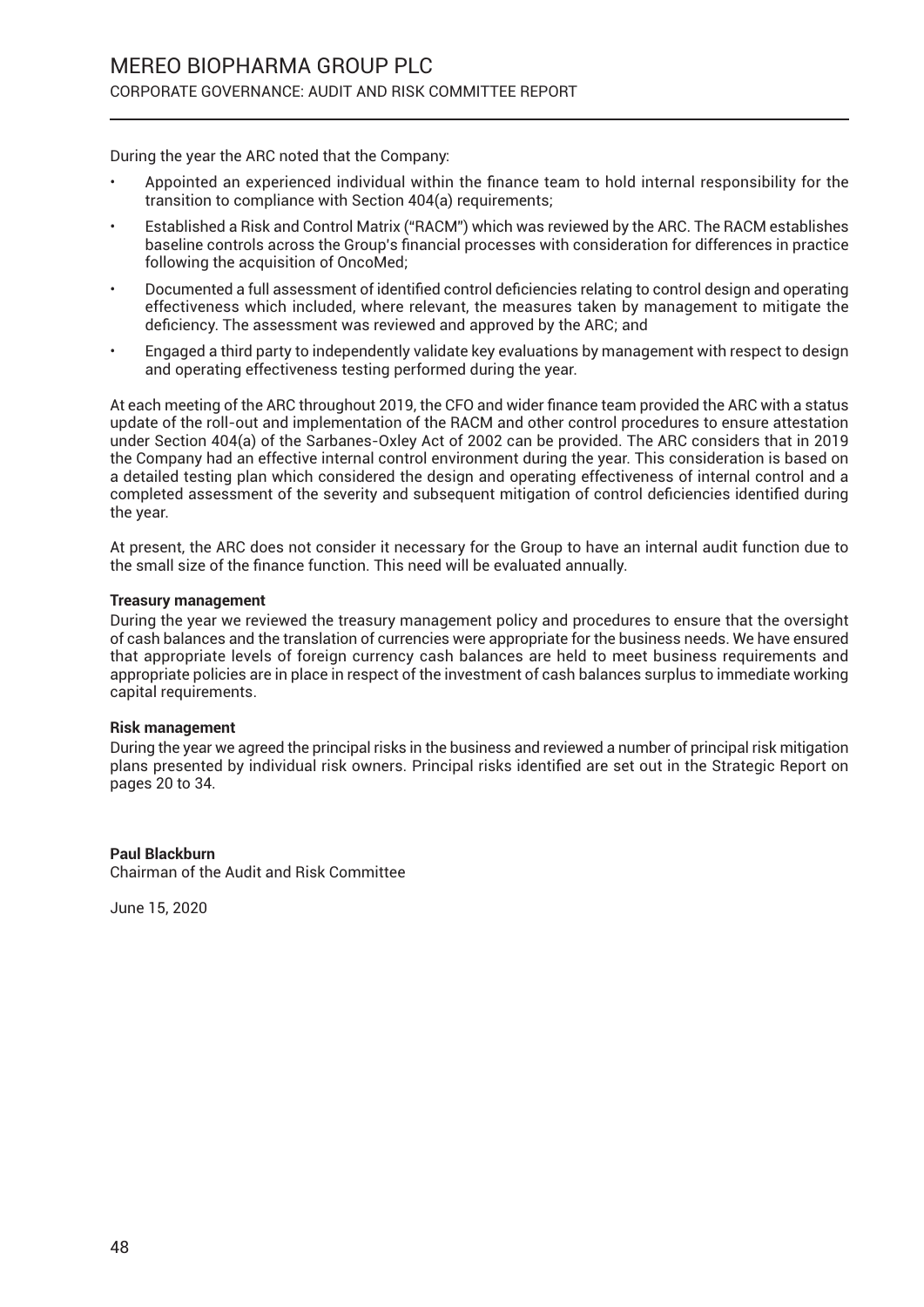During the year the ARC noted that the Company:

- Appointed an experienced individual within the finance team to hold internal responsibility for the transition to compliance with Section 404(a) requirements;
- Established a Risk and Control Matrix ("RACM") which was reviewed by the ARC. The RACM establishes baseline controls across the Group's financial processes with consideration for differences in practice following the acquisition of OncoMed;
- Documented a full assessment of identified control deficiencies relating to control design and operating effectiveness which included, where relevant, the measures taken by management to mitigate the deficiency. The assessment was reviewed and approved by the ARC; and
- Engaged a third party to independently validate key evaluations by management with respect to design and operating effectiveness testing performed during the year.

At each meeting of the ARC throughout 2019, the CFO and wider finance team provided the ARC with a status update of the roll-out and implementation of the RACM and other control procedures to ensure attestation under Section 404(a) of the Sarbanes-Oxley Act of 2002 can be provided. The ARC considers that in 2019 the Company had an effective internal control environment during the year. This consideration is based on a detailed testing plan which considered the design and operating effectiveness of internal control and a completed assessment of the severity and subsequent mitigation of control deficiencies identified during the year.

At present, the ARC does not consider it necessary for the Group to have an internal audit function due to the small size of the finance function. This need will be evaluated annually.

**Treasury management**

During the year we reviewed the treasury management policy and procedures to ensure that the oversight of cash balances and the translation of currencies were appropriate for the business needs. We have ensured that appropriate levels of foreign currency cash balances are held to meet business requirements and appropriate policies are in place in respect of the investment of cash balances surplus to immediate working capital requirements.

**Risk management**

During the year we agreed the principal risks in the business and reviewed a number of principal risk mitigation plans presented by individual risk owners. Principal risks identified are set out in the Strategic Report on pages 20 to 34.

**Paul Blackburn**
Chairman of the Audit and Risk Committee

June 15, 2020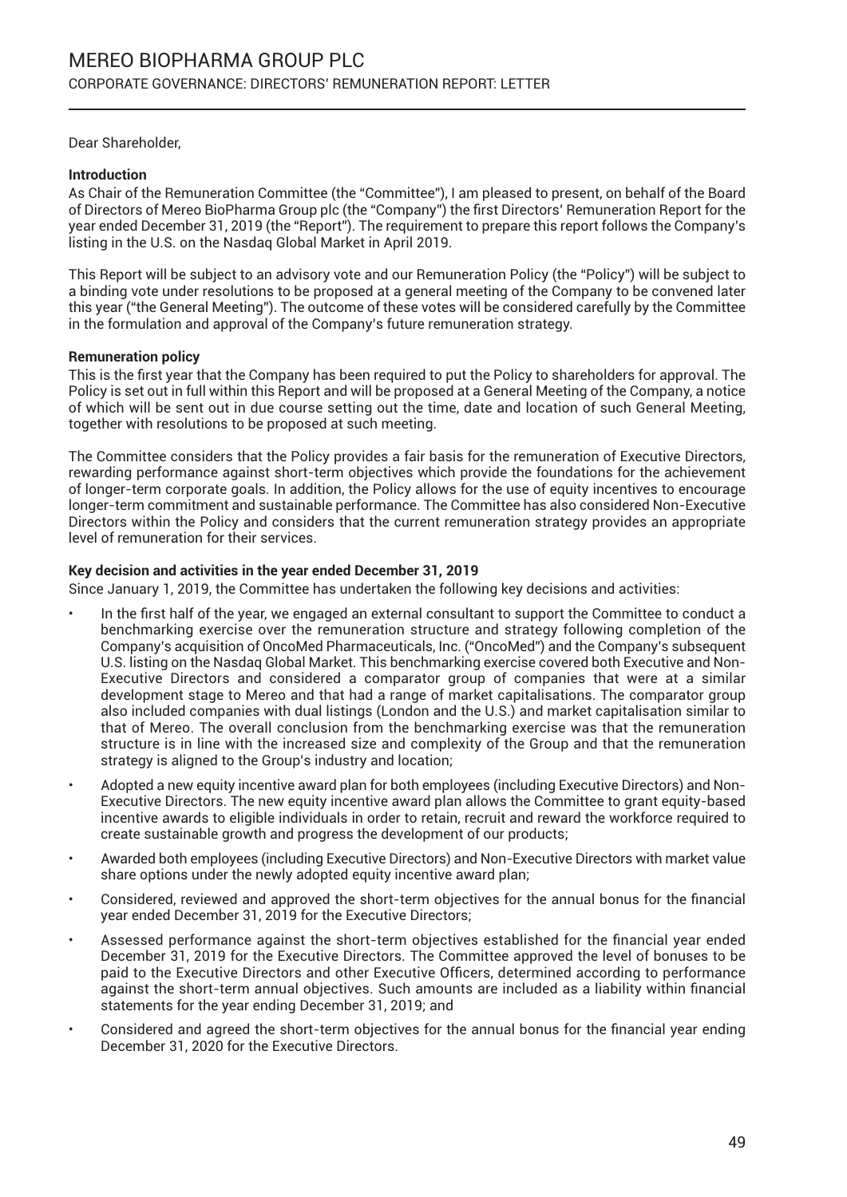Dear Shareholder,

**Introduction**

As Chair of the Remuneration Committee (the "Committee"), I am pleased to present, on behalf of the Board of Directors of Mereo BioPharma Group plc (the "Company") the first Directors' Remuneration Report for the year ended December 31, 2019 (the "Report"). The requirement to prepare this report follows the Company's listing in the U.S. on the Nasdaq Global Market in April 2019.

This Report will be subject to an advisory vote and our Remuneration Policy (the "Policy") will be subject to a binding vote under resolutions to be proposed at a general meeting of the Company to be convened later this year ("the General Meeting"). The outcome of these votes will be considered carefully by the Committee in the formulation and approval of the Company's future remuneration strategy.

**Remuneration policy**

This is the first year that the Company has been required to put the Policy to shareholders for approval. The Policy is set out in full within this Report and will be proposed at a General Meeting of the Company, a notice of which will be sent out in due course setting out the time, date and location of such General Meeting, together with resolutions to be proposed at such meeting.

The Committee considers that the Policy provides a fair basis for the remuneration of Executive Directors, rewarding performance against short-term objectives which provide the foundations for the achievement of longer-term corporate goals. In addition, the Policy allows for the use of equity incentives to encourage longer-term commitment and sustainable performance. The Committee has also considered Non-Executive Directors within the Policy and considers that the current remuneration strategy provides an appropriate level of remuneration for their services.

**Key decision and activities in the year ended December 31, 2019**

Since January 1, 2019, the Committee has undertaken the following key decisions and activities:

- In the first half of the year, we engaged an external consultant to support the Committee to conduct a benchmarking exercise over the remuneration structure and strategy following completion of the Company's acquisition of OncoMed Pharmaceuticals, Inc. ("OncoMed") and the Company's subsequent U.S. listing on the Nasdaq Global Market. This benchmarking exercise covered both Executive and Non-Executive Directors and considered a comparator group of companies that were at a similar development stage to Mereo and that had a range of market capitalisations. The comparator group also included companies with dual listings (London and the U.S.) and market capitalisation similar to that of Mereo. The overall conclusion from the benchmarking exercise was that the remuneration structure is in line with the increased size and complexity of the Group and that the remuneration strategy is aligned to the Group's industry and location;
- Adopted a new equity incentive award plan for both employees (including Executive Directors) and Non-Executive Directors. The new equity incentive award plan allows the Committee to grant equity-based incentive awards to eligible individuals in order to retain, recruit and reward the workforce required to create sustainable growth and progress the development of our products;
- Awarded both employees (including Executive Directors) and Non-Executive Directors with market value share options under the newly adopted equity incentive award plan;
- Considered, reviewed and approved the short-term objectives for the annual bonus for the financial year ended December 31, 2019 for the Executive Directors;
- Assessed performance against the short-term objectives established for the financial year ended December 31, 2019 for the Executive Directors. The Committee approved the level of bonuses to be paid to the Executive Directors and other Executive Officers, determined according to performance against the short-term annual objectives. Such amounts are included as a liability within financial statements for the year ending December 31, 2019; and
- Considered and agreed the short-term objectives for the annual bonus for the financial year ending December 31, 2020 for the Executive Directors.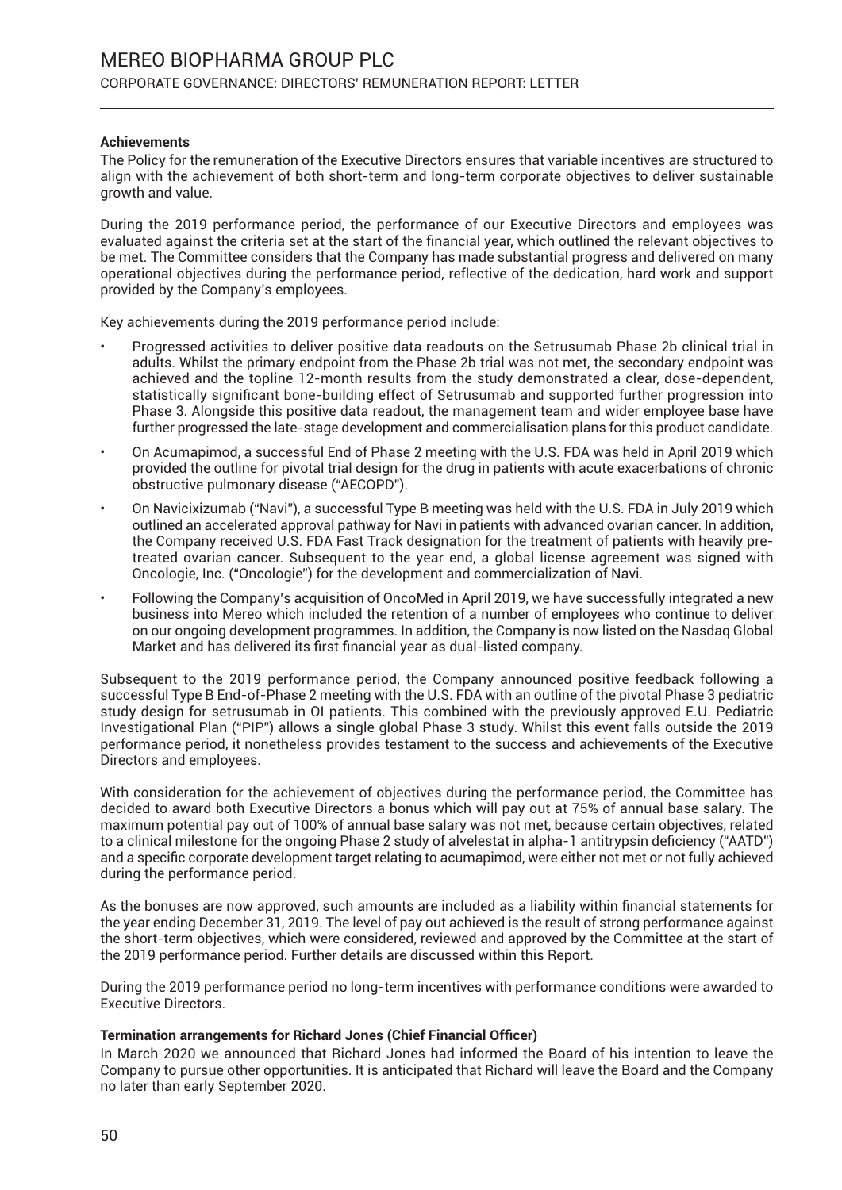**Achievements**

The Policy for the remuneration of the Executive Directors ensures that variable incentives are structured to align with the achievement of both short-term and long-term corporate objectives to deliver sustainable growth and value.

During the 2019 performance period, the performance of our Executive Directors and employees was evaluated against the criteria set at the start of the financial year, which outlined the relevant objectives to be met. The Committee considers that the Company has made substantial progress and delivered on many operational objectives during the performance period, reflective of the dedication, hard work and support provided by the Company's employees.

Key achievements during the 2019 performance period include:

- Progressed activities to deliver positive data readouts on the Setrusumab Phase 2b clinical trial in adults. Whilst the primary endpoint from the Phase 2b trial was not met, the secondary endpoint was achieved and the topline 12-month results from the study demonstrated a clear, dose-dependent, statistically significant bone-building effect of Setrusumab and supported further progression into Phase 3. Alongside this positive data readout, the management team and wider employee base have further progressed the late-stage development and commercialisation plans for this product candidate.
- On Acumapimod, a successful End of Phase 2 meeting with the U.S. FDA was held in April 2019 which provided the outline for pivotal trial design for the drug in patients with acute exacerbations of chronic obstructive pulmonary disease ("AECOPD").
- On Navicixizumab ("Navi"), a successful Type B meeting was held with the U.S. FDA in July 2019 which outlined an accelerated approval pathway for Navi in patients with advanced ovarian cancer. In addition, the Company received U.S. FDA Fast Track designation for the treatment of patients with heavily pre-treated ovarian cancer. Subsequent to the year end, a global license agreement was signed with Oncologie, Inc. ("Oncologie") for the development and commercialization of Navi.
- Following the Company's acquisition of OncoMed in April 2019, we have successfully integrated a new business into Mereo which included the retention of a number of employees who continue to deliver on our ongoing development programmes. In addition, the Company is now listed on the Nasdaq Global Market and has delivered its first financial year as dual-listed company.

Subsequent to the 2019 performance period, the Company announced positive feedback following a successful Type B End-of-Phase 2 meeting with the U.S. FDA with an outline of the pivotal Phase 3 pediatric study design for setrusumab in OI patients. This combined with the previously approved E.U. Pediatric Investigational Plan ("PIP") allows a single global Phase 3 study. Whilst this event falls outside the 2019 performance period, it nonetheless provides testament to the success and achievements of the Executive Directors and employees.

With consideration for the achievement of objectives during the performance period, the Committee has decided to award both Executive Directors a bonus which will pay out at 75% of annual base salary. The maximum potential pay out of 100% of annual base salary was not met, because certain objectives, related to a clinical milestone for the ongoing Phase 2 study of alvelestat in alpha-1 antitrypsin deficiency ("AATD") and a specific corporate development target relating to acumapimod, were either not met or not fully achieved during the performance period.

As the bonuses are now approved, such amounts are included as a liability within financial statements for the year ending December 31, 2019. The level of pay out achieved is the result of strong performance against the short-term objectives, which were considered, reviewed and approved by the Committee at the start of the 2019 performance period. Further details are discussed within this Report.

During the 2019 performance period no long-term incentives with performance conditions were awarded to Executive Directors.

**Termination arrangements for Richard Jones (Chief Financial Officer)**

In March 2020 we announced that Richard Jones had informed the Board of his intention to leave the Company to pursue other opportunities. It is anticipated that Richard will leave the Board and the Company no later than early September 2020.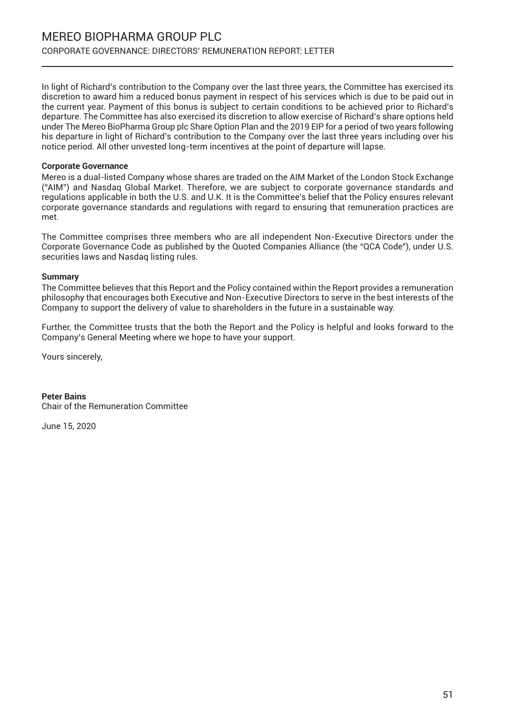In light of Richard's contribution to the Company over the last three years, the Committee has exercised its discretion to award him a reduced bonus payment in respect of his services which is due to be paid out in the current year. Payment of this bonus is subject to certain conditions to be achieved prior to Richard's departure. The Committee has also exercised its discretion to allow exercise of Richard's share options held under The Mereo BioPharma Group plc Share Option Plan and the 2019 EIP for a period of two years following his departure in light of Richard's contribution to the Company over the last three years including over his notice period. All other unvested long-term incentives at the point of departure will lapse.

**Corporate Governance**

Mereo is a dual-listed Company whose shares are traded on the AIM Market of the London Stock Exchange ("AIM") and Nasdaq Global Market. Therefore, we are subject to corporate governance standards and regulations applicable in both the U.S. and U.K. It is the Committee's belief that the Policy ensures relevant corporate governance standards and regulations with regard to ensuring that remuneration practices are met.

The Committee comprises three members who are all independent Non-Executive Directors under the Corporate Governance Code as published by the Quoted Companies Alliance (the "QCA Code"), under U.S. securities laws and Nasdaq listing rules.

**Summary**

The Committee believes that this Report and the Policy contained within the Report provides a remuneration philosophy that encourages both Executive and Non-Executive Directors to serve in the best interests of the Company to support the delivery of value to shareholders in the future in a sustainable way.

Further, the Committee trusts that the both the Report and the Policy is helpful and looks forward to the Company's General Meeting where we hope to have your support.

Yours sincerely,

**Peter Bains**
Chair of the Remuneration Committee

June 15, 2020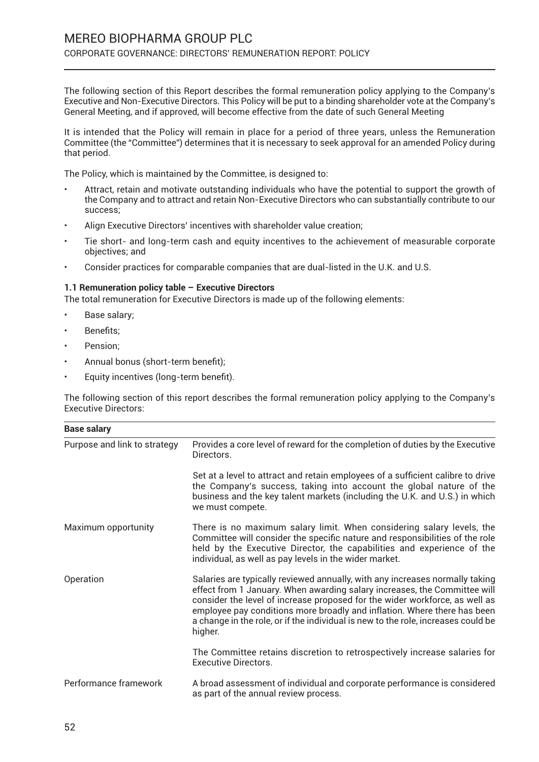The following section of this Report describes the formal remuneration policy applying to the Company's Executive and Non-Executive Directors. This Policy will be put to a binding shareholder vote at the Company's General Meeting, and if approved, will become effective from the date of such General Meeting

It is intended that the Policy will remain in place for a period of three years, unless the Remuneration Committee (the "Committee") determines that it is necessary to seek approval for an amended Policy during that period.

The Policy, which is maintained by the Committee, is designed to:

- Attract, retain and motivate outstanding individuals who have the potential to support the growth of the Company and to attract and retain Non-Executive Directors who can substantially contribute to our success;
- Align Executive Directors' incentives with shareholder value creation;
- Tie short- and long-term cash and equity incentives to the achievement of measurable corporate objectives; and
- Consider practices for comparable companies that are dual-listed in the U.K. and U.S.

**1.1 Remuneration policy table – Executive Directors**

The total remuneration for Executive Directors is made up of the following elements:

- Base salary;
- Benefits;
- Pension;
- Annual bonus (short-term benefit);
- Equity incentives (long-term benefit).

The following section of this report describes the formal remuneration policy applying to the Company's Executive Directors:

| **Base salary** | |
|---|---|
| Purpose and link to strategy | Provides a core level of reward for the completion of duties by the Executive Directors.<br><br>Set at a level to attract and retain employees of a sufficient calibre to drive the Company's success, taking into account the global nature of the business and the key talent markets (including the U.K. and U.S.) in which we must compete. |
| Maximum opportunity | There is no maximum salary limit. When considering salary levels, the Committee will consider the specific nature and responsibilities of the role held by the Executive Director, the capabilities and experience of the individual, as well as pay levels in the wider market. |
| Operation | Salaries are typically reviewed annually, with any increases normally taking effect from 1 January. When awarding salary increases, the Committee will consider the level of increase proposed for the wider workforce, as well as employee pay conditions more broadly and inflation. Where there has been a change in the role, or if the individual is new to the role, increases could be higher.<br><br>The Committee retains discretion to retrospectively increase salaries for Executive Directors. |
| Performance framework | A broad assessment of individual and corporate performance is considered as part of the annual review process. |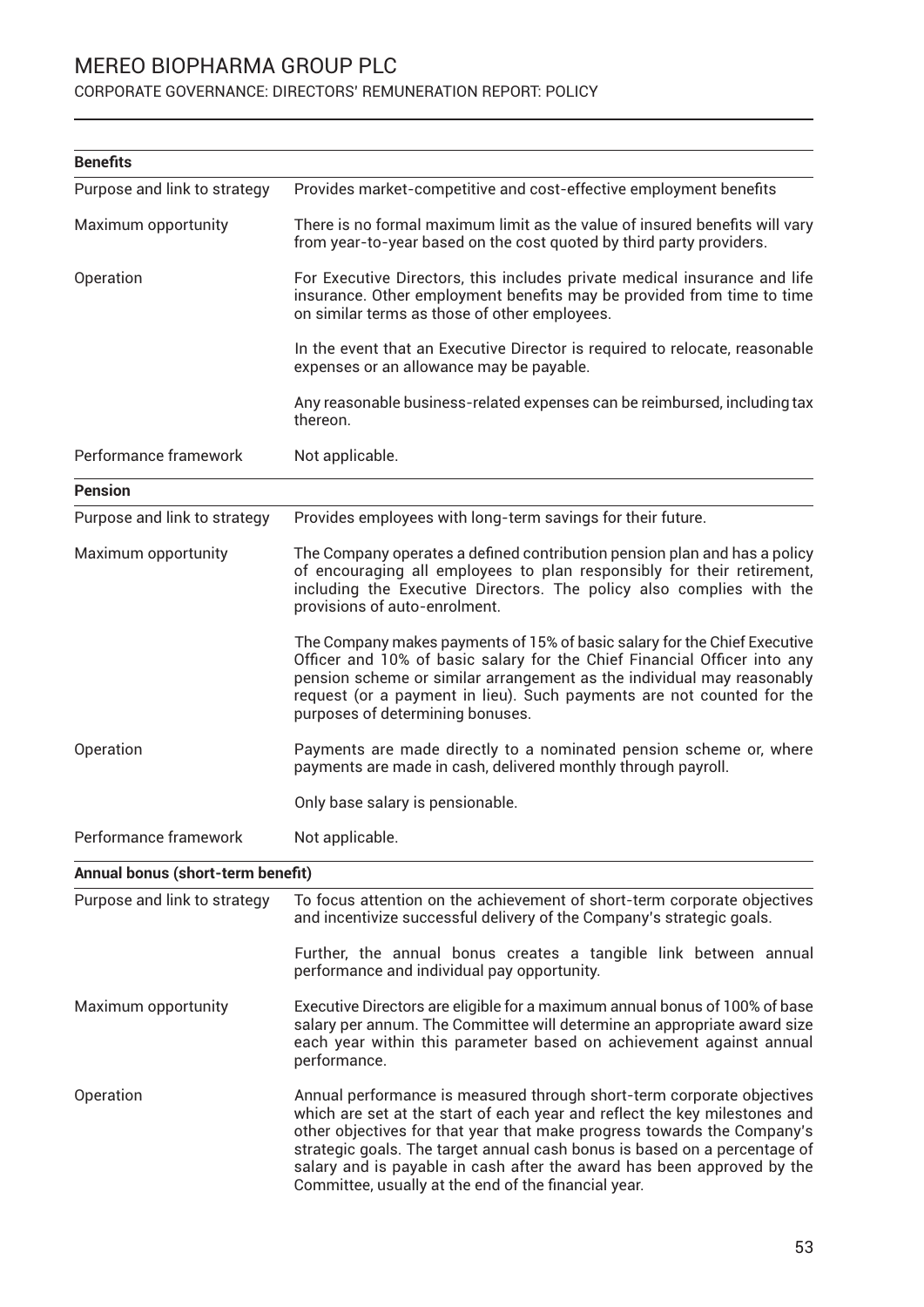| **Benefits** | |
|---|---|
| Purpose and link to strategy | Provides market-competitive and cost-effective employment benefits |
| Maximum opportunity | There is no formal maximum limit as the value of insured benefits will vary from year-to-year based on the cost quoted by third party providers. |
| Operation | For Executive Directors, this includes private medical insurance and life insurance. Other employment benefits may be provided from time to time on similar terms as those of other employees.<br><br>In the event that an Executive Director is required to relocate, reasonable expenses or an allowance may be payable.<br><br>Any reasonable business-related expenses can be reimbursed, including tax thereon. |
| Performance framework | Not applicable. |

| **Pension** | |
|---|---|
| Purpose and link to strategy | Provides employees with long-term savings for their future. |
| Maximum opportunity | The Company operates a defined contribution pension plan and has a policy of encouraging all employees to plan responsibly for their retirement, including the Executive Directors. The policy also complies with the provisions of auto-enrolment.<br><br>The Company makes payments of 15% of basic salary for the Chief Executive Officer and 10% of basic salary for the Chief Financial Officer into any pension scheme or similar arrangement as the individual may reasonably request (or a payment in lieu). Such payments are not counted for the purposes of determining bonuses. |
| Operation | Payments are made directly to a nominated pension scheme or, where payments are made in cash, delivered monthly through payroll.<br><br>Only base salary is pensionable. |
| Performance framework | Not applicable. |

| **Annual bonus (short-term benefit)** | |
|---|---|
| Purpose and link to strategy | To focus attention on the achievement of short-term corporate objectives and incentivize successful delivery of the Company's strategic goals.<br><br>Further, the annual bonus creates a tangible link between annual performance and individual pay opportunity. |
| Maximum opportunity | Executive Directors are eligible for a maximum annual bonus of 100% of base salary per annum. The Committee will determine an appropriate award size each year within this parameter based on achievement against annual performance. |
| Operation | Annual performance is measured through short-term corporate objectives which are set at the start of each year and reflect the key milestones and other objectives for that year that make progress towards the Company's strategic goals. The target annual cash bonus is based on a percentage of salary and is payable in cash after the award has been approved by the Committee, usually at the end of the financial year. |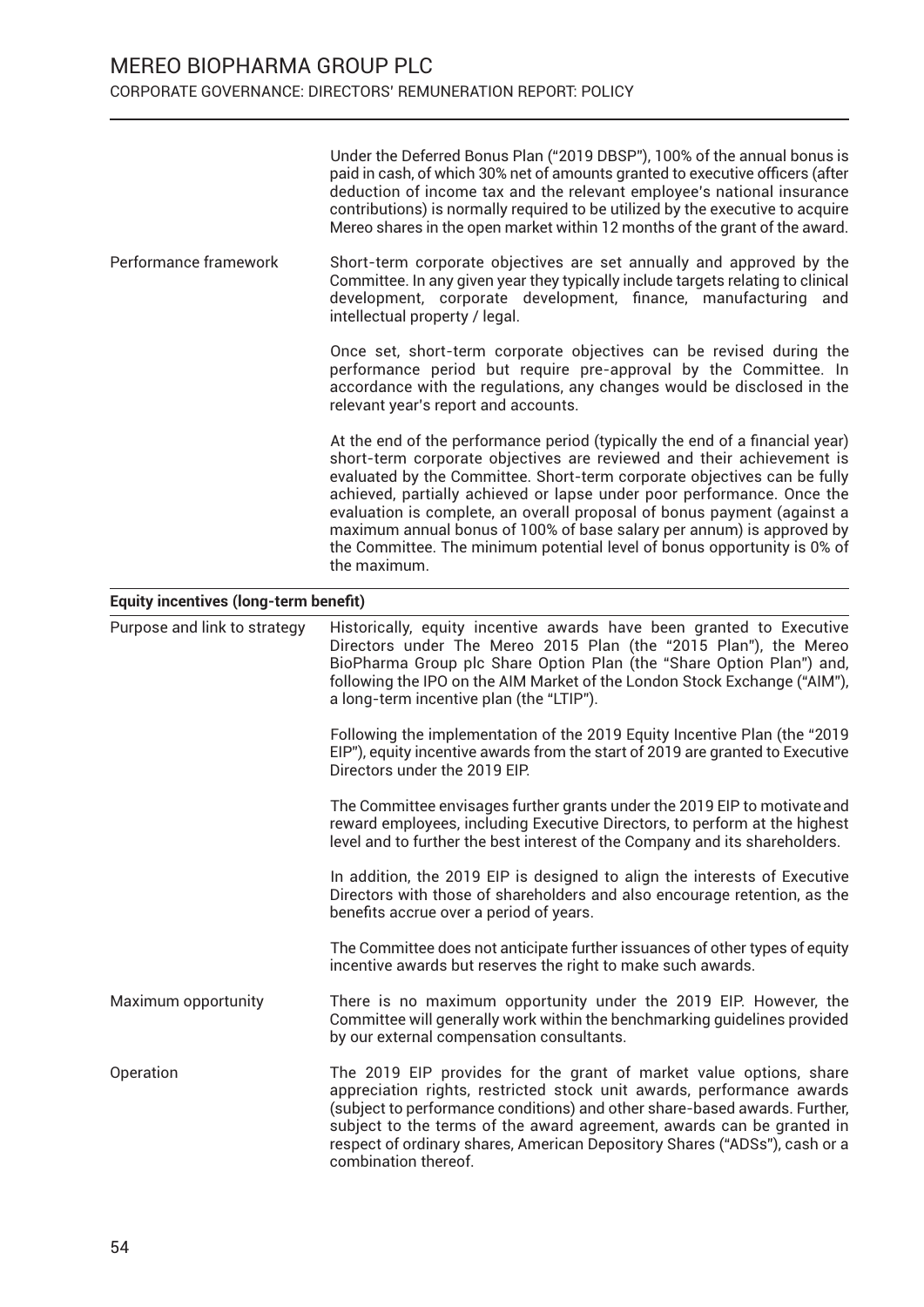| | |
|---|---|
| | Under the Deferred Bonus Plan ("2019 DBSP"), 100% of the annual bonus is paid in cash, of which 30% net of amounts granted to executive officers (after deduction of income tax and the relevant employee's national insurance contributions) is normally required to be utilized by the executive to acquire Mereo shares in the open market within 12 months of the grant of the award. |
| Performance framework | Short-term corporate objectives are set annually and approved by the Committee. In any given year they typically include targets relating to clinical development, corporate development, finance, manufacturing and intellectual property / legal.<br><br>Once set, short-term corporate objectives can be revised during the performance period but require pre-approval by the Committee. In accordance with the regulations, any changes would be disclosed in the relevant year's report and accounts.<br><br>At the end of the performance period (typically the end of a financial year) short-term corporate objectives are reviewed and their achievement is evaluated by the Committee. Short-term corporate objectives can be fully achieved, partially achieved or lapse under poor performance. Once the evaluation is complete, an overall proposal of bonus payment (against a maximum annual bonus of 100% of base salary per annum) is approved by the Committee. The minimum potential level of bonus opportunity is 0% of the maximum. |

**Equity incentives (long-term benefit)**

| | |
|---|---|
| Purpose and link to strategy | Historically, equity incentive awards have been granted to Executive Directors under The Mereo 2015 Plan (the "2015 Plan"), the Mereo BioPharma Group plc Share Option Plan (the "Share Option Plan") and, following the IPO on the AIM Market of the London Stock Exchange ("AIM"), a long-term incentive plan (the "LTIP").<br><br>Following the implementation of the 2019 Equity Incentive Plan (the "2019 EIP"), equity incentive awards from the start of 2019 are granted to Executive Directors under the 2019 EIP.<br><br>The Committee envisages further grants under the 2019 EIP to motivate and reward employees, including Executive Directors, to perform at the highest level and to further the best interest of the Company and its shareholders.<br><br>In addition, the 2019 EIP is designed to align the interests of Executive Directors with those of shareholders and also encourage retention, as the benefits accrue over a period of years.<br><br>The Committee does not anticipate further issuances of other types of equity incentive awards but reserves the right to make such awards. |
| Maximum opportunity | There is no maximum opportunity under the 2019 EIP. However, the Committee will generally work within the benchmarking guidelines provided by our external compensation consultants. |
| Operation | The 2019 EIP provides for the grant of market value options, share appreciation rights, restricted stock unit awards, performance awards (subject to performance conditions) and other share-based awards. Further, subject to the terms of the award agreement, awards can be granted in respect of ordinary shares, American Depository Shares ("ADSs"), cash or a combination thereof. |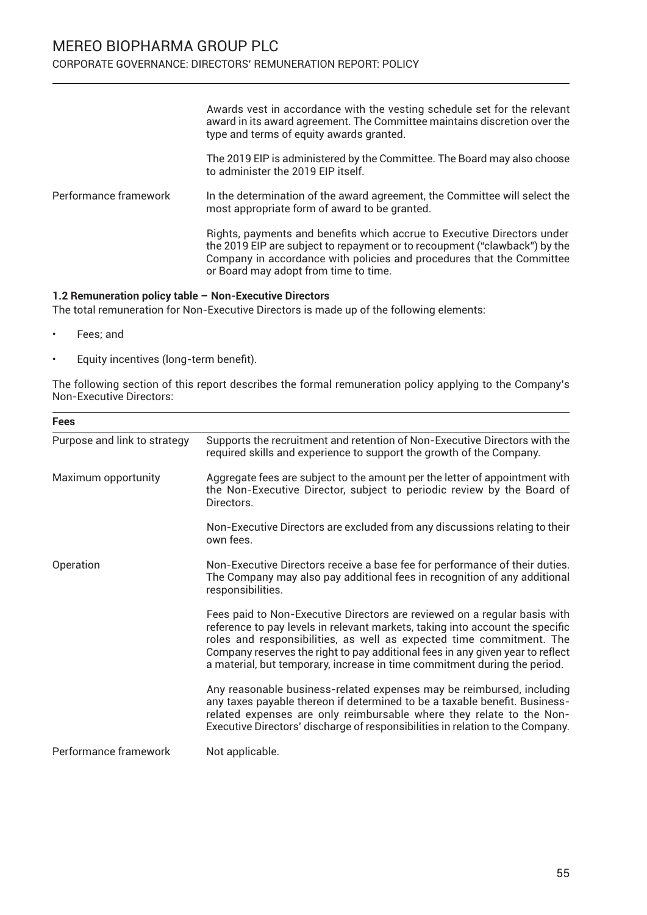| | |
|---|---|
| | Awards vest in accordance with the vesting schedule set for the relevant award in its award agreement. The Committee maintains discretion over the type and terms of equity awards granted. |
| | The 2019 EIP is administered by the Committee. The Board may also choose to administer the 2019 EIP itself. |
| Performance framework | In the determination of the award agreement, the Committee will select the most appropriate form of award to be granted. |
| | Rights, payments and benefits which accrue to Executive Directors under the 2019 EIP are subject to repayment or to recoupment ("clawback") by the Company in accordance with policies and procedures that the Committee or Board may adopt from time to time. |

**1.2 Remuneration policy table – Non-Executive Directors**

The total remuneration for Non-Executive Directors is made up of the following elements:

- Fees; and
- Equity incentives (long-term benefit).

The following section of this report describes the formal remuneration policy applying to the Company's Non-Executive Directors:

| **Fees** | |
|---|---|
| Purpose and link to strategy | Supports the recruitment and retention of Non-Executive Directors with the required skills and experience to support the growth of the Company. |
| Maximum opportunity | Aggregate fees are subject to the amount per the letter of appointment with the Non-Executive Director, subject to periodic review by the Board of Directors. |
| | Non-Executive Directors are excluded from any discussions relating to their own fees. |
| Operation | Non-Executive Directors receive a base fee for performance of their duties. The Company may also pay additional fees in recognition of any additional responsibilities. |
| | Fees paid to Non-Executive Directors are reviewed on a regular basis with reference to pay levels in relevant markets, taking into account the specific roles and responsibilities, as well as expected time commitment. The Company reserves the right to pay additional fees in any given year to reflect a material, but temporary, increase in time commitment during the period. |
| | Any reasonable business-related expenses may be reimbursed, including any taxes payable thereon if determined to be a taxable benefit. Business-related expenses are only reimbursable where they relate to the Non-Executive Directors' discharge of responsibilities in relation to the Company. |
| Performance framework | Not applicable. |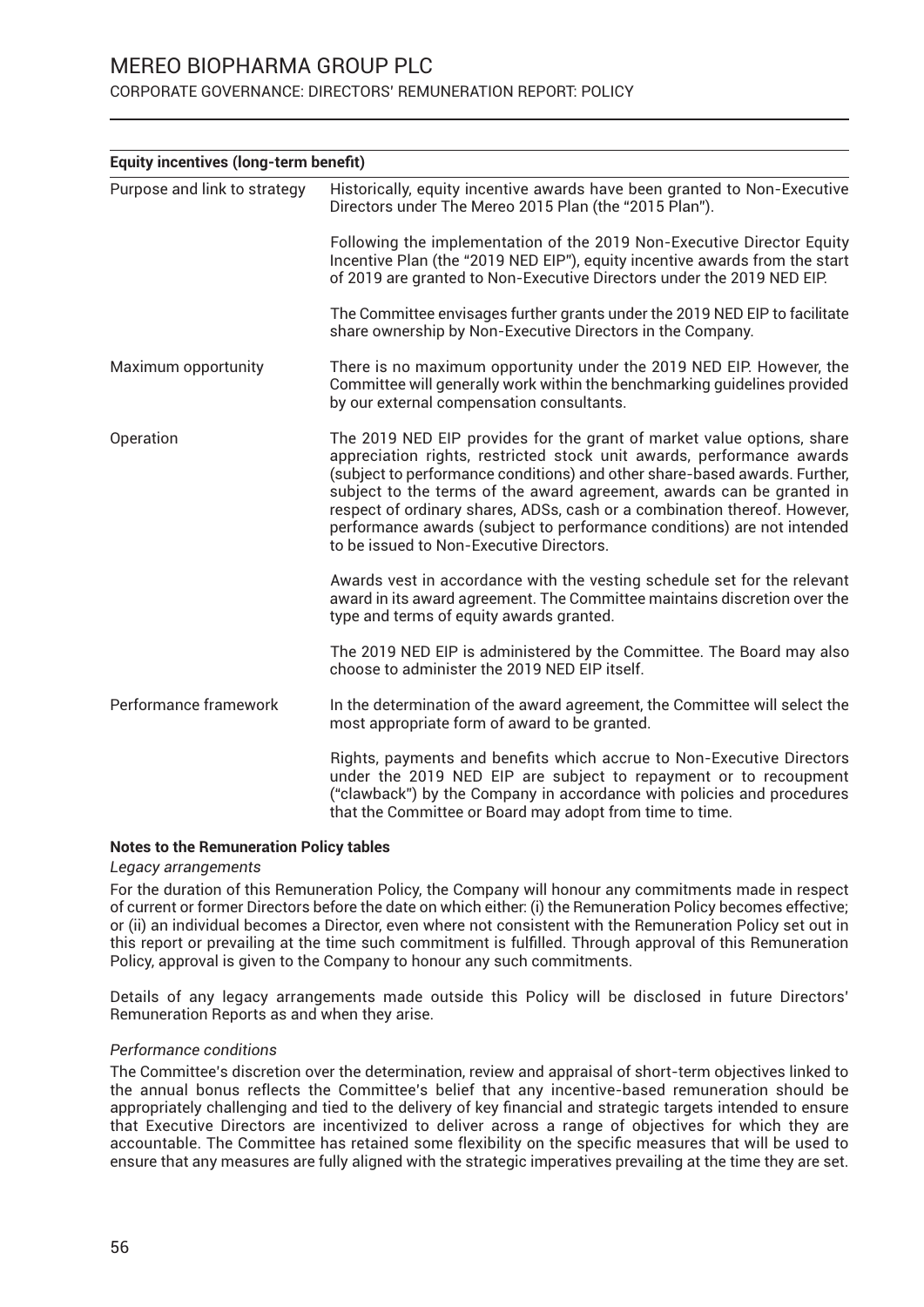| Equity incentives (long-term benefit) | |
|---|---|
| Purpose and link to strategy | Historically, equity incentive awards have been granted to Non-Executive Directors under The Mereo 2015 Plan (the "2015 Plan").<br><br>Following the implementation of the 2019 Non-Executive Director Equity Incentive Plan (the "2019 NED EIP"), equity incentive awards from the start of 2019 are granted to Non-Executive Directors under the 2019 NED EIP.<br><br>The Committee envisages further grants under the 2019 NED EIP to facilitate share ownership by Non-Executive Directors in the Company. |
| Maximum opportunity | There is no maximum opportunity under the 2019 NED EIP. However, the Committee will generally work within the benchmarking guidelines provided by our external compensation consultants. |
| Operation | The 2019 NED EIP provides for the grant of market value options, share appreciation rights, restricted stock unit awards, performance awards (subject to performance conditions) and other share-based awards. Further, subject to the terms of the award agreement, awards can be granted in respect of ordinary shares, ADSs, cash or a combination thereof. However, performance awards (subject to performance conditions) are not intended to be issued to Non-Executive Directors.<br><br>Awards vest in accordance with the vesting schedule set for the relevant award in its award agreement. The Committee maintains discretion over the type and terms of equity awards granted.<br><br>The 2019 NED EIP is administered by the Committee. The Board may also choose to administer the 2019 NED EIP itself. |
| Performance framework | In the determination of the award agreement, the Committee will select the most appropriate form of award to be granted.<br><br>Rights, payments and benefits which accrue to Non-Executive Directors under the 2019 NED EIP are subject to repayment or to recoupment ("clawback") by the Company in accordance with policies and procedures that the Committee or Board may adopt from time to time. |

**Notes to the Remuneration Policy tables**

*Legacy arrangements*

For the duration of this Remuneration Policy, the Company will honour any commitments made in respect of current or former Directors before the date on which either: (i) the Remuneration Policy becomes effective; or (ii) an individual becomes a Director, even where not consistent with the Remuneration Policy set out in this report or prevailing at the time such commitment is fulfilled. Through approval of this Remuneration Policy, approval is given to the Company to honour any such commitments.

Details of any legacy arrangements made outside this Policy will be disclosed in future Directors' Remuneration Reports as and when they arise.

*Performance conditions*

The Committee's discretion over the determination, review and appraisal of short-term objectives linked to the annual bonus reflects the Committee's belief that any incentive-based remuneration should be appropriately challenging and tied to the delivery of key financial and strategic targets intended to ensure that Executive Directors are incentivized to deliver across a range of objectives for which they are accountable. The Committee has retained some flexibility on the specific measures that will be used to ensure that any measures are fully aligned with the strategic imperatives prevailing at the time they are set.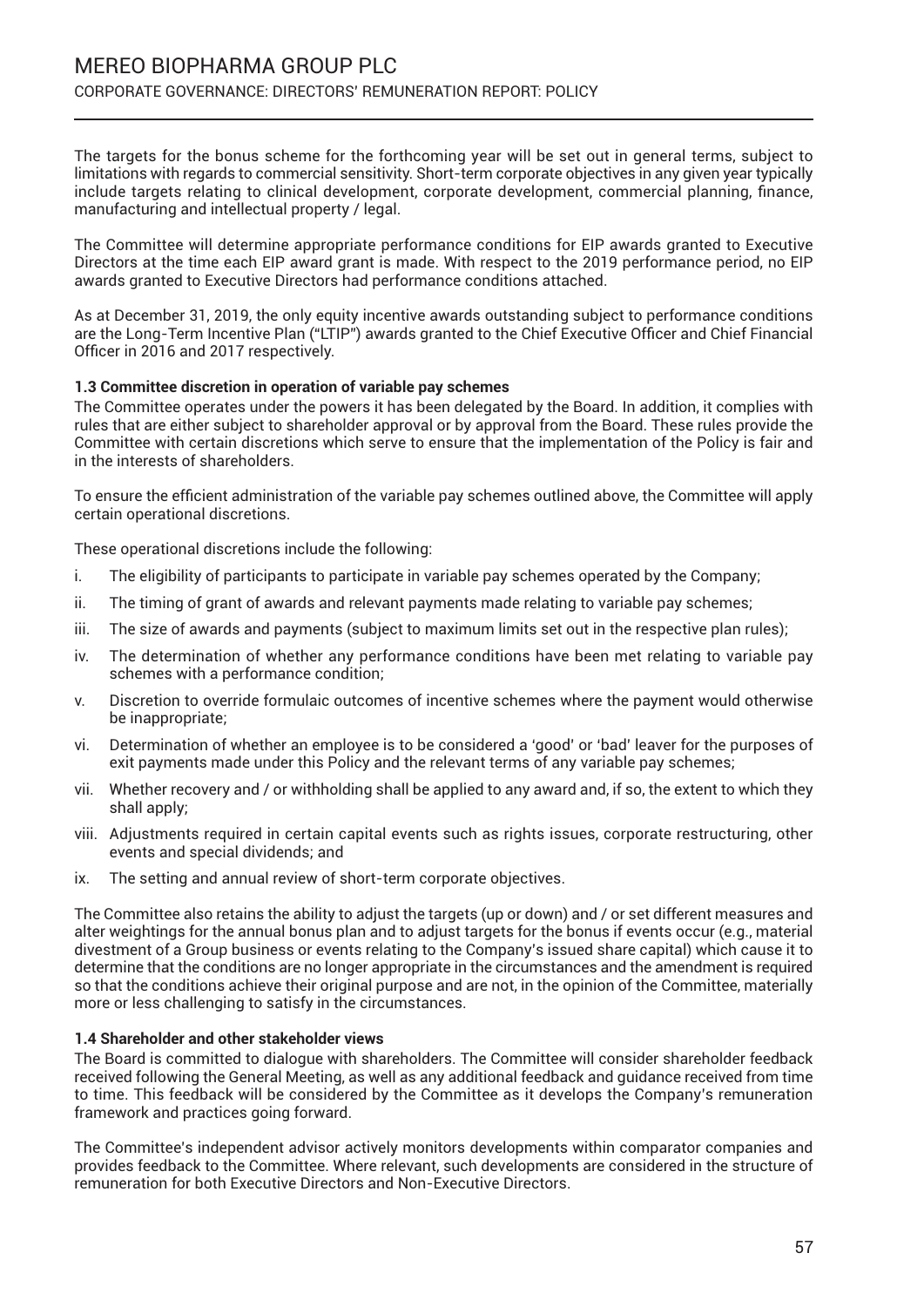The targets for the bonus scheme for the forthcoming year will be set out in general terms, subject to limitations with regards to commercial sensitivity. Short-term corporate objectives in any given year typically include targets relating to clinical development, corporate development, commercial planning, finance, manufacturing and intellectual property / legal.

The Committee will determine appropriate performance conditions for EIP awards granted to Executive Directors at the time each EIP award grant is made. With respect to the 2019 performance period, no EIP awards granted to Executive Directors had performance conditions attached.

As at December 31, 2019, the only equity incentive awards outstanding subject to performance conditions are the Long-Term Incentive Plan ("LTIP") awards granted to the Chief Executive Officer and Chief Financial Officer in 2016 and 2017 respectively.

**1.3 Committee discretion in operation of variable pay schemes**

The Committee operates under the powers it has been delegated by the Board. In addition, it complies with rules that are either subject to shareholder approval or by approval from the Board. These rules provide the Committee with certain discretions which serve to ensure that the implementation of the Policy is fair and in the interests of shareholders.

To ensure the efficient administration of the variable pay schemes outlined above, the Committee will apply certain operational discretions.

These operational discretions include the following:

i. The eligibility of participants to participate in variable pay schemes operated by the Company;

ii. The timing of grant of awards and relevant payments made relating to variable pay schemes;

iii. The size of awards and payments (subject to maximum limits set out in the respective plan rules);

iv. The determination of whether any performance conditions have been met relating to variable pay schemes with a performance condition;

v. Discretion to override formulaic outcomes of incentive schemes where the payment would otherwise be inappropriate;

vi. Determination of whether an employee is to be considered a 'good' or 'bad' leaver for the purposes of exit payments made under this Policy and the relevant terms of any variable pay schemes;

vii. Whether recovery and / or withholding shall be applied to any award and, if so, the extent to which they shall apply;

viii. Adjustments required in certain capital events such as rights issues, corporate restructuring, other events and special dividends; and

ix. The setting and annual review of short-term corporate objectives.

The Committee also retains the ability to adjust the targets (up or down) and / or set different measures and alter weightings for the annual bonus plan and to adjust targets for the bonus if events occur (e.g., material divestment of a Group business or events relating to the Company's issued share capital) which cause it to determine that the conditions are no longer appropriate in the circumstances and the amendment is required so that the conditions achieve their original purpose and are not, in the opinion of the Committee, materially more or less challenging to satisfy in the circumstances.

**1.4 Shareholder and other stakeholder views**

The Board is committed to dialogue with shareholders. The Committee will consider shareholder feedback received following the General Meeting, as well as any additional feedback and guidance received from time to time. This feedback will be considered by the Committee as it develops the Company's remuneration framework and practices going forward.

The Committee's independent advisor actively monitors developments within comparator companies and provides feedback to the Committee. Where relevant, such developments are considered in the structure of remuneration for both Executive Directors and Non-Executive Directors.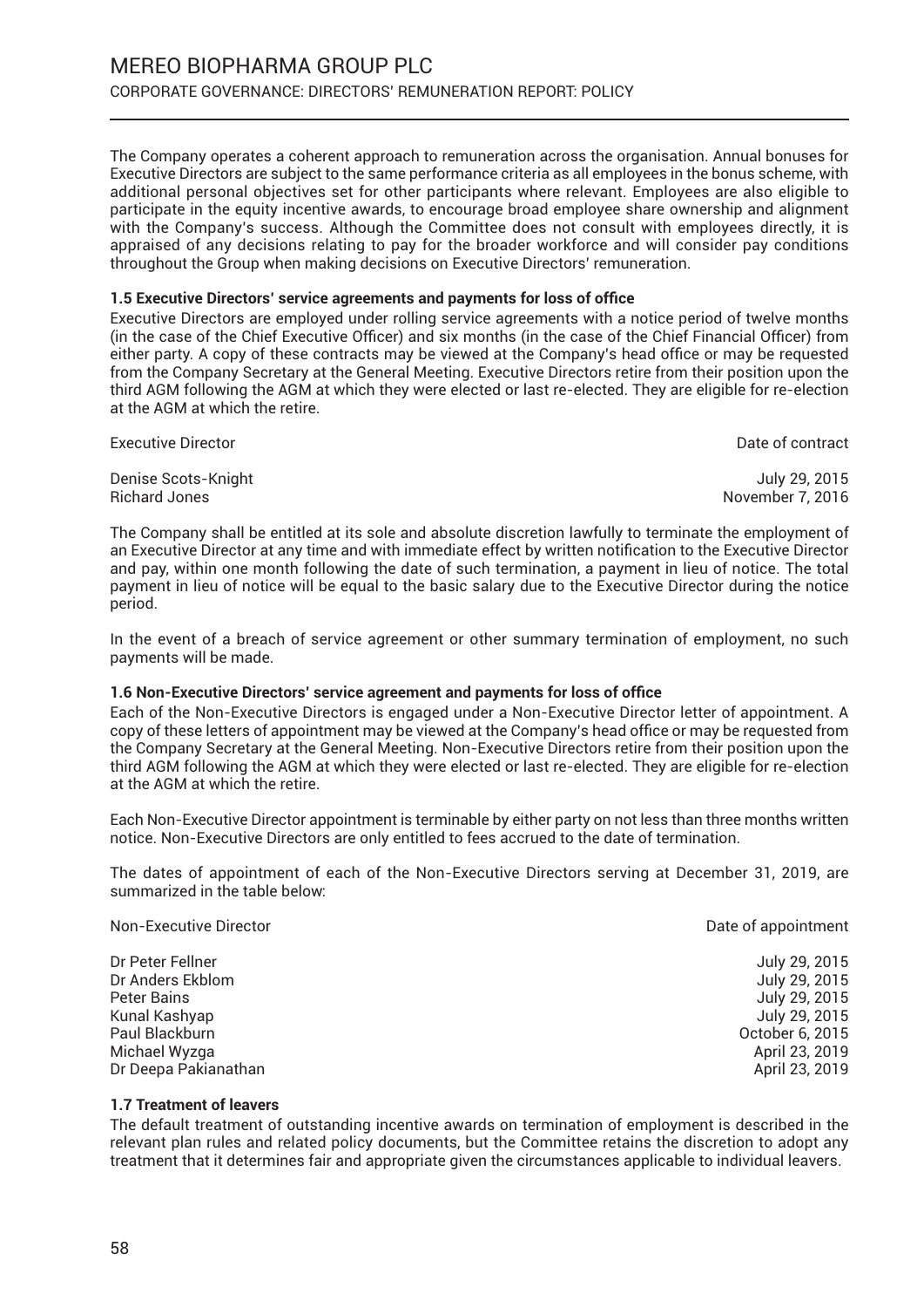The Company operates a coherent approach to remuneration across the organisation. Annual bonuses for Executive Directors are subject to the same performance criteria as all employees in the bonus scheme, with additional personal objectives set for other participants where relevant. Employees are also eligible to participate in the equity incentive awards, to encourage broad employee share ownership and alignment with the Company's success. Although the Committee does not consult with employees directly, it is appraised of any decisions relating to pay for the broader workforce and will consider pay conditions throughout the Group when making decisions on Executive Directors' remuneration.

**1.5 Executive Directors' service agreements and payments for loss of office**

Executive Directors are employed under rolling service agreements with a notice period of twelve months (in the case of the Chief Executive Officer) and six months (in the case of the Chief Financial Officer) from either party. A copy of these contracts may be viewed at the Company's head office or may be requested from the Company Secretary at the General Meeting. Executive Directors retire from their position upon the third AGM following the AGM at which they were elected or last re-elected. They are eligible for re-election at the AGM at which the retire.

| Executive Director | Date of contract |
|---|---|
| Denise Scots-Knight | July 29, 2015 |
| Richard Jones | November 7, 2016 |

The Company shall be entitled at its sole and absolute discretion lawfully to terminate the employment of an Executive Director at any time and with immediate effect by written notification to the Executive Director and pay, within one month following the date of such termination, a payment in lieu of notice. The total payment in lieu of notice will be equal to the basic salary due to the Executive Director during the notice period.

In the event of a breach of service agreement or other summary termination of employment, no such payments will be made.

**1.6 Non-Executive Directors' service agreement and payments for loss of office**

Each of the Non-Executive Directors is engaged under a Non-Executive Director letter of appointment. A copy of these letters of appointment may be viewed at the Company's head office or may be requested from the Company Secretary at the General Meeting. Non-Executive Directors retire from their position upon the third AGM following the AGM at which they were elected or last re-elected. They are eligible for re-election at the AGM at which the retire.

Each Non-Executive Director appointment is terminable by either party on not less than three months written notice. Non-Executive Directors are only entitled to fees accrued to the date of termination.

The dates of appointment of each of the Non-Executive Directors serving at December 31, 2019, are summarized in the table below:

| Non-Executive Director | Date of appointment |
|---|---|
| Dr Peter Fellner | July 29, 2015 |
| Dr Anders Ekblom | July 29, 2015 |
| Peter Bains | July 29, 2015 |
| Kunal Kashyap | July 29, 2015 |
| Paul Blackburn | October 6, 2015 |
| Michael Wyzga | April 23, 2019 |
| Dr Deepa Pakianathan | April 23, 2019 |

**1.7 Treatment of leavers**

The default treatment of outstanding incentive awards on termination of employment is described in the relevant plan rules and related policy documents, but the Committee retains the discretion to adopt any treatment that it determines fair and appropriate given the circumstances applicable to individual leavers.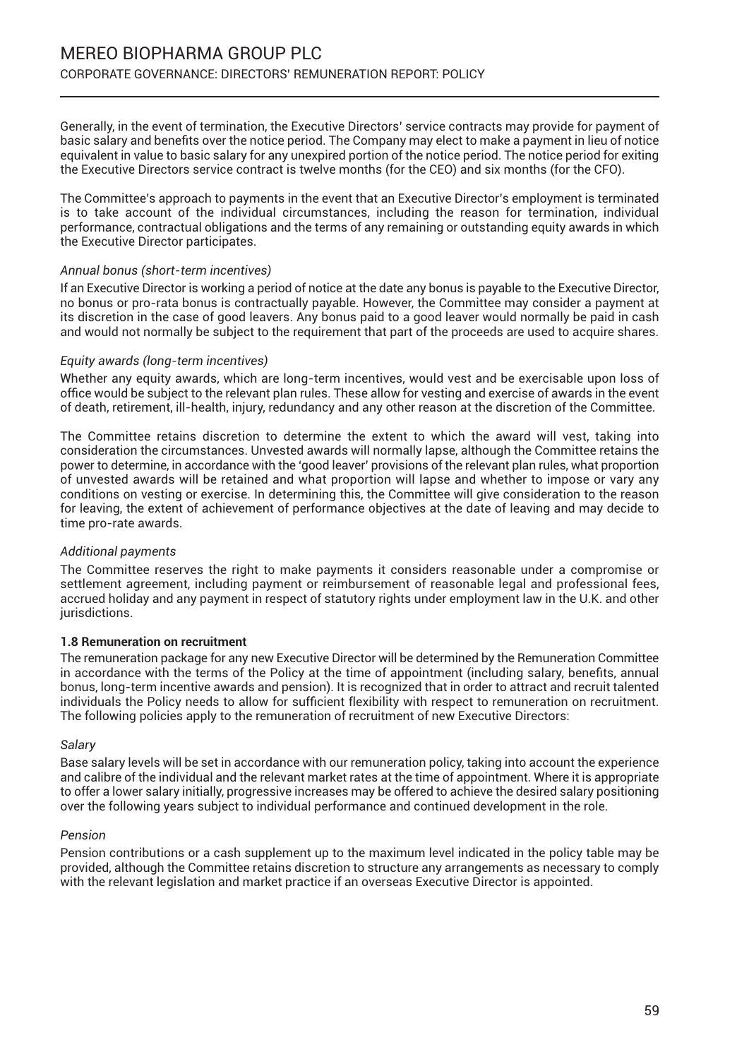Generally, in the event of termination, the Executive Directors' service contracts may provide for payment of basic salary and benefits over the notice period. The Company may elect to make a payment in lieu of notice equivalent in value to basic salary for any unexpired portion of the notice period. The notice period for exiting the Executive Directors service contract is twelve months (for the CEO) and six months (for the CFO).

The Committee's approach to payments in the event that an Executive Director's employment is terminated is to take account of the individual circumstances, including the reason for termination, individual performance, contractual obligations and the terms of any remaining or outstanding equity awards in which the Executive Director participates.

*Annual bonus (short-term incentives)*

If an Executive Director is working a period of notice at the date any bonus is payable to the Executive Director, no bonus or pro-rata bonus is contractually payable. However, the Committee may consider a payment at its discretion in the case of good leavers. Any bonus paid to a good leaver would normally be paid in cash and would not normally be subject to the requirement that part of the proceeds are used to acquire shares.

*Equity awards (long-term incentives)*

Whether any equity awards, which are long-term incentives, would vest and be exercisable upon loss of office would be subject to the relevant plan rules. These allow for vesting and exercise of awards in the event of death, retirement, ill-health, injury, redundancy and any other reason at the discretion of the Committee.

The Committee retains discretion to determine the extent to which the award will vest, taking into consideration the circumstances. Unvested awards will normally lapse, although the Committee retains the power to determine, in accordance with the 'good leaver' provisions of the relevant plan rules, what proportion of unvested awards will be retained and what proportion will lapse and whether to impose or vary any conditions on vesting or exercise. In determining this, the Committee will give consideration to the reason for leaving, the extent of achievement of performance objectives at the date of leaving and may decide to time pro-rate awards.

*Additional payments*

The Committee reserves the right to make payments it considers reasonable under a compromise or settlement agreement, including payment or reimbursement of reasonable legal and professional fees, accrued holiday and any payment in respect of statutory rights under employment law in the U.K. and other jurisdictions.

**1.8 Remuneration on recruitment**

The remuneration package for any new Executive Director will be determined by the Remuneration Committee in accordance with the terms of the Policy at the time of appointment (including salary, benefits, annual bonus, long-term incentive awards and pension). It is recognized that in order to attract and recruit talented individuals the Policy needs to allow for sufficient flexibility with respect to remuneration on recruitment. The following policies apply to the remuneration of recruitment of new Executive Directors:

*Salary*

Base salary levels will be set in accordance with our remuneration policy, taking into account the experience and calibre of the individual and the relevant market rates at the time of appointment. Where it is appropriate to offer a lower salary initially, progressive increases may be offered to achieve the desired salary positioning over the following years subject to individual performance and continued development in the role.

*Pension*

Pension contributions or a cash supplement up to the maximum level indicated in the policy table may be provided, although the Committee retains discretion to structure any arrangements as necessary to comply with the relevant legislation and market practice if an overseas Executive Director is appointed.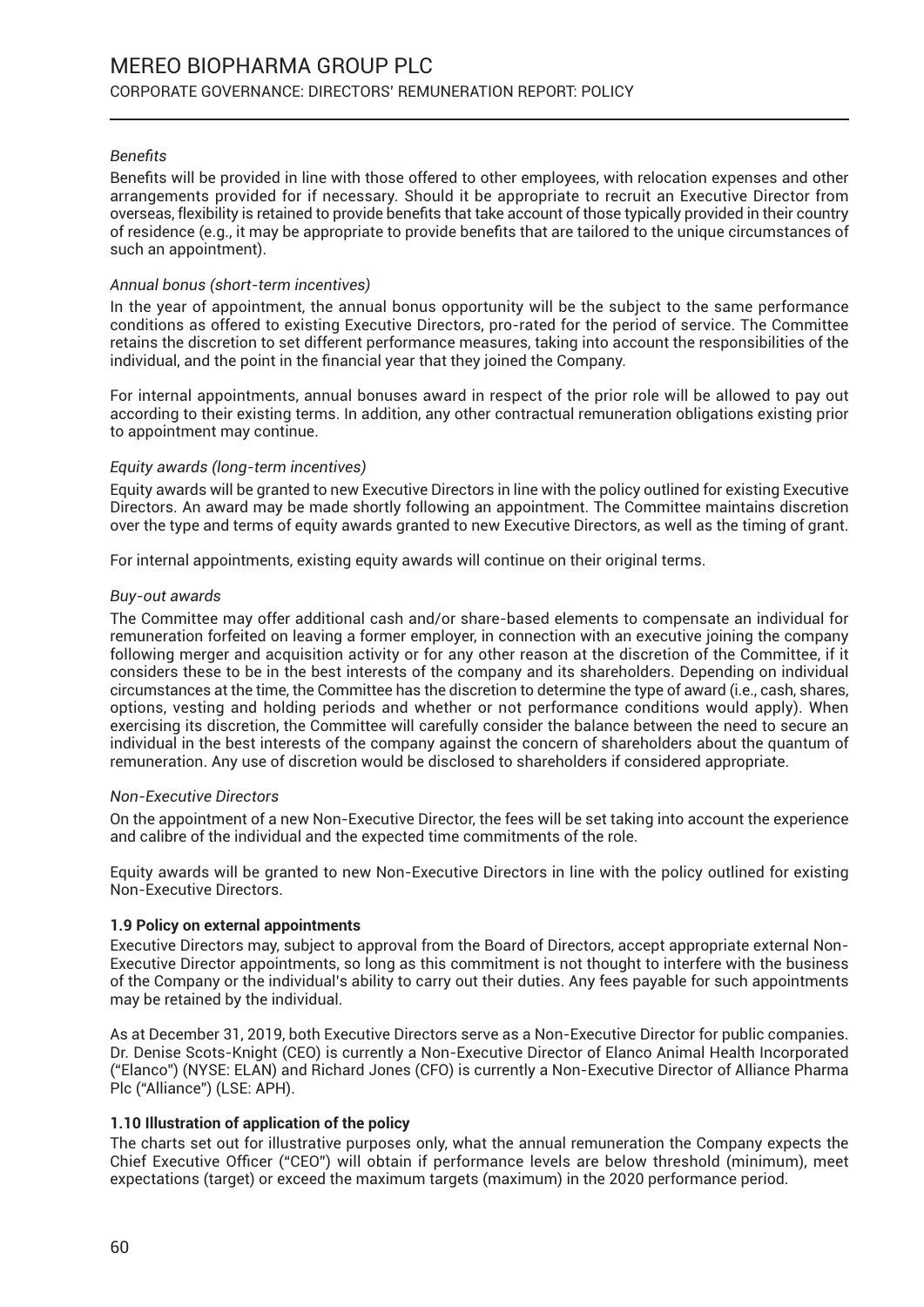*Benefits*

Benefits will be provided in line with those offered to other employees, with relocation expenses and other arrangements provided for if necessary. Should it be appropriate to recruit an Executive Director from overseas, flexibility is retained to provide benefits that take account of those typically provided in their country of residence (e.g., it may be appropriate to provide benefits that are tailored to the unique circumstances of such an appointment).

*Annual bonus (short-term incentives)*

In the year of appointment, the annual bonus opportunity will be the subject to the same performance conditions as offered to existing Executive Directors, pro-rated for the period of service. The Committee retains the discretion to set different performance measures, taking into account the responsibilities of the individual, and the point in the financial year that they joined the Company.

For internal appointments, annual bonuses award in respect of the prior role will be allowed to pay out according to their existing terms. In addition, any other contractual remuneration obligations existing prior to appointment may continue.

*Equity awards (long-term incentives)*

Equity awards will be granted to new Executive Directors in line with the policy outlined for existing Executive Directors. An award may be made shortly following an appointment. The Committee maintains discretion over the type and terms of equity awards granted to new Executive Directors, as well as the timing of grant.

For internal appointments, existing equity awards will continue on their original terms.

*Buy-out awards*

The Committee may offer additional cash and/or share-based elements to compensate an individual for remuneration forfeited on leaving a former employer, in connection with an executive joining the company following merger and acquisition activity or for any other reason at the discretion of the Committee, if it considers these to be in the best interests of the company and its shareholders. Depending on individual circumstances at the time, the Committee has the discretion to determine the type of award (i.e., cash, shares, options, vesting and holding periods and whether or not performance conditions would apply). When exercising its discretion, the Committee will carefully consider the balance between the need to secure an individual in the best interests of the company against the concern of shareholders about the quantum of remuneration. Any use of discretion would be disclosed to shareholders if considered appropriate.

*Non-Executive Directors*

On the appointment of a new Non-Executive Director, the fees will be set taking into account the experience and calibre of the individual and the expected time commitments of the role.

Equity awards will be granted to new Non-Executive Directors in line with the policy outlined for existing Non-Executive Directors.

**1.9 Policy on external appointments**

Executive Directors may, subject to approval from the Board of Directors, accept appropriate external Non-Executive Director appointments, so long as this commitment is not thought to interfere with the business of the Company or the individual's ability to carry out their duties. Any fees payable for such appointments may be retained by the individual.

As at December 31, 2019, both Executive Directors serve as a Non-Executive Director for public companies. Dr. Denise Scots-Knight (CEO) is currently a Non-Executive Director of Elanco Animal Health Incorporated ("Elanco") (NYSE: ELAN) and Richard Jones (CFO) is currently a Non-Executive Director of Alliance Pharma Plc ("Alliance") (LSE: APH).

**1.10 Illustration of application of the policy**

The charts set out for illustrative purposes only, what the annual remuneration the Company expects the Chief Executive Officer ("CEO") will obtain if performance levels are below threshold (minimum), meet expectations (target) or exceed the maximum targets (maximum) in the 2020 performance period.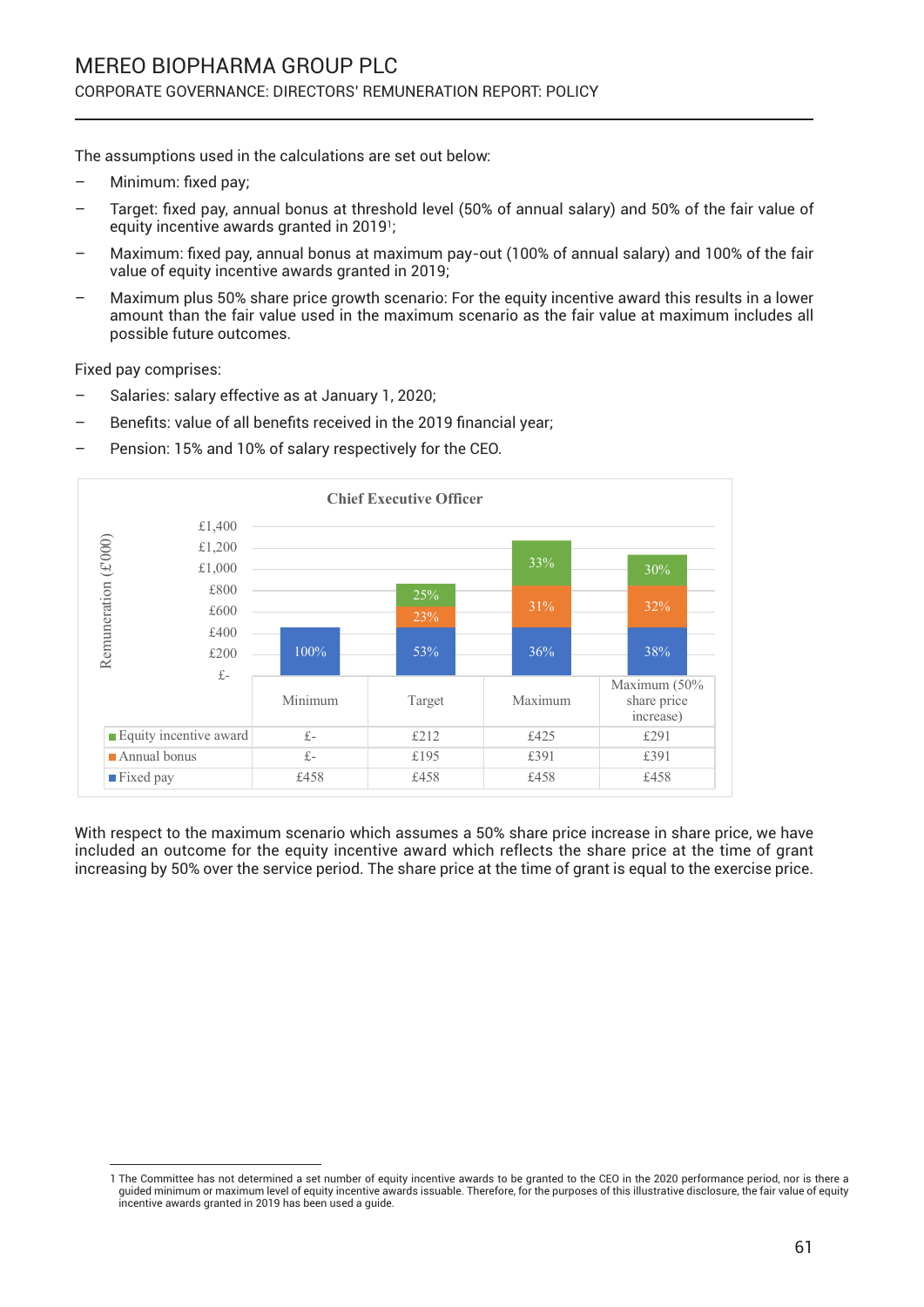The assumptions used in the calculations are set out below:

- Minimum: fixed pay;
- Target: fixed pay, annual bonus at threshold level (50% of annual salary) and 50% of the fair value of equity incentive awards granted in 2019[1];
- Maximum: fixed pay, annual bonus at maximum pay-out (100% of annual salary) and 100% of the fair value of equity incentive awards granted in 2019;
- Maximum plus 50% share price growth scenario: For the equity incentive award this results in a lower amount than the fair value used in the maximum scenario as the fair value at maximum includes all possible future outcomes.

Fixed pay comprises:

- Salaries: salary effective as at January 1, 2020;
- Benefits: value of all benefits received in the 2019 financial year;
- Pension: 15% and 10% of salary respectively for the CEO.

**Chief Executive Officer**

Remuneration (£'000)

| | Minimum | Target | Maximum | Maximum (50% share price increase) |
|---|---|---|---|---|
| Equity incentive award | £- | £212 (25%) | £425 (33%) | £291 (30%) |
| Annual bonus | £- | £195 (23%) | £391 (31%) | £391 (32%) |
| Fixed pay | £458 (100%) | £458 (53%) | £458 (36%) | £458 (38%) |

With respect to the maximum scenario which assumes a 50% share price increase in share price, we have included an outcome for the equity incentive award which reflects the share price at the time of grant increasing by 50% over the service period. The share price at the time of grant is equal to the exercise price.

1 The Committee has not determined a set number of equity incentive awards to be granted to the CEO in the 2020 performance period, nor is there a guided minimum or maximum level of equity incentive awards issuable. Therefore, for the purposes of this illustrative disclosure, the fair value of equity incentive awards granted in 2019 has been used a guide.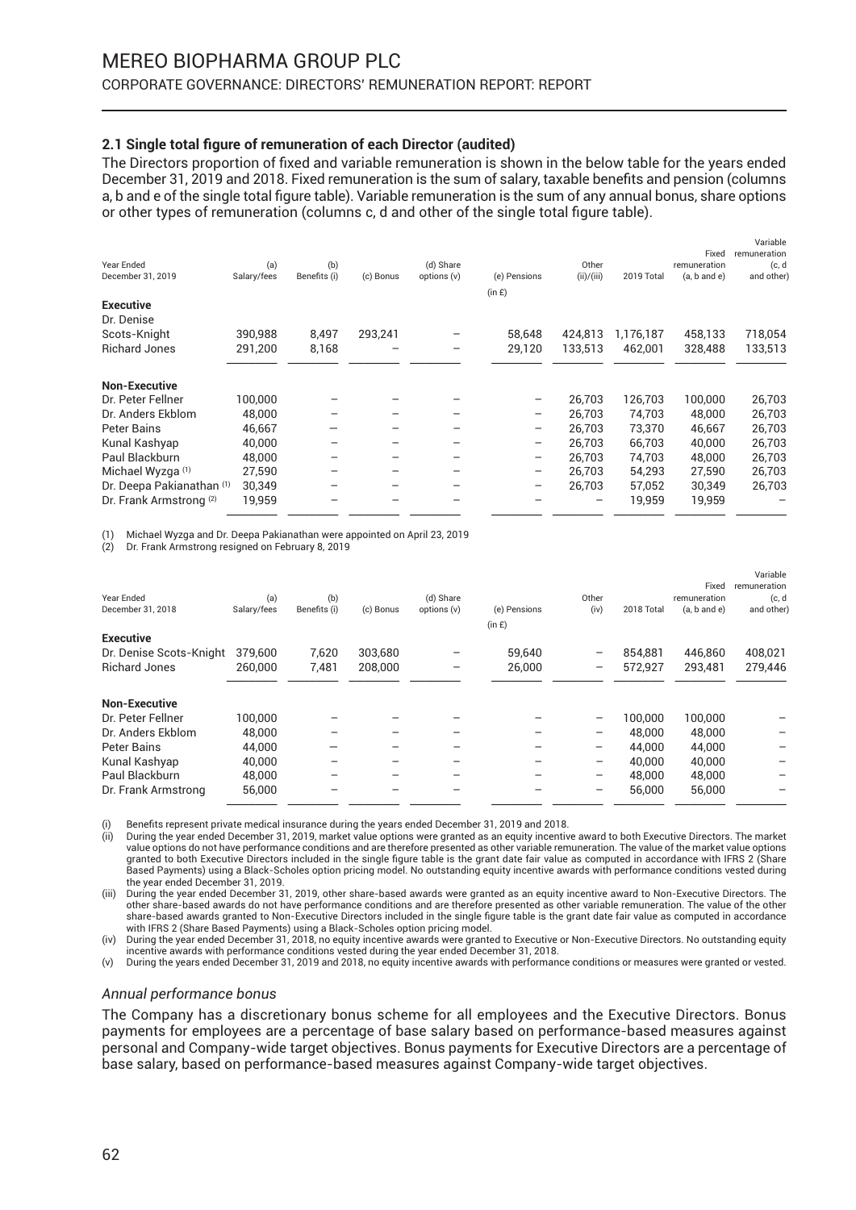### 2.1 Single total figure of remuneration of each Director (audited)

The Directors proportion of fixed and variable remuneration is shown in the below table for the years ended December 31, 2019 and 2018. Fixed remuneration is the sum of salary, taxable benefits and pension (columns a, b and e of the single total figure table). Variable remuneration is the sum of any annual bonus, share options or other types of remuneration (columns c, d and other of the single total figure table).

| Year Ended December 31, 2019 | (a) Salary/fees | (b) Benefits (i) | (c) Bonus | (d) Share options (v) | (e) Pensions | Other (ii)/(iii) | 2019 Total | Fixed remuneration (a, b and e) | Variable remuneration (c, d and other) |
|---|---|---|---|---|---|---|---|---|---|
| | | | | | (in £) | | | | |
| **Executive** | | | | | | | | | |
| Dr. Denise Scots-Knight | 390,988 | 8,497 | 293,241 | – | 58,648 | 424,813 | 1,176,187 | 458,133 | 718,054 |
| Richard Jones | 291,200 | 8,168 | – | – | 29,120 | 133,513 | 462,001 | 328,488 | 133,513 |
| **Non-Executive** | | | | | | | | | |
| Dr. Peter Fellner | 100,000 | – | – | – | – | 26,703 | 126,703 | 100,000 | 26,703 |
| Dr. Anders Ekblom | 48,000 | – | – | – | – | 26,703 | 74,703 | 48,000 | 26,703 |
| Peter Bains | 46,667 | – | – | – | – | 26,703 | 73,370 | 46,667 | 26,703 |
| Kunal Kashyap | 40,000 | – | – | – | – | 26,703 | 66,703 | 40,000 | 26,703 |
| Paul Blackburn | 48,000 | – | – | – | – | 26,703 | 74,703 | 48,000 | 26,703 |
| Michael Wyzga (1) | 27,590 | – | – | – | – | 26,703 | 54,293 | 27,590 | 26,703 |
| Dr. Deepa Pakianathan (1) | 30,349 | – | – | – | – | 26,703 | 57,052 | 30,349 | 26,703 |
| Dr. Frank Armstrong (2) | 19,959 | – | – | – | – | – | 19,959 | 19,959 | – |

(1) Michael Wyzga and Dr. Deepa Pakianathan were appointed on April 23, 2019

(2) Dr. Frank Armstrong resigned on February 8, 2019

| Year Ended December 31, 2018 | (a) Salary/fees | (b) Benefits (i) | (c) Bonus | (d) Share options (v) | (e) Pensions | Other (iv) | 2018 Total | Fixed remuneration (a, b and e) | Variable remuneration (c, d and other) |
|---|---|---|---|---|---|---|---|---|---|
| | | | | | (in £) | | | | |
| **Executive** | | | | | | | | | |
| Dr. Denise Scots-Knight | 379,600 | 7,620 | 303,680 | – | 59,640 | – | 854,881 | 446,860 | 408,021 |
| Richard Jones | 260,000 | 7,481 | 208,000 | – | 26,000 | – | 572,927 | 293,481 | 279,446 |
| **Non-Executive** | | | | | | | | | |
| Dr. Peter Fellner | 100,000 | – | – | – | – | – | 100,000 | 100,000 | – |
| Dr. Anders Ekblom | 48,000 | – | – | – | – | – | 48,000 | 48,000 | – |
| Peter Bains | 44,000 | – | – | – | – | – | 44,000 | 44,000 | – |
| Kunal Kashyap | 40,000 | – | – | – | – | – | 40,000 | 40,000 | – |
| Paul Blackburn | 48,000 | – | – | – | – | – | 48,000 | 48,000 | – |
| Dr. Frank Armstrong | 56,000 | – | – | – | – | – | 56,000 | 56,000 | – |

(i) Benefits represent private medical insurance during the years ended December 31, 2019 and 2018.

(ii) During the year ended December 31, 2019, market value options were granted as an equity incentive award to both Executive Directors. The market value options do not have performance conditions and are therefore presented as other variable remuneration. The value of the market value options granted to both Executive Directors included in the single figure table is the grant date fair value as computed in accordance with IFRS 2 (Share Based Payments) using a Black-Scholes option pricing model. No outstanding equity incentive awards with performance conditions vested during the year ended December 31, 2019.

(iii) During the year ended December 31, 2019, other share-based awards were granted as an equity incentive award to Non-Executive Directors. The other share-based awards do not have performance conditions and are therefore presented as other variable remuneration. The value of the other share-based awards granted to Non-Executive Directors included in the single figure table is the grant date fair value as computed in accordance with IFRS 2 (Share Based Payments) using a Black-Scholes option pricing model.

(iv) During the year ended December 31, 2018, no equity incentive awards were granted to Executive or Non-Executive Directors. No outstanding equity incentive awards with performance conditions vested during the year ended December 31, 2018.

(v) During the years ended December 31, 2019 and 2018, no equity incentive awards with performance conditions or measures were granted or vested.

*Annual performance bonus*

The Company has a discretionary bonus scheme for all employees and the Executive Directors. Bonus payments for employees are a percentage of base salary based on performance-based measures against personal and Company-wide target objectives. Bonus payments for Executive Directors are a percentage of base salary, based on performance-based measures against Company-wide target objectives.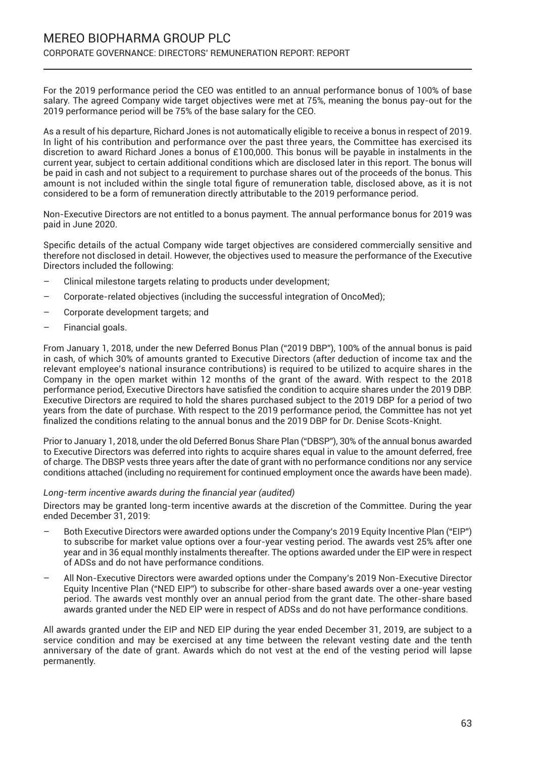For the 2019 performance period the CEO was entitled to an annual performance bonus of 100% of base salary. The agreed Company wide target objectives were met at 75%, meaning the bonus pay-out for the 2019 performance period will be 75% of the base salary for the CEO.

As a result of his departure, Richard Jones is not automatically eligible to receive a bonus in respect of 2019. In light of his contribution and performance over the past three years, the Committee has exercised its discretion to award Richard Jones a bonus of £100,000. This bonus will be payable in instalments in the current year, subject to certain additional conditions which are disclosed later in this report. The bonus will be paid in cash and not subject to a requirement to purchase shares out of the proceeds of the bonus. This amount is not included within the single total figure of remuneration table, disclosed above, as it is not considered to be a form of remuneration directly attributable to the 2019 performance period.

Non-Executive Directors are not entitled to a bonus payment. The annual performance bonus for 2019 was paid in June 2020.

Specific details of the actual Company wide target objectives are considered commercially sensitive and therefore not disclosed in detail. However, the objectives used to measure the performance of the Executive Directors included the following:

- Clinical milestone targets relating to products under development;
- Corporate-related objectives (including the successful integration of OncoMed);
- Corporate development targets; and
- Financial goals.

From January 1, 2018, under the new Deferred Bonus Plan ("2019 DBP"), 100% of the annual bonus is paid in cash, of which 30% of amounts granted to Executive Directors (after deduction of income tax and the relevant employee's national insurance contributions) is required to be utilized to acquire shares in the Company in the open market within 12 months of the grant of the award. With respect to the 2018 performance period, Executive Directors have satisfied the condition to acquire shares under the 2019 DBP. Executive Directors are required to hold the shares purchased subject to the 2019 DBP for a period of two years from the date of purchase. With respect to the 2019 performance period, the Committee has not yet finalized the conditions relating to the annual bonus and the 2019 DBP for Dr. Denise Scots-Knight.

Prior to January 1, 2018, under the old Deferred Bonus Share Plan ("DBSP"), 30% of the annual bonus awarded to Executive Directors was deferred into rights to acquire shares equal in value to the amount deferred, free of charge. The DBSP vests three years after the date of grant with no performance conditions nor any service conditions attached (including no requirement for continued employment once the awards have been made).

*Long-term incentive awards during the financial year (audited)*

Directors may be granted long-term incentive awards at the discretion of the Committee. During the year ended December 31, 2019:

- Both Executive Directors were awarded options under the Company's 2019 Equity Incentive Plan ("EIP") to subscribe for market value options over a four-year vesting period. The awards vest 25% after one year and in 36 equal monthly instalments thereafter. The options awarded under the EIP were in respect of ADSs and do not have performance conditions.
- All Non-Executive Directors were awarded options under the Company's 2019 Non-Executive Director Equity Incentive Plan ("NED EIP") to subscribe for other-share based awards over a one-year vesting period. The awards vest monthly over an annual period from the grant date. The other-share based awards granted under the NED EIP were in respect of ADSs and do not have performance conditions.

All awards granted under the EIP and NED EIP during the year ended December 31, 2019, are subject to a service condition and may be exercised at any time between the relevant vesting date and the tenth anniversary of the date of grant. Awards which do not vest at the end of the vesting period will lapse permanently.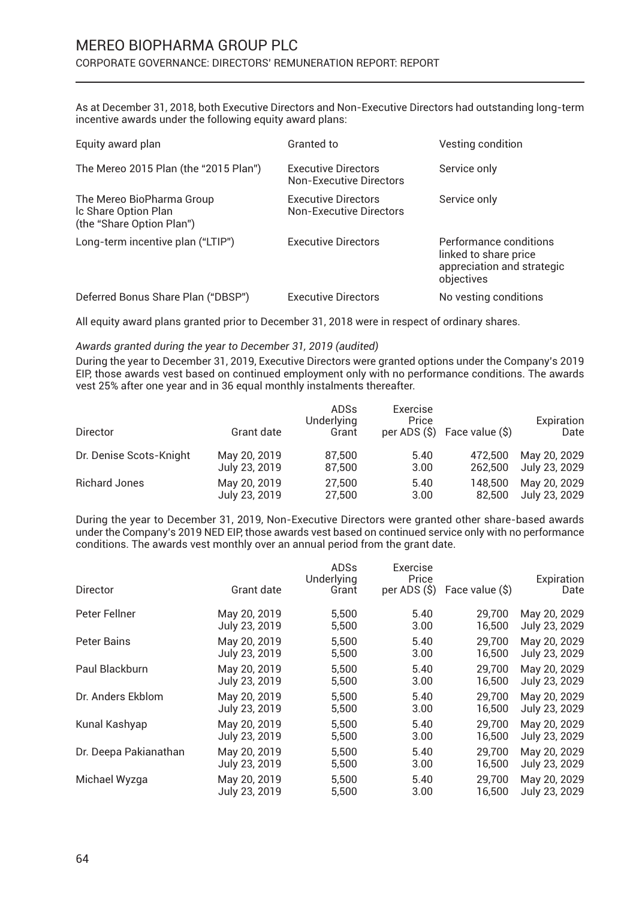As at December 31, 2018, both Executive Directors and Non-Executive Directors had outstanding long-term incentive awards under the following equity award plans:

| Equity award plan | Granted to | Vesting condition |
|---|---|---|
| The Mereo 2015 Plan (the "2015 Plan") | Executive Directors<br>Non-Executive Directors | Service only |
| The Mereo BioPharma Group lc Share Option Plan (the "Share Option Plan") | Executive Directors<br>Non-Executive Directors | Service only |
| Long-term incentive plan ("LTIP") | Executive Directors | Performance conditions linked to share price appreciation and strategic objectives |
| Deferred Bonus Share Plan ("DBSP") | Executive Directors | No vesting conditions |

All equity award plans granted prior to December 31, 2018 were in respect of ordinary shares.

*Awards granted during the year to December 31, 2019 (audited)*

During the year to December 31, 2019, Executive Directors were granted options under the Company's 2019 EIP, those awards vest based on continued employment only with no performance conditions. The awards vest 25% after one year and in 36 equal monthly instalments thereafter.

| Director | Grant date | ADSs Underlying Grant | Exercise Price per ADS ($) | Face value ($) | Expiration Date |
|---|---|---|---|---|---|
| Dr. Denise Scots-Knight | May 20, 2019 | 87,500 | 5.40 | 472,500 | May 20, 2029 |
| | July 23, 2019 | 87,500 | 3.00 | 262,500 | July 23, 2029 |
| Richard Jones | May 20, 2019 | 27,500 | 5.40 | 148,500 | May 20, 2029 |
| | July 23, 2019 | 27,500 | 3.00 | 82,500 | July 23, 2029 |

During the year to December 31, 2019, Non-Executive Directors were granted other share-based awards under the Company's 2019 NED EIP, those awards vest based on continued service only with no performance conditions. The awards vest monthly over an annual period from the grant date.

| Director | Grant date | ADSs Underlying Grant | Exercise Price per ADS ($) | Face value ($) | Expiration Date |
|---|---|---|---|---|---|
| Peter Fellner | May 20, 2019 | 5,500 | 5.40 | 29,700 | May 20, 2029 |
| | July 23, 2019 | 5,500 | 3.00 | 16,500 | July 23, 2029 |
| Peter Bains | May 20, 2019 | 5,500 | 5.40 | 29,700 | May 20, 2029 |
| | July 23, 2019 | 5,500 | 3.00 | 16,500 | July 23, 2029 |
| Paul Blackburn | May 20, 2019 | 5,500 | 5.40 | 29,700 | May 20, 2029 |
| | July 23, 2019 | 5,500 | 3.00 | 16,500 | July 23, 2029 |
| Dr. Anders Ekblom | May 20, 2019 | 5,500 | 5.40 | 29,700 | May 20, 2029 |
| | July 23, 2019 | 5,500 | 3.00 | 16,500 | July 23, 2029 |
| Kunal Kashyap | May 20, 2019 | 5,500 | 5.40 | 29,700 | May 20, 2029 |
| | July 23, 2019 | 5,500 | 3.00 | 16,500 | July 23, 2029 |
| Dr. Deepa Pakianathan | May 20, 2019 | 5,500 | 5.40 | 29,700 | May 20, 2029 |
| | July 23, 2019 | 5,500 | 3.00 | 16,500 | July 23, 2029 |
| Michael Wyzga | May 20, 2019 | 5,500 | 5.40 | 29,700 | May 20, 2029 |
| | July 23, 2019 | 5,500 | 3.00 | 16,500 | July 23, 2029 |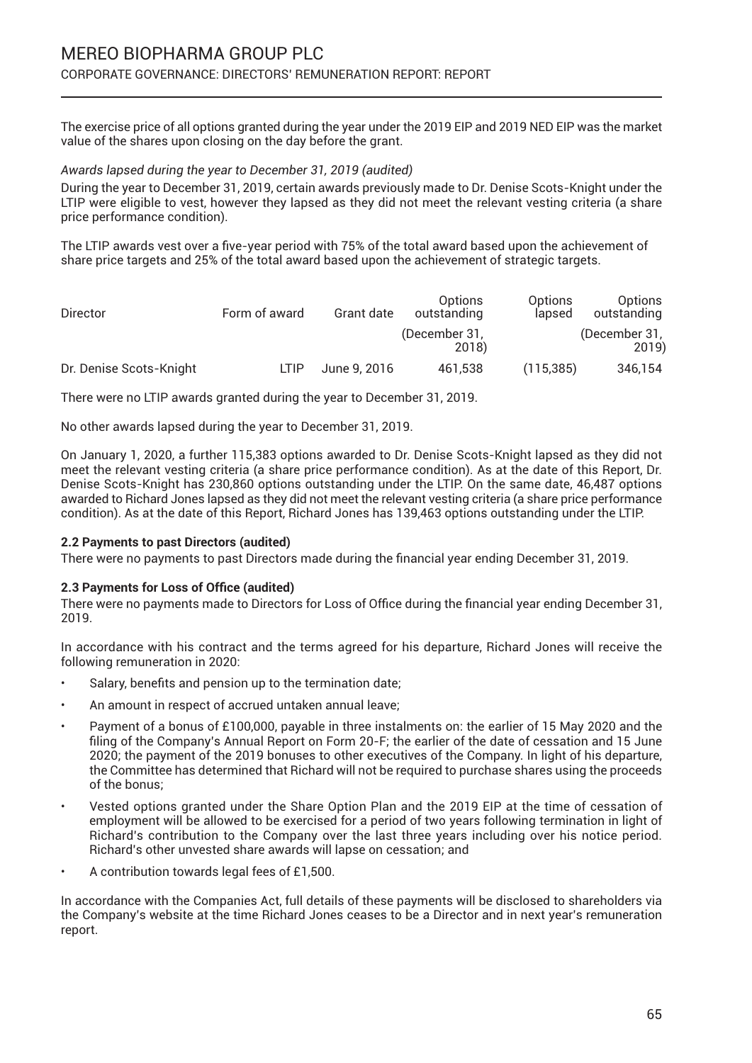The exercise price of all options granted during the year under the 2019 EIP and 2019 NED EIP was the market value of the shares upon closing on the day before the grant.

*Awards lapsed during the year to December 31, 2019 (audited)*

During the year to December 31, 2019, certain awards previously made to Dr. Denise Scots-Knight under the LTIP were eligible to vest, however they lapsed as they did not meet the relevant vesting criteria (a share price performance condition).

The LTIP awards vest over a five-year period with 75% of the total award based upon the achievement of share price targets and 25% of the total award based upon the achievement of strategic targets.

| Director | Form of award | Grant date | Options outstanding (December 31, 2018) | Options lapsed | Options outstanding (December 31, 2019) |
|---|---|---|---|---|---|
| Dr. Denise Scots-Knight | LTIP | June 9, 2016 | 461,538 | (115,385) | 346,154 |

There were no LTIP awards granted during the year to December 31, 2019.

No other awards lapsed during the year to December 31, 2019.

On January 1, 2020, a further 115,383 options awarded to Dr. Denise Scots-Knight lapsed as they did not meet the relevant vesting criteria (a share price performance condition). As at the date of this Report, Dr. Denise Scots-Knight has 230,860 options outstanding under the LTIP. On the same date, 46,487 options awarded to Richard Jones lapsed as they did not meet the relevant vesting criteria (a share price performance condition). As at the date of this Report, Richard Jones has 139,463 options outstanding under the LTIP.

**2.2 Payments to past Directors (audited)**

There were no payments to past Directors made during the financial year ending December 31, 2019.

**2.3 Payments for Loss of Office (audited)**

There were no payments made to Directors for Loss of Office during the financial year ending December 31, 2019.

In accordance with his contract and the terms agreed for his departure, Richard Jones will receive the following remuneration in 2020:

- Salary, benefits and pension up to the termination date;
- An amount in respect of accrued untaken annual leave;
- Payment of a bonus of £100,000, payable in three instalments on: the earlier of 15 May 2020 and the filing of the Company's Annual Report on Form 20-F; the earlier of the date of cessation and 15 June 2020; the payment of the 2019 bonuses to other executives of the Company. In light of his departure, the Committee has determined that Richard will not be required to purchase shares using the proceeds of the bonus;
- Vested options granted under the Share Option Plan and the 2019 EIP at the time of cessation of employment will be allowed to be exercised for a period of two years following termination in light of Richard's contribution to the Company over the last three years including over his notice period. Richard's other unvested share awards will lapse on cessation; and
- A contribution towards legal fees of £1,500.

In accordance with the Companies Act, full details of these payments will be disclosed to shareholders via the Company's website at the time Richard Jones ceases to be a Director and in next year's remuneration report.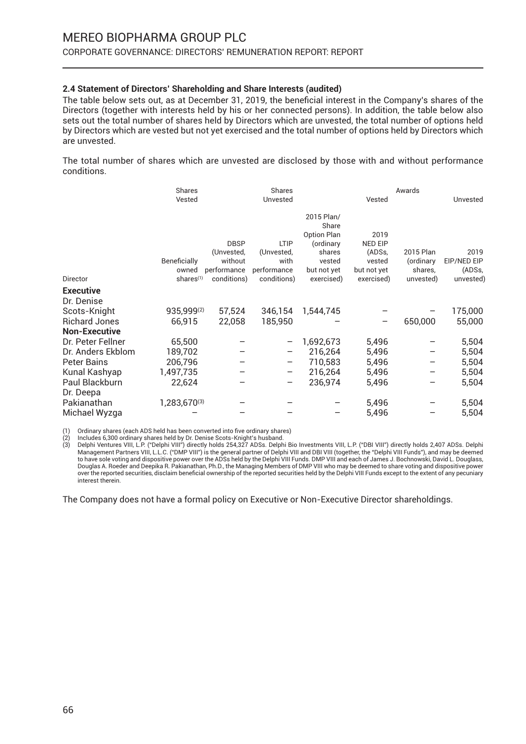### 2.4 Statement of Directors' Shareholding and Share Interests (audited)

The table below sets out, as at December 31, 2019, the beneficial interest in the Company's shares of the Directors (together with interests held by his or her connected persons). In addition, the table below also sets out the total number of shares held by Directors which are unvested, the total number of options held by Directors which are vested but not yet exercised and the total number of options held by Directors which are unvested.

The total number of shares which are unvested are disclosed by those with and without performance conditions.

| | Shares Vested | | Shares Unvested | Awards Vested | | Awards Unvested | |
|---|---|---|---|---|---|---|---|
| Director | Beneficially owned shares[1] | DBSP (Unvested, without performance conditions) | LTIP (Unvested, with performance conditions) | 2015 Plan/ Share Option Plan (ordinary shares vested but not yet exercised) | 2019 NED EIP (ADSs, vested but not yet exercised) | 2015 Plan (ordinary shares, unvested) | 2019 EIP/NED EIP (ADSs, unvested) |
| **Executive** | | | | | | | |
| Dr. Denise Scots-Knight | 935,999[2] | 57,524 | 346,154 | 1,544,745 | – | – | 175,000 |
| Richard Jones | 66,915 | 22,058 | 185,950 | – | – | 650,000 | 55,000 |
| **Non-Executive** | | | | | | | |
| Dr. Peter Fellner | 65,500 | – | – | 1,692,673 | 5,496 | – | 5,504 |
| Dr. Anders Ekblom | 189,702 | – | – | 216,264 | 5,496 | – | 5,504 |
| Peter Bains | 206,796 | – | – | 710,583 | 5,496 | – | 5,504 |
| Kunal Kashyap | 1,497,735 | – | – | 216,264 | 5,496 | – | 5,504 |
| Paul Blackburn | 22,624 | – | – | 236,974 | 5,496 | – | 5,504 |
| Dr. Deepa Pakianathan | 1,283,670[3] | – | – | – | 5,496 | – | 5,504 |
| Michael Wyzga | – | – | – | – | 5,496 | – | 5,504 |

(1) Ordinary shares (each ADS held has been converted into five ordinary shares)
(2) Includes 6,300 ordinary shares held by Dr. Denise Scots-Knight's husband.
(3) Delphi Ventures VIII, L.P. ("Delphi VIII") directly holds 254,327 ADSs. Delphi Bio Investments VIII, L.P. ("DBI VIII") directly holds 2,407 ADSs. Delphi Management Partners VIII, L.L.C. ("DMP VIII") is the general partner of Delphi VIII and DBI VIII (together, the "Delphi VIII Funds"), and may be deemed to have sole voting and dispositive power over the ADSs held by the Delphi VIII Funds. DMP VIII and each of James J. Bochnowski, David L. Douglass, Douglas A. Roeder and Deepika R. Pakianathan, Ph.D., the Managing Members of DMP VIII who may be deemed to share voting and dispositive power over the reported securities, disclaim beneficial ownership of the reported securities held by the Delphi VIII Funds except to the extent of any pecuniary interest therein.

The Company does not have a formal policy on Executive or Non-Executive Director shareholdings.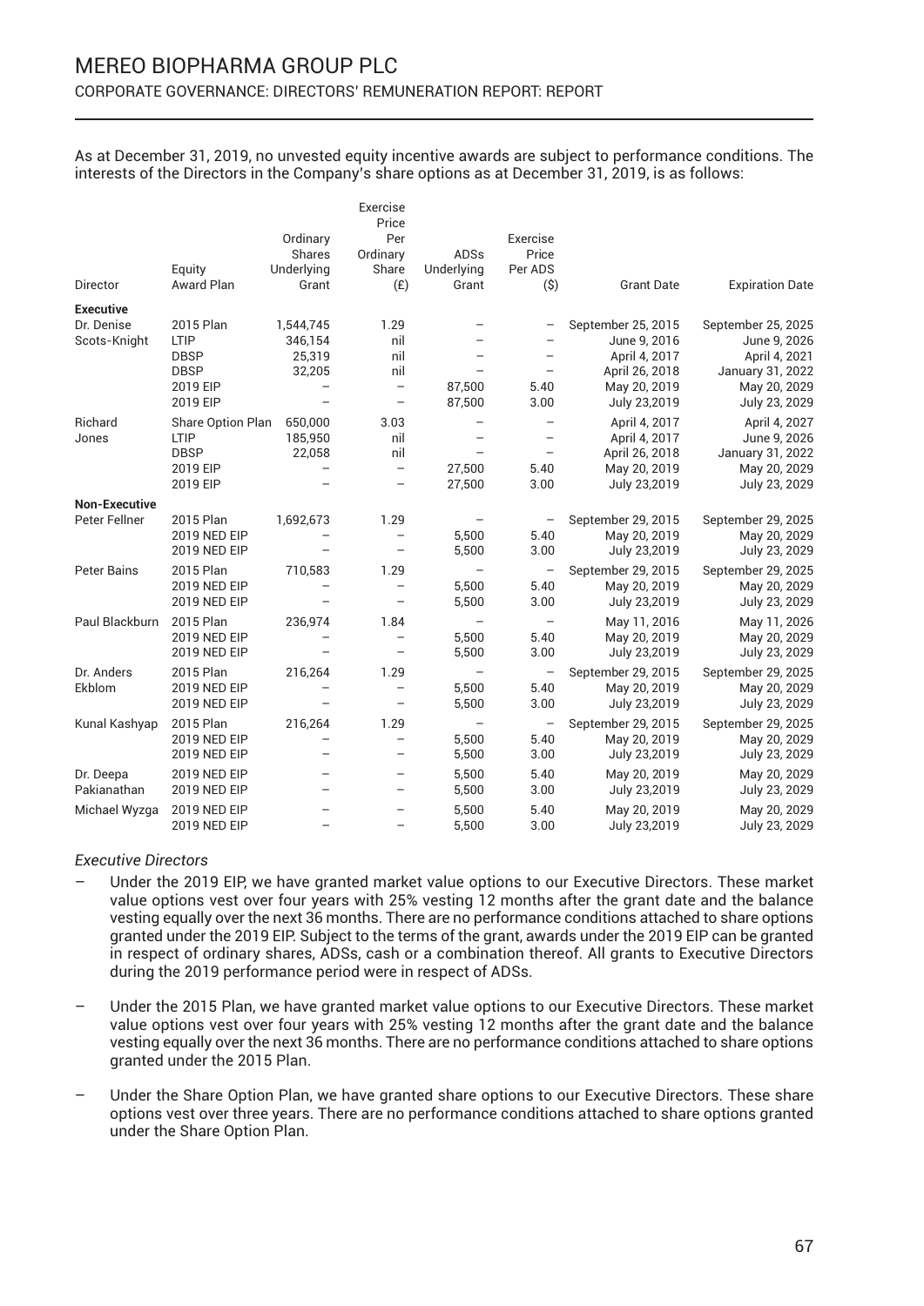As at December 31, 2019, no unvested equity incentive awards are subject to performance conditions. The interests of the Directors in the Company's share options as at December 31, 2019, is as follows:

| Director | Equity Award Plan | Ordinary Shares Underlying Grant | Exercise Price Per Ordinary Share (£) | ADSs Underlying Grant | Exercise Price Per ADS ($) | Grant Date | Expiration Date |
|---|---|---|---|---|---|---|---|
| **Executive** | | | | | | | |
| Dr. Denise Scots-Knight | 2015 Plan | 1,544,745 | 1.29 | – | – | September 25, 2015 | September 25, 2025 |
| | LTIP | 346,154 | nil | – | – | June 9, 2016 | June 9, 2026 |
| | DBSP | 25,319 | nil | – | – | April 4, 2017 | April 4, 2021 |
| | DBSP | 32,205 | nil | – | – | April 26, 2018 | January 31, 2022 |
| | 2019 EIP | – | – | 87,500 | 5.40 | May 20, 2019 | May 20, 2029 |
| | 2019 EIP | – | – | 87,500 | 3.00 | July 23,2019 | July 23, 2029 |
| Richard Jones | Share Option Plan | 650,000 | 3.03 | – | – | April 4, 2017 | April 4, 2027 |
| | LTIP | 185,950 | nil | – | – | April 4, 2017 | June 9, 2026 |
| | DBSP | 22,058 | nil | – | – | April 26, 2018 | January 31, 2022 |
| | 2019 EIP | – | – | 27,500 | 5.40 | May 20, 2019 | May 20, 2029 |
| | 2019 EIP | – | – | 27,500 | 3.00 | July 23,2019 | July 23, 2029 |
| **Non-Executive** | | | | | | | |
| Peter Fellner | 2015 Plan | 1,692,673 | 1.29 | – | – | September 29, 2015 | September 29, 2025 |
| | 2019 NED EIP | – | – | 5,500 | 5.40 | May 20, 2019 | May 20, 2029 |
| | 2019 NED EIP | – | – | 5,500 | 3.00 | July 23,2019 | July 23, 2029 |
| Peter Bains | 2015 Plan | 710,583 | 1.29 | – | – | September 29, 2015 | September 29, 2025 |
| | 2019 NED EIP | – | – | 5,500 | 5.40 | May 20, 2019 | May 20, 2029 |
| | 2019 NED EIP | – | – | 5,500 | 3.00 | July 23,2019 | July 23, 2029 |
| Paul Blackburn | 2015 Plan | 236,974 | 1.84 | – | – | May 11, 2016 | May 11, 2026 |
| | 2019 NED EIP | – | – | 5,500 | 5.40 | May 20, 2019 | May 20, 2029 |
| | 2019 NED EIP | – | – | 5,500 | 3.00 | July 23,2019 | July 23, 2029 |
| Dr. Anders Ekblom | 2015 Plan | 216,264 | 1.29 | – | – | September 29, 2015 | September 29, 2025 |
| | 2019 NED EIP | – | – | 5,500 | 5.40 | May 20, 2019 | May 20, 2029 |
| | 2019 NED EIP | – | – | 5,500 | 3.00 | July 23,2019 | July 23, 2029 |
| Kunal Kashyap | 2015 Plan | 216,264 | 1.29 | – | – | September 29, 2015 | September 29, 2025 |
| | 2019 NED EIP | – | – | 5,500 | 5.40 | May 20, 2019 | May 20, 2029 |
| | 2019 NED EIP | – | – | 5,500 | 3.00 | July 23,2019 | July 23, 2029 |
| Dr. Deepa Pakianathan | 2019 NED EIP | – | – | 5,500 | 5.40 | May 20, 2019 | May 20, 2029 |
| | 2019 NED EIP | – | – | 5,500 | 3.00 | July 23,2019 | July 23, 2029 |
| Michael Wyzga | 2019 NED EIP | – | – | 5,500 | 5.40 | May 20, 2019 | May 20, 2029 |
| | 2019 NED EIP | – | – | 5,500 | 3.00 | July 23,2019 | July 23, 2029 |

*Executive Directors*

- Under the 2019 EIP, we have granted market value options to our Executive Directors. These market value options vest over four years with 25% vesting 12 months after the grant date and the balance vesting equally over the next 36 months. There are no performance conditions attached to share options granted under the 2019 EIP. Subject to the terms of the grant, awards under the 2019 EIP can be granted in respect of ordinary shares, ADSs, cash or a combination thereof. All grants to Executive Directors during the 2019 performance period were in respect of ADSs.
- Under the 2015 Plan, we have granted market value options to our Executive Directors. These market value options vest over four years with 25% vesting 12 months after the grant date and the balance vesting equally over the next 36 months. There are no performance conditions attached to share options granted under the 2015 Plan.
- Under the Share Option Plan, we have granted share options to our Executive Directors. These share options vest over three years. There are no performance conditions attached to share options granted under the Share Option Plan.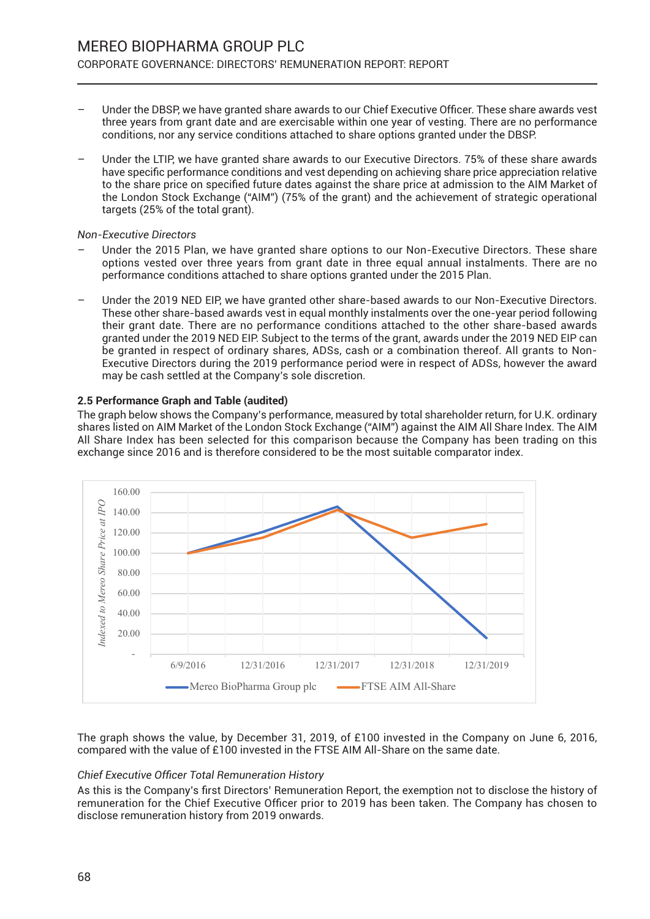- Under the DBSP, we have granted share awards to our Chief Executive Officer. These share awards vest three years from grant date and are exercisable within one year of vesting. There are no performance conditions, nor any service conditions attached to share options granted under the DBSP.
- Under the LTIP, we have granted share awards to our Executive Directors. 75% of these share awards have specific performance conditions and vest depending on achieving share price appreciation relative to the share price on specified future dates against the share price at admission to the AIM Market of the London Stock Exchange ("AIM") (75% of the grant) and the achievement of strategic operational targets (25% of the total grant).

*Non-Executive Directors*

- Under the 2015 Plan, we have granted share options to our Non-Executive Directors. These share options vested over three years from grant date in three equal annual instalments. There are no performance conditions attached to share options granted under the 2015 Plan.
- Under the 2019 NED EIP, we have granted other share-based awards to our Non-Executive Directors. These other share-based awards vest in equal monthly instalments over the one-year period following their grant date. There are no performance conditions attached to the other share-based awards granted under the 2019 NED EIP. Subject to the terms of the grant, awards under the 2019 NED EIP can be granted in respect of ordinary shares, ADSs, cash or a combination thereof. All grants to Non-Executive Directors during the 2019 performance period were in respect of ADSs, however the award may be cash settled at the Company's sole discretion.

**2.5 Performance Graph and Table (audited)**

The graph below shows the Company's performance, measured by total shareholder return, for U.K. ordinary shares listed on AIM Market of the London Stock Exchange ("AIM") against the AIM All Share Index. The AIM All Share Index has been selected for this comparison because the Company has been trading on this exchange since 2016 and is therefore considered to be the most suitable comparator index.

The graph shows the value, by December 31, 2019, of £100 invested in the Company on June 6, 2016, compared with the value of £100 invested in the FTSE AIM All-Share on the same date.

*Chief Executive Officer Total Remuneration History*

As this is the Company's first Directors' Remuneration Report, the exemption not to disclose the history of remuneration for the Chief Executive Officer prior to 2019 has been taken. The Company has chosen to disclose remuneration history from 2019 onwards.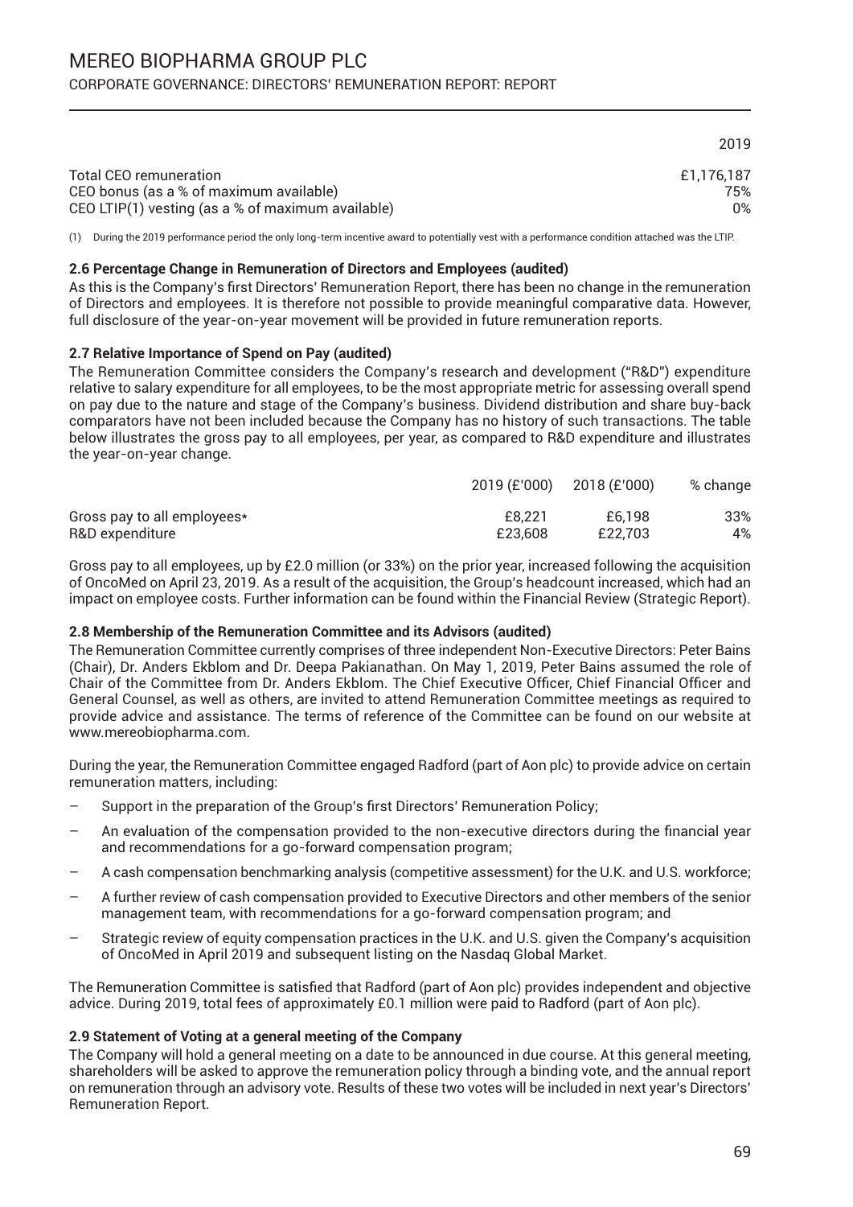| | 2019 |
|---|---|
| Total CEO remuneration | £1,176,187 |
| CEO bonus (as a % of maximum available) | 75% |
| CEO LTIP(1) vesting (as a % of maximum available) | 0% |

(1) During the 2019 performance period the only long-term incentive award to potentially vest with a performance condition attached was the LTIP.

### 2.6 Percentage Change in Remuneration of Directors and Employees (audited)

As this is the Company's first Directors' Remuneration Report, there has been no change in the remuneration of Directors and employees. It is therefore not possible to provide meaningful comparative data. However, full disclosure of the year-on-year movement will be provided in future remuneration reports.

### 2.7 Relative Importance of Spend on Pay (audited)

The Remuneration Committee considers the Company's research and development ("R&D") expenditure relative to salary expenditure for all employees, to be the most appropriate metric for assessing overall spend on pay due to the nature and stage of the Company's business. Dividend distribution and share buy-back comparators have not been included because the Company has no history of such transactions. The table below illustrates the gross pay to all employees, per year, as compared to R&D expenditure and illustrates the year-on-year change.

| | 2019 (£'000) | 2018 (£'000) | % change |
|---|---|---|---|
| Gross pay to all employees* | £8,221 | £6,198 | 33% |
| R&D expenditure | £23,608 | £22,703 | 4% |

Gross pay to all employees, up by £2.0 million (or 33%) on the prior year, increased following the acquisition of OncoMed on April 23, 2019. As a result of the acquisition, the Group's headcount increased, which had an impact on employee costs. Further information can be found within the Financial Review (Strategic Report).

### 2.8 Membership of the Remuneration Committee and its Advisors (audited)

The Remuneration Committee currently comprises of three independent Non-Executive Directors: Peter Bains (Chair), Dr. Anders Ekblom and Dr. Deepa Pakianathan. On May 1, 2019, Peter Bains assumed the role of Chair of the Committee from Dr. Anders Ekblom. The Chief Executive Officer, Chief Financial Officer and General Counsel, as well as others, are invited to attend Remuneration Committee meetings as required to provide advice and assistance. The terms of reference of the Committee can be found on our website at www.mereobiopharma.com.

During the year, the Remuneration Committee engaged Radford (part of Aon plc) to provide advice on certain remuneration matters, including:

- Support in the preparation of the Group's first Directors' Remuneration Policy;
- An evaluation of the compensation provided to the non-executive directors during the financial year and recommendations for a go-forward compensation program;
- A cash compensation benchmarking analysis (competitive assessment) for the U.K. and U.S. workforce;
- A further review of cash compensation provided to Executive Directors and other members of the senior management team, with recommendations for a go-forward compensation program; and
- Strategic review of equity compensation practices in the U.K. and U.S. given the Company's acquisition of OncoMed in April 2019 and subsequent listing on the Nasdaq Global Market.

The Remuneration Committee is satisfied that Radford (part of Aon plc) provides independent and objective advice. During 2019, total fees of approximately £0.1 million were paid to Radford (part of Aon plc).

### 2.9 Statement of Voting at a general meeting of the Company

The Company will hold a general meeting on a date to be announced in due course. At this general meeting, shareholders will be asked to approve the remuneration policy through a binding vote, and the annual report on remuneration through an advisory vote. Results of these two votes will be included in next year's Directors' Remuneration Report.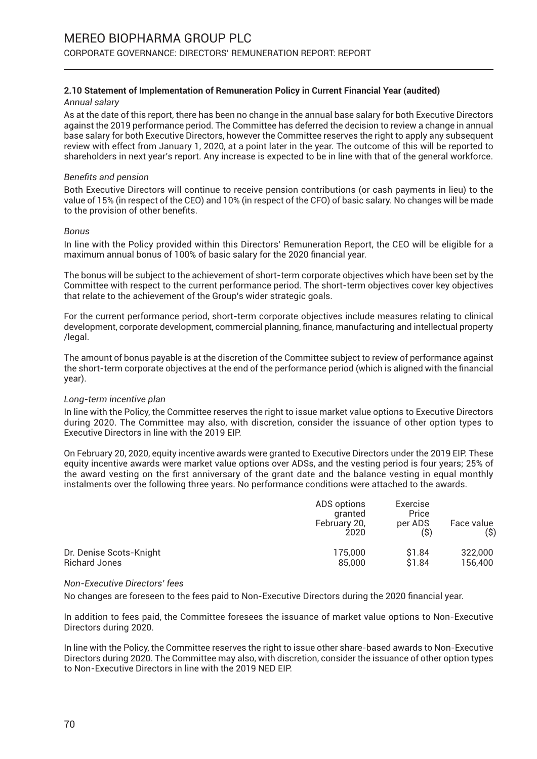### 2.10 Statement of Implementation of Remuneration Policy in Current Financial Year (audited)

*Annual salary*

As at the date of this report, there has been no change in the annual base salary for both Executive Directors against the 2019 performance period. The Committee has deferred the decision to review a change in annual base salary for both Executive Directors, however the Committee reserves the right to apply any subsequent review with effect from January 1, 2020, at a point later in the year. The outcome of this will be reported to shareholders in next year's report. Any increase is expected to be in line with that of the general workforce.

*Benefits and pension*

Both Executive Directors will continue to receive pension contributions (or cash payments in lieu) to the value of 15% (in respect of the CEO) and 10% (in respect of the CFO) of basic salary. No changes will be made to the provision of other benefits.

*Bonus*

In line with the Policy provided within this Directors' Remuneration Report, the CEO will be eligible for a maximum annual bonus of 100% of basic salary for the 2020 financial year.

The bonus will be subject to the achievement of short-term corporate objectives which have been set by the Committee with respect to the current performance period. The short-term objectives cover key objectives that relate to the achievement of the Group's wider strategic goals.

For the current performance period, short-term corporate objectives include measures relating to clinical development, corporate development, commercial planning, finance, manufacturing and intellectual property /legal.

The amount of bonus payable is at the discretion of the Committee subject to review of performance against the short-term corporate objectives at the end of the performance period (which is aligned with the financial year).

*Long-term incentive plan*

In line with the Policy, the Committee reserves the right to issue market value options to Executive Directors during 2020. The Committee may also, with discretion, consider the issuance of other option types to Executive Directors in line with the 2019 EIP.

On February 20, 2020, equity incentive awards were granted to Executive Directors under the 2019 EIP. These equity incentive awards were market value options over ADSs, and the vesting period is four years; 25% of the award vesting on the first anniversary of the grant date and the balance vesting in equal monthly instalments over the following three years. No performance conditions were attached to the awards.

| | ADS options granted February 20, 2020 | Exercise Price per ADS ($) | Face value ($) |
|---|---|---|---|
| Dr. Denise Scots-Knight | 175,000 | $1.84 | 322,000 |
| Richard Jones | 85,000 | $1.84 | 156,400 |

*Non-Executive Directors' fees*

No changes are foreseen to the fees paid to Non-Executive Directors during the 2020 financial year.

In addition to fees paid, the Committee foresees the issuance of market value options to Non-Executive Directors during 2020.

In line with the Policy, the Committee reserves the right to issue other share-based awards to Non-Executive Directors during 2020. The Committee may also, with discretion, consider the issuance of other option types to Non-Executive Directors in line with the 2019 NED EIP.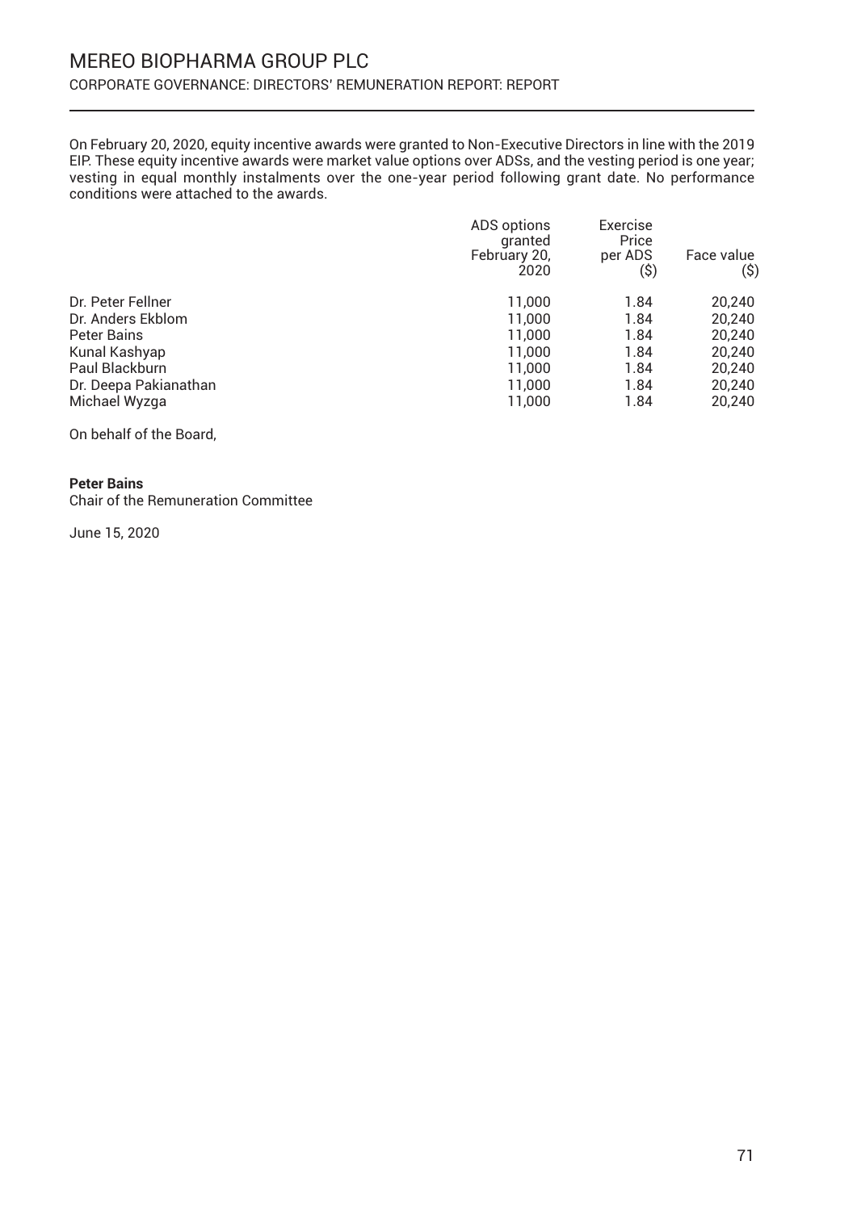On February 20, 2020, equity incentive awards were granted to Non-Executive Directors in line with the 2019 EIP. These equity incentive awards were market value options over ADSs, and the vesting period is one year; vesting in equal monthly instalments over the one-year period following grant date. No performance conditions were attached to the awards.

| | ADS options granted February 20, 2020 | Exercise Price per ADS ($) | Face value ($) |
|---|---|---|---|
| Dr. Peter Fellner | 11,000 | 1.84 | 20,240 |
| Dr. Anders Ekblom | 11,000 | 1.84 | 20,240 |
| Peter Bains | 11,000 | 1.84 | 20,240 |
| Kunal Kashyap | 11,000 | 1.84 | 20,240 |
| Paul Blackburn | 11,000 | 1.84 | 20,240 |
| Dr. Deepa Pakianathan | 11,000 | 1.84 | 20,240 |
| Michael Wyzga | 11,000 | 1.84 | 20,240 |

On behalf of the Board,

**Peter Bains**
Chair of the Remuneration Committee

June 15, 2020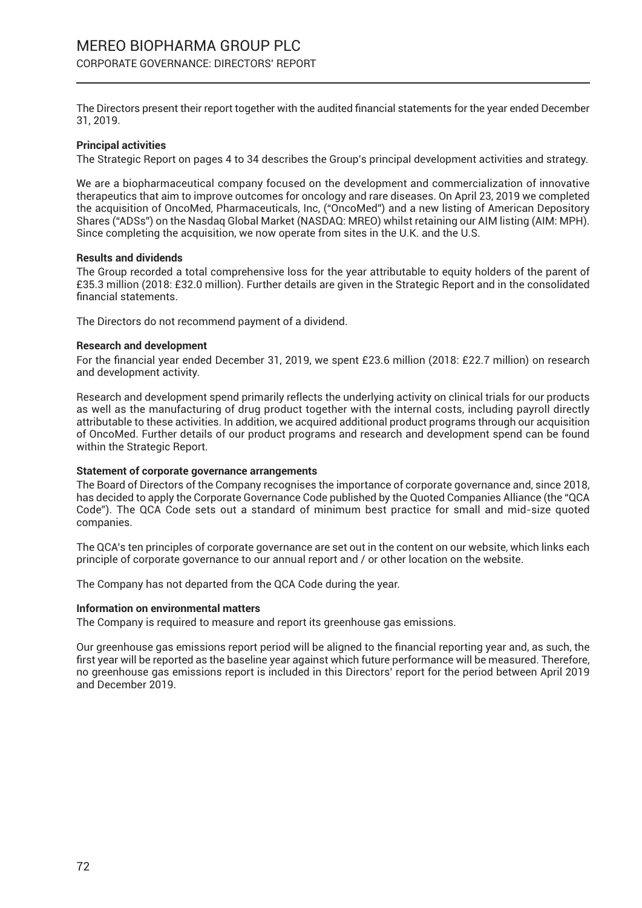# MEREO BIOPHARMA GROUP PLC

## CORPORATE GOVERNANCE: DIRECTORS' REPORT

The Directors present their report together with the audited financial statements for the year ended December 31, 2019.

**Principal activities**

The Strategic Report on pages 4 to 34 describes the Group's principal development activities and strategy.

We are a biopharmaceutical company focused on the development and commercialization of innovative therapeutics that aim to improve outcomes for oncology and rare diseases. On April 23, 2019 we completed the acquisition of OncoMed, Pharmaceuticals, Inc, ("OncoMed") and a new listing of American Depository Shares ("ADSs") on the Nasdaq Global Market (NASDAQ: MREO) whilst retaining our AIM listing (AIM: MPH). Since completing the acquisition, we now operate from sites in the U.K. and the U.S.

**Results and dividends**

The Group recorded a total comprehensive loss for the year attributable to equity holders of the parent of £35.3 million (2018: £32.0 million). Further details are given in the Strategic Report and in the consolidated financial statements.

The Directors do not recommend payment of a dividend.

**Research and development**

For the financial year ended December 31, 2019, we spent £23.6 million (2018: £22.7 million) on research and development activity.

Research and development spend primarily reflects the underlying activity on clinical trials for our products as well as the manufacturing of drug product together with the internal costs, including payroll directly attributable to these activities. In addition, we acquired additional product programs through our acquisition of OncoMed. Further details of our product programs and research and development spend can be found within the Strategic Report.

**Statement of corporate governance arrangements**

The Board of Directors of the Company recognises the importance of corporate governance and, since 2018, has decided to apply the Corporate Governance Code published by the Quoted Companies Alliance (the "QCA Code"). The QCA Code sets out a standard of minimum best practice for small and mid-size quoted companies.

The QCA's ten principles of corporate governance are set out in the content on our website, which links each principle of corporate governance to our annual report and / or other location on the website.

The Company has not departed from the QCA Code during the year.

**Information on environmental matters**

The Company is required to measure and report its greenhouse gas emissions.

Our greenhouse gas emissions report period will be aligned to the financial reporting year and, as such, the first year will be reported as the baseline year against which future performance will be measured. Therefore, no greenhouse gas emissions report is included in this Directors' report for the period between April 2019 and December 2019.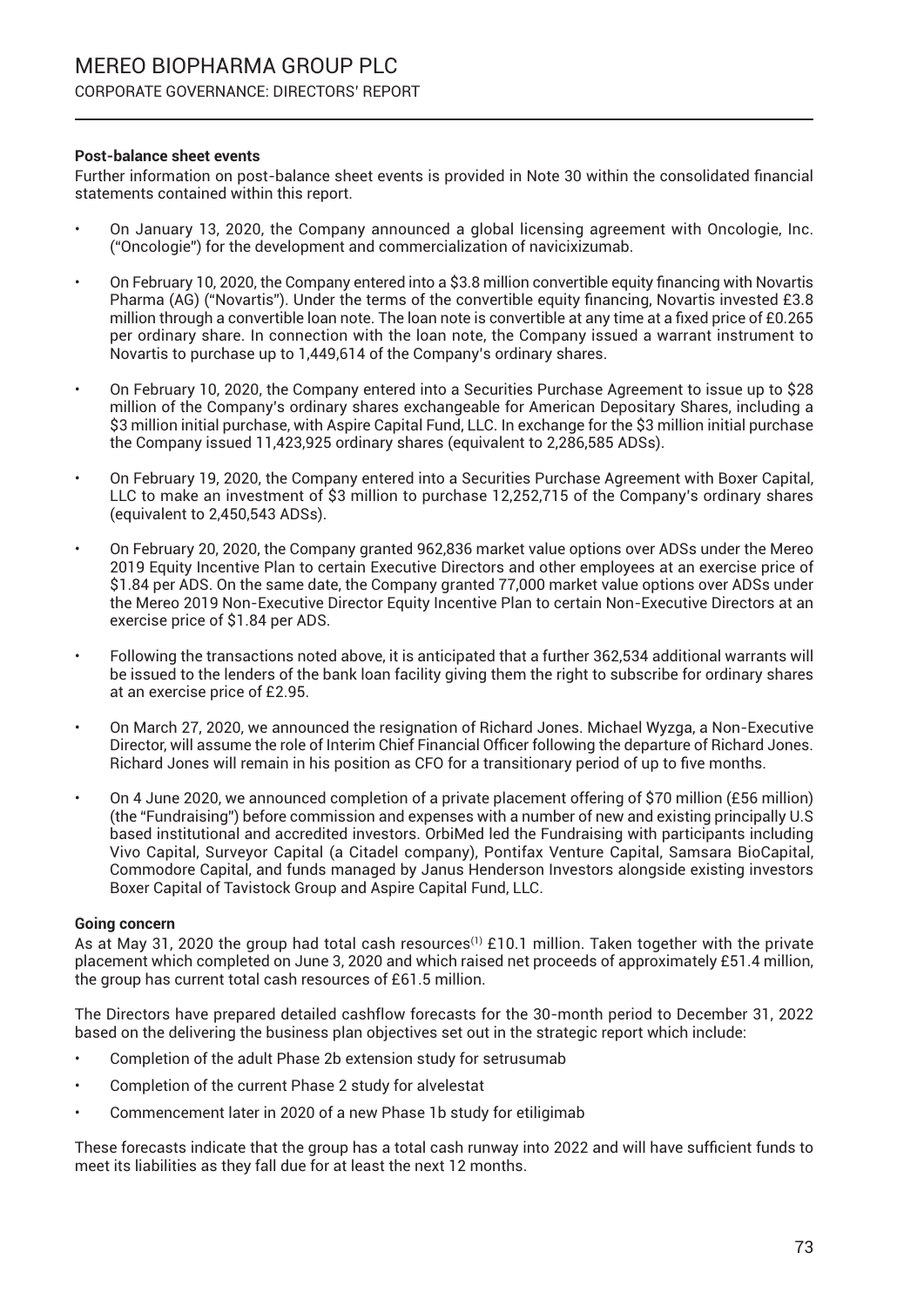#### Post-balance sheet events

Further information on post-balance sheet events is provided in Note 30 within the consolidated financial statements contained within this report.

- On January 13, 2020, the Company announced a global licensing agreement with Oncologie, Inc. ("Oncologie") for the development and commercialization of navicixizumab.
- On February 10, 2020, the Company entered into a $3.8 million convertible equity financing with Novartis Pharma (AG) ("Novartis"). Under the terms of the convertible equity financing, Novartis invested £3.8 million through a convertible loan note. The loan note is convertible at any time at a fixed price of £0.265 per ordinary share. In connection with the loan note, the Company issued a warrant instrument to Novartis to purchase up to 1,449,614 of the Company's ordinary shares.
- On February 10, 2020, the Company entered into a Securities Purchase Agreement to issue up to $28 million of the Company's ordinary shares exchangeable for American Depositary Shares, including a $3 million initial purchase, with Aspire Capital Fund, LLC. In exchange for the $3 million initial purchase the Company issued 11,423,925 ordinary shares (equivalent to 2,286,585 ADSs).
- On February 19, 2020, the Company entered into a Securities Purchase Agreement with Boxer Capital, LLC to make an investment of $3 million to purchase 12,252,715 of the Company's ordinary shares (equivalent to 2,450,543 ADSs).
- On February 20, 2020, the Company granted 962,836 market value options over ADSs under the Mereo 2019 Equity Incentive Plan to certain Executive Directors and other employees at an exercise price of $1.84 per ADS. On the same date, the Company granted 77,000 market value options over ADSs under the Mereo 2019 Non-Executive Director Equity Incentive Plan to certain Non-Executive Directors at an exercise price of $1.84 per ADS.
- Following the transactions noted above, it is anticipated that a further 362,534 additional warrants will be issued to the lenders of the bank loan facility giving them the right to subscribe for ordinary shares at an exercise price of £2.95.
- On March 27, 2020, we announced the resignation of Richard Jones. Michael Wyzga, a Non-Executive Director, will assume the role of Interim Chief Financial Officer following the departure of Richard Jones. Richard Jones will remain in his position as CFO for a transitionary period of up to five months.
- On 4 June 2020, we announced completion of a private placement offering of $70 million (£56 million) (the "Fundraising") before commission and expenses with a number of new and existing principally U.S based institutional and accredited investors. OrbiMed led the Fundraising with participants including Vivo Capital, Surveyor Capital (a Citadel company), Pontifax Venture Capital, Samsara BioCapital, Commodore Capital, and funds managed by Janus Henderson Investors alongside existing investors Boxer Capital of Tavistock Group and Aspire Capital Fund, LLC.

#### Going concern

As at May 31, 2020 the group had total cash resources[1] £10.1 million. Taken together with the private placement which completed on June 3, 2020 and which raised net proceeds of approximately £51.4 million, the group has current total cash resources of £61.5 million.

The Directors have prepared detailed cashflow forecasts for the 30-month period to December 31, 2022 based on the delivering the business plan objectives set out in the strategic report which include:

- Completion of the adult Phase 2b extension study for setrusumab
- Completion of the current Phase 2 study for alvelestat
- Commencement later in 2020 of a new Phase 1b study for etiligimab

These forecasts indicate that the group has a total cash runway into 2022 and will have sufficient funds to meet its liabilities as they fall due for at least the next 12 months.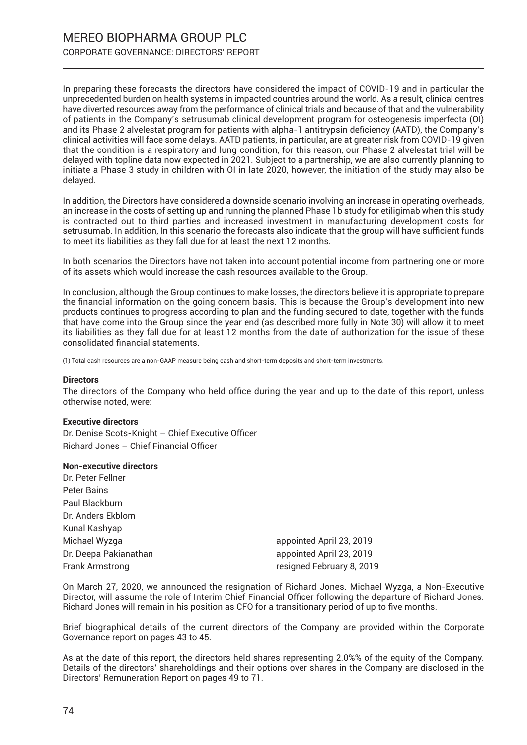In preparing these forecasts the directors have considered the impact of COVID-19 and in particular the unprecedented burden on health systems in impacted countries around the world. As a result, clinical centres have diverted resources away from the performance of clinical trials and because of that and the vulnerability of patients in the Company's setrusumab clinical development program for osteogenesis imperfecta (OI) and its Phase 2 alvelestat program for patients with alpha-1 antitrypsin deficiency (AATD), the Company's clinical activities will face some delays. AATD patients, in particular, are at greater risk from COVID-19 given that the condition is a respiratory and lung condition, for this reason, our Phase 2 alvelestat trial will be delayed with topline data now expected in 2021. Subject to a partnership, we are also currently planning to initiate a Phase 3 study in children with OI in late 2020, however, the initiation of the study may also be delayed.

In addition, the Directors have considered a downside scenario involving an increase in operating overheads, an increase in the costs of setting up and running the planned Phase 1b study for etiligimab when this study is contracted out to third parties and increased investment in manufacturing development costs for setrusumab. In addition, In this scenario the forecasts also indicate that the group will have sufficient funds to meet its liabilities as they fall due for at least the next 12 months.

In both scenarios the Directors have not taken into account potential income from partnering one or more of its assets which would increase the cash resources available to the Group.

In conclusion, although the Group continues to make losses, the directors believe it is appropriate to prepare the financial information on the going concern basis. This is because the Group's development into new products continues to progress according to plan and the funding secured to date, together with the funds that have come into the Group since the year end (as described more fully in Note 30) will allow it to meet its liabilities as they fall due for at least 12 months from the date of authorization for the issue of these consolidated financial statements.

(1) Total cash resources are a non-GAAP measure being cash and short-term deposits and short-term investments.

**Directors**

The directors of the Company who held office during the year and up to the date of this report, unless otherwise noted, were:

**Executive directors**

Dr. Denise Scots-Knight – Chief Executive Officer
Richard Jones – Chief Financial Officer

**Non-executive directors**

| | |
|---|---|
| Dr. Peter Fellner | |
| Peter Bains | |
| Paul Blackburn | |
| Dr. Anders Ekblom | |
| Kunal Kashyap | |
| Michael Wyzga | appointed April 23, 2019 |
| Dr. Deepa Pakianathan | appointed April 23, 2019 |
| Frank Armstrong | resigned February 8, 2019 |

On March 27, 2020, we announced the resignation of Richard Jones. Michael Wyzga, a Non-Executive Director, will assume the role of Interim Chief Financial Officer following the departure of Richard Jones. Richard Jones will remain in his position as CFO for a transitionary period of up to five months.

Brief biographical details of the current directors of the Company are provided within the Corporate Governance report on pages 43 to 45.

As at the date of this report, the directors held shares representing 2.0%% of the equity of the Company. Details of the directors' shareholdings and their options over shares in the Company are disclosed in the Directors' Remuneration Report on pages 49 to 71.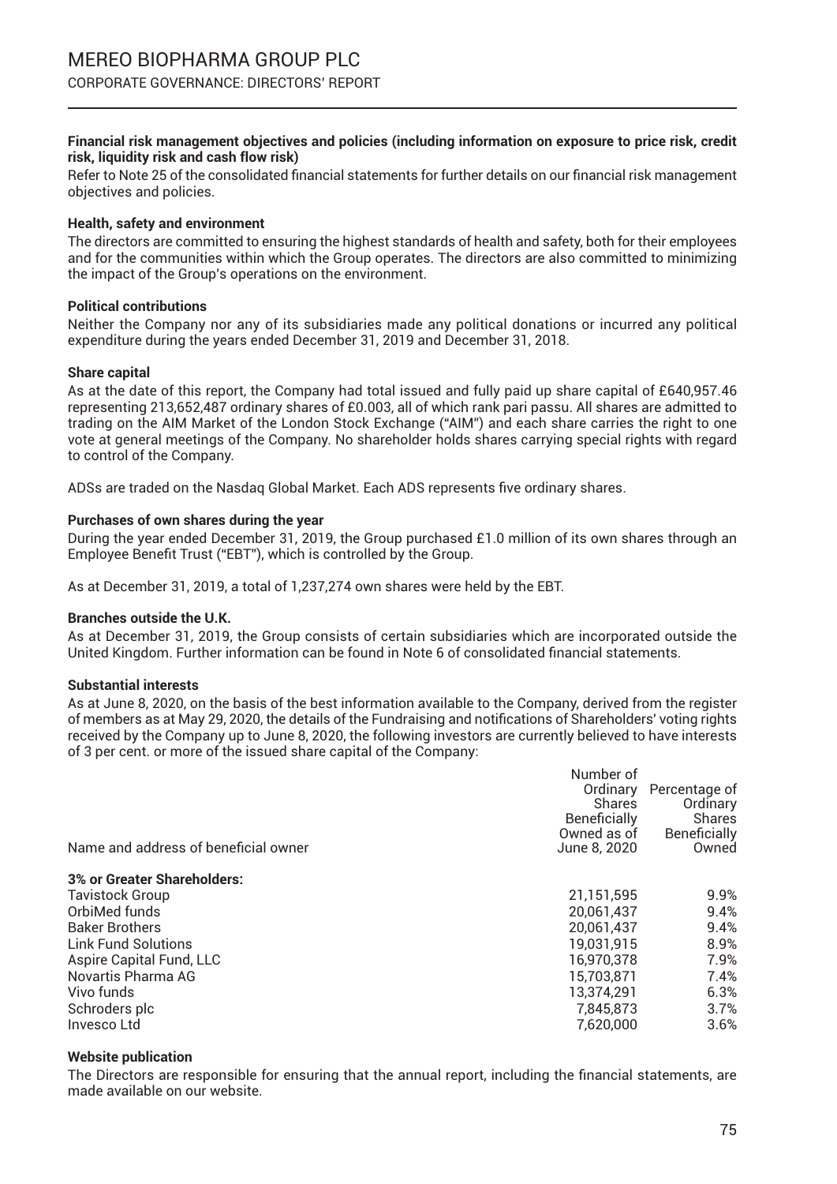#### Financial risk management objectives and policies (including information on exposure to price risk, credit risk, liquidity risk and cash flow risk)

Refer to Note 25 of the consolidated financial statements for further details on our financial risk management objectives and policies.

#### Health, safety and environment

The directors are committed to ensuring the highest standards of health and safety, both for their employees and for the communities within which the Group operates. The directors are also committed to minimizing the impact of the Group's operations on the environment.

#### Political contributions

Neither the Company nor any of its subsidiaries made any political donations or incurred any political expenditure during the years ended December 31, 2019 and December 31, 2018.

#### Share capital

As at the date of this report, the Company had total issued and fully paid up share capital of £640,957.46 representing 213,652,487 ordinary shares of £0.003, all of which rank pari passu. All shares are admitted to trading on the AIM Market of the London Stock Exchange ("AIM") and each share carries the right to one vote at general meetings of the Company. No shareholder holds shares carrying special rights with regard to control of the Company.

ADSs are traded on the Nasdaq Global Market. Each ADS represents five ordinary shares.

#### Purchases of own shares during the year

During the year ended December 31, 2019, the Group purchased £1.0 million of its own shares through an Employee Benefit Trust ("EBT"), which is controlled by the Group.

As at December 31, 2019, a total of 1,237,274 own shares were held by the EBT.

#### Branches outside the U.K.

As at December 31, 2019, the Group consists of certain subsidiaries which are incorporated outside the United Kingdom. Further information can be found in Note 6 of consolidated financial statements.

#### Substantial interests

As at June 8, 2020, on the basis of the best information available to the Company, derived from the register of members as at May 29, 2020, the details of the Fundraising and notifications of Shareholders' voting rights received by the Company up to June 8, 2020, the following investors are currently believed to have interests of 3 per cent. or more of the issued share capital of the Company:

| Name and address of beneficial owner | Number of Ordinary Shares Beneficially Owned as of June 8, 2020 | Percentage of Ordinary Shares Beneficially Owned |
|---|---|---|
| **3% or Greater Shareholders:** | | |
| Tavistock Group | 21,151,595 | 9.9% |
| OrbiMed funds | 20,061,437 | 9.4% |
| Baker Brothers | 20,061,437 | 9.4% |
| Link Fund Solutions | 19,031,915 | 8.9% |
| Aspire Capital Fund, LLC | 16,970,378 | 7.9% |
| Novartis Pharma AG | 15,703,871 | 7.4% |
| Vivo funds | 13,374,291 | 6.3% |
| Schroders plc | 7,845,873 | 3.7% |
| Invesco Ltd | 7,620,000 | 3.6% |

#### Website publication

The Directors are responsible for ensuring that the annual report, including the financial statements, are made available on our website.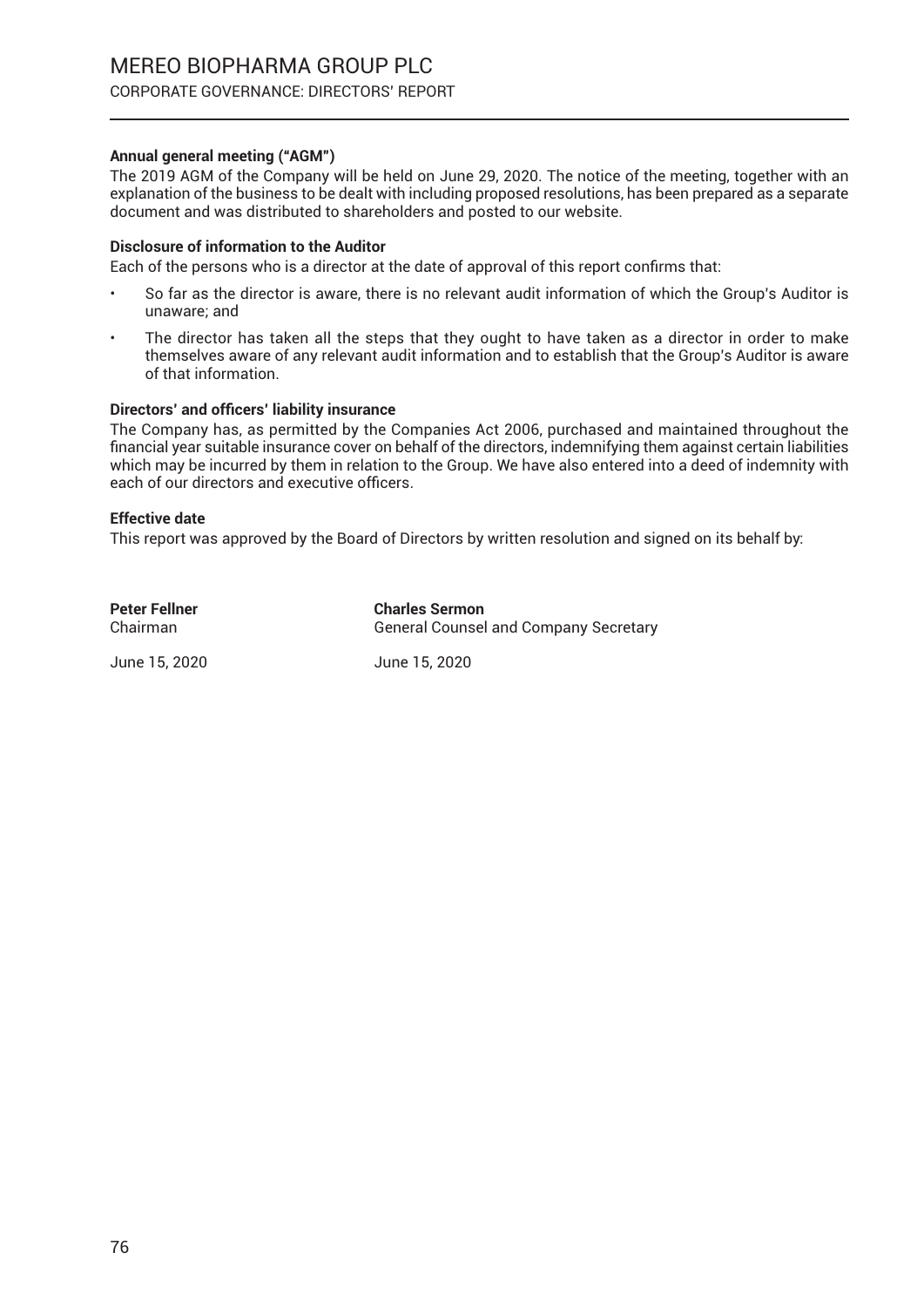**Annual general meeting ("AGM")**

The 2019 AGM of the Company will be held on June 29, 2020. The notice of the meeting, together with an explanation of the business to be dealt with including proposed resolutions, has been prepared as a separate document and was distributed to shareholders and posted to our website.

**Disclosure of information to the Auditor**

Each of the persons who is a director at the date of approval of this report confirms that:

- So far as the director is aware, there is no relevant audit information of which the Group's Auditor is unaware; and
- The director has taken all the steps that they ought to have taken as a director in order to make themselves aware of any relevant audit information and to establish that the Group's Auditor is aware of that information.

**Directors' and officers' liability insurance**

The Company has, as permitted by the Companies Act 2006, purchased and maintained throughout the financial year suitable insurance cover on behalf of the directors, indemnifying them against certain liabilities which may be incurred by them in relation to the Group. We have also entered into a deed of indemnity with each of our directors and executive officers.

**Effective date**

This report was approved by the Board of Directors by written resolution and signed on its behalf by:

**Peter Fellner**
Chairman

June 15, 2020

**Charles Sermon**
General Counsel and Company Secretary

June 15, 2020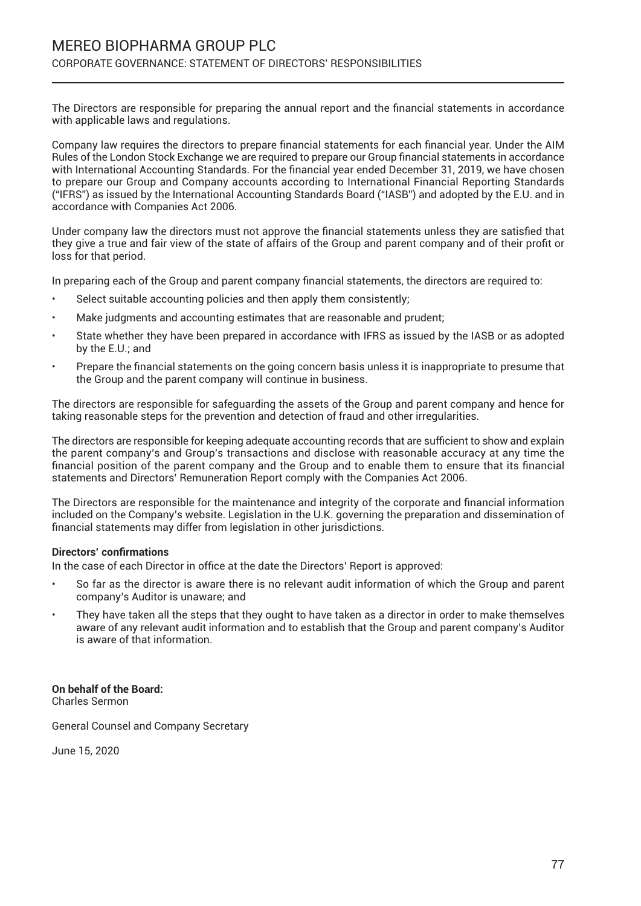The Directors are responsible for preparing the annual report and the financial statements in accordance with applicable laws and regulations.

Company law requires the directors to prepare financial statements for each financial year. Under the AIM Rules of the London Stock Exchange we are required to prepare our Group financial statements in accordance with International Accounting Standards. For the financial year ended December 31, 2019, we have chosen to prepare our Group and Company accounts according to International Financial Reporting Standards ("IFRS") as issued by the International Accounting Standards Board ("IASB") and adopted by the E.U. and in accordance with Companies Act 2006.

Under company law the directors must not approve the financial statements unless they are satisfied that they give a true and fair view of the state of affairs of the Group and parent company and of their profit or loss for that period.

In preparing each of the Group and parent company financial statements, the directors are required to:

- Select suitable accounting policies and then apply them consistently;
- Make judgments and accounting estimates that are reasonable and prudent;
- State whether they have been prepared in accordance with IFRS as issued by the IASB or as adopted by the E.U.; and
- Prepare the financial statements on the going concern basis unless it is inappropriate to presume that the Group and the parent company will continue in business.

The directors are responsible for safeguarding the assets of the Group and parent company and hence for taking reasonable steps for the prevention and detection of fraud and other irregularities.

The directors are responsible for keeping adequate accounting records that are sufficient to show and explain the parent company's and Group's transactions and disclose with reasonable accuracy at any time the financial position of the parent company and the Group and to enable them to ensure that its financial statements and Directors' Remuneration Report comply with the Companies Act 2006.

The Directors are responsible for the maintenance and integrity of the corporate and financial information included on the Company's website. Legislation in the U.K. governing the preparation and dissemination of financial statements may differ from legislation in other jurisdictions.

**Directors' confirmations**

In the case of each Director in office at the date the Directors' Report is approved:

- So far as the director is aware there is no relevant audit information of which the Group and parent company's Auditor is unaware; and
- They have taken all the steps that they ought to have taken as a director in order to make themselves aware of any relevant audit information and to establish that the Group and parent company's Auditor is aware of that information.

**On behalf of the Board:**
Charles Sermon

General Counsel and Company Secretary

June 15, 2020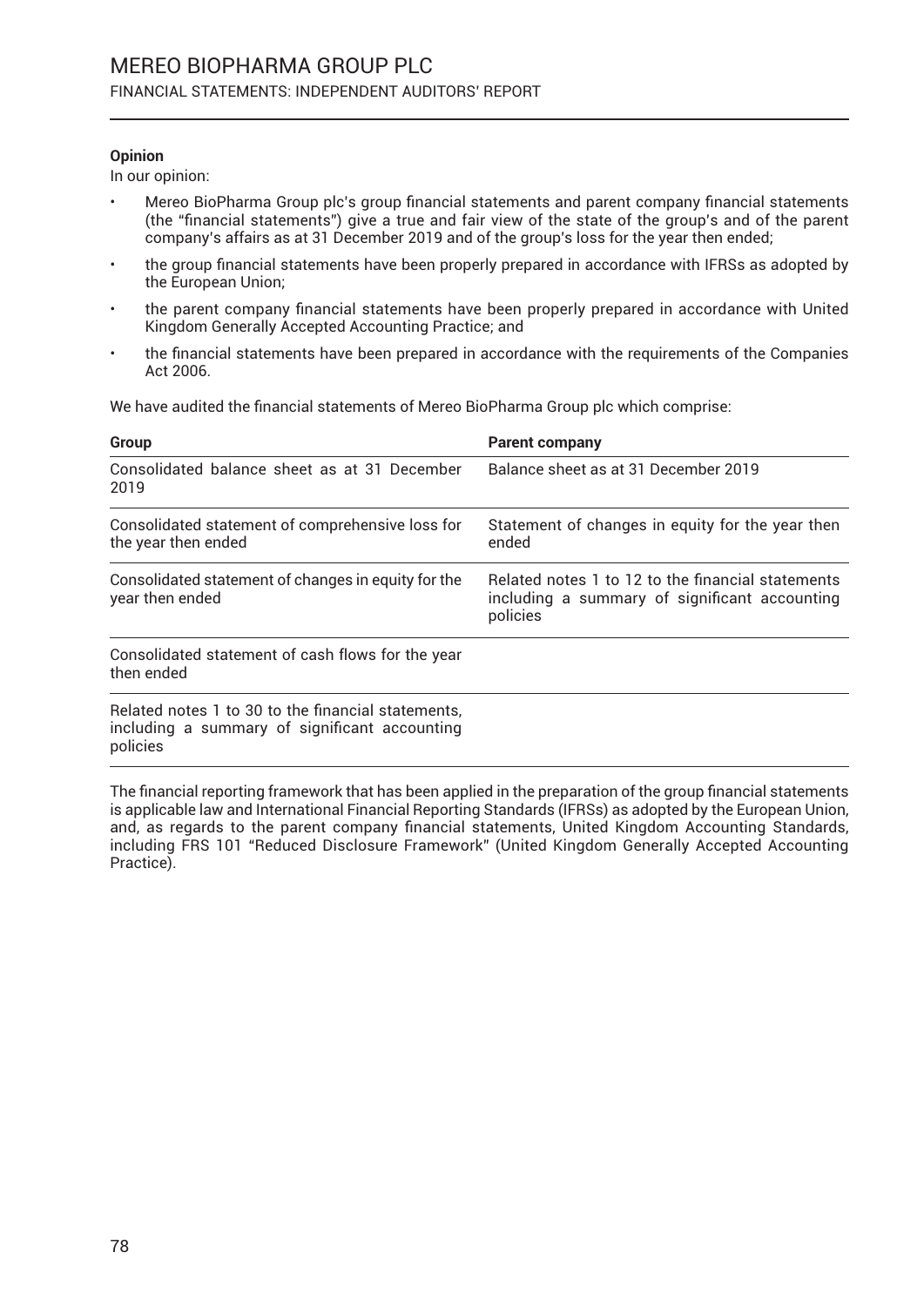#### Opinion

In our opinion:

- Mereo BioPharma Group plc's group financial statements and parent company financial statements (the "financial statements") give a true and fair view of the state of the group's and of the parent company's affairs as at 31 December 2019 and of the group's loss for the year then ended;
- the group financial statements have been properly prepared in accordance with IFRSs as adopted by the European Union;
- the parent company financial statements have been properly prepared in accordance with United Kingdom Generally Accepted Accounting Practice; and
- the financial statements have been prepared in accordance with the requirements of the Companies Act 2006.

We have audited the financial statements of Mereo BioPharma Group plc which comprise:

| Group | Parent company |
|---|---|
| Consolidated balance sheet as at 31 December 2019 | Balance sheet as at 31 December 2019 |
| Consolidated statement of comprehensive loss for the year then ended | Statement of changes in equity for the year then ended |
| Consolidated statement of changes in equity for the year then ended | Related notes 1 to 12 to the financial statements including a summary of significant accounting policies |
| Consolidated statement of cash flows for the year then ended | |
| Related notes 1 to 30 to the financial statements, including a summary of significant accounting policies | |

The financial reporting framework that has been applied in the preparation of the group financial statements is applicable law and International Financial Reporting Standards (IFRSs) as adopted by the European Union, and, as regards to the parent company financial statements, United Kingdom Accounting Standards, including FRS 101 "Reduced Disclosure Framework" (United Kingdom Generally Accepted Accounting Practice).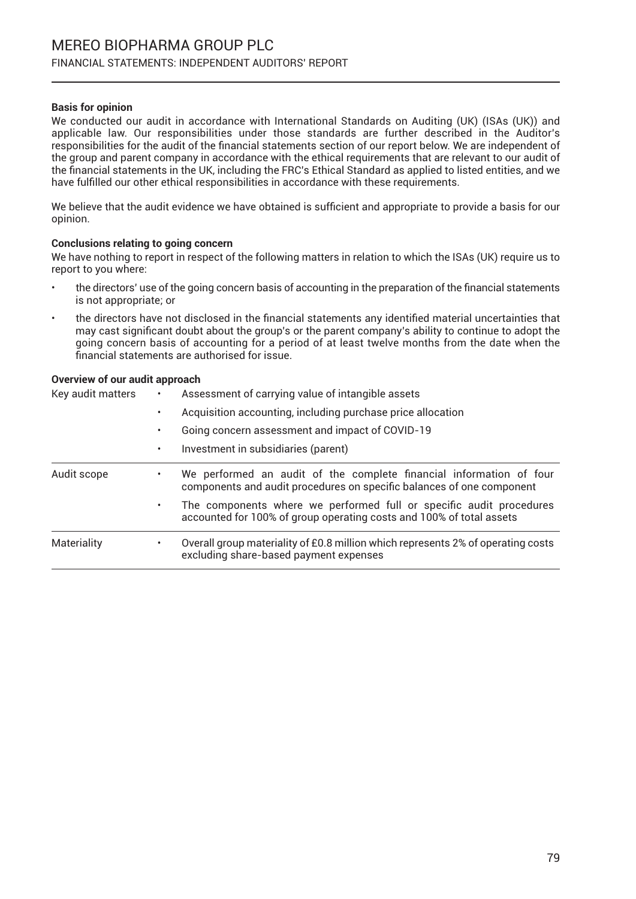**Basis for opinion**

We conducted our audit in accordance with International Standards on Auditing (UK) (ISAs (UK)) and applicable law. Our responsibilities under those standards are further described in the Auditor's responsibilities for the audit of the financial statements section of our report below. We are independent of the group and parent company in accordance with the ethical requirements that are relevant to our audit of the financial statements in the UK, including the FRC's Ethical Standard as applied to listed entities, and we have fulfilled our other ethical responsibilities in accordance with these requirements.

We believe that the audit evidence we have obtained is sufficient and appropriate to provide a basis for our opinion.

**Conclusions relating to going concern**

We have nothing to report in respect of the following matters in relation to which the ISAs (UK) require us to report to you where:

- the directors' use of the going concern basis of accounting in the preparation of the financial statements is not appropriate; or
- the directors have not disclosed in the financial statements any identified material uncertainties that may cast significant doubt about the group's or the parent company's ability to continue to adopt the going concern basis of accounting for a period of at least twelve months from the date when the financial statements are authorised for issue.

**Overview of our audit approach**

| | |
|---|---|
| Key audit matters | • Assessment of carrying value of intangible assets<br>• Acquisition accounting, including purchase price allocation<br>• Going concern assessment and impact of COVID-19<br>• Investment in subsidiaries (parent) |
| Audit scope | • We performed an audit of the complete financial information of four components and audit procedures on specific balances of one component<br>• The components where we performed full or specific audit procedures accounted for 100% of group operating costs and 100% of total assets |
| Materiality | • Overall group materiality of £0.8 million which represents 2% of operating costs excluding share-based payment expenses |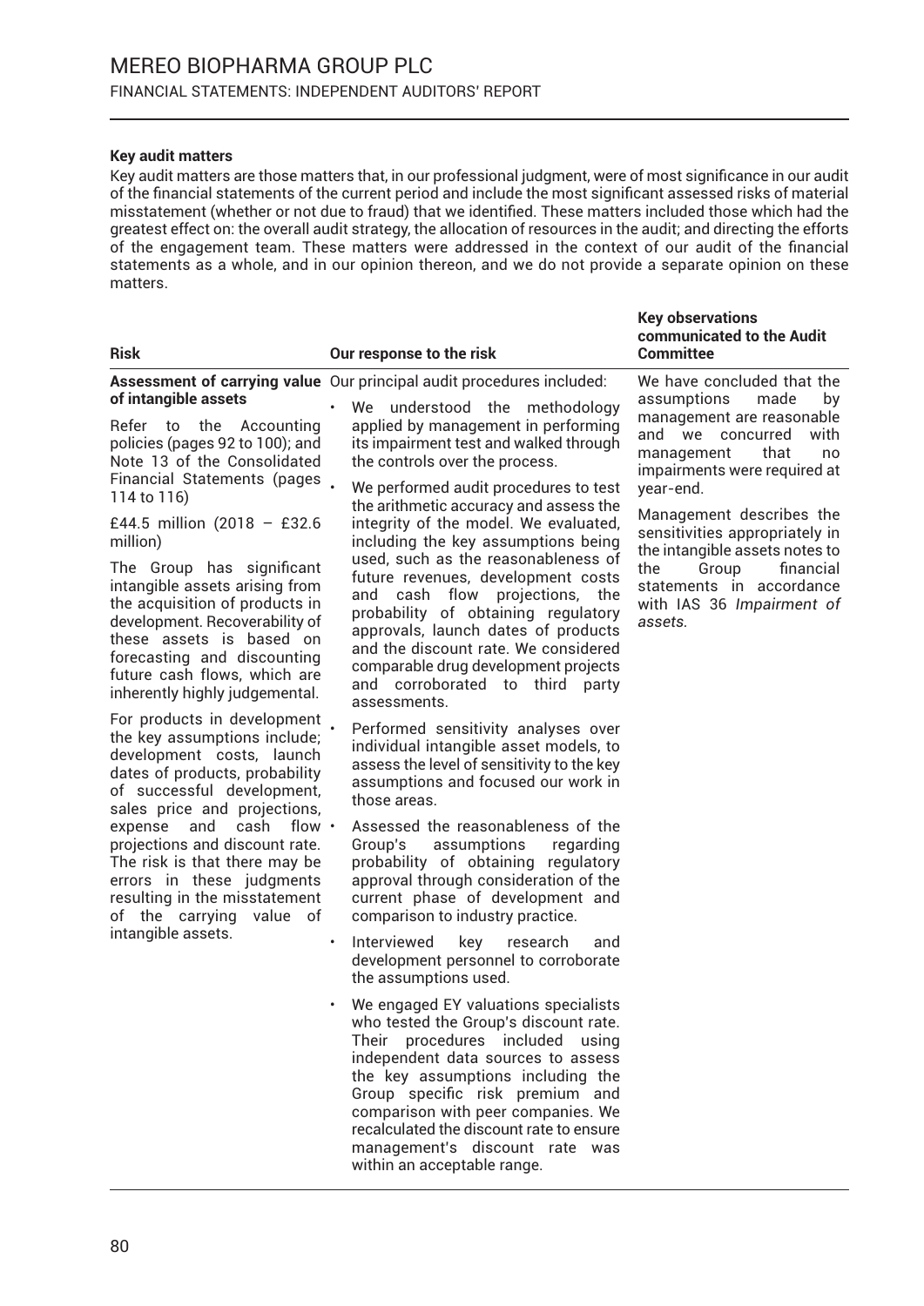### Key audit matters

Key audit matters are those matters that, in our professional judgment, were of most significance in our audit of the financial statements of the current period and include the most significant assessed risks of material misstatement (whether or not due to fraud) that we identified. These matters included those which had the greatest effect on: the overall audit strategy, the allocation of resources in the audit; and directing the efforts of the engagement team. These matters were addressed in the context of our audit of the financial statements as a whole, and in our opinion thereon, and we do not provide a separate opinion on these matters.

| Risk | Our response to the risk | Key observations communicated to the Audit Committee |
|---|---|---|
| **Assessment of carrying value of intangible assets**<br><br>Refer to the Accounting policies (pages 92 to 100); and Note 13 of the Consolidated Financial Statements (pages 114 to 116)<br><br>£44.5 million (2018 – £32.6 million)<br><br>The Group has significant intangible assets arising from the acquisition of products in development. Recoverability of these assets is based on forecasting and discounting future cash flows, which are inherently highly judgemental.<br><br>For products in development the key assumptions include; development costs, launch dates of products, probability of successful development, sales price and projections, expense and cash flow projections and discount rate. The risk is that there may be errors in these judgments resulting in the misstatement of the carrying value of intangible assets. | Our principal audit procedures included:<br><br>• We understood the methodology applied by management in performing its impairment test and walked through the controls over the process.<br><br>• We performed audit procedures to test the arithmetic accuracy and assess the integrity of the model. We evaluated, including the key assumptions being used, such as the reasonableness of future revenues, development costs and cash flow projections, the probability of obtaining regulatory approvals, launch dates of products and the discount rate. We considered comparable drug development projects and corroborated to third party assessments.<br><br>• Performed sensitivity analyses over individual intangible asset models, to assess the level of sensitivity to the key assumptions and focused our work in those areas.<br><br>• Assessed the reasonableness of the Group's assumptions regarding probability of obtaining regulatory approval through consideration of the current phase of development and comparison to industry practice.<br><br>• Interviewed key research and development personnel to corroborate the assumptions used.<br><br>• We engaged EY valuations specialists who tested the Group's discount rate. Their procedures included using independent data sources to assess the key assumptions including the Group specific risk premium and comparison with peer companies. We recalculated the discount rate to ensure management's discount rate was within an acceptable range. | We have concluded that the assumptions made by management are reasonable and we concurred with management that no impairments were required at year-end.<br><br>Management describes the sensitivities appropriately in the intangible assets notes to the Group financial statements in accordance with IAS 36 *Impairment of assets.* |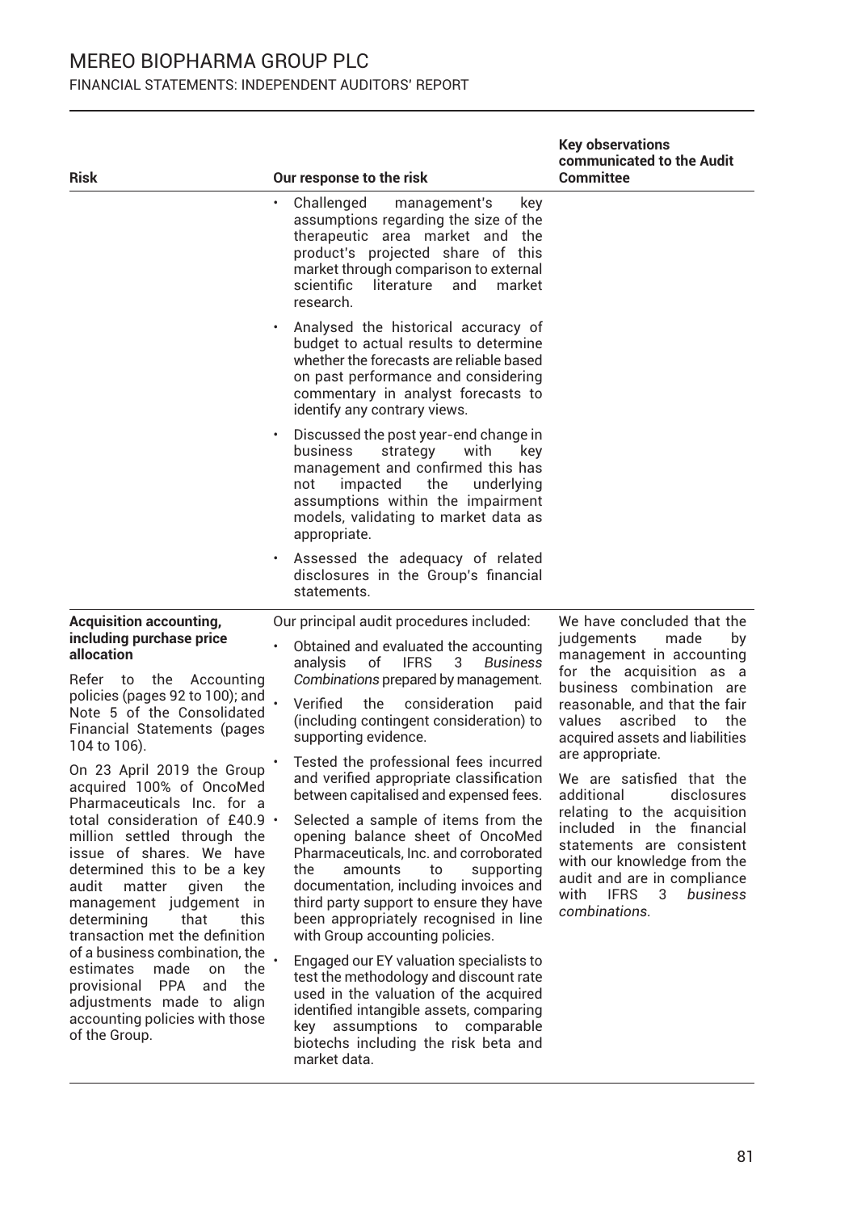| Risk | Our response to the risk | Key observations communicated to the Audit Committee |
|---|---|---|
| | • Challenged management's key assumptions regarding the size of the therapeutic area market and the product's projected share of this market through comparison to external scientific literature and market research.<br>• Analysed the historical accuracy of budget to actual results to determine whether the forecasts are reliable based on past performance and considering commentary in analyst forecasts to identify any contrary views.<br>• Discussed the post year-end change in business strategy with key management and confirmed this has not impacted the underlying assumptions within the impairment models, validating to market data as appropriate.<br>• Assessed the adequacy of related disclosures in the Group's financial statements. | |
| **Acquisition accounting, including purchase price allocation**<br><br>Refer to the Accounting policies (pages 92 to 100); and Note 5 of the Consolidated Financial Statements (pages 104 to 106).<br><br>On 23 April 2019 the Group acquired 100% of OncoMed Pharmaceuticals Inc. for a total consideration of £40.9 million settled through the issue of shares. We have determined this to be a key audit matter given the management judgement in determining that this transaction met the definition of a business combination, the estimates made on the provisional PPA and the adjustments made to align accounting policies with those of the Group. | Our principal audit procedures included:<br>• Obtained and evaluated the accounting analysis of IFRS 3 *Business Combinations* prepared by management.<br>• Verified the consideration paid (including contingent consideration) to supporting evidence.<br>• Tested the professional fees incurred and verified appropriate classification between capitalised and expensed fees.<br>• Selected a sample of items from the opening balance sheet of OncoMed Pharmaceuticals, Inc. and corroborated the amounts to supporting documentation, including invoices and third party support to ensure they have been appropriately recognised in line with Group accounting policies.<br>• Engaged our EY valuation specialists to test the methodology and discount rate used in the valuation of the acquired identified intangible assets, comparing key assumptions to comparable biotechs including the risk beta and market data. | We have concluded that the judgements made by management in accounting for the acquisition as a business combination are reasonable, and that the fair values ascribed to the acquired assets and liabilities are appropriate.<br><br>We are satisfied that the additional disclosures relating to the acquisition included in the financial statements are consistent with our knowledge from the audit and are in compliance with IFRS 3 *business combinations*. |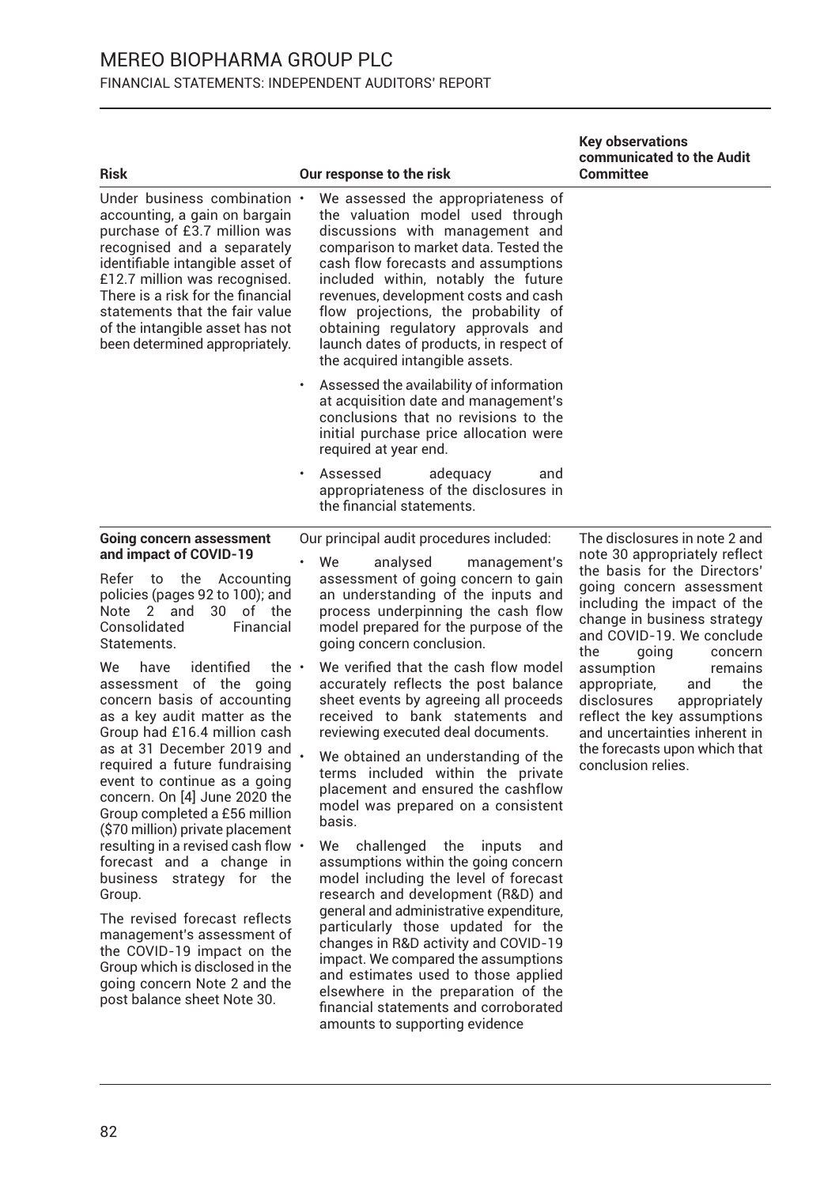| Risk | Our response to the risk | Key observations communicated to the Audit Committee |
|---|---|---|
| Under business combination accounting, a gain on bargain purchase of £3.7 million was recognised and a separately identifiable intangible asset of £12.7 million was recognised. There is a risk for the financial statements that the fair value of the intangible asset has not been determined appropriately. | • We assessed the appropriateness of the valuation model used through discussions with management and comparison to market data. Tested the cash flow forecasts and assumptions included within, notably the future revenues, development costs and cash flow projections, the probability of obtaining regulatory approvals and launch dates of products, in respect of the acquired intangible assets.<br>• Assessed the availability of information at acquisition date and management's conclusions that no revisions to the initial purchase price allocation were required at year end.<br>• Assessed adequacy and appropriateness of the disclosures in the financial statements. | |
| **Going concern assessment and impact of COVID-19**<br><br>Refer to the Accounting policies (pages 92 to 100); and Note 2 and 30 of the Consolidated Financial Statements.<br><br>We have identified the assessment of the going concern basis of accounting as a key audit matter as the Group had £16.4 million cash as at 31 December 2019 and required a future fundraising event to continue as a going concern. On [4] June 2020 the Group completed a £56 million ($70 million) private placement resulting in a revised cash flow forecast and a change in business strategy for the Group.<br><br>The revised forecast reflects management's assessment of the COVID-19 impact on the Group which is disclosed in the going concern Note 2 and the post balance sheet Note 30. | Our principal audit procedures included:<br>• We analysed management's assessment of going concern to gain an understanding of the inputs and process underpinning the cash flow model prepared for the purpose of the going concern conclusion.<br>• We verified that the cash flow model accurately reflects the post balance sheet events by agreeing all proceeds received to bank statements and reviewing executed deal documents.<br>• We obtained an understanding of the terms included within the private placement and ensured the cashflow model was prepared on a consistent basis.<br>• We challenged the inputs and assumptions within the going concern model including the level of forecast research and development (R&D) and general and administrative expenditure, particularly those updated for the changes in R&D activity and COVID-19 impact. We compared the assumptions and estimates used to those applied elsewhere in the preparation of the financial statements and corroborated amounts to supporting evidence | The disclosures in note 2 and note 30 appropriately reflect the basis for the Directors' going concern assessment including the impact of the change in business strategy and COVID-19. We conclude the going concern assumption remains appropriate, and the disclosures appropriately reflect the key assumptions and uncertainties inherent in the forecasts upon which that conclusion relies. |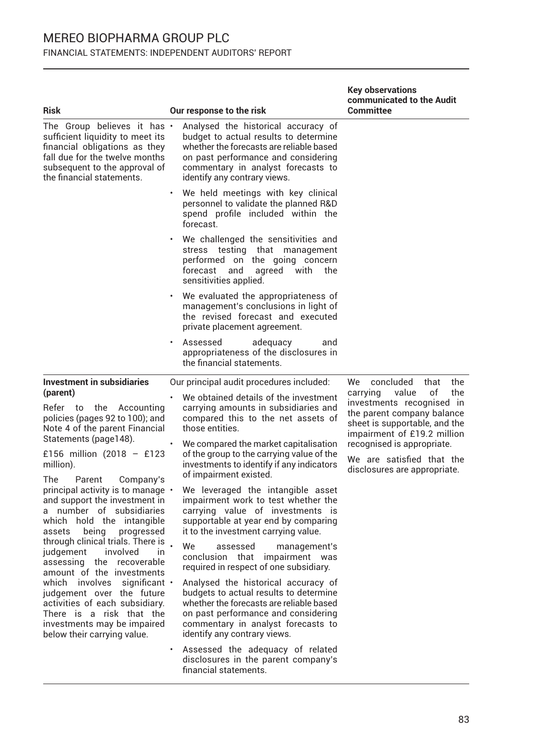| Risk | Our response to the risk | Key observations communicated to the Audit Committee |
|---|---|---|
| The Group believes it has sufficient liquidity to meet its financial obligations as they fall due for the twelve months subsequent to the approval of the financial statements. | • Analysed the historical accuracy of budget to actual results to determine whether the forecasts are reliable based on past performance and considering commentary in analyst forecasts to identify any contrary views.<br>• We held meetings with key clinical personnel to validate the planned R&D spend profile included within the forecast.<br>• We challenged the sensitivities and stress testing that management performed on the going concern forecast and agreed with the sensitivities applied.<br>• We evaluated the appropriateness of management's conclusions in light of the revised forecast and executed private placement agreement.<br>• Assessed adequacy and appropriateness of the disclosures in the financial statements. | |
| **Investment in subsidiaries (parent)**<br>Refer to the Accounting policies (pages 92 to 100); and Note 4 of the parent Financial Statements (page148).<br>£156 million (2018 – £123 million).<br>The Parent Company's principal activity is to manage and support the investment in a number of subsidiaries which hold the intangible assets being progressed through clinical trials. There is judgement involved in assessing the recoverable amount of the investments which involves significant judgement over the future activities of each subsidiary. There is a risk that the investments may be impaired below their carrying value. | Our principal audit procedures included:<br>• We obtained details of the investment carrying amounts in subsidiaries and compared this to the net assets of those entities.<br>• We compared the market capitalisation of the group to the carrying value of the investments to identify if any indicators of impairment existed.<br>• We leveraged the intangible asset impairment work to test whether the carrying value of investments is supportable at year end by comparing it to the investment carrying value.<br>• We assessed management's conclusion that impairment was required in respect of one subsidiary.<br>• Analysed the historical accuracy of budgets to actual results to determine whether the forecasts are reliable based on past performance and considering commentary in analyst forecasts to identify any contrary views.<br>• Assessed the adequacy of related disclosures in the parent company's financial statements. | We concluded that the carrying value of the investments recognised in the parent company balance sheet is supportable, and the impairment of £19.2 million recognised is appropriate.<br>We are satisfied that the disclosures are appropriate. |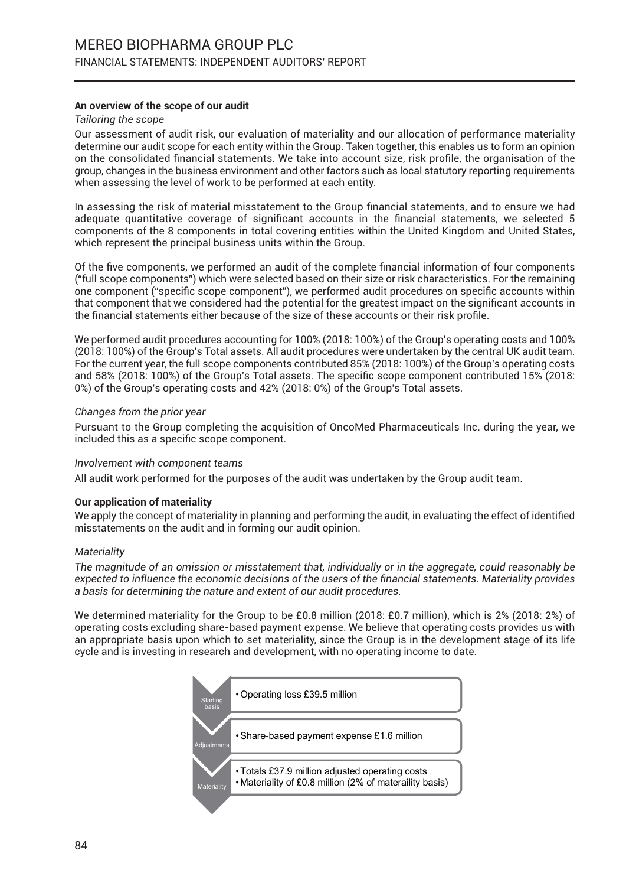**An overview of the scope of our audit**

*Tailoring the scope*

Our assessment of audit risk, our evaluation of materiality and our allocation of performance materiality determine our audit scope for each entity within the Group. Taken together, this enables us to form an opinion on the consolidated financial statements. We take into account size, risk profile, the organisation of the group, changes in the business environment and other factors such as local statutory reporting requirements when assessing the level of work to be performed at each entity.

In assessing the risk of material misstatement to the Group financial statements, and to ensure we had adequate quantitative coverage of significant accounts in the financial statements, we selected 5 components of the 8 components in total covering entities within the United Kingdom and United States, which represent the principal business units within the Group.

Of the five components, we performed an audit of the complete financial information of four components ("full scope components") which were selected based on their size or risk characteristics. For the remaining one component ("specific scope component"), we performed audit procedures on specific accounts within that component that we considered had the potential for the greatest impact on the significant accounts in the financial statements either because of the size of these accounts or their risk profile.

We performed audit procedures accounting for 100% (2018: 100%) of the Group's operating costs and 100% (2018: 100%) of the Group's Total assets. All audit procedures were undertaken by the central UK audit team. For the current year, the full scope components contributed 85% (2018: 100%) of the Group's operating costs and 58% (2018: 100%) of the Group's Total assets. The specific scope component contributed 15% (2018: 0%) of the Group's operating costs and 42% (2018: 0%) of the Group's Total assets.

*Changes from the prior year*

Pursuant to the Group completing the acquisition of OncoMed Pharmaceuticals Inc. during the year, we included this as a specific scope component.

*Involvement with component teams*

All audit work performed for the purposes of the audit was undertaken by the Group audit team.

**Our application of materiality**

We apply the concept of materiality in planning and performing the audit, in evaluating the effect of identified misstatements on the audit and in forming our audit opinion.

*Materiality*

*The magnitude of an omission or misstatement that, individually or in the aggregate, could reasonably be expected to influence the economic decisions of the users of the financial statements. Materiality provides a basis for determining the nature and extent of our audit procedures.*

We determined materiality for the Group to be £0.8 million (2018: £0.7 million), which is 2% (2018: 2%) of operating costs excluding share-based payment expense. We believe that operating costs provides us with an appropriate basis upon which to set materiality, since the Group is in the development stage of its life cycle and is investing in research and development, with no operating income to date.

| | |
|---|---|
| Starting basis | • Operating loss £39.5 million |
| Adjustments | • Share-based payment expense £1.6 million |
| Materiality | • Totals £37.9 million adjusted operating costs<br>• Materiality of £0.8 million (2% of materaility basis) |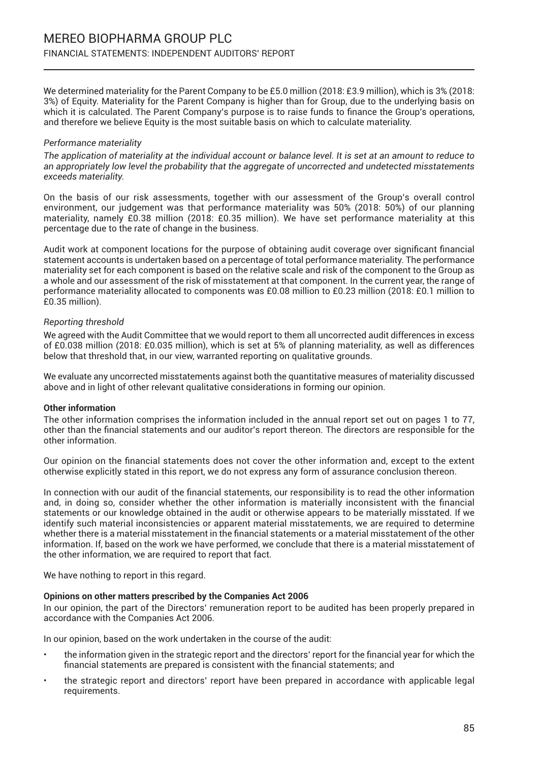We determined materiality for the Parent Company to be £5.0 million (2018: £3.9 million), which is 3% (2018: 3%) of Equity. Materiality for the Parent Company is higher than for Group, due to the underlying basis on which it is calculated. The Parent Company's purpose is to raise funds to finance the Group's operations, and therefore we believe Equity is the most suitable basis on which to calculate materiality.

*Performance materiality*

*The application of materiality at the individual account or balance level. It is set at an amount to reduce to an appropriately low level the probability that the aggregate of uncorrected and undetected misstatements exceeds materiality.*

On the basis of our risk assessments, together with our assessment of the Group's overall control environment, our judgement was that performance materiality was 50% (2018: 50%) of our planning materiality, namely £0.38 million (2018: £0.35 million). We have set performance materiality at this percentage due to the rate of change in the business.

Audit work at component locations for the purpose of obtaining audit coverage over significant financial statement accounts is undertaken based on a percentage of total performance materiality. The performance materiality set for each component is based on the relative scale and risk of the component to the Group as a whole and our assessment of the risk of misstatement at that component. In the current year, the range of performance materiality allocated to components was £0.08 million to £0.23 million (2018: £0.1 million to £0.35 million).

*Reporting threshold*

We agreed with the Audit Committee that we would report to them all uncorrected audit differences in excess of £0.038 million (2018: £0.035 million), which is set at 5% of planning materiality, as well as differences below that threshold that, in our view, warranted reporting on qualitative grounds.

We evaluate any uncorrected misstatements against both the quantitative measures of materiality discussed above and in light of other relevant qualitative considerations in forming our opinion.

**Other information**

The other information comprises the information included in the annual report set out on pages 1 to 77, other than the financial statements and our auditor's report thereon. The directors are responsible for the other information.

Our opinion on the financial statements does not cover the other information and, except to the extent otherwise explicitly stated in this report, we do not express any form of assurance conclusion thereon.

In connection with our audit of the financial statements, our responsibility is to read the other information and, in doing so, consider whether the other information is materially inconsistent with the financial statements or our knowledge obtained in the audit or otherwise appears to be materially misstated. If we identify such material inconsistencies or apparent material misstatements, we are required to determine whether there is a material misstatement in the financial statements or a material misstatement of the other information. If, based on the work we have performed, we conclude that there is a material misstatement of the other information, we are required to report that fact.

We have nothing to report in this regard.

**Opinions on other matters prescribed by the Companies Act 2006**

In our opinion, the part of the Directors' remuneration report to be audited has been properly prepared in accordance with the Companies Act 2006.

In our opinion, based on the work undertaken in the course of the audit:

- the information given in the strategic report and the directors' report for the financial year for which the financial statements are prepared is consistent with the financial statements; and
- the strategic report and directors' report have been prepared in accordance with applicable legal requirements.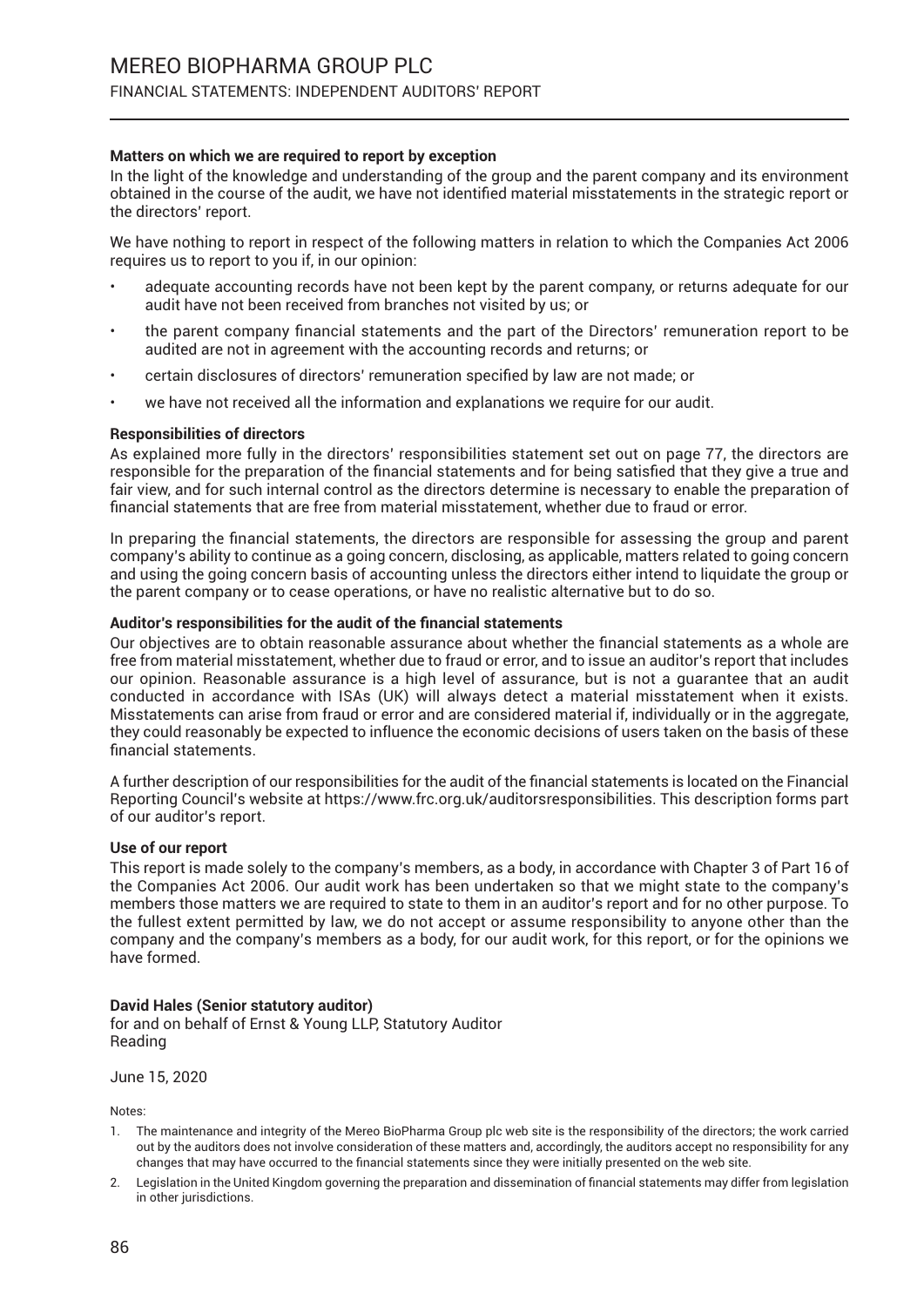**Matters on which we are required to report by exception**

In the light of the knowledge and understanding of the group and the parent company and its environment obtained in the course of the audit, we have not identified material misstatements in the strategic report or the directors' report.

We have nothing to report in respect of the following matters in relation to which the Companies Act 2006 requires us to report to you if, in our opinion:

- adequate accounting records have not been kept by the parent company, or returns adequate for our audit have not been received from branches not visited by us; or
- the parent company financial statements and the part of the Directors' remuneration report to be audited are not in agreement with the accounting records and returns; or
- certain disclosures of directors' remuneration specified by law are not made; or
- we have not received all the information and explanations we require for our audit.

**Responsibilities of directors**

As explained more fully in the directors' responsibilities statement set out on page 77, the directors are responsible for the preparation of the financial statements and for being satisfied that they give a true and fair view, and for such internal control as the directors determine is necessary to enable the preparation of financial statements that are free from material misstatement, whether due to fraud or error.

In preparing the financial statements, the directors are responsible for assessing the group and parent company's ability to continue as a going concern, disclosing, as applicable, matters related to going concern and using the going concern basis of accounting unless the directors either intend to liquidate the group or the parent company or to cease operations, or have no realistic alternative but to do so.

**Auditor's responsibilities for the audit of the financial statements**

Our objectives are to obtain reasonable assurance about whether the financial statements as a whole are free from material misstatement, whether due to fraud or error, and to issue an auditor's report that includes our opinion. Reasonable assurance is a high level of assurance, but is not a guarantee that an audit conducted in accordance with ISAs (UK) will always detect a material misstatement when it exists. Misstatements can arise from fraud or error and are considered material if, individually or in the aggregate, they could reasonably be expected to influence the economic decisions of users taken on the basis of these financial statements.

A further description of our responsibilities for the audit of the financial statements is located on the Financial Reporting Council's website at https://www.frc.org.uk/auditorsresponsibilities. This description forms part of our auditor's report.

**Use of our report**

This report is made solely to the company's members, as a body, in accordance with Chapter 3 of Part 16 of the Companies Act 2006. Our audit work has been undertaken so that we might state to the company's members those matters we are required to state to them in an auditor's report and for no other purpose. To the fullest extent permitted by law, we do not accept or assume responsibility to anyone other than the company and the company's members as a body, for our audit work, for this report, or for the opinions we have formed.

**David Hales (Senior statutory auditor)**
for and on behalf of Ernst & Young LLP, Statutory Auditor
Reading

June 15, 2020

Notes:

1. The maintenance and integrity of the Mereo BioPharma Group plc web site is the responsibility of the directors; the work carried out by the auditors does not involve consideration of these matters and, accordingly, the auditors accept no responsibility for any changes that may have occurred to the financial statements since they were initially presented on the web site.
2. Legislation in the United Kingdom governing the preparation and dissemination of financial statements may differ from legislation in other jurisdictions.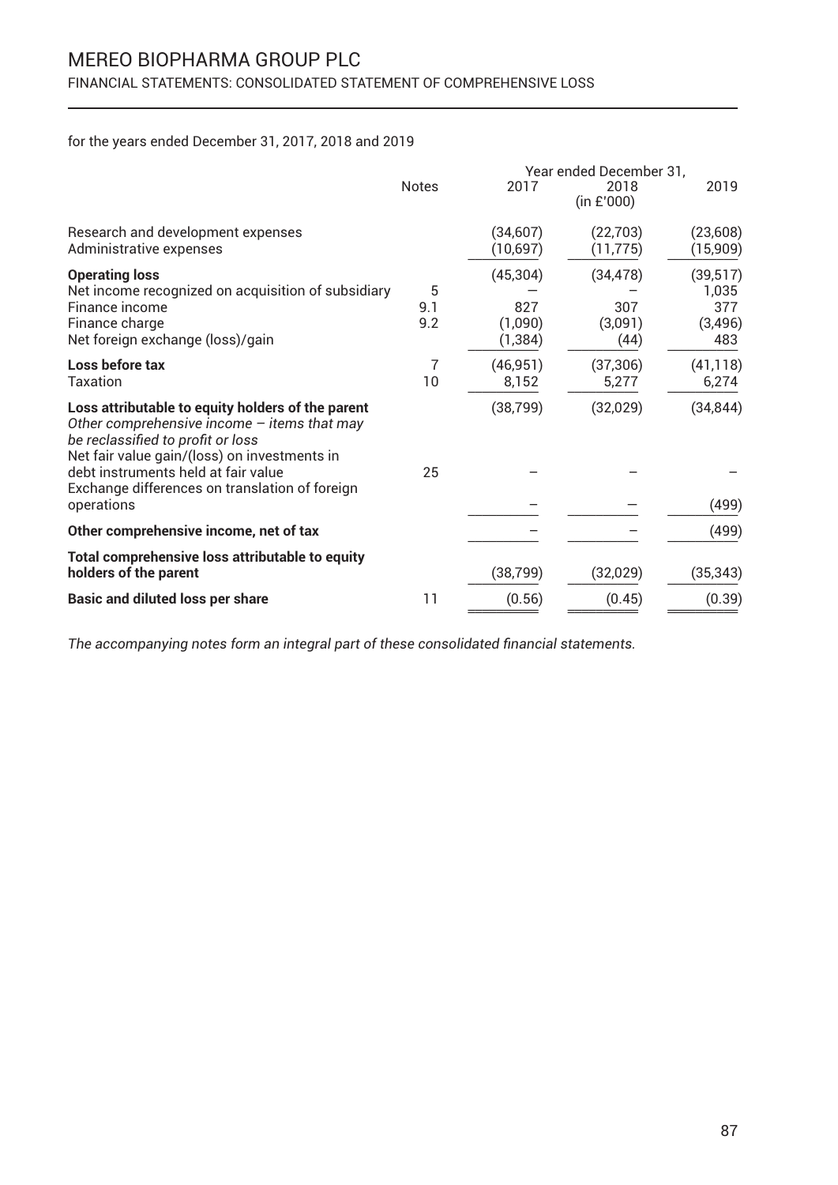# MEREO BIOPHARMA GROUP PLC

## FINANCIAL STATEMENTS: CONSOLIDATED STATEMENT OF COMPREHENSIVE LOSS

for the years ended December 31, 2017, 2018 and 2019

| | Notes | Year ended December 31, 2017 | 2018 (in £'000) | 2019 |
|---|---|---|---|---|
| Research and development expenses | | (34,607) | (22,703) | (23,608) |
| Administrative expenses | | (10,697) | (11,775) | (15,909) |
| **Operating loss** | | (45,304) | (34,478) | (39,517) |
| Net income recognized on acquisition of subsidiary | 5 | – | – | 1,035 |
| Finance income | 9.1 | 827 | 307 | 377 |
| Finance charge | 9.2 | (1,090) | (3,091) | (3,496) |
| Net foreign exchange (loss)/gain | | (1,384) | (44) | 483 |
| **Loss before tax** | 7 | (46,951) | (37,306) | (41,118) |
| Taxation | 10 | 8,152 | 5,277 | 6,274 |
| **Loss attributable to equity holders of the parent** | | (38,799) | (32,029) | (34,844) |
| *Other comprehensive income – items that may be reclassified to profit or loss* | | | | |
| Net fair value gain/(loss) on investments in debt instruments held at fair value | 25 | – | – | – |
| Exchange differences on translation of foreign operations | | – | – | (499) |
| **Other comprehensive income, net of tax** | | – | – | (499) |
| **Total comprehensive loss attributable to equity holders of the parent** | | (38,799) | (32,029) | (35,343) |
| **Basic and diluted loss per share** | 11 | (0.56) | (0.45) | (0.39) |

*The accompanying notes form an integral part of these consolidated financial statements.*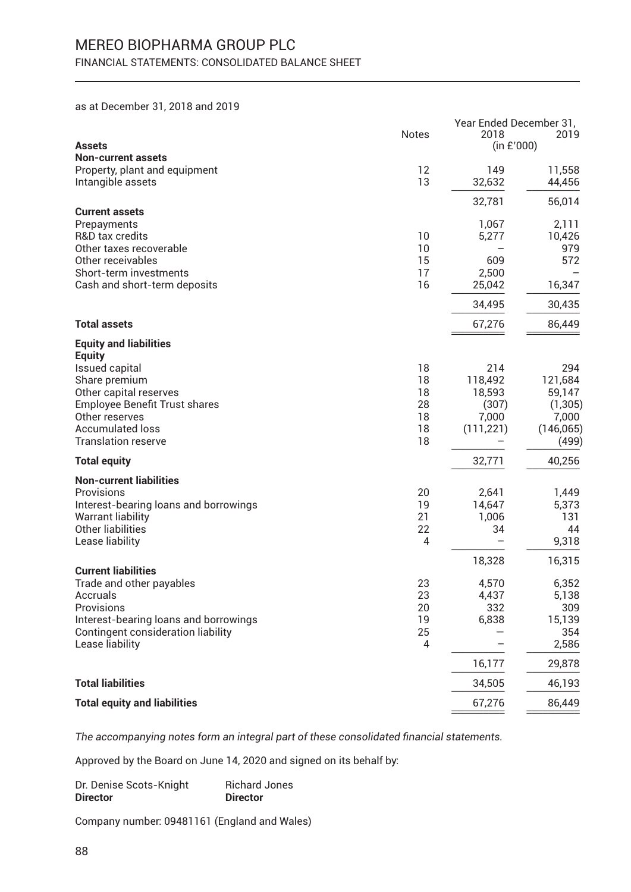# MEREO BIOPHARMA GROUP PLC

FINANCIAL STATEMENTS: CONSOLIDATED BALANCE SHEET

as at December 31, 2018 and 2019

| | Notes | Year Ended December 31, 2018 | 2019 |
|---|---|---|---|
| | | (in £'000) | |
| **Assets** | | | |
| **Non-current assets** | | | |
| Property, plant and equipment | 12 | 149 | 11,558 |
| Intangible assets | 13 | 32,632 | 44,456 |
| | | 32,781 | 56,014 |
| **Current assets** | | | |
| Prepayments | | 1,067 | 2,111 |
| R&D tax credits | 10 | 5,277 | 10,426 |
| Other taxes recoverable | 10 | – | 979 |
| Other receivables | 15 | 609 | 572 |
| Short-term investments | 17 | 2,500 | – |
| Cash and short-term deposits | 16 | 25,042 | 16,347 |
| | | 34,495 | 30,435 |
| **Total assets** | | 67,276 | 86,449 |
| **Equity and liabilities** | | | |
| **Equity** | | | |
| Issued capital | 18 | 214 | 294 |
| Share premium | 18 | 118,492 | 121,684 |
| Other capital reserves | 18 | 18,593 | 59,147 |
| Employee Benefit Trust shares | 28 | (307) | (1,305) |
| Other reserves | 18 | 7,000 | 7,000 |
| Accumulated loss | 18 | (111,221) | (146,065) |
| Translation reserve | 18 | – | (499) |
| **Total equity** | | 32,771 | 40,256 |
| **Non-current liabilities** | | | |
| Provisions | 20 | 2,641 | 1,449 |
| Interest-bearing loans and borrowings | 19 | 14,647 | 5,373 |
| Warrant liability | 21 | 1,006 | 131 |
| Other liabilities | 22 | 34 | 44 |
| Lease liability | 4 | – | 9,318 |
| | | 18,328 | 16,315 |
| **Current liabilities** | | | |
| Trade and other payables | 23 | 4,570 | 6,352 |
| Accruals | 23 | 4,437 | 5,138 |
| Provisions | 20 | 332 | 309 |
| Interest-bearing loans and borrowings | 19 | 6,838 | 15,139 |
| Contingent consideration liability | 25 | – | 354 |
| Lease liability | 4 | – | 2,586 |
| | | 16,177 | 29,878 |
| **Total liabilities** | | 34,505 | 46,193 |
| **Total equity and liabilities** | | 67,276 | 86,449 |

*The accompanying notes form an integral part of these consolidated financial statements.*

Approved by the Board on June 14, 2020 and signed on its behalf by:

Dr. Denise Scots-Knight
**Director**

Richard Jones
**Director**

Company number: 09481161 (England and Wales)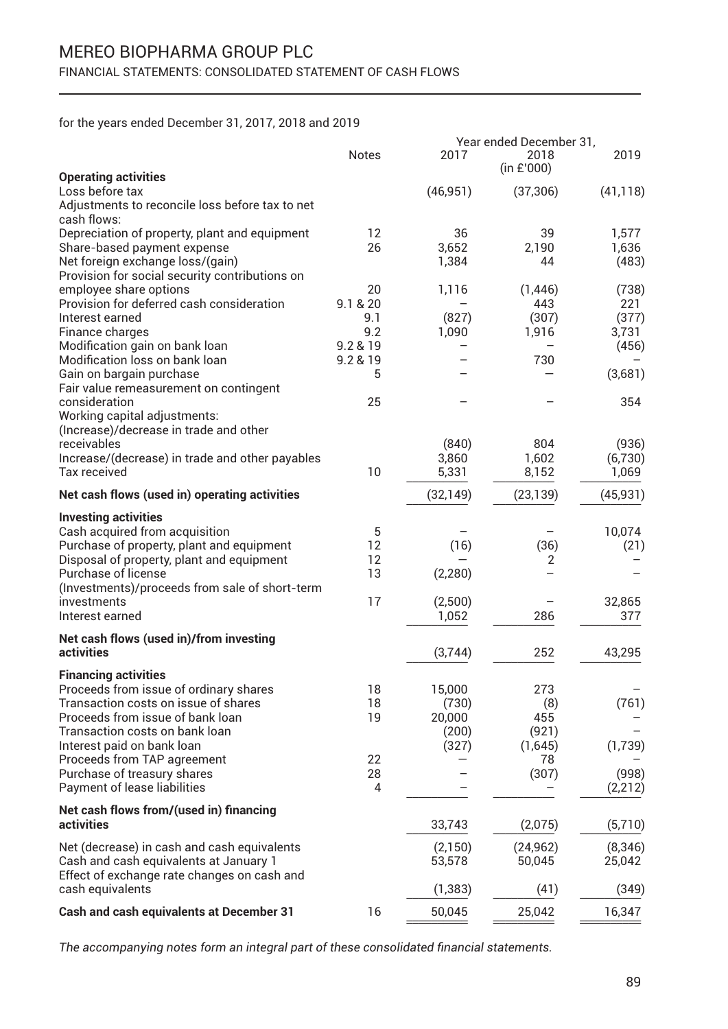# MEREO BIOPHARMA GROUP PLC

## FINANCIAL STATEMENTS: CONSOLIDATED STATEMENT OF CASH FLOWS

for the years ended December 31, 2017, 2018 and 2019

| | Notes | 2017 | 2018 | 2019 |
|---|---|---|---|---|
| | | Year ended December 31, (in £'000) | | |
| **Operating activities** | | | | |
| Loss before tax | | (46,951) | (37,306) | (41,118) |
| Adjustments to reconcile loss before tax to net cash flows: | | | | |
| Depreciation of property, plant and equipment | 12 | 36 | 39 | 1,577 |
| Share-based payment expense | 26 | 3,652 | 2,190 | 1,636 |
| Net foreign exchange loss/(gain) | | 1,384 | 44 | (483) |
| Provision for social security contributions on employee share options | 20 | 1,116 | (1,446) | (738) |
| Provision for deferred cash consideration | 9.1 & 20 | – | 443 | 221 |
| Interest earned | 9.1 | (827) | (307) | (377) |
| Finance charges | 9.2 | 1,090 | 1,916 | 3,731 |
| Modification gain on bank loan | 9.2 & 19 | – | – | (456) |
| Modification loss on bank loan | 9.2 & 19 | – | 730 | – |
| Gain on bargain purchase | 5 | – | – | (3,681) |
| Fair value remeasurement on contingent consideration | 25 | – | – | 354 |
| Working capital adjustments: | | | | |
| (Increase)/decrease in trade and other receivables | | (840) | 804 | (936) |
| Increase/(decrease) in trade and other payables | | 3,860 | 1,602 | (6,730) |
| Tax received | 10 | 5,331 | 8,152 | 1,069 |
| **Net cash flows (used in) operating activities** | | (32,149) | (23,139) | (45,931) |
| **Investing activities** | | | | |
| Cash acquired from acquisition | 5 | – | – | 10,074 |
| Purchase of property, plant and equipment | 12 | (16) | (36) | (21) |
| Disposal of property, plant and equipment | 12 | – | 2 | – |
| Purchase of license | 13 | (2,280) | – | – |
| (Investments)/proceeds from sale of short-term investments | 17 | (2,500) | – | 32,865 |
| Interest earned | | 1,052 | 286 | 377 |
| **Net cash flows (used in)/from investing activities** | | (3,744) | 252 | 43,295 |
| **Financing activities** | | | | |
| Proceeds from issue of ordinary shares | 18 | 15,000 | 273 | – |
| Transaction costs on issue of shares | 18 | (730) | (8) | (761) |
| Proceeds from issue of bank loan | 19 | 20,000 | 455 | – |
| Transaction costs on bank loan | | (200) | (921) | – |
| Interest paid on bank loan | | (327) | (1,645) | (1,739) |
| Proceeds from TAP agreement | 22 | – | 78 | – |
| Purchase of treasury shares | 28 | – | (307) | (998) |
| Payment of lease liabilities | 4 | – | – | (2,212) |
| **Net cash flows from/(used in) financing activities** | | 33,743 | (2,075) | (5,710) |
| Net (decrease) in cash and cash equivalents | | (2,150) | (24,962) | (8,346) |
| Cash and cash equivalents at January 1 | | 53,578 | 50,045 | 25,042 |
| Effect of exchange rate changes on cash and cash equivalents | | (1,383) | (41) | (349) |
| **Cash and cash equivalents at December 31** | 16 | 50,045 | 25,042 | 16,347 |

*The accompanying notes form an integral part of these consolidated financial statements.*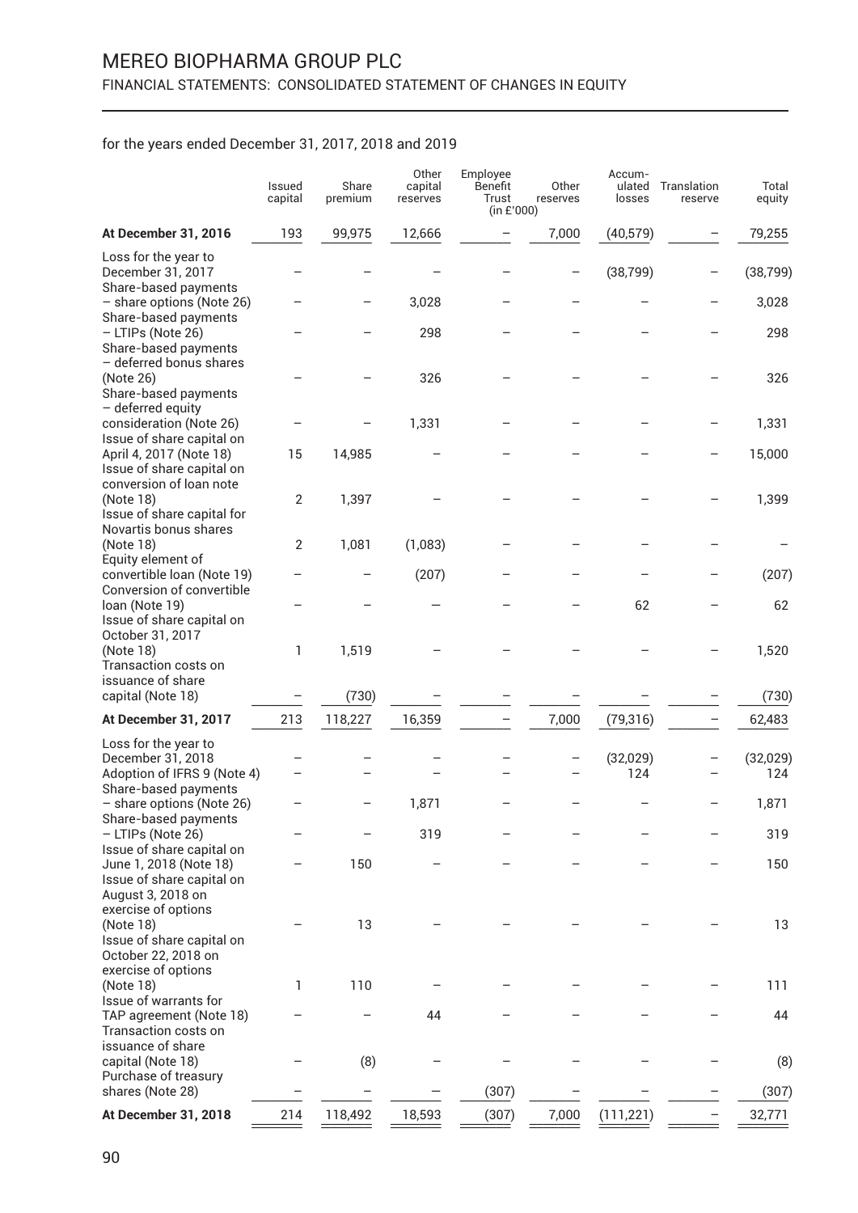# MEREO BIOPHARMA GROUP PLC

FINANCIAL STATEMENTS: CONSOLIDATED STATEMENT OF CHANGES IN EQUITY

for the years ended December 31, 2017, 2018 and 2019

| | Issued capital | Share premium | Other capital reserves | Employee Benefit Trust (in £'000) | Other reserves | Accumulated losses | Translation reserve | Total equity |
|---|---|---|---|---|---|---|---|---|
| **At December 31, 2016** | 193 | 99,975 | 12,666 | – | 7,000 | (40,579) | – | 79,255 |
| Loss for the year to December 31, 2017 | – | – | – | – | – | (38,799) | – | (38,799) |
| Share-based payments – share options (Note 26) | – | – | 3,028 | – | – | – | – | 3,028 |
| Share-based payments – LTIPs (Note 26) | – | – | 298 | – | – | – | – | 298 |
| Share-based payments – deferred bonus shares (Note 26) | – | – | 326 | – | – | – | – | 326 |
| Share-based payments – deferred equity consideration (Note 26) | – | – | 1,331 | – | – | – | – | 1,331 |
| Issue of share capital on April 4, 2017 (Note 18) | 15 | 14,985 | – | – | – | – | – | 15,000 |
| Issue of share capital on conversion of loan note (Note 18) | 2 | 1,397 | – | – | – | – | – | 1,399 |
| Issue of share capital for Novartis bonus shares (Note 18) | 2 | 1,081 | (1,083) | – | – | – | – | – |
| Equity element of convertible loan (Note 19) | – | – | (207) | – | – | – | – | (207) |
| Conversion of convertible loan (Note 19) | – | – | – | – | – | 62 | – | 62 |
| Issue of share capital on October 31, 2017 (Note 18) | 1 | 1,519 | – | – | – | – | – | 1,520 |
| Transaction costs on issuance of share capital (Note 18) | – | (730) | – | – | – | – | – | (730) |
| **At December 31, 2017** | 213 | 118,227 | 16,359 | – | 7,000 | (79,316) | – | 62,483 |
| Loss for the year to December 31, 2018 | – | – | – | – | – | (32,029) | – | (32,029) |
| Adoption of IFRS 9 (Note 4) | – | – | – | – | – | 124 | – | 124 |
| Share-based payments – share options (Note 26) | – | – | 1,871 | – | – | – | – | 1,871 |
| Share-based payments – LTIPs (Note 26) | – | – | 319 | – | – | – | – | 319 |
| Issue of share capital on June 1, 2018 (Note 18) | – | 150 | – | – | – | – | – | 150 |
| Issue of share capital on August 3, 2018 on exercise of options (Note 18) | – | 13 | – | – | – | – | – | 13 |
| Issue of share capital on October 22, 2018 on exercise of options (Note 18) | 1 | 110 | – | – | – | – | – | 111 |
| Issue of warrants for TAP agreement (Note 18) | – | – | 44 | – | – | – | – | 44 |
| Transaction costs on issuance of share capital (Note 18) | – | (8) | – | – | – | – | – | (8) |
| Purchase of treasury shares (Note 28) | – | – | – | (307) | – | – | – | (307) |
| **At December 31, 2018** | 214 | 118,492 | 18,593 | (307) | 7,000 | (111,221) | – | 32,771 |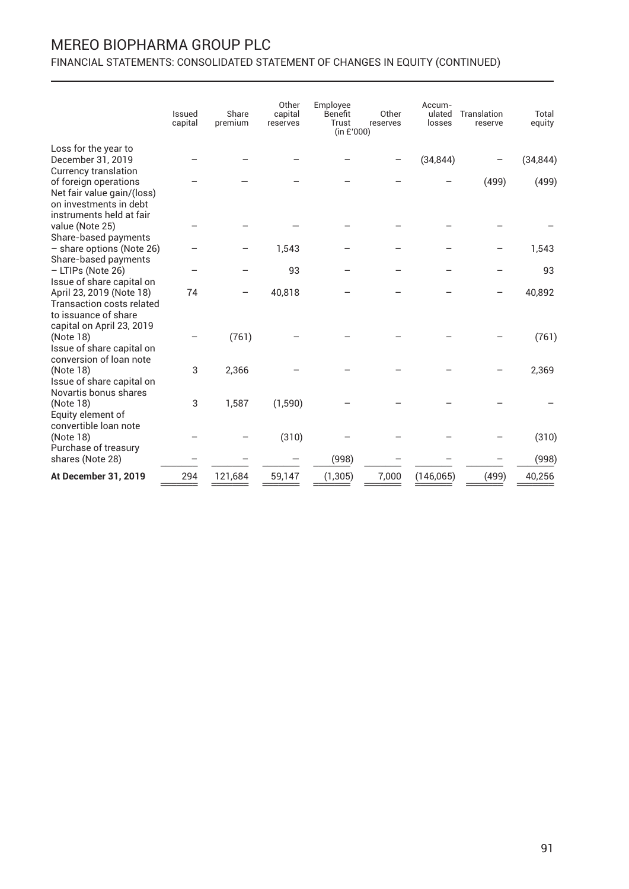# MEREO BIOPHARMA GROUP PLC

## FINANCIAL STATEMENTS: CONSOLIDATED STATEMENT OF CHANGES IN EQUITY (CONTINUED)

| | Issued capital | Share premium | Other capital reserves | Employee Benefit Trust (in £'000) | Other reserves | Accumulated losses | Translation reserve | Total equity |
|---|---|---|---|---|---|---|---|---|
| Loss for the year to December 31, 2019 | – | – | – | – | – | (34,844) | – | (34,844) |
| Currency translation of foreign operations | – | – | – | – | – | – | (499) | (499) |
| Net fair value gain/(loss) on investments in debt instruments held at fair value (Note 25) | – | – | – | – | – | – | – | – |
| Share-based payments – share options (Note 26) | – | – | 1,543 | – | – | – | – | 1,543 |
| Share-based payments – LTIPs (Note 26) | – | – | 93 | – | – | – | – | 93 |
| Issue of share capital on April 23, 2019 (Note 18) | 74 | – | 40,818 | – | – | – | – | 40,892 |
| Transaction costs related to issuance of share capital on April 23, 2019 (Note 18) | – | (761) | – | – | – | – | – | (761) |
| Issue of share capital on conversion of loan note (Note 18) | 3 | 2,366 | – | – | – | – | – | 2,369 |
| Issue of share capital on Novartis bonus shares (Note 18) | 3 | 1,587 | (1,590) | – | – | – | – | – |
| Equity element of convertible loan note (Note 18) | – | – | (310) | – | – | – | – | (310) |
| Purchase of treasury shares (Note 28) | – | – | – | (998) | – | – | – | (998) |
| **At December 31, 2019** | 294 | 121,684 | 59,147 | (1,305) | 7,000 | (146,065) | (499) | 40,256 |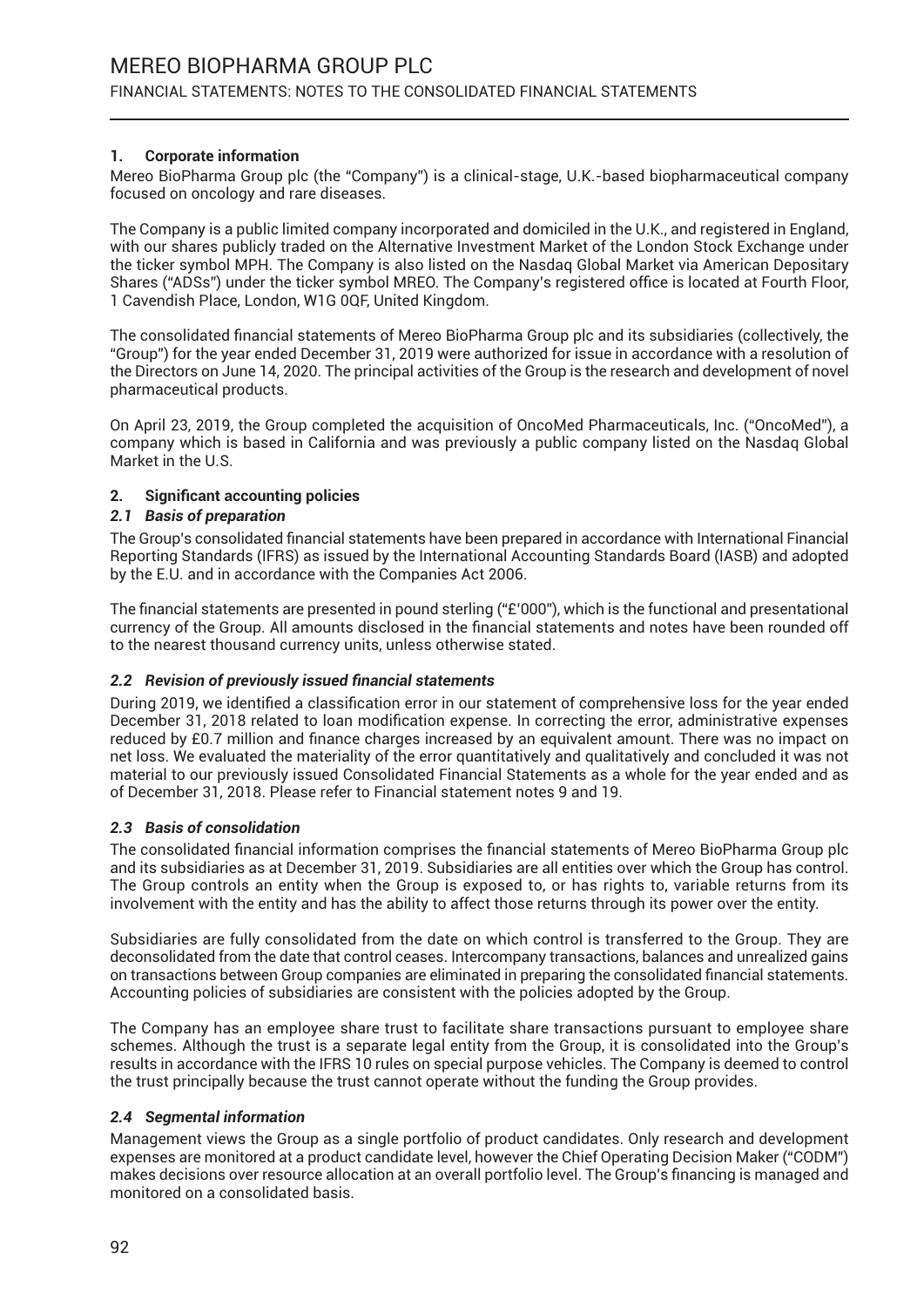## 1. Corporate information

Mereo BioPharma Group plc (the "Company") is a clinical-stage, U.K.-based biopharmaceutical company focused on oncology and rare diseases.

The Company is a public limited company incorporated and domiciled in the U.K., and registered in England, with our shares publicly traded on the Alternative Investment Market of the London Stock Exchange under the ticker symbol MPH. The Company is also listed on the Nasdaq Global Market via American Depositary Shares ("ADSs") under the ticker symbol MREO. The Company's registered office is located at Fourth Floor, 1 Cavendish Place, London, W1G 0QF, United Kingdom.

The consolidated financial statements of Mereo BioPharma Group plc and its subsidiaries (collectively, the "Group") for the year ended December 31, 2019 were authorized for issue in accordance with a resolution of the Directors on June 14, 2020. The principal activities of the Group is the research and development of novel pharmaceutical products.

On April 23, 2019, the Group completed the acquisition of OncoMed Pharmaceuticals, Inc. ("OncoMed"), a company which is based in California and was previously a public company listed on the Nasdaq Global Market in the U.S.

## 2. Significant accounting policies

### *2.1 Basis of preparation*

The Group's consolidated financial statements have been prepared in accordance with International Financial Reporting Standards (IFRS) as issued by the International Accounting Standards Board (IASB) and adopted by the E.U. and in accordance with the Companies Act 2006.

The financial statements are presented in pound sterling ("£'000"), which is the functional and presentational currency of the Group. All amounts disclosed in the financial statements and notes have been rounded off to the nearest thousand currency units, unless otherwise stated.

### *2.2 Revision of previously issued financial statements*

During 2019, we identified a classification error in our statement of comprehensive loss for the year ended December 31, 2018 related to loan modification expense. In correcting the error, administrative expenses reduced by £0.7 million and finance charges increased by an equivalent amount. There was no impact on net loss. We evaluated the materiality of the error quantitatively and qualitatively and concluded it was not material to our previously issued Consolidated Financial Statements as a whole for the year ended and as of December 31, 2018. Please refer to Financial statement notes 9 and 19.

### *2.3 Basis of consolidation*

The consolidated financial information comprises the financial statements of Mereo BioPharma Group plc and its subsidiaries as at December 31, 2019. Subsidiaries are all entities over which the Group has control. The Group controls an entity when the Group is exposed to, or has rights to, variable returns from its involvement with the entity and has the ability to affect those returns through its power over the entity.

Subsidiaries are fully consolidated from the date on which control is transferred to the Group. They are deconsolidated from the date that control ceases. Intercompany transactions, balances and unrealized gains on transactions between Group companies are eliminated in preparing the consolidated financial statements. Accounting policies of subsidiaries are consistent with the policies adopted by the Group.

The Company has an employee share trust to facilitate share transactions pursuant to employee share schemes. Although the trust is a separate legal entity from the Group, it is consolidated into the Group's results in accordance with the IFRS 10 rules on special purpose vehicles. The Company is deemed to control the trust principally because the trust cannot operate without the funding the Group provides.

### *2.4 Segmental information*

Management views the Group as a single portfolio of product candidates. Only research and development expenses are monitored at a product candidate level, however the Chief Operating Decision Maker ("CODM") makes decisions over resource allocation at an overall portfolio level. The Group's financing is managed and monitored on a consolidated basis.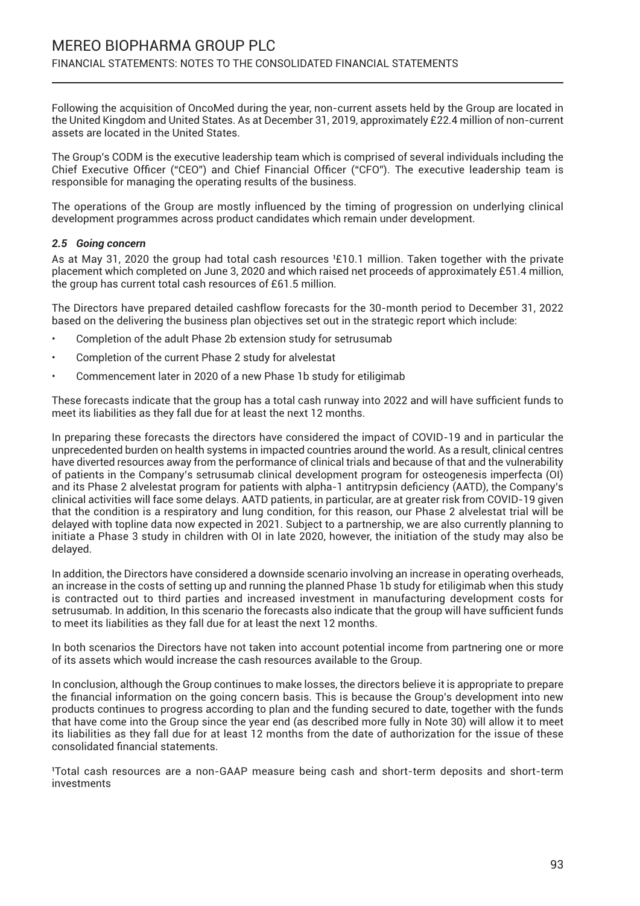Following the acquisition of OncoMed during the year, non-current assets held by the Group are located in the United Kingdom and United States. As at December 31, 2019, approximately £22.4 million of non-current assets are located in the United States.

The Group's CODM is the executive leadership team which is comprised of several individuals including the Chief Executive Officer ("CEO") and Chief Financial Officer ("CFO"). The executive leadership team is responsible for managing the operating results of the business.

The operations of the Group are mostly influenced by the timing of progression on underlying clinical development programmes across product candidates which remain under development.

### *2.5 Going concern*

As at May 31, 2020 the group had total cash resources [1]£10.1 million. Taken together with the private placement which completed on June 3, 2020 and which raised net proceeds of approximately £51.4 million, the group has current total cash resources of £61.5 million.

The Directors have prepared detailed cashflow forecasts for the 30-month period to December 31, 2022 based on the delivering the business plan objectives set out in the strategic report which include:

- Completion of the adult Phase 2b extension study for setrusumab
- Completion of the current Phase 2 study for alvelestat
- Commencement later in 2020 of a new Phase 1b study for etiligimab

These forecasts indicate that the group has a total cash runway into 2022 and will have sufficient funds to meet its liabilities as they fall due for at least the next 12 months.

In preparing these forecasts the directors have considered the impact of COVID-19 and in particular the unprecedented burden on health systems in impacted countries around the world. As a result, clinical centres have diverted resources away from the performance of clinical trials and because of that and the vulnerability of patients in the Company's setrusumab clinical development program for osteogenesis imperfecta (OI) and its Phase 2 alvelestat program for patients with alpha-1 antitrypsin deficiency (AATD), the Company's clinical activities will face some delays. AATD patients, in particular, are at greater risk from COVID-19 given that the condition is a respiratory and lung condition, for this reason, our Phase 2 alvelestat trial will be delayed with topline data now expected in 2021. Subject to a partnership, we are also currently planning to initiate a Phase 3 study in children with OI in late 2020, however, the initiation of the study may also be delayed.

In addition, the Directors have considered a downside scenario involving an increase in operating overheads, an increase in the costs of setting up and running the planned Phase 1b study for etiligimab when this study is contracted out to third parties and increased investment in manufacturing development costs for setrusumab. In addition, In this scenario the forecasts also indicate that the group will have sufficient funds to meet its liabilities as they fall due for at least the next 12 months.

In both scenarios the Directors have not taken into account potential income from partnering one or more of its assets which would increase the cash resources available to the Group.

In conclusion, although the Group continues to make losses, the directors believe it is appropriate to prepare the financial information on the going concern basis. This is because the Group's development into new products continues to progress according to plan and the funding secured to date, together with the funds that have come into the Group since the year end (as described more fully in Note 30) will allow it to meet its liabilities as they fall due for at least 12 months from the date of authorization for the issue of these consolidated financial statements.

[1]Total cash resources are a non-GAAP measure being cash and short-term deposits and short-term investments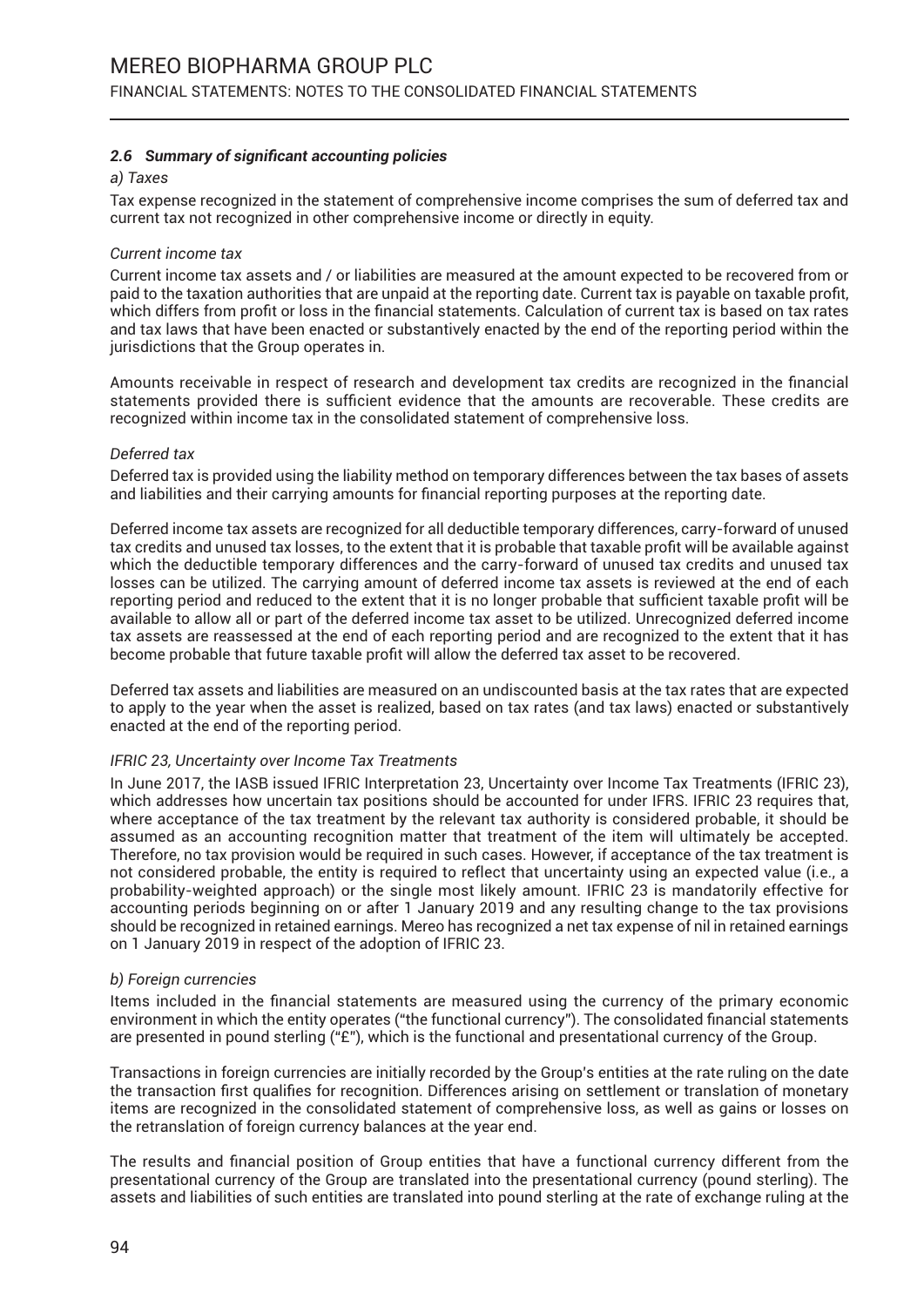### *2.6 Summary of significant accounting policies*

*a) Taxes*

Tax expense recognized in the statement of comprehensive income comprises the sum of deferred tax and current tax not recognized in other comprehensive income or directly in equity.

*Current income tax*

Current income tax assets and / or liabilities are measured at the amount expected to be recovered from or paid to the taxation authorities that are unpaid at the reporting date. Current tax is payable on taxable profit, which differs from profit or loss in the financial statements. Calculation of current tax is based on tax rates and tax laws that have been enacted or substantively enacted by the end of the reporting period within the jurisdictions that the Group operates in.

Amounts receivable in respect of research and development tax credits are recognized in the financial statements provided there is sufficient evidence that the amounts are recoverable. These credits are recognized within income tax in the consolidated statement of comprehensive loss.

*Deferred tax*

Deferred tax is provided using the liability method on temporary differences between the tax bases of assets and liabilities and their carrying amounts for financial reporting purposes at the reporting date.

Deferred income tax assets are recognized for all deductible temporary differences, carry-forward of unused tax credits and unused tax losses, to the extent that it is probable that taxable profit will be available against which the deductible temporary differences and the carry-forward of unused tax credits and unused tax losses can be utilized. The carrying amount of deferred income tax assets is reviewed at the end of each reporting period and reduced to the extent that it is no longer probable that sufficient taxable profit will be available to allow all or part of the deferred income tax asset to be utilized. Unrecognized deferred income tax assets are reassessed at the end of each reporting period and are recognized to the extent that it has become probable that future taxable profit will allow the deferred tax asset to be recovered.

Deferred tax assets and liabilities are measured on an undiscounted basis at the tax rates that are expected to apply to the year when the asset is realized, based on tax rates (and tax laws) enacted or substantively enacted at the end of the reporting period.

*IFRIC 23, Uncertainty over Income Tax Treatments*

In June 2017, the IASB issued IFRIC Interpretation 23, Uncertainty over Income Tax Treatments (IFRIC 23), which addresses how uncertain tax positions should be accounted for under IFRS. IFRIC 23 requires that, where acceptance of the tax treatment by the relevant tax authority is considered probable, it should be assumed as an accounting recognition matter that treatment of the item will ultimately be accepted. Therefore, no tax provision would be required in such cases. However, if acceptance of the tax treatment is not considered probable, the entity is required to reflect that uncertainty using an expected value (i.e., a probability-weighted approach) or the single most likely amount. IFRIC 23 is mandatorily effective for accounting periods beginning on or after 1 January 2019 and any resulting change to the tax provisions should be recognized in retained earnings. Mereo has recognized a net tax expense of nil in retained earnings on 1 January 2019 in respect of the adoption of IFRIC 23.

*b) Foreign currencies*

Items included in the financial statements are measured using the currency of the primary economic environment in which the entity operates ("the functional currency"). The consolidated financial statements are presented in pound sterling ("£"), which is the functional and presentational currency of the Group.

Transactions in foreign currencies are initially recorded by the Group's entities at the rate ruling on the date the transaction first qualifies for recognition. Differences arising on settlement or translation of monetary items are recognized in the consolidated statement of comprehensive loss, as well as gains or losses on the retranslation of foreign currency balances at the year end.

The results and financial position of Group entities that have a functional currency different from the presentational currency of the Group are translated into the presentational currency (pound sterling). The assets and liabilities of such entities are translated into pound sterling at the rate of exchange ruling at the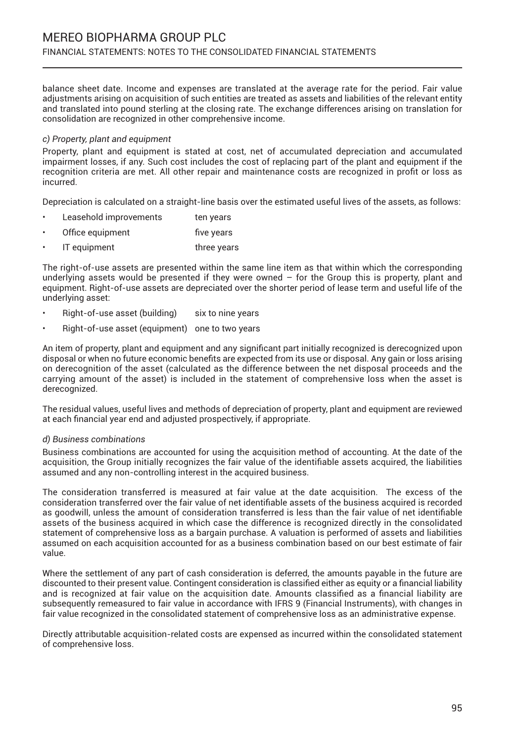balance sheet date. Income and expenses are translated at the average rate for the period. Fair value adjustments arising on acquisition of such entities are treated as assets and liabilities of the relevant entity and translated into pound sterling at the closing rate. The exchange differences arising on translation for consolidation are recognized in other comprehensive income.

*c) Property, plant and equipment*

Property, plant and equipment is stated at cost, net of accumulated depreciation and accumulated impairment losses, if any. Such cost includes the cost of replacing part of the plant and equipment if the recognition criteria are met. All other repair and maintenance costs are recognized in profit or loss as incurred.

Depreciation is calculated on a straight-line basis over the estimated useful lives of the assets, as follows:

- Leasehold improvements ten years
- Office equipment five years
- IT equipment three years

The right-of-use assets are presented within the same line item as that within which the corresponding underlying assets would be presented if they were owned – for the Group this is property, plant and equipment. Right-of-use assets are depreciated over the shorter period of lease term and useful life of the underlying asset:

- Right-of-use asset (building) six to nine years
- Right-of-use asset (equipment) one to two years

An item of property, plant and equipment and any significant part initially recognized is derecognized upon disposal or when no future economic benefits are expected from its use or disposal. Any gain or loss arising on derecognition of the asset (calculated as the difference between the net disposal proceeds and the carrying amount of the asset) is included in the statement of comprehensive loss when the asset is derecognized.

The residual values, useful lives and methods of depreciation of property, plant and equipment are reviewed at each financial year end and adjusted prospectively, if appropriate.

*d) Business combinations*

Business combinations are accounted for using the acquisition method of accounting. At the date of the acquisition, the Group initially recognizes the fair value of the identifiable assets acquired, the liabilities assumed and any non-controlling interest in the acquired business.

The consideration transferred is measured at fair value at the date acquisition. The excess of the consideration transferred over the fair value of net identifiable assets of the business acquired is recorded as goodwill, unless the amount of consideration transferred is less than the fair value of net identifiable assets of the business acquired in which case the difference is recognized directly in the consolidated statement of comprehensive loss as a bargain purchase. A valuation is performed of assets and liabilities assumed on each acquisition accounted for as a business combination based on our best estimate of fair value.

Where the settlement of any part of cash consideration is deferred, the amounts payable in the future are discounted to their present value. Contingent consideration is classified either as equity or a financial liability and is recognized at fair value on the acquisition date. Amounts classified as a financial liability are subsequently remeasured to fair value in accordance with IFRS 9 (Financial Instruments), with changes in fair value recognized in the consolidated statement of comprehensive loss as an administrative expense.

Directly attributable acquisition-related costs are expensed as incurred within the consolidated statement of comprehensive loss.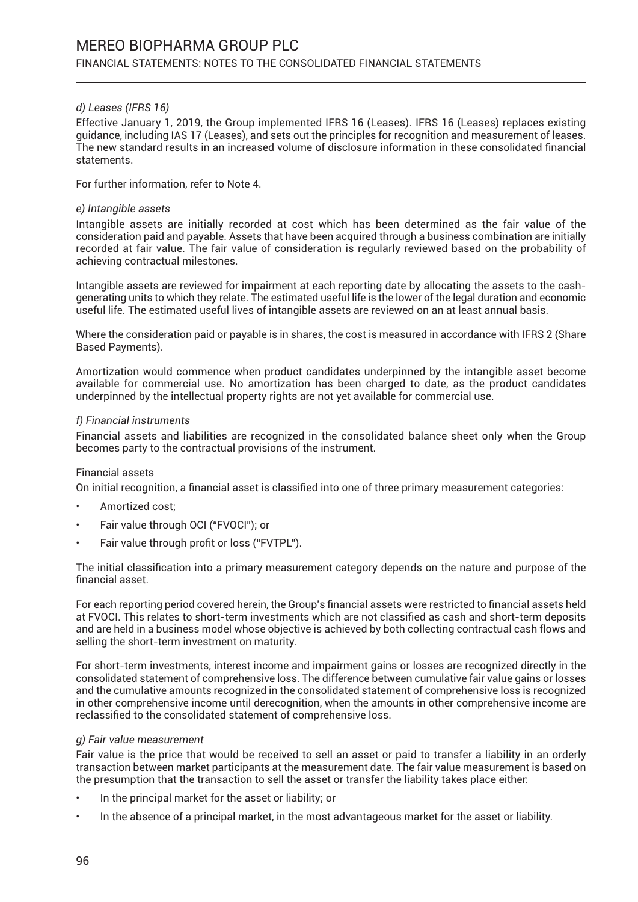*d) Leases (IFRS 16)*

Effective January 1, 2019, the Group implemented IFRS 16 (Leases). IFRS 16 (Leases) replaces existing guidance, including IAS 17 (Leases), and sets out the principles for recognition and measurement of leases. The new standard results in an increased volume of disclosure information in these consolidated financial statements.

For further information, refer to Note 4.

*e) Intangible assets*

Intangible assets are initially recorded at cost which has been determined as the fair value of the consideration paid and payable. Assets that have been acquired through a business combination are initially recorded at fair value. The fair value of consideration is regularly reviewed based on the probability of achieving contractual milestones.

Intangible assets are reviewed for impairment at each reporting date by allocating the assets to the cash-generating units to which they relate. The estimated useful life is the lower of the legal duration and economic useful life. The estimated useful lives of intangible assets are reviewed on an at least annual basis.

Where the consideration paid or payable is in shares, the cost is measured in accordance with IFRS 2 (Share Based Payments).

Amortization would commence when product candidates underpinned by the intangible asset become available for commercial use. No amortization has been charged to date, as the product candidates underpinned by the intellectual property rights are not yet available for commercial use.

*f) Financial instruments*

Financial assets and liabilities are recognized in the consolidated balance sheet only when the Group becomes party to the contractual provisions of the instrument.

Financial assets

On initial recognition, a financial asset is classified into one of three primary measurement categories:

- Amortized cost;
- Fair value through OCI ("FVOCI"); or
- Fair value through profit or loss ("FVTPL").

The initial classification into a primary measurement category depends on the nature and purpose of the financial asset.

For each reporting period covered herein, the Group's financial assets were restricted to financial assets held at FVOCI. This relates to short-term investments which are not classified as cash and short-term deposits and are held in a business model whose objective is achieved by both collecting contractual cash flows and selling the short-term investment on maturity.

For short-term investments, interest income and impairment gains or losses are recognized directly in the consolidated statement of comprehensive loss. The difference between cumulative fair value gains or losses and the cumulative amounts recognized in the consolidated statement of comprehensive loss is recognized in other comprehensive income until derecognition, when the amounts in other comprehensive income are reclassified to the consolidated statement of comprehensive loss.

*g) Fair value measurement*

Fair value is the price that would be received to sell an asset or paid to transfer a liability in an orderly transaction between market participants at the measurement date. The fair value measurement is based on the presumption that the transaction to sell the asset or transfer the liability takes place either:

- In the principal market for the asset or liability; or
- In the absence of a principal market, in the most advantageous market for the asset or liability.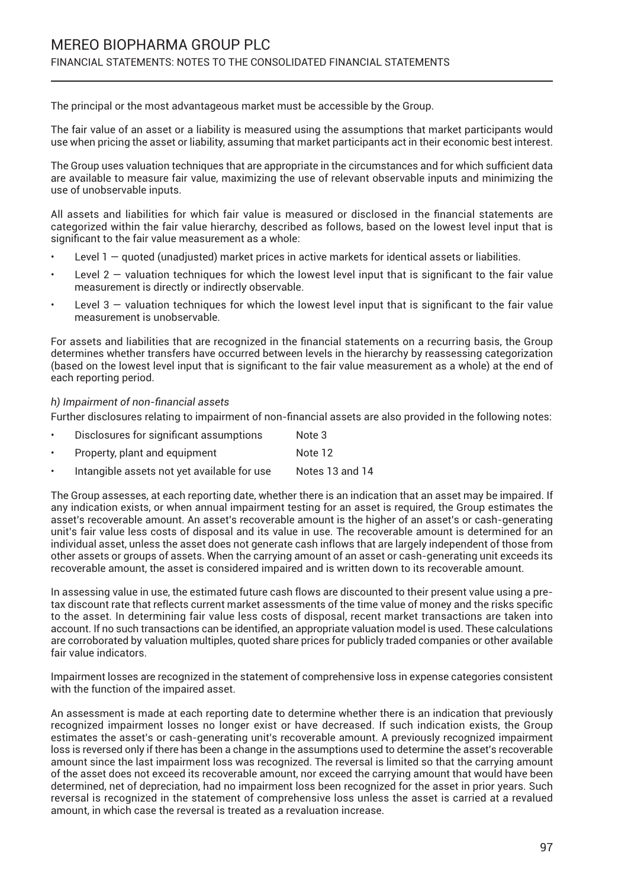The principal or the most advantageous market must be accessible by the Group.

The fair value of an asset or a liability is measured using the assumptions that market participants would use when pricing the asset or liability, assuming that market participants act in their economic best interest.

The Group uses valuation techniques that are appropriate in the circumstances and for which sufficient data are available to measure fair value, maximizing the use of relevant observable inputs and minimizing the use of unobservable inputs.

All assets and liabilities for which fair value is measured or disclosed in the financial statements are categorized within the fair value hierarchy, described as follows, based on the lowest level input that is significant to the fair value measurement as a whole:

- Level 1 — quoted (unadjusted) market prices in active markets for identical assets or liabilities.
- Level 2 — valuation techniques for which the lowest level input that is significant to the fair value measurement is directly or indirectly observable.
- Level 3 — valuation techniques for which the lowest level input that is significant to the fair value measurement is unobservable.

For assets and liabilities that are recognized in the financial statements on a recurring basis, the Group determines whether transfers have occurred between levels in the hierarchy by reassessing categorization (based on the lowest level input that is significant to the fair value measurement as a whole) at the end of each reporting period.

*h) Impairment of non-financial assets*

Further disclosures relating to impairment of non-financial assets are also provided in the following notes:

- Disclosures for significant assumptions — Note 3
- Property, plant and equipment — Note 12
- Intangible assets not yet available for use — Notes 13 and 14

The Group assesses, at each reporting date, whether there is an indication that an asset may be impaired. If any indication exists, or when annual impairment testing for an asset is required, the Group estimates the asset's recoverable amount. An asset's recoverable amount is the higher of an asset's or cash-generating unit's fair value less costs of disposal and its value in use. The recoverable amount is determined for an individual asset, unless the asset does not generate cash inflows that are largely independent of those from other assets or groups of assets. When the carrying amount of an asset or cash-generating unit exceeds its recoverable amount, the asset is considered impaired and is written down to its recoverable amount.

In assessing value in use, the estimated future cash flows are discounted to their present value using a pre-tax discount rate that reflects current market assessments of the time value of money and the risks specific to the asset. In determining fair value less costs of disposal, recent market transactions are taken into account. If no such transactions can be identified, an appropriate valuation model is used. These calculations are corroborated by valuation multiples, quoted share prices for publicly traded companies or other available fair value indicators.

Impairment losses are recognized in the statement of comprehensive loss in expense categories consistent with the function of the impaired asset.

An assessment is made at each reporting date to determine whether there is an indication that previously recognized impairment losses no longer exist or have decreased. If such indication exists, the Group estimates the asset's or cash-generating unit's recoverable amount. A previously recognized impairment loss is reversed only if there has been a change in the assumptions used to determine the asset's recoverable amount since the last impairment loss was recognized. The reversal is limited so that the carrying amount of the asset does not exceed its recoverable amount, nor exceed the carrying amount that would have been determined, net of depreciation, had no impairment loss been recognized for the asset in prior years. Such reversal is recognized in the statement of comprehensive loss unless the asset is carried at a revalued amount, in which case the reversal is treated as a revaluation increase.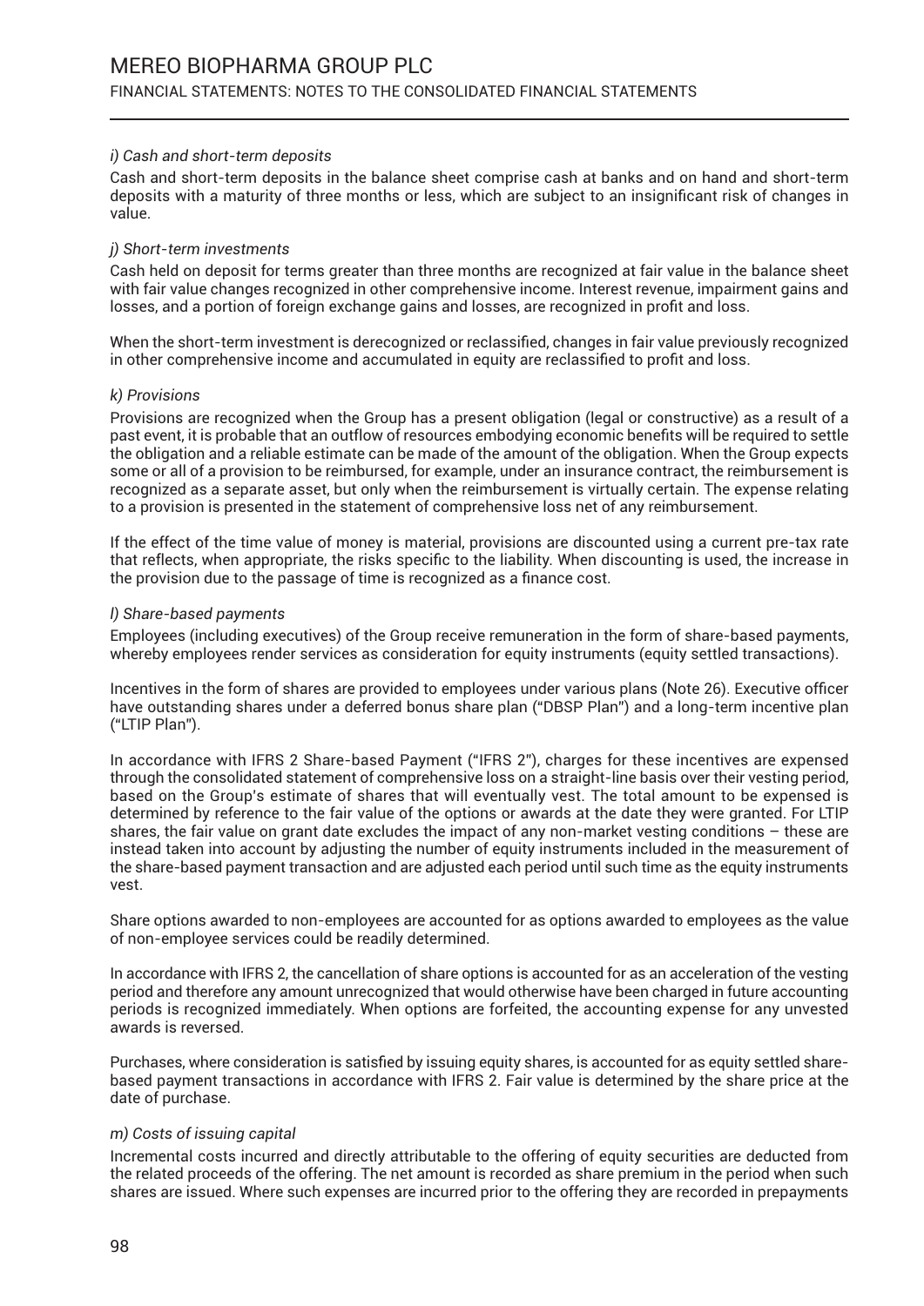*i) Cash and short-term deposits*

Cash and short-term deposits in the balance sheet comprise cash at banks and on hand and short-term deposits with a maturity of three months or less, which are subject to an insignificant risk of changes in value.

*j) Short-term investments*

Cash held on deposit for terms greater than three months are recognized at fair value in the balance sheet with fair value changes recognized in other comprehensive income. Interest revenue, impairment gains and losses, and a portion of foreign exchange gains and losses, are recognized in profit and loss.

When the short-term investment is derecognized or reclassified, changes in fair value previously recognized in other comprehensive income and accumulated in equity are reclassified to profit and loss.

*k) Provisions*

Provisions are recognized when the Group has a present obligation (legal or constructive) as a result of a past event, it is probable that an outflow of resources embodying economic benefits will be required to settle the obligation and a reliable estimate can be made of the amount of the obligation. When the Group expects some or all of a provision to be reimbursed, for example, under an insurance contract, the reimbursement is recognized as a separate asset, but only when the reimbursement is virtually certain. The expense relating to a provision is presented in the statement of comprehensive loss net of any reimbursement.

If the effect of the time value of money is material, provisions are discounted using a current pre-tax rate that reflects, when appropriate, the risks specific to the liability. When discounting is used, the increase in the provision due to the passage of time is recognized as a finance cost.

*l) Share-based payments*

Employees (including executives) of the Group receive remuneration in the form of share-based payments, whereby employees render services as consideration for equity instruments (equity settled transactions).

Incentives in the form of shares are provided to employees under various plans (Note 26). Executive officer have outstanding shares under a deferred bonus share plan ("DBSP Plan") and a long-term incentive plan ("LTIP Plan").

In accordance with IFRS 2 Share-based Payment ("IFRS 2"), charges for these incentives are expensed through the consolidated statement of comprehensive loss on a straight-line basis over their vesting period, based on the Group's estimate of shares that will eventually vest. The total amount to be expensed is determined by reference to the fair value of the options or awards at the date they were granted. For LTIP shares, the fair value on grant date excludes the impact of any non-market vesting conditions – these are instead taken into account by adjusting the number of equity instruments included in the measurement of the share-based payment transaction and are adjusted each period until such time as the equity instruments vest.

Share options awarded to non-employees are accounted for as options awarded to employees as the value of non-employee services could be readily determined.

In accordance with IFRS 2, the cancellation of share options is accounted for as an acceleration of the vesting period and therefore any amount unrecognized that would otherwise have been charged in future accounting periods is recognized immediately. When options are forfeited, the accounting expense for any unvested awards is reversed.

Purchases, where consideration is satisfied by issuing equity shares, is accounted for as equity settled share-based payment transactions in accordance with IFRS 2. Fair value is determined by the share price at the date of purchase.

*m) Costs of issuing capital*

Incremental costs incurred and directly attributable to the offering of equity securities are deducted from the related proceeds of the offering. The net amount is recorded as share premium in the period when such shares are issued. Where such expenses are incurred prior to the offering they are recorded in prepayments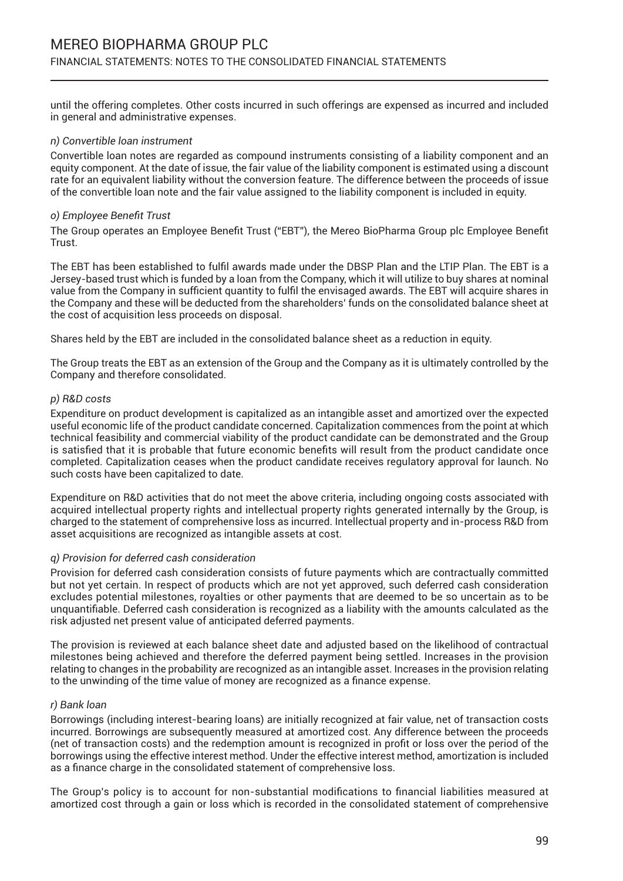until the offering completes. Other costs incurred in such offerings are expensed as incurred and included in general and administrative expenses.

*n) Convertible loan instrument*

Convertible loan notes are regarded as compound instruments consisting of a liability component and an equity component. At the date of issue, the fair value of the liability component is estimated using a discount rate for an equivalent liability without the conversion feature. The difference between the proceeds of issue of the convertible loan note and the fair value assigned to the liability component is included in equity.

*o) Employee Benefit Trust*

The Group operates an Employee Benefit Trust ("EBT"), the Mereo BioPharma Group plc Employee Benefit Trust.

The EBT has been established to fulfil awards made under the DBSP Plan and the LTIP Plan. The EBT is a Jersey-based trust which is funded by a loan from the Company, which it will utilize to buy shares at nominal value from the Company in sufficient quantity to fulfil the envisaged awards. The EBT will acquire shares in the Company and these will be deducted from the shareholders' funds on the consolidated balance sheet at the cost of acquisition less proceeds on disposal.

Shares held by the EBT are included in the consolidated balance sheet as a reduction in equity.

The Group treats the EBT as an extension of the Group and the Company as it is ultimately controlled by the Company and therefore consolidated.

*p) R&D costs*

Expenditure on product development is capitalized as an intangible asset and amortized over the expected useful economic life of the product candidate concerned. Capitalization commences from the point at which technical feasibility and commercial viability of the product candidate can be demonstrated and the Group is satisfied that it is probable that future economic benefits will result from the product candidate once completed. Capitalization ceases when the product candidate receives regulatory approval for launch. No such costs have been capitalized to date.

Expenditure on R&D activities that do not meet the above criteria, including ongoing costs associated with acquired intellectual property rights and intellectual property rights generated internally by the Group, is charged to the statement of comprehensive loss as incurred. Intellectual property and in-process R&D from asset acquisitions are recognized as intangible assets at cost.

*q) Provision for deferred cash consideration*

Provision for deferred cash consideration consists of future payments which are contractually committed but not yet certain. In respect of products which are not yet approved, such deferred cash consideration excludes potential milestones, royalties or other payments that are deemed to be so uncertain as to be unquantifiable. Deferred cash consideration is recognized as a liability with the amounts calculated as the risk adjusted net present value of anticipated deferred payments.

The provision is reviewed at each balance sheet date and adjusted based on the likelihood of contractual milestones being achieved and therefore the deferred payment being settled. Increases in the provision relating to changes in the probability are recognized as an intangible asset. Increases in the provision relating to the unwinding of the time value of money are recognized as a finance expense.

*r) Bank loan*

Borrowings (including interest-bearing loans) are initially recognized at fair value, net of transaction costs incurred. Borrowings are subsequently measured at amortized cost. Any difference between the proceeds (net of transaction costs) and the redemption amount is recognized in profit or loss over the period of the borrowings using the effective interest method. Under the effective interest method, amortization is included as a finance charge in the consolidated statement of comprehensive loss.

The Group's policy is to account for non-substantial modifications to financial liabilities measured at amortized cost through a gain or loss which is recorded in the consolidated statement of comprehensive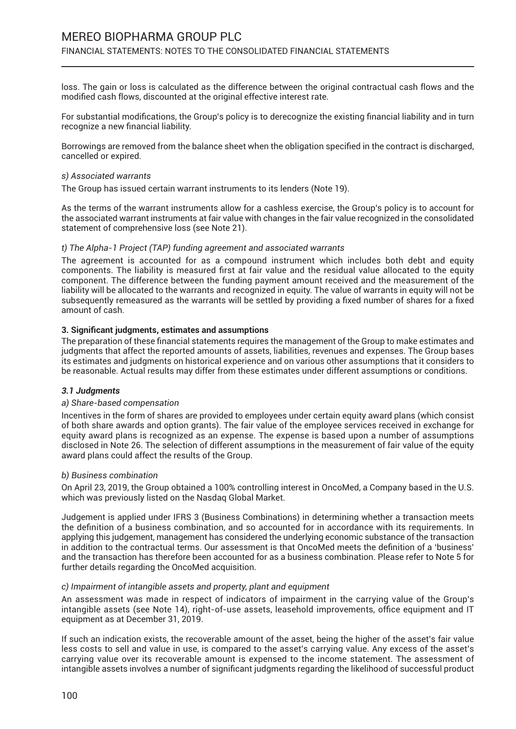loss. The gain or loss is calculated as the difference between the original contractual cash flows and the modified cash flows, discounted at the original effective interest rate.

For substantial modifications, the Group's policy is to derecognize the existing financial liability and in turn recognize a new financial liability.

Borrowings are removed from the balance sheet when the obligation specified in the contract is discharged, cancelled or expired.

*s) Associated warrants*

The Group has issued certain warrant instruments to its lenders (Note 19).

As the terms of the warrant instruments allow for a cashless exercise, the Group's policy is to account for the associated warrant instruments at fair value with changes in the fair value recognized in the consolidated statement of comprehensive loss (see Note 21).

*t) The Alpha-1 Project (TAP) funding agreement and associated warrants*

The agreement is accounted for as a compound instrument which includes both debt and equity components. The liability is measured first at fair value and the residual value allocated to the equity component. The difference between the funding payment amount received and the measurement of the liability will be allocated to the warrants and recognized in equity. The value of warrants in equity will not be subsequently remeasured as the warrants will be settled by providing a fixed number of shares for a fixed amount of cash.

**3. Significant judgments, estimates and assumptions**

The preparation of these financial statements requires the management of the Group to make estimates and judgments that affect the reported amounts of assets, liabilities, revenues and expenses. The Group bases its estimates and judgments on historical experience and on various other assumptions that it considers to be reasonable. Actual results may differ from these estimates under different assumptions or conditions.

***3.1 Judgments***

*a) Share-based compensation*

Incentives in the form of shares are provided to employees under certain equity award plans (which consist of both share awards and option grants). The fair value of the employee services received in exchange for equity award plans is recognized as an expense. The expense is based upon a number of assumptions disclosed in Note 26. The selection of different assumptions in the measurement of fair value of the equity award plans could affect the results of the Group.

*b) Business combination*

On April 23, 2019, the Group obtained a 100% controlling interest in OncoMed, a Company based in the U.S. which was previously listed on the Nasdaq Global Market.

Judgement is applied under IFRS 3 (Business Combinations) in determining whether a transaction meets the definition of a business combination, and so accounted for in accordance with its requirements. In applying this judgement, management has considered the underlying economic substance of the transaction in addition to the contractual terms. Our assessment is that OncoMed meets the definition of a 'business' and the transaction has therefore been accounted for as a business combination. Please refer to Note 5 for further details regarding the OncoMed acquisition.

*c) Impairment of intangible assets and property, plant and equipment*

An assessment was made in respect of indicators of impairment in the carrying value of the Group's intangible assets (see Note 14), right-of-use assets, leasehold improvements, office equipment and IT equipment as at December 31, 2019.

If such an indication exists, the recoverable amount of the asset, being the higher of the asset's fair value less costs to sell and value in use, is compared to the asset's carrying value. Any excess of the asset's carrying value over its recoverable amount is expensed to the income statement. The assessment of intangible assets involves a number of significant judgments regarding the likelihood of successful product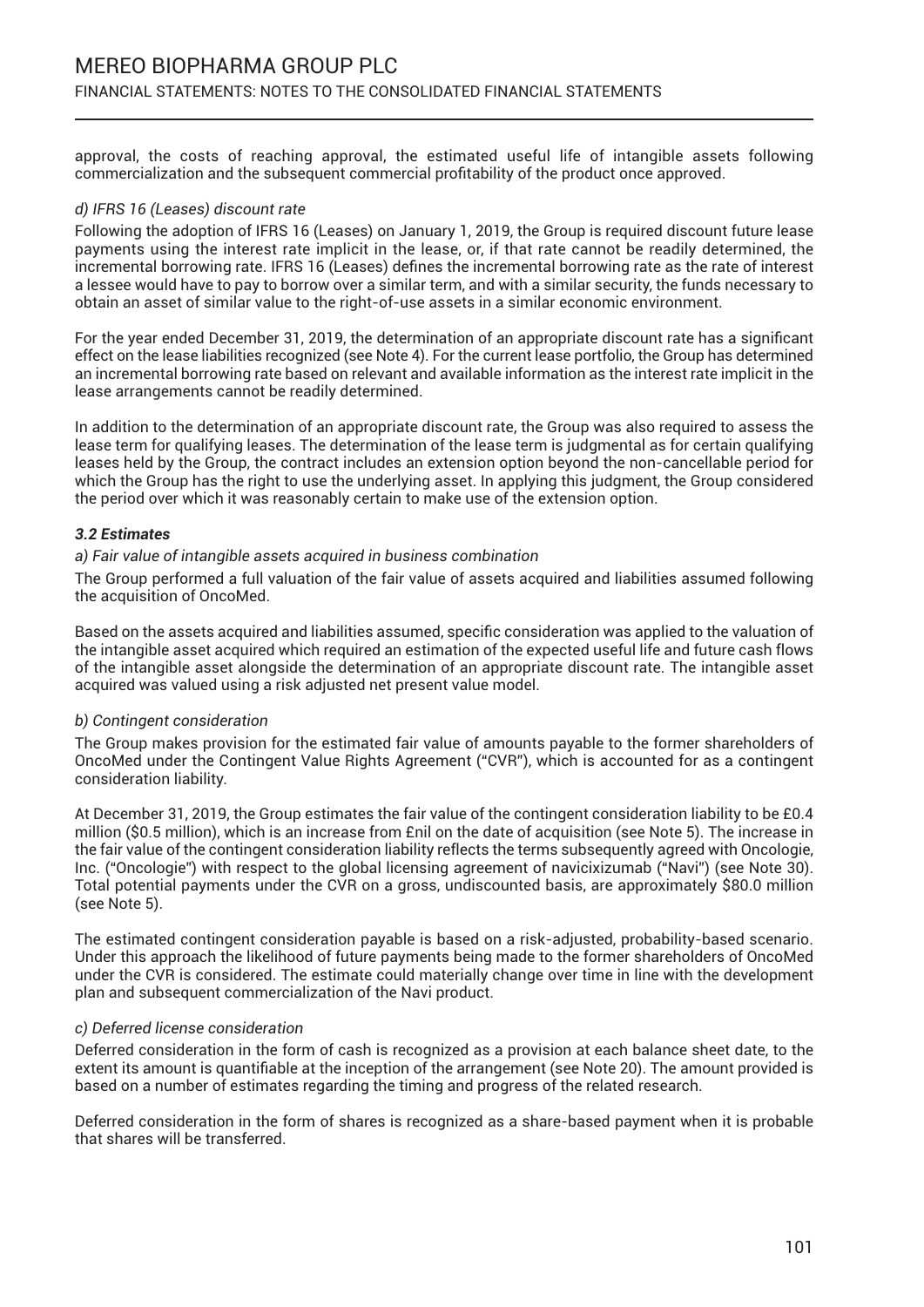approval, the costs of reaching approval, the estimated useful life of intangible assets following commercialization and the subsequent commercial profitability of the product once approved.

*d) IFRS 16 (Leases) discount rate*

Following the adoption of IFRS 16 (Leases) on January 1, 2019, the Group is required discount future lease payments using the interest rate implicit in the lease, or, if that rate cannot be readily determined, the incremental borrowing rate. IFRS 16 (Leases) defines the incremental borrowing rate as the rate of interest a lessee would have to pay to borrow over a similar term, and with a similar security, the funds necessary to obtain an asset of similar value to the right-of-use assets in a similar economic environment.

For the year ended December 31, 2019, the determination of an appropriate discount rate has a significant effect on the lease liabilities recognized (see Note 4). For the current lease portfolio, the Group has determined an incremental borrowing rate based on relevant and available information as the interest rate implicit in the lease arrangements cannot be readily determined.

In addition to the determination of an appropriate discount rate, the Group was also required to assess the lease term for qualifying leases. The determination of the lease term is judgmental as for certain qualifying leases held by the Group, the contract includes an extension option beyond the non-cancellable period for which the Group has the right to use the underlying asset. In applying this judgment, the Group considered the period over which it was reasonably certain to make use of the extension option.

***3.2 Estimates***

*a) Fair value of intangible assets acquired in business combination*

The Group performed a full valuation of the fair value of assets acquired and liabilities assumed following the acquisition of OncoMed.

Based on the assets acquired and liabilities assumed, specific consideration was applied to the valuation of the intangible asset acquired which required an estimation of the expected useful life and future cash flows of the intangible asset alongside the determination of an appropriate discount rate. The intangible asset acquired was valued using a risk adjusted net present value model.

*b) Contingent consideration*

The Group makes provision for the estimated fair value of amounts payable to the former shareholders of OncoMed under the Contingent Value Rights Agreement ("CVR"), which is accounted for as a contingent consideration liability.

At December 31, 2019, the Group estimates the fair value of the contingent consideration liability to be £0.4 million ($0.5 million), which is an increase from £nil on the date of acquisition (see Note 5). The increase in the fair value of the contingent consideration liability reflects the terms subsequently agreed with Oncologie, Inc. ("Oncologie") with respect to the global licensing agreement of navicixizumab ("Navi") (see Note 30). Total potential payments under the CVR on a gross, undiscounted basis, are approximately $80.0 million (see Note 5).

The estimated contingent consideration payable is based on a risk-adjusted, probability-based scenario. Under this approach the likelihood of future payments being made to the former shareholders of OncoMed under the CVR is considered. The estimate could materially change over time in line with the development plan and subsequent commercialization of the Navi product.

*c) Deferred license consideration*

Deferred consideration in the form of cash is recognized as a provision at each balance sheet date, to the extent its amount is quantifiable at the inception of the arrangement (see Note 20). The amount provided is based on a number of estimates regarding the timing and progress of the related research.

Deferred consideration in the form of shares is recognized as a share-based payment when it is probable that shares will be transferred.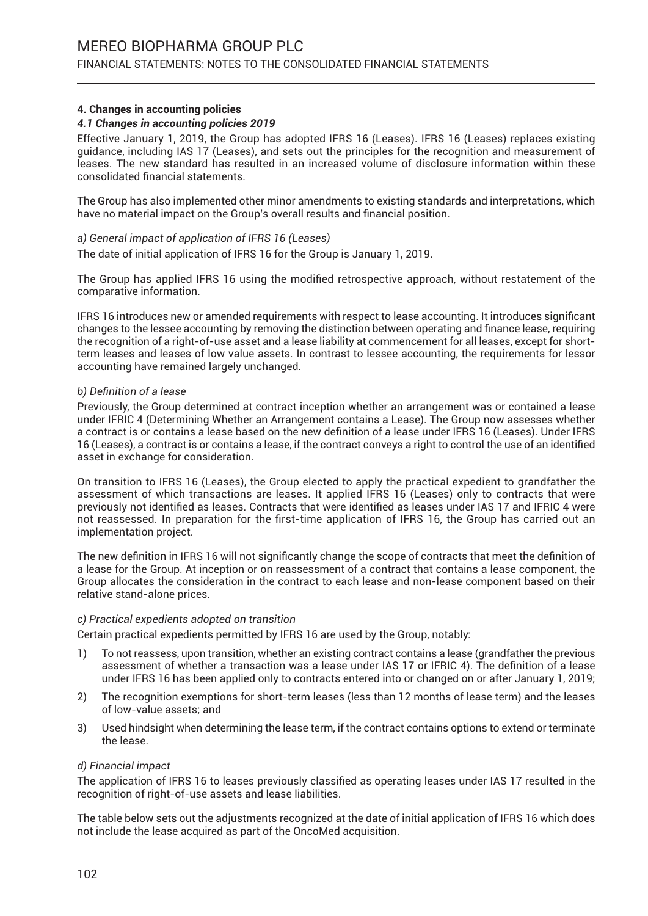#### 4. Changes in accounting policies

##### *4.1 Changes in accounting policies 2019*

Effective January 1, 2019, the Group has adopted IFRS 16 (Leases). IFRS 16 (Leases) replaces existing guidance, including IAS 17 (Leases), and sets out the principles for the recognition and measurement of leases. The new standard has resulted in an increased volume of disclosure information within these consolidated financial statements.

The Group has also implemented other minor amendments to existing standards and interpretations, which have no material impact on the Group's overall results and financial position.

*a) General impact of application of IFRS 16 (Leases)*

The date of initial application of IFRS 16 for the Group is January 1, 2019.

The Group has applied IFRS 16 using the modified retrospective approach, without restatement of the comparative information.

IFRS 16 introduces new or amended requirements with respect to lease accounting. It introduces significant changes to the lessee accounting by removing the distinction between operating and finance lease, requiring the recognition of a right-of-use asset and a lease liability at commencement for all leases, except for short-term leases and leases of low value assets. In contrast to lessee accounting, the requirements for lessor accounting have remained largely unchanged.

*b) Definition of a lease*

Previously, the Group determined at contract inception whether an arrangement was or contained a lease under IFRIC 4 (Determining Whether an Arrangement contains a Lease). The Group now assesses whether a contract is or contains a lease based on the new definition of a lease under IFRS 16 (Leases). Under IFRS 16 (Leases), a contract is or contains a lease, if the contract conveys a right to control the use of an identified asset in exchange for consideration.

On transition to IFRS 16 (Leases), the Group elected to apply the practical expedient to grandfather the assessment of which transactions are leases. It applied IFRS 16 (Leases) only to contracts that were previously not identified as leases. Contracts that were identified as leases under IAS 17 and IFRIC 4 were not reassessed. In preparation for the first-time application of IFRS 16, the Group has carried out an implementation project.

The new definition in IFRS 16 will not significantly change the scope of contracts that meet the definition of a lease for the Group. At inception or on reassessment of a contract that contains a lease component, the Group allocates the consideration in the contract to each lease and non-lease component based on their relative stand-alone prices.

*c) Practical expedients adopted on transition*

Certain practical expedients permitted by IFRS 16 are used by the Group, notably:

1) To not reassess, upon transition, whether an existing contract contains a lease (grandfather the previous assessment of whether a transaction was a lease under IAS 17 or IFRIC 4). The definition of a lease under IFRS 16 has been applied only to contracts entered into or changed on or after January 1, 2019;
2) The recognition exemptions for short-term leases (less than 12 months of lease term) and the leases of low-value assets; and
3) Used hindsight when determining the lease term, if the contract contains options to extend or terminate the lease.

*d) Financial impact*

The application of IFRS 16 to leases previously classified as operating leases under IAS 17 resulted in the recognition of right-of-use assets and lease liabilities.

The table below sets out the adjustments recognized at the date of initial application of IFRS 16 which does not include the lease acquired as part of the OncoMed acquisition.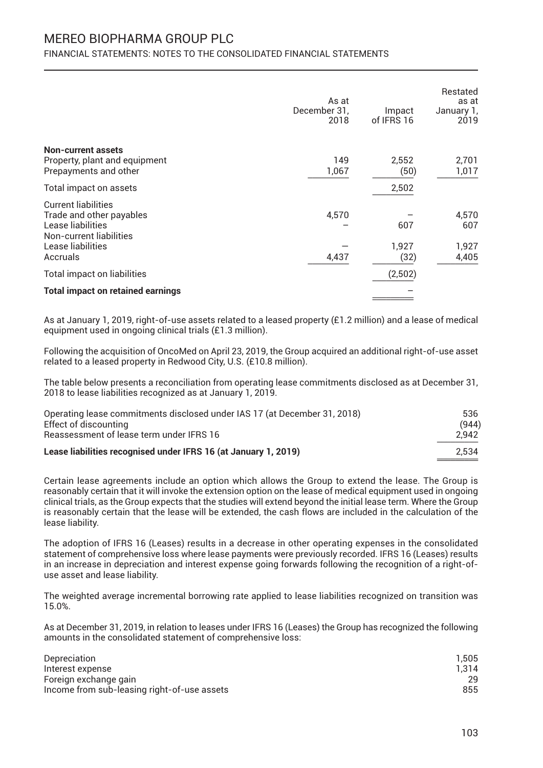| | As at December 31, 2018 | Impact of IFRS 16 | Restated as at January 1, 2019 |
|---|---|---|---|
| **Non-current assets** | | | |
| Property, plant and equipment | 149 | 2,552 | 2,701 |
| Prepayments and other | 1,067 | (50) | 1,017 |
| Total impact on assets | | 2,502 | |
| Current liabilities | | | |
| Trade and other payables | 4,570 | – | 4,570 |
| Lease liabilities | – | 607 | 607 |
| Non-current liabilities | | | |
| Lease liabilities | – | 1,927 | 1,927 |
| Accruals | 4,437 | (32) | 4,405 |
| Total impact on liabilities | | (2,502) | |
| **Total impact on retained earnings** | | – | |

As at January 1, 2019, right-of-use assets related to a leased property (£1.2 million) and a lease of medical equipment used in ongoing clinical trials (£1.3 million).

Following the acquisition of OncoMed on April 23, 2019, the Group acquired an additional right-of-use asset related to a leased property in Redwood City, U.S. (£10.8 million).

The table below presents a reconciliation from operating lease commitments disclosed as at December 31, 2018 to lease liabilities recognized as at January 1, 2019.

| | |
|---|---|
| Operating lease commitments disclosed under IAS 17 (at December 31, 2018) | 536 |
| Effect of discounting | (944) |
| Reassessment of lease term under IFRS 16 | 2,942 |
| **Lease liabilities recognised under IFRS 16 (at January 1, 2019)** | 2,534 |

Certain lease agreements include an option which allows the Group to extend the lease. The Group is reasonably certain that it will invoke the extension option on the lease of medical equipment used in ongoing clinical trials, as the Group expects that the studies will extend beyond the initial lease term. Where the Group is reasonably certain that the lease will be extended, the cash flows are included in the calculation of the lease liability.

The adoption of IFRS 16 (Leases) results in a decrease in other operating expenses in the consolidated statement of comprehensive loss where lease payments were previously recorded. IFRS 16 (Leases) results in an increase in depreciation and interest expense going forwards following the recognition of a right-of-use asset and lease liability.

The weighted average incremental borrowing rate applied to lease liabilities recognized on transition was 15.0%.

As at December 31, 2019, in relation to leases under IFRS 16 (Leases) the Group has recognized the following amounts in the consolidated statement of comprehensive loss:

| | |
|---|---|
| Depreciation | 1,505 |
| Interest expense | 1,314 |
| Foreign exchange gain | 29 |
| Income from sub-leasing right-of-use assets | 855 |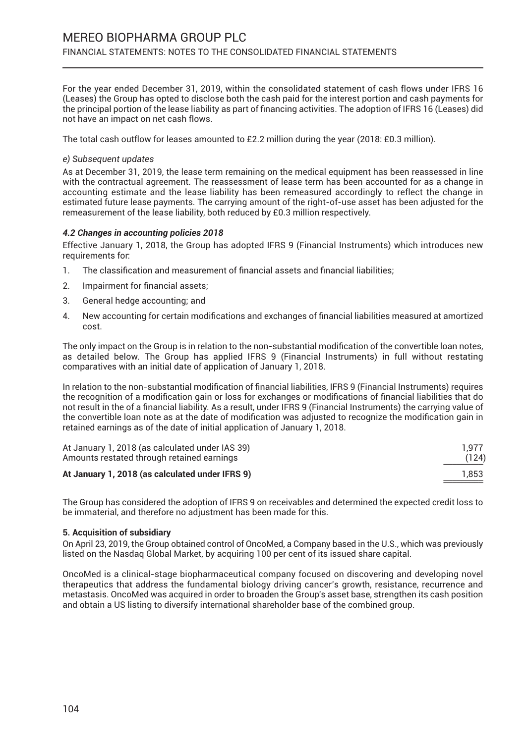For the year ended December 31, 2019, within the consolidated statement of cash flows under IFRS 16 (Leases) the Group has opted to disclose both the cash paid for the interest portion and cash payments for the principal portion of the lease liability as part of financing activities. The adoption of IFRS 16 (Leases) did not have an impact on net cash flows.

The total cash outflow for leases amounted to £2.2 million during the year (2018: £0.3 million).

*e) Subsequent updates*

As at December 31, 2019, the lease term remaining on the medical equipment has been reassessed in line with the contractual agreement. The reassessment of lease term has been accounted for as a change in accounting estimate and the lease liability has been remeasured accordingly to reflect the change in estimated future lease payments. The carrying amount of the right-of-use asset has been adjusted for the remeasurement of the lease liability, both reduced by £0.3 million respectively.

***4.2 Changes in accounting policies 2018***

Effective January 1, 2018, the Group has adopted IFRS 9 (Financial Instruments) which introduces new requirements for:

1. The classification and measurement of financial assets and financial liabilities;
2. Impairment for financial assets;
3. General hedge accounting; and
4. New accounting for certain modifications and exchanges of financial liabilities measured at amortized cost.

The only impact on the Group is in relation to the non-substantial modification of the convertible loan notes, as detailed below. The Group has applied IFRS 9 (Financial Instruments) in full without restating comparatives with an initial date of application of January 1, 2018.

In relation to the non-substantial modification of financial liabilities, IFRS 9 (Financial Instruments) requires the recognition of a modification gain or loss for exchanges or modifications of financial liabilities that do not result in the of a financial liability. As a result, under IFRS 9 (Financial Instruments) the carrying value of the convertible loan note as at the date of modification was adjusted to recognize the modification gain in retained earnings as of the date of initial application of January 1, 2018.

| | |
|---|---|
| At January 1, 2018 (as calculated under IAS 39) | 1,977 |
| Amounts restated through retained earnings | (124) |
| **At January 1, 2018 (as calculated under IFRS 9)** | 1,853 |

The Group has considered the adoption of IFRS 9 on receivables and determined the expected credit loss to be immaterial, and therefore no adjustment has been made for this.

**5. Acquisition of subsidiary**

On April 23, 2019, the Group obtained control of OncoMed, a Company based in the U.S., which was previously listed on the Nasdaq Global Market, by acquiring 100 per cent of its issued share capital.

OncoMed is a clinical-stage biopharmaceutical company focused on discovering and developing novel therapeutics that address the fundamental biology driving cancer's growth, resistance, recurrence and metastasis. OncoMed was acquired in order to broaden the Group's asset base, strengthen its cash position and obtain a US listing to diversify international shareholder base of the combined group.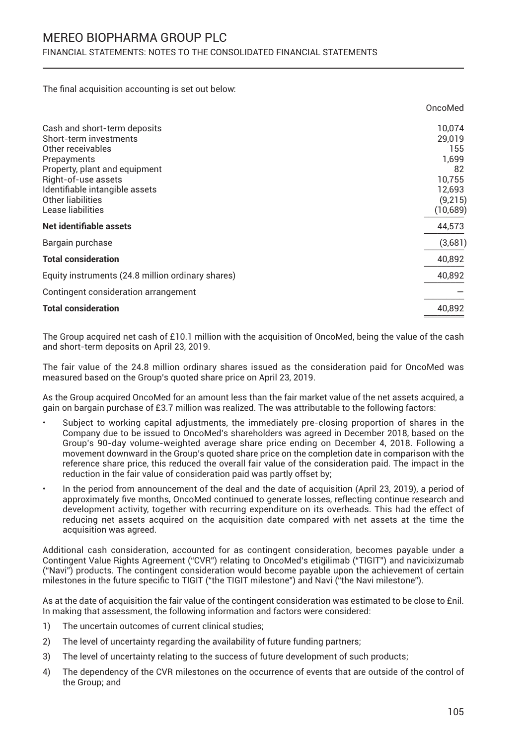The final acquisition accounting is set out below:

| | OncoMed |
|---|---|
| Cash and short-term deposits | 10,074 |
| Short-term investments | 29,019 |
| Other receivables | 155 |
| Prepayments | 1,699 |
| Property, plant and equipment | 82 |
| Right-of-use assets | 10,755 |
| Identifiable intangible assets | 12,693 |
| Other liabilities | (9,215) |
| Lease liabilities | (10,689) |
| **Net identifiable assets** | 44,573 |
| Bargain purchase | (3,681) |
| **Total consideration** | 40,892 |
| Equity instruments (24.8 million ordinary shares) | 40,892 |
| Contingent consideration arrangement | — |
| **Total consideration** | 40,892 |

The Group acquired net cash of £10.1 million with the acquisition of OncoMed, being the value of the cash and short-term deposits on April 23, 2019.

The fair value of the 24.8 million ordinary shares issued as the consideration paid for OncoMed was measured based on the Group's quoted share price on April 23, 2019.

As the Group acquired OncoMed for an amount less than the fair market value of the net assets acquired, a gain on bargain purchase of £3.7 million was realized. The was attributable to the following factors:

- Subject to working capital adjustments, the immediately pre-closing proportion of shares in the Company due to be issued to OncoMed's shareholders was agreed in December 2018, based on the Group's 90-day volume-weighted average share price ending on December 4, 2018. Following a movement downward in the Group's quoted share price on the completion date in comparison with the reference share price, this reduced the overall fair value of the consideration paid. The impact in the reduction in the fair value of consideration paid was partly offset by;
- In the period from announcement of the deal and the date of acquisition (April 23, 2019), a period of approximately five months, OncoMed continued to generate losses, reflecting continue research and development activity, together with recurring expenditure on its overheads. This had the effect of reducing net assets acquired on the acquisition date compared with net assets at the time the acquisition was agreed.

Additional cash consideration, accounted for as contingent consideration, becomes payable under a Contingent Value Rights Agreement ("CVR") relating to OncoMed's etigilimab ("TIGIT") and navicixizumab ("Navi") products. The contingent consideration would become payable upon the achievement of certain milestones in the future specific to TIGIT ("the TIGIT milestone") and Navi ("the Navi milestone").

As at the date of acquisition the fair value of the contingent consideration was estimated to be close to £nil. In making that assessment, the following information and factors were considered:

1) The uncertain outcomes of current clinical studies;
2) The level of uncertainty regarding the availability of future funding partners;
3) The level of uncertainty relating to the success of future development of such products;
4) The dependency of the CVR milestones on the occurrence of events that are outside of the control of the Group; and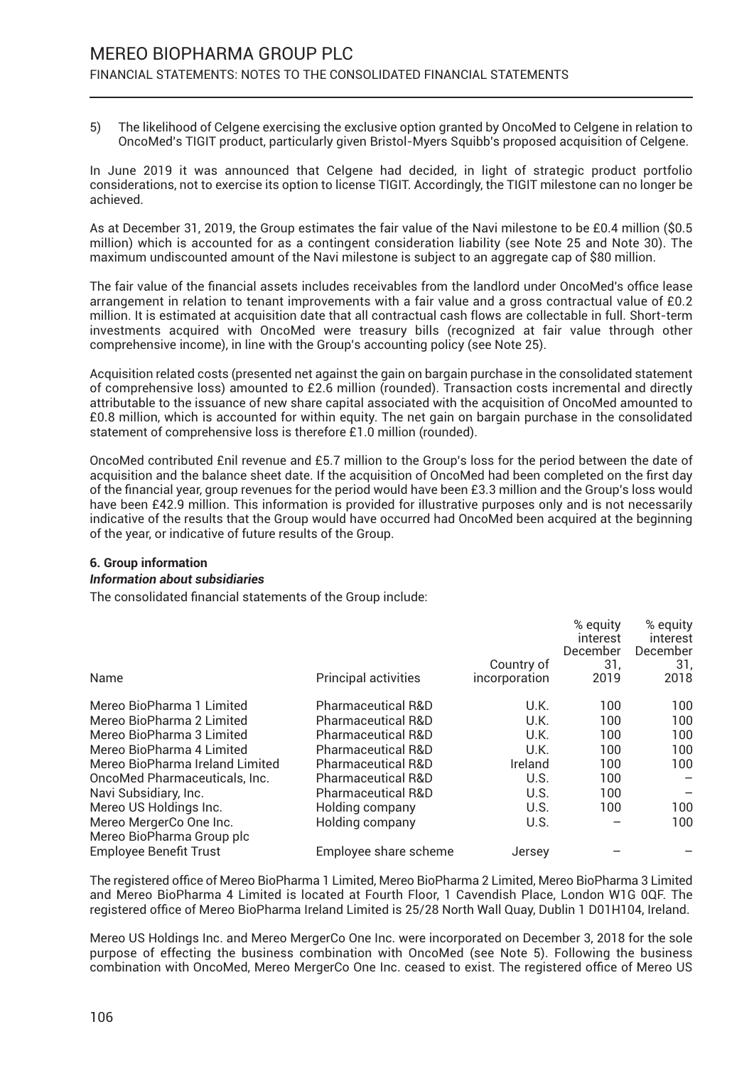5) The likelihood of Celgene exercising the exclusive option granted by OncoMed to Celgene in relation to OncoMed's TIGIT product, particularly given Bristol-Myers Squibb's proposed acquisition of Celgene.

In June 2019 it was announced that Celgene had decided, in light of strategic product portfolio considerations, not to exercise its option to license TIGIT. Accordingly, the TIGIT milestone can no longer be achieved.

As at December 31, 2019, the Group estimates the fair value of the Navi milestone to be £0.4 million ($0.5 million) which is accounted for as a contingent consideration liability (see Note 25 and Note 30). The maximum undiscounted amount of the Navi milestone is subject to an aggregate cap of $80 million.

The fair value of the financial assets includes receivables from the landlord under OncoMed's office lease arrangement in relation to tenant improvements with a fair value and a gross contractual value of £0.2 million. It is estimated at acquisition date that all contractual cash flows are collectable in full. Short-term investments acquired with OncoMed were treasury bills (recognized at fair value through other comprehensive income), in line with the Group's accounting policy (see Note 25).

Acquisition related costs (presented net against the gain on bargain purchase in the consolidated statement of comprehensive loss) amounted to £2.6 million (rounded). Transaction costs incremental and directly attributable to the issuance of new share capital associated with the acquisition of OncoMed amounted to £0.8 million, which is accounted for within equity. The net gain on bargain purchase in the consolidated statement of comprehensive loss is therefore £1.0 million (rounded).

OncoMed contributed £nil revenue and £5.7 million to the Group's loss for the period between the date of acquisition and the balance sheet date. If the acquisition of OncoMed had been completed on the first day of the financial year, group revenues for the period would have been £3.3 million and the Group's loss would have been £42.9 million. This information is provided for illustrative purposes only and is not necessarily indicative of the results that the Group would have occurred had OncoMed been acquired at the beginning of the year, or indicative of future results of the Group.

**6. Group information**

***Information about subsidiaries***

The consolidated financial statements of the Group include:

| Name | Principal activities | Country of incorporation | % equity interest December 31, 2019 | % equity interest December 31, 2018 |
|---|---|---|---|---|
| Mereo BioPharma 1 Limited | Pharmaceutical R&D | U.K. | 100 | 100 |
| Mereo BioPharma 2 Limited | Pharmaceutical R&D | U.K. | 100 | 100 |
| Mereo BioPharma 3 Limited | Pharmaceutical R&D | U.K. | 100 | 100 |
| Mereo BioPharma 4 Limited | Pharmaceutical R&D | U.K. | 100 | 100 |
| Mereo BioPharma Ireland Limited | Pharmaceutical R&D | Ireland | 100 | 100 |
| OncoMed Pharmaceuticals, Inc. | Pharmaceutical R&D | U.S. | 100 | – |
| Navi Subsidiary, Inc. | Pharmaceutical R&D | U.S. | 100 | – |
| Mereo US Holdings Inc. | Holding company | U.S. | 100 | 100 |
| Mereo MergerCo One Inc. | Holding company | U.S. | – | 100 |
| Mereo BioPharma Group plc Employee Benefit Trust | Employee share scheme | Jersey | – | – |

The registered office of Mereo BioPharma 1 Limited, Mereo BioPharma 2 Limited, Mereo BioPharma 3 Limited and Mereo BioPharma 4 Limited is located at Fourth Floor, 1 Cavendish Place, London W1G 0QF. The registered office of Mereo BioPharma Ireland Limited is 25/28 North Wall Quay, Dublin 1 D01H104, Ireland.

Mereo US Holdings Inc. and Mereo MergerCo One Inc. were incorporated on December 3, 2018 for the sole purpose of effecting the business combination with OncoMed (see Note 5). Following the business combination with OncoMed, Mereo MergerCo One Inc. ceased to exist. The registered office of Mereo US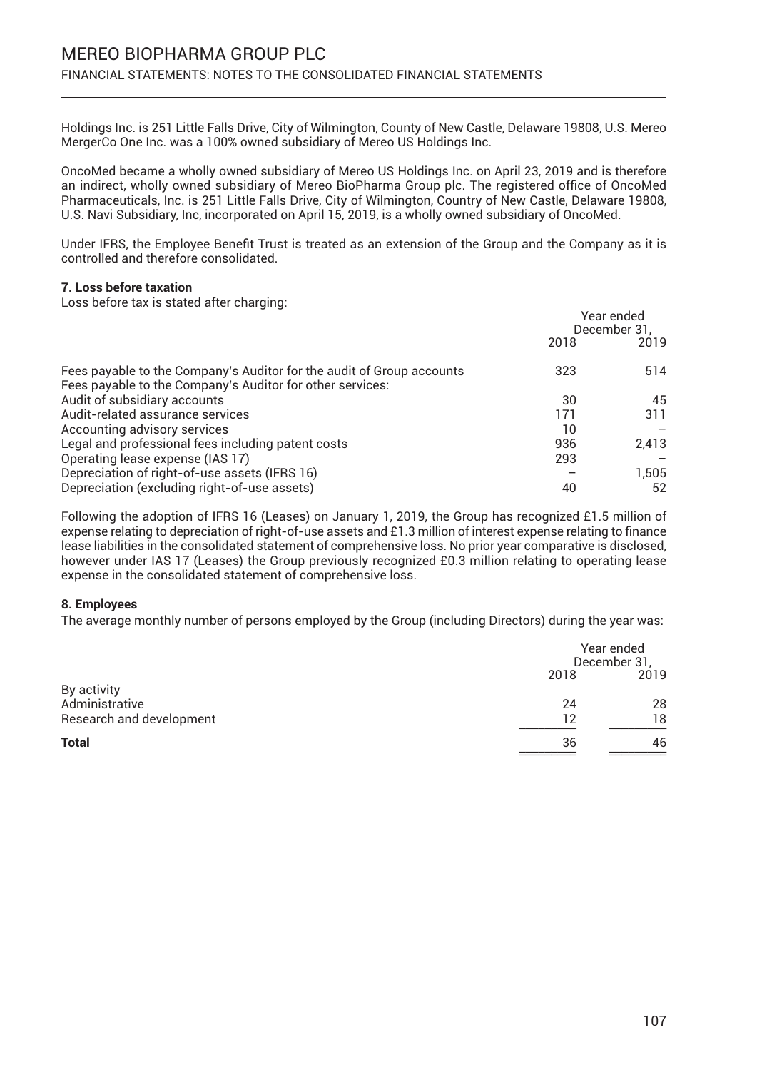Holdings Inc. is 251 Little Falls Drive, City of Wilmington, County of New Castle, Delaware 19808, U.S. Mereo MergerCo One Inc. was a 100% owned subsidiary of Mereo US Holdings Inc.

OncoMed became a wholly owned subsidiary of Mereo US Holdings Inc. on April 23, 2019 and is therefore an indirect, wholly owned subsidiary of Mereo BioPharma Group plc. The registered office of OncoMed Pharmaceuticals, Inc. is 251 Little Falls Drive, City of Wilmington, Country of New Castle, Delaware 19808, U.S. Navi Subsidiary, Inc, incorporated on April 15, 2019, is a wholly owned subsidiary of OncoMed.

Under IFRS, the Employee Benefit Trust is treated as an extension of the Group and the Company as it is controlled and therefore consolidated.

**7. Loss before taxation**

Loss before tax is stated after charging:

| | Year ended December 31, | |
|---|---|---|
| | 2018 | 2019 |
| Fees payable to the Company's Auditor for the audit of Group accounts | 323 | 514 |
| Fees payable to the Company's Auditor for other services: | | |
| Audit of subsidiary accounts | 30 | 45 |
| Audit-related assurance services | 171 | 311 |
| Accounting advisory services | 10 | – |
| Legal and professional fees including patent costs | 936 | 2,413 |
| Operating lease expense (IAS 17) | 293 | – |
| Depreciation of right-of-use assets (IFRS 16) | – | 1,505 |
| Depreciation (excluding right-of-use assets) | 40 | 52 |

Following the adoption of IFRS 16 (Leases) on January 1, 2019, the Group has recognized £1.5 million of expense relating to depreciation of right-of-use assets and £1.3 million of interest expense relating to finance lease liabilities in the consolidated statement of comprehensive loss. No prior year comparative is disclosed, however under IAS 17 (Leases) the Group previously recognized £0.3 million relating to operating lease expense in the consolidated statement of comprehensive loss.

**8. Employees**

The average monthly number of persons employed by the Group (including Directors) during the year was:

| | Year ended December 31, | |
|---|---|---|
| | 2018 | 2019 |
| By activity | | |
| Administrative | 24 | 28 |
| Research and development | 12 | 18 |
| **Total** | 36 | 46 |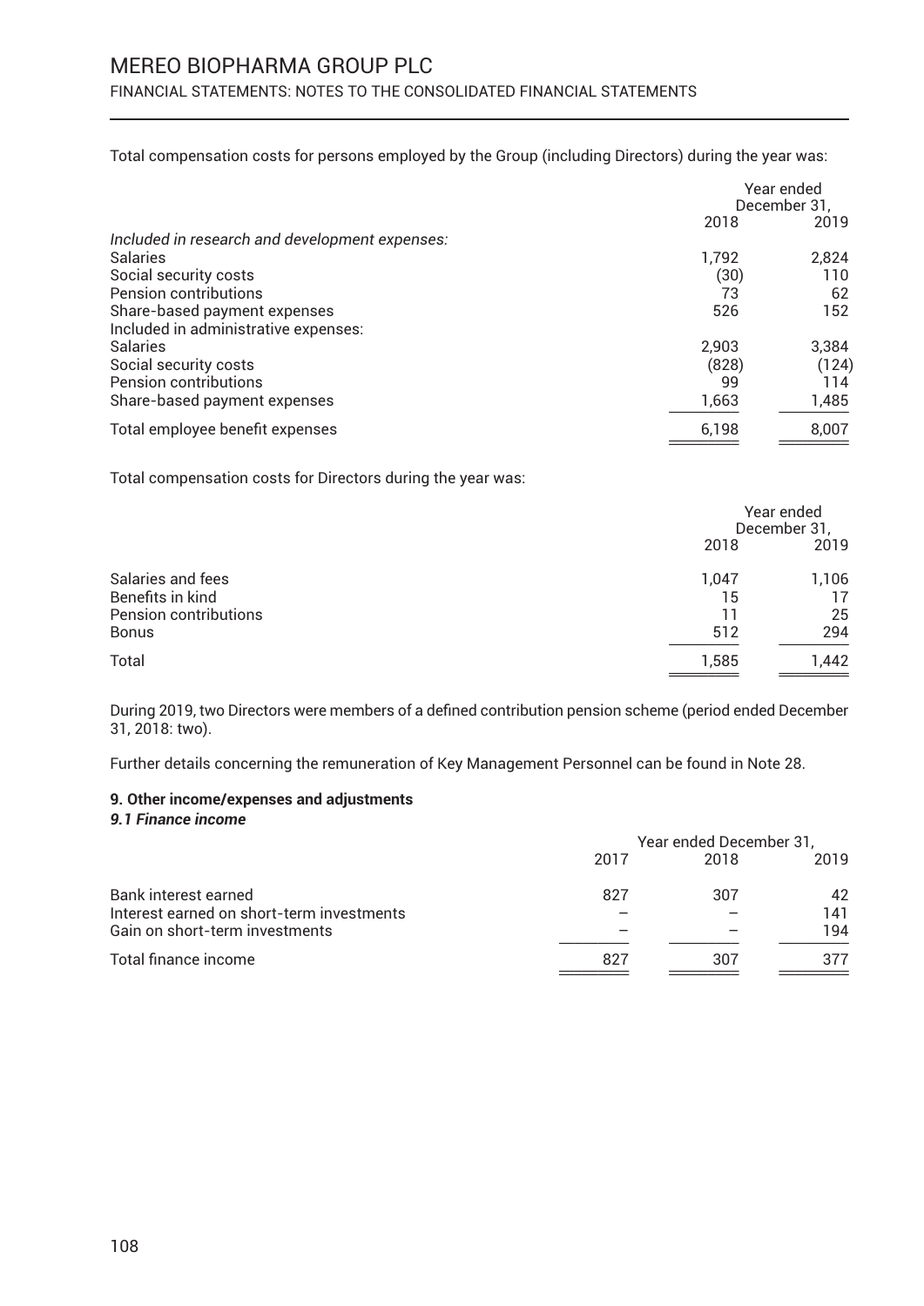Total compensation costs for persons employed by the Group (including Directors) during the year was:

| | Year ended December 31, | |
|---|---|---|
| | 2018 | 2019 |
| *Included in research and development expenses:* | | |
| Salaries | 1,792 | 2,824 |
| Social security costs | (30) | 110 |
| Pension contributions | 73 | 62 |
| Share-based payment expenses | 526 | 152 |
| Included in administrative expenses: | | |
| Salaries | 2,903 | 3,384 |
| Social security costs | (828) | (124) |
| Pension contributions | 99 | 114 |
| Share-based payment expenses | 1,663 | 1,485 |
| Total employee benefit expenses | 6,198 | 8,007 |

Total compensation costs for Directors during the year was:

| | Year ended December 31, | |
|---|---|---|
| | 2018 | 2019 |
| Salaries and fees | 1,047 | 1,106 |
| Benefits in kind | 15 | 17 |
| Pension contributions | 11 | 25 |
| Bonus | 512 | 294 |
| Total | 1,585 | 1,442 |

During 2019, two Directors were members of a defined contribution pension scheme (period ended December 31, 2018: two).

Further details concerning the remuneration of Key Management Personnel can be found in Note 28.

### 9. Other income/expenses and adjustments

#### *9.1 Finance income*

| | Year ended December 31, | | |
|---|---|---|---|
| | 2017 | 2018 | 2019 |
| Bank interest earned | 827 | 307 | 42 |
| Interest earned on short-term investments | – | – | 141 |
| Gain on short-term investments | – | – | 194 |
| Total finance income | 827 | 307 | 377 |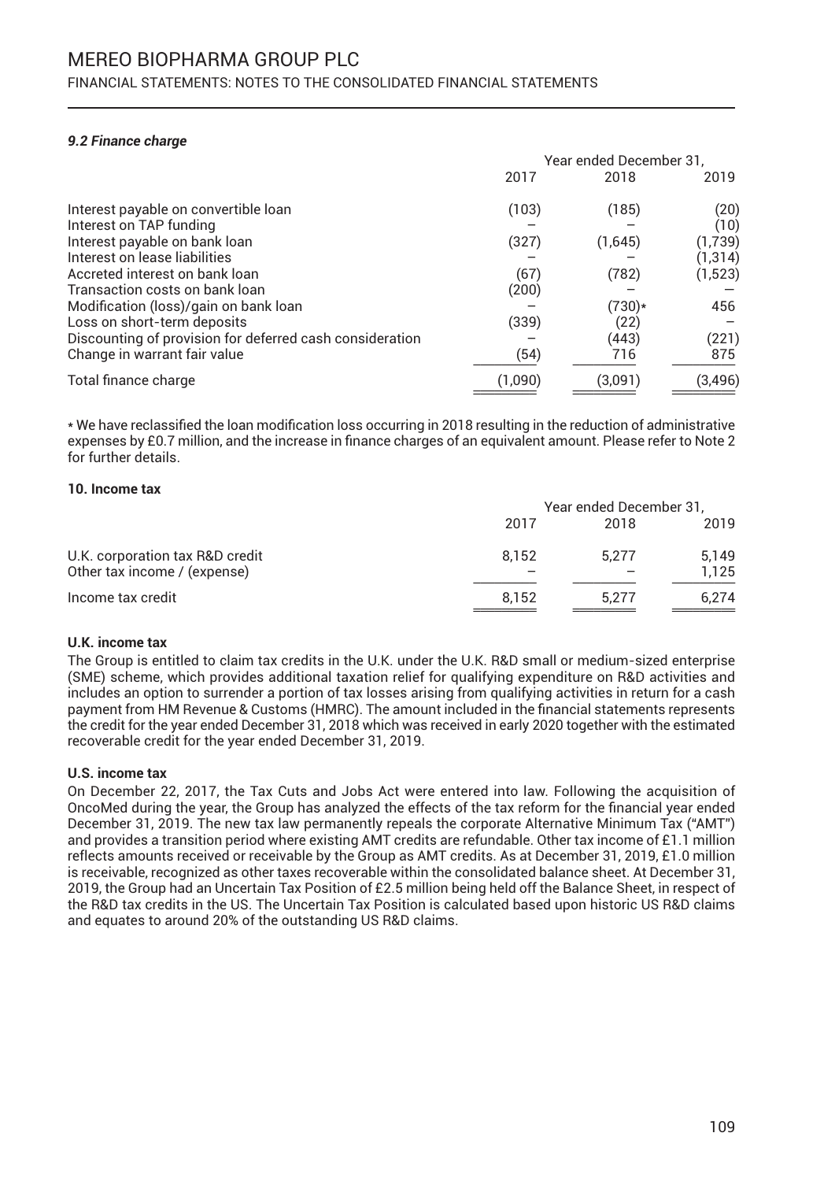### *9.2 Finance charge*

| | Year ended December 31, | | |
|---|---|---|---|
| | 2017 | 2018 | 2019 |
| Interest payable on convertible loan | (103) | (185) | (20) |
| Interest on TAP funding | – | – | (10) |
| Interest payable on bank loan | (327) | (1,645) | (1,739) |
| Interest on lease liabilities | – | – | (1,314) |
| Accreted interest on bank loan | (67) | (782) | (1,523) |
| Transaction costs on bank loan | (200) | – | – |
| Modification (loss)/gain on bank loan | – | (730)* | 456 |
| Loss on short-term deposits | (339) | (22) | – |
| Discounting of provision for deferred cash consideration | – | (443) | (221) |
| Change in warrant fair value | (54) | 716 | 875 |
| Total finance charge | (1,090) | (3,091) | (3,496) |

* We have reclassified the loan modification loss occurring in 2018 resulting in the reduction of administrative expenses by £0.7 million, and the increase in finance charges of an equivalent amount. Please refer to Note 2 for further details.

### 10. Income tax

| | Year ended December 31, | | |
|---|---|---|---|
| | 2017 | 2018 | 2019 |
| U.K. corporation tax R&D credit | 8,152 | 5,277 | 5,149 |
| Other tax income / (expense) | – | – | 1,125 |
| Income tax credit | 8,152 | 5,277 | 6,274 |

**U.K. income tax**

The Group is entitled to claim tax credits in the U.K. under the U.K. R&D small or medium-sized enterprise (SME) scheme, which provides additional taxation relief for qualifying expenditure on R&D activities and includes an option to surrender a portion of tax losses arising from qualifying activities in return for a cash payment from HM Revenue & Customs (HMRC). The amount included in the financial statements represents the credit for the year ended December 31, 2018 which was received in early 2020 together with the estimated recoverable credit for the year ended December 31, 2019.

**U.S. income tax**

On December 22, 2017, the Tax Cuts and Jobs Act were entered into law. Following the acquisition of OncoMed during the year, the Group has analyzed the effects of the tax reform for the financial year ended December 31, 2019. The new tax law permanently repeals the corporate Alternative Minimum Tax ("AMT") and provides a transition period where existing AMT credits are refundable. Other tax income of £1.1 million reflects amounts received or receivable by the Group as AMT credits. As at December 31, 2019, £1.0 million is receivable, recognized as other taxes recoverable within the consolidated balance sheet. At December 31, 2019, the Group had an Uncertain Tax Position of £2.5 million being held off the Balance Sheet, in respect of the R&D tax credits in the US. The Uncertain Tax Position is calculated based upon historic US R&D claims and equates to around 20% of the outstanding US R&D claims.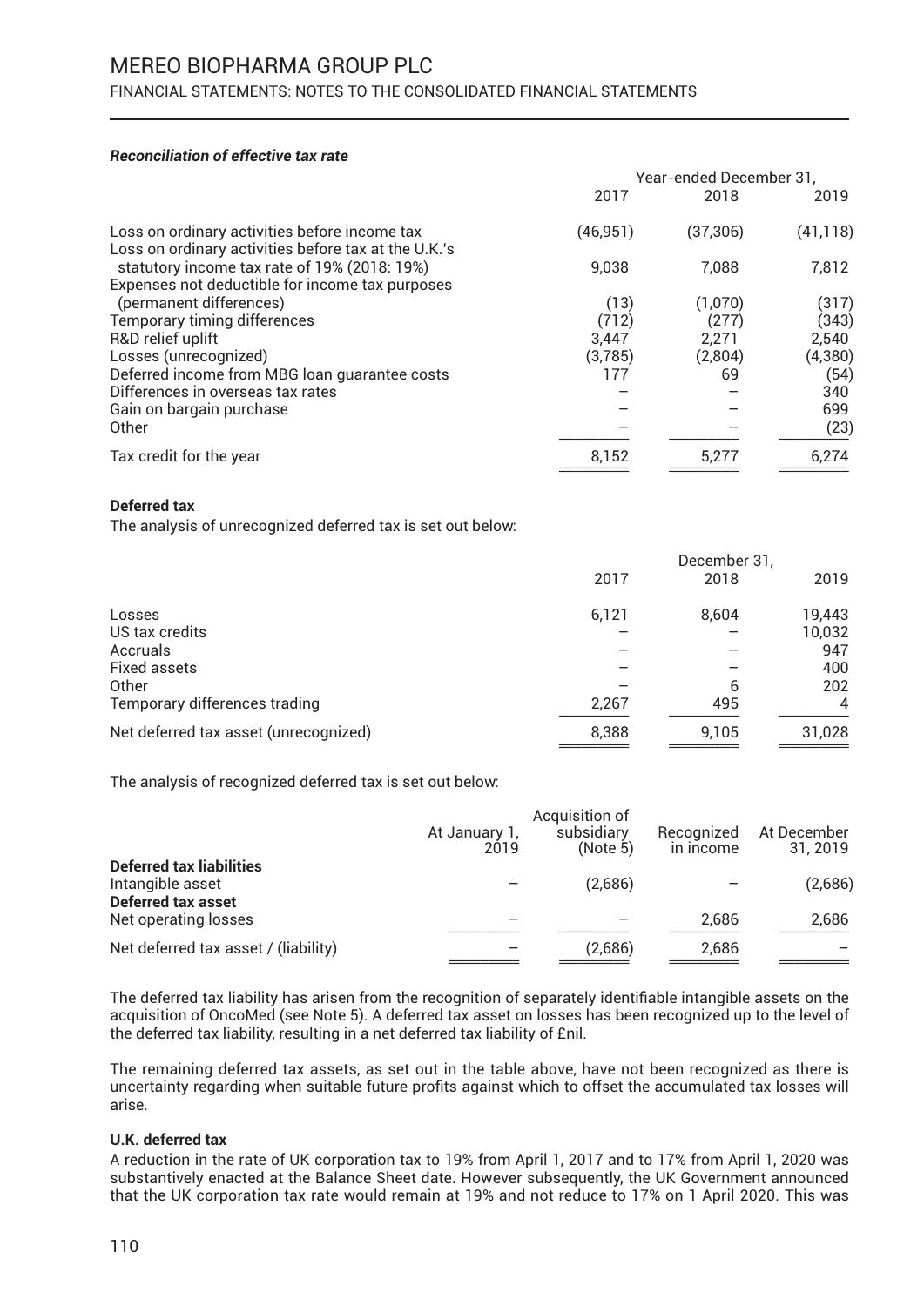### *Reconciliation of effective tax rate*

| | Year-ended December 31, | | |
|---|---|---|---|
| | 2017 | 2018 | 2019 |
| Loss on ordinary activities before income tax | (46,951) | (37,306) | (41,118) |
| Loss on ordinary activities before tax at the U.K.'s statutory income tax rate of 19% (2018: 19%) | 9,038 | 7,088 | 7,812 |
| Expenses not deductible for income tax purposes (permanent differences) | (13) | (1,070) | (317) |
| Temporary timing differences | (712) | (277) | (343) |
| R&D relief uplift | 3,447 | 2,271 | 2,540 |
| Losses (unrecognized) | (3,785) | (2,804) | (4,380) |
| Deferred income from MBG loan guarantee costs | 177 | 69 | (54) |
| Differences in overseas tax rates | – | – | 340 |
| Gain on bargain purchase | – | – | 699 |
| Other | – | – | (23) |
| Tax credit for the year | 8,152 | 5,277 | 6,274 |

**Deferred tax**

The analysis of unrecognized deferred tax is set out below:

| | December 31, | | |
|---|---|---|---|
| | 2017 | 2018 | 2019 |
| Losses | 6,121 | 8,604 | 19,443 |
| US tax credits | – | – | 10,032 |
| Accruals | – | – | 947 |
| Fixed assets | – | – | 400 |
| Other | – | 6 | 202 |
| Temporary differences trading | 2,267 | 495 | 4 |
| Net deferred tax asset (unrecognized) | 8,388 | 9,105 | 31,028 |

The analysis of recognized deferred tax is set out below:

| | At January 1, 2019 | Acquisition of subsidiary (Note 5) | Recognized in income | At December 31, 2019 |
|---|---|---|---|---|
| **Deferred tax liabilities** | | | | |
| Intangible asset | – | (2,686) | – | (2,686) |
| **Deferred tax asset** | | | | |
| Net operating losses | – | – | 2,686 | 2,686 |
| Net deferred tax asset / (liability) | – | (2,686) | 2,686 | – |

The deferred tax liability has arisen from the recognition of separately identifiable intangible assets on the acquisition of OncoMed (see Note 5). A deferred tax asset on losses has been recognized up to the level of the deferred tax liability, resulting in a net deferred tax liability of £nil.

The remaining deferred tax assets, as set out in the table above, have not been recognized as there is uncertainty regarding when suitable future profits against which to offset the accumulated tax losses will arise.

**U.K. deferred tax**

A reduction in the rate of UK corporation tax to 19% from April 1, 2017 and to 17% from April 1, 2020 was substantively enacted at the Balance Sheet date. However subsequently, the UK Government announced that the UK corporation tax rate would remain at 19% and not reduce to 17% on 1 April 2020. This was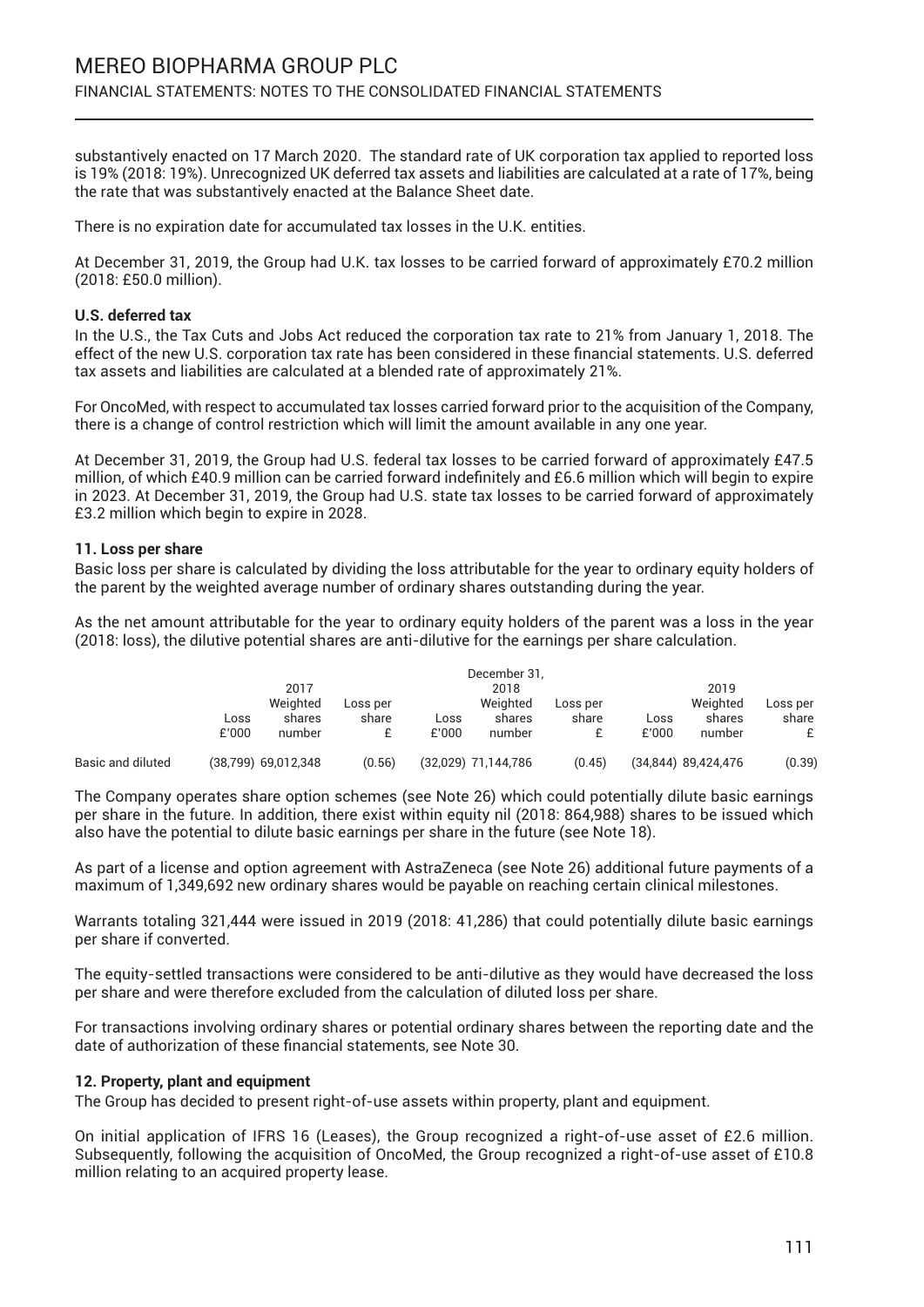substantively enacted on 17 March 2020. The standard rate of UK corporation tax applied to reported loss is 19% (2018: 19%). Unrecognized UK deferred tax assets and liabilities are calculated at a rate of 17%, being the rate that was substantively enacted at the Balance Sheet date.

There is no expiration date for accumulated tax losses in the U.K. entities.

At December 31, 2019, the Group had U.K. tax losses to be carried forward of approximately £70.2 million (2018: £50.0 million).

**U.S. deferred tax**

In the U.S., the Tax Cuts and Jobs Act reduced the corporation tax rate to 21% from January 1, 2018. The effect of the new U.S. corporation tax rate has been considered in these financial statements. U.S. deferred tax assets and liabilities are calculated at a blended rate of approximately 21%.

For OncoMed, with respect to accumulated tax losses carried forward prior to the acquisition of the Company, there is a change of control restriction which will limit the amount available in any one year.

At December 31, 2019, the Group had U.S. federal tax losses to be carried forward of approximately £47.5 million, of which £40.9 million can be carried forward indefinitely and £6.6 million which will begin to expire in 2023. At December 31, 2019, the Group had U.S. state tax losses to be carried forward of approximately £3.2 million which begin to expire in 2028.

## 11. Loss per share

Basic loss per share is calculated by dividing the loss attributable for the year to ordinary equity holders of the parent by the weighted average number of ordinary shares outstanding during the year.

As the net amount attributable for the year to ordinary equity holders of the parent was a loss in the year (2018: loss), the dilutive potential shares are anti-dilutive for the earnings per share calculation.

| | December 31, | | | | | | | | |
|---|---|---|---|---|---|---|---|---|---|
| | | 2017 | | | 2018 | | | 2019 | |
| | Loss £'000 | Weighted shares number | Loss per share £ | Loss £'000 | Weighted shares number | Loss per share £ | Loss £'000 | Weighted shares number | Loss per share £ |
| Basic and diluted | (38,799) | 69,012,348 | (0.56) | (32,029) | 71,144,786 | (0.45) | (34,844) | 89,424,476 | (0.39) |

The Company operates share option schemes (see Note 26) which could potentially dilute basic earnings per share in the future. In addition, there exist within equity nil (2018: 864,988) shares to be issued which also have the potential to dilute basic earnings per share in the future (see Note 18).

As part of a license and option agreement with AstraZeneca (see Note 26) additional future payments of a maximum of 1,349,692 new ordinary shares would be payable on reaching certain clinical milestones.

Warrants totaling 321,444 were issued in 2019 (2018: 41,286) that could potentially dilute basic earnings per share if converted.

The equity-settled transactions were considered to be anti-dilutive as they would have decreased the loss per share and were therefore excluded from the calculation of diluted loss per share.

For transactions involving ordinary shares or potential ordinary shares between the reporting date and the date of authorization of these financial statements, see Note 30.

## 12. Property, plant and equipment

The Group has decided to present right-of-use assets within property, plant and equipment.

On initial application of IFRS 16 (Leases), the Group recognized a right-of-use asset of £2.6 million. Subsequently, following the acquisition of OncoMed, the Group recognized a right-of-use asset of £10.8 million relating to an acquired property lease.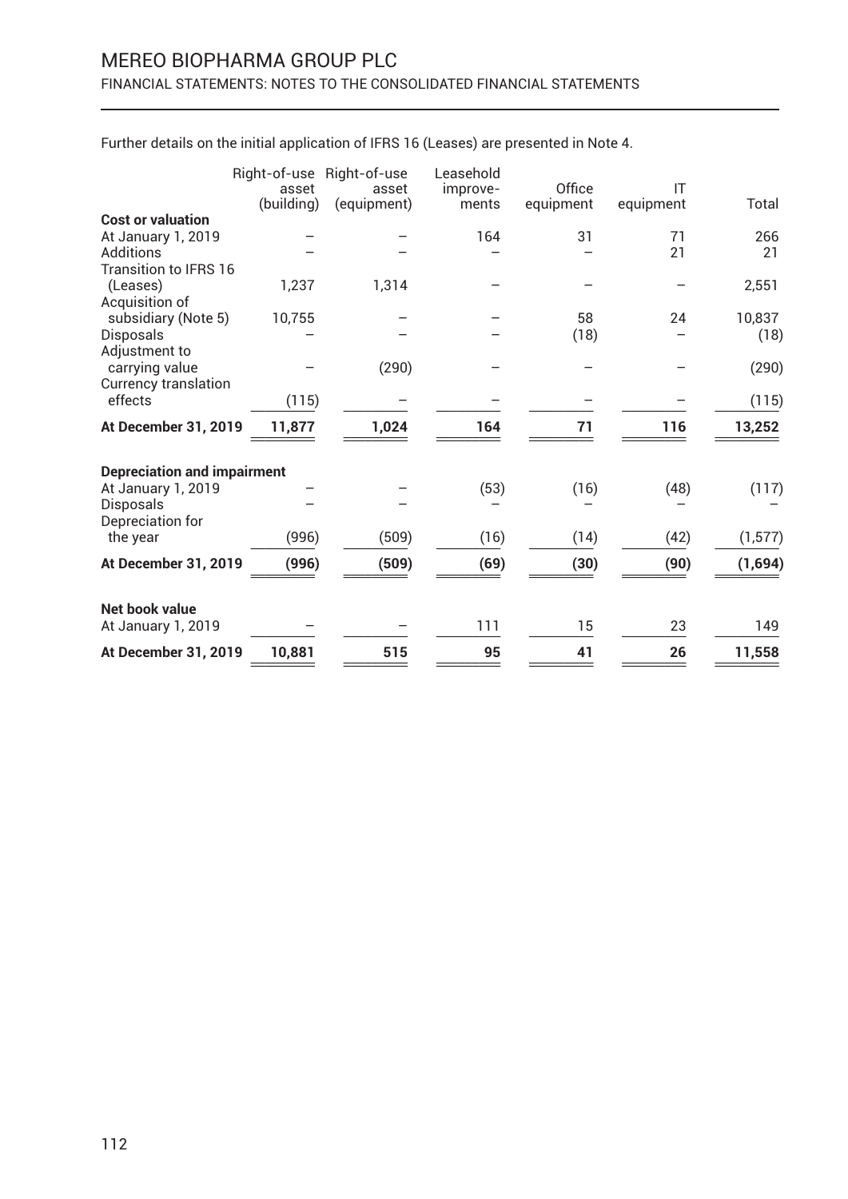Further details on the initial application of IFRS 16 (Leases) are presented in Note 4.

| | Right-of-use asset (building) | Right-of-use asset (equipment) | Leasehold improve-ments | Office equipment | IT equipment | Total |
|---|---|---|---|---|---|---|
| **Cost or valuation** | | | | | | |
| At January 1, 2019 | – | – | 164 | 31 | 71 | 266 |
| Additions | – | – | – | – | 21 | 21 |
| Transition to IFRS 16 (Leases) | 1,237 | 1,314 | – | – | – | 2,551 |
| Acquisition of subsidiary (Note 5) | 10,755 | – | – | 58 | 24 | 10,837 |
| Disposals | – | – | – | (18) | – | (18) |
| Adjustment to carrying value | – | (290) | – | – | – | (290) |
| Currency translation effects | (115) | – | – | – | – | (115) |
| **At December 31, 2019** | **11,877** | **1,024** | **164** | **71** | **116** | **13,252** |
| **Depreciation and impairment** | | | | | | |
| At January 1, 2019 | – | – | (53) | (16) | (48) | (117) |
| Disposals | – | – | – | – | – | – |
| Depreciation for the year | (996) | (509) | (16) | (14) | (42) | (1,577) |
| **At December 31, 2019** | **(996)** | **(509)** | **(69)** | **(30)** | **(90)** | **(1,694)** |
| **Net book value** | | | | | | |
| At January 1, 2019 | – | – | 111 | 15 | 23 | 149 |
| **At December 31, 2019** | **10,881** | **515** | **95** | **41** | **26** | **11,558** |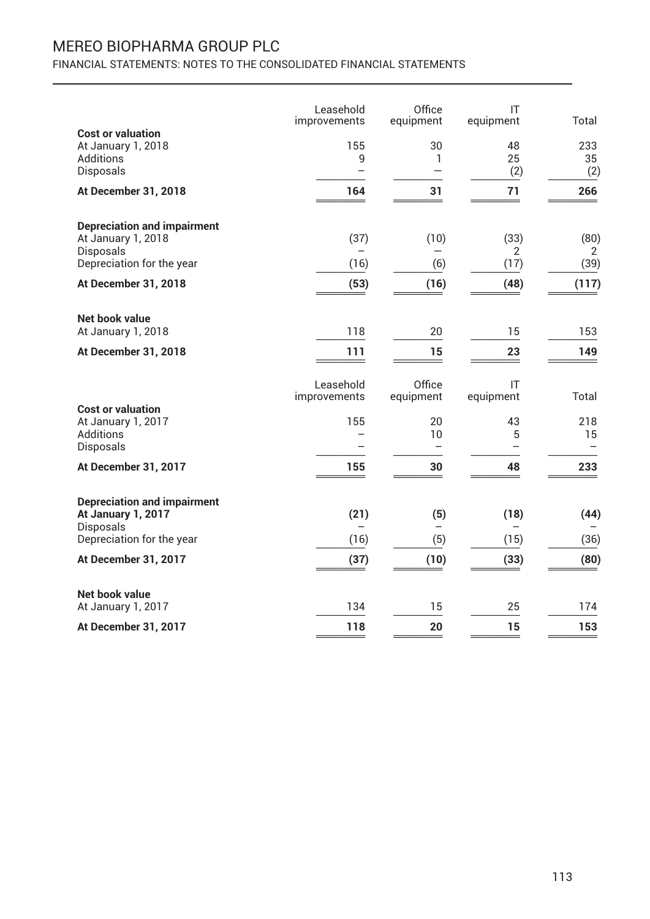| | Leasehold improvements | Office equipment | IT equipment | Total |
|---|---|---|---|---|
| **Cost or valuation** | | | | |
| At January 1, 2018 | 155 | 30 | 48 | 233 |
| Additions | 9 | 1 | 25 | 35 |
| Disposals | – | – | (2) | (2) |
| **At December 31, 2018** | **164** | **31** | **71** | **266** |
| **Depreciation and impairment** | | | | |
| At January 1, 2018 | (37) | (10) | (33) | (80) |
| Disposals | – | – | 2 | 2 |
| Depreciation for the year | (16) | (6) | (17) | (39) |
| **At December 31, 2018** | **(53)** | **(16)** | **(48)** | **(117)** |
| **Net book value** | | | | |
| At January 1, 2018 | 118 | 20 | 15 | 153 |
| **At December 31, 2018** | **111** | **15** | **23** | **149** |

| | Leasehold improvements | Office equipment | IT equipment | Total |
|---|---|---|---|---|
| **Cost or valuation** | | | | |
| At January 1, 2017 | 155 | 20 | 43 | 218 |
| Additions | – | 10 | 5 | 15 |
| Disposals | – | – | – | – |
| **At December 31, 2017** | **155** | **30** | **48** | **233** |
| **Depreciation and impairment** | | | | |
| **At January 1, 2017** | **(21)** | **(5)** | **(18)** | **(44)** |
| Disposals | – | – | – | – |
| Depreciation for the year | (16) | (5) | (15) | (36) |
| **At December 31, 2017** | **(37)** | **(10)** | **(33)** | **(80)** |
| **Net book value** | | | | |
| At January 1, 2017 | 134 | 15 | 25 | 174 |
| **At December 31, 2017** | **118** | **20** | **15** | **153** |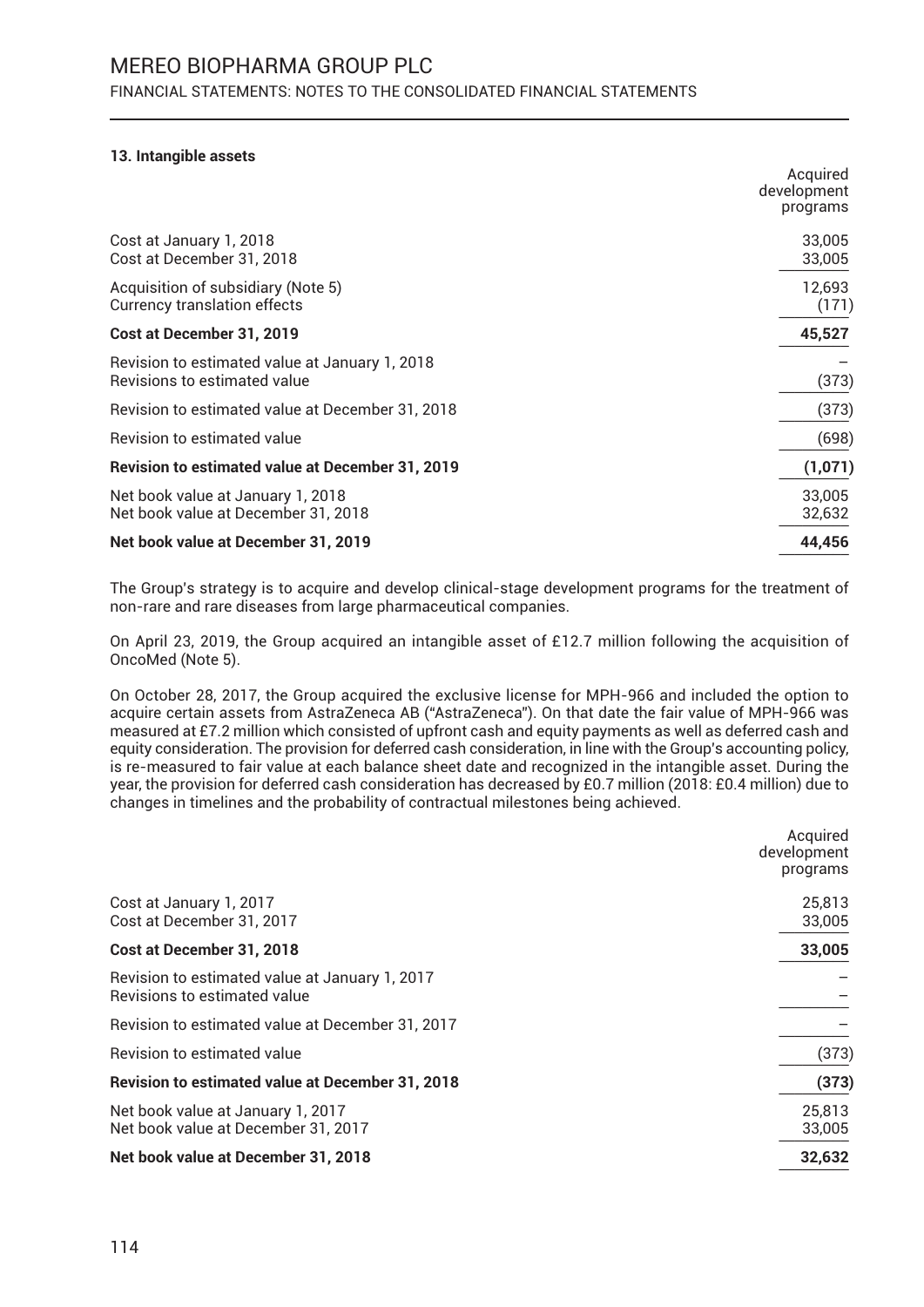### 13. Intangible assets

| | Acquired development programs |
|---|---|
| Cost at January 1, 2018 | 33,005 |
| Cost at December 31, 2018 | 33,005 |
| Acquisition of subsidiary (Note 5) | 12,693 |
| Currency translation effects | (171) |
| **Cost at December 31, 2019** | **45,527** |
| Revision to estimated value at January 1, 2018 | – |
| Revisions to estimated value | (373) |
| Revision to estimated value at December 31, 2018 | (373) |
| Revision to estimated value | (698) |
| **Revision to estimated value at December 31, 2019** | **(1,071)** |
| Net book value at January 1, 2018 | 33,005 |
| Net book value at December 31, 2018 | 32,632 |
| **Net book value at December 31, 2019** | **44,456** |

The Group's strategy is to acquire and develop clinical-stage development programs for the treatment of non-rare and rare diseases from large pharmaceutical companies.

On April 23, 2019, the Group acquired an intangible asset of £12.7 million following the acquisition of OncoMed (Note 5).

On October 28, 2017, the Group acquired the exclusive license for MPH-966 and included the option to acquire certain assets from AstraZeneca AB ("AstraZeneca"). On that date the fair value of MPH-966 was measured at £7.2 million which consisted of upfront cash and equity payments as well as deferred cash and equity consideration. The provision for deferred cash consideration, in line with the Group's accounting policy, is re-measured to fair value at each balance sheet date and recognized in the intangible asset. During the year, the provision for deferred cash consideration has decreased by £0.7 million (2018: £0.4 million) due to changes in timelines and the probability of contractual milestones being achieved.

| | Acquired development programs |
|---|---|
| Cost at January 1, 2017 | 25,813 |
| Cost at December 31, 2017 | 33,005 |
| **Cost at December 31, 2018** | **33,005** |
| Revision to estimated value at January 1, 2017 | – |
| Revisions to estimated value | – |
| Revision to estimated value at December 31, 2017 | – |
| Revision to estimated value | (373) |
| **Revision to estimated value at December 31, 2018** | **(373)** |
| Net book value at January 1, 2017 | 25,813 |
| Net book value at December 31, 2017 | 33,005 |
| **Net book value at December 31, 2018** | **32,632** |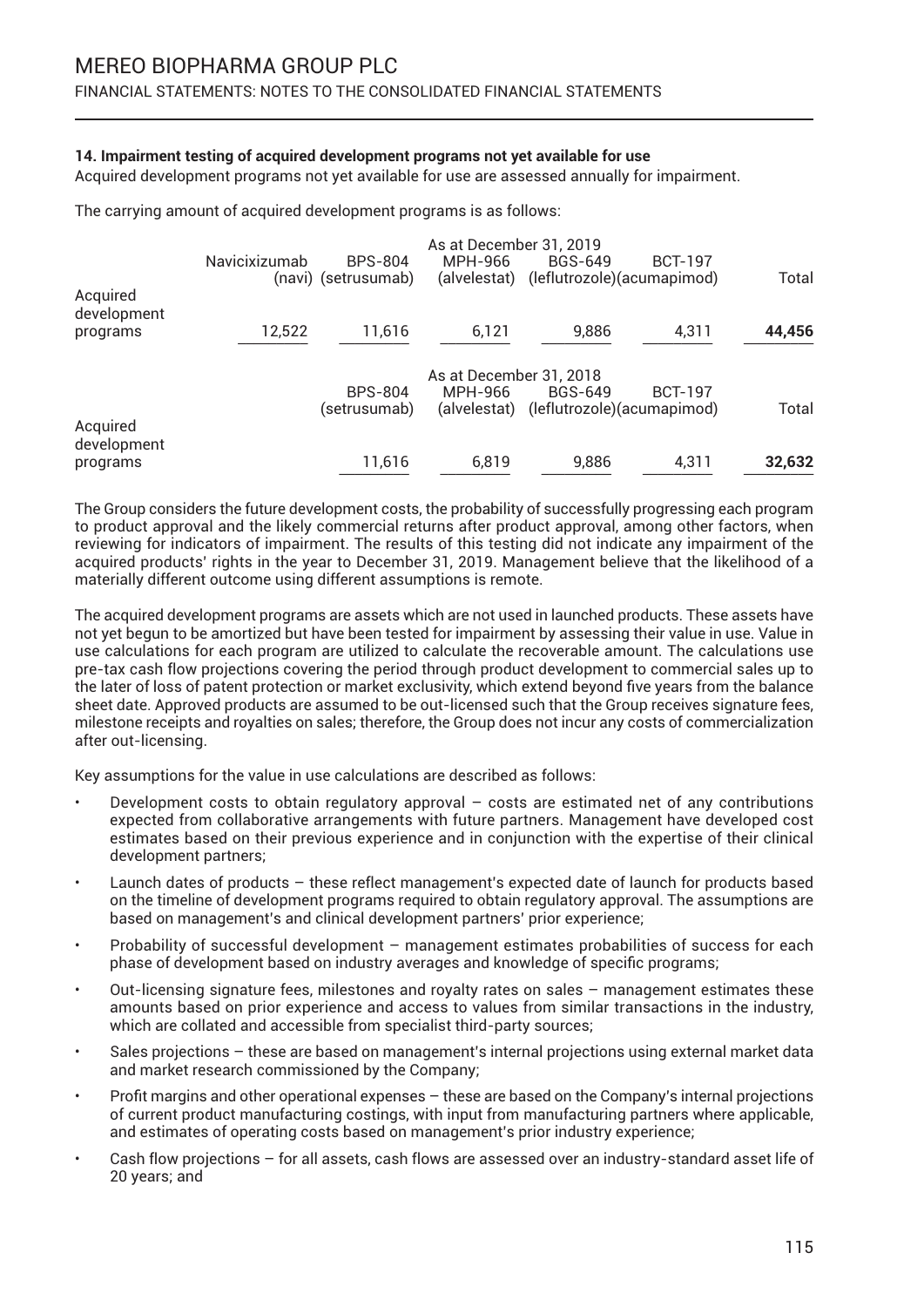### 14. Impairment testing of acquired development programs not yet available for use

Acquired development programs not yet available for use are assessed annually for impairment.

The carrying amount of acquired development programs is as follows:

| | As at December 31, 2019 | | | | | |
|---|---|---|---|---|---|---|
| | Navicixizumab (navi) | BPS-804 (setrusumab) | MPH-966 (alvelestat) | BGS-649 (leflutrozole) | BCT-197 (acumapimod) | Total |
| Acquired development programs | 12,522 | 11,616 | 6,121 | 9,886 | 4,311 | **44,456** |

| | As at December 31, 2018 | | | | |
|---|---|---|---|---|---|
| | BPS-804 (setrusumab) | MPH-966 (alvelestat) | BGS-649 (leflutrozole) | BCT-197 (acumapimod) | Total |
| Acquired development programs | 11,616 | 6,819 | 9,886 | 4,311 | **32,632** |

The Group considers the future development costs, the probability of successfully progressing each program to product approval and the likely commercial returns after product approval, among other factors, when reviewing for indicators of impairment. The results of this testing did not indicate any impairment of the acquired products' rights in the year to December 31, 2019. Management believe that the likelihood of a materially different outcome using different assumptions is remote.

The acquired development programs are assets which are not used in launched products. These assets have not yet begun to be amortized but have been tested for impairment by assessing their value in use. Value in use calculations for each program are utilized to calculate the recoverable amount. The calculations use pre-tax cash flow projections covering the period through product development to commercial sales up to the later of loss of patent protection or market exclusivity, which extend beyond five years from the balance sheet date. Approved products are assumed to be out-licensed such that the Group receives signature fees, milestone receipts and royalties on sales; therefore, the Group does not incur any costs of commercialization after out-licensing.

Key assumptions for the value in use calculations are described as follows:

- Development costs to obtain regulatory approval – costs are estimated net of any contributions expected from collaborative arrangements with future partners. Management have developed cost estimates based on their previous experience and in conjunction with the expertise of their clinical development partners;
- Launch dates of products – these reflect management's expected date of launch for products based on the timeline of development programs required to obtain regulatory approval. The assumptions are based on management's and clinical development partners' prior experience;
- Probability of successful development – management estimates probabilities of success for each phase of development based on industry averages and knowledge of specific programs;
- Out-licensing signature fees, milestones and royalty rates on sales – management estimates these amounts based on prior experience and access to values from similar transactions in the industry, which are collated and accessible from specialist third-party sources;
- Sales projections – these are based on management's internal projections using external market data and market research commissioned by the Company;
- Profit margins and other operational expenses – these are based on the Company's internal projections of current product manufacturing costings, with input from manufacturing partners where applicable, and estimates of operating costs based on management's prior industry experience;
- Cash flow projections – for all assets, cash flows are assessed over an industry-standard asset life of 20 years; and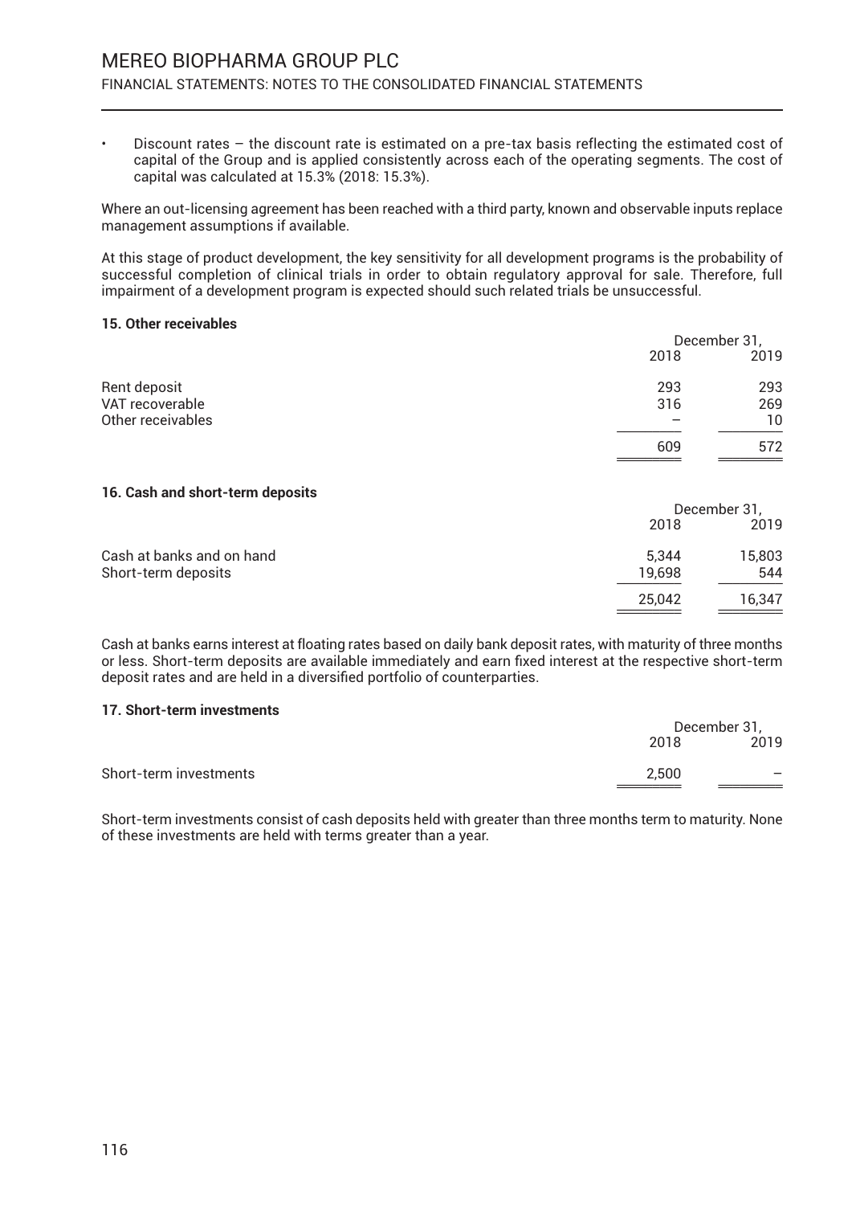- Discount rates – the discount rate is estimated on a pre-tax basis reflecting the estimated cost of capital of the Group and is applied consistently across each of the operating segments. The cost of capital was calculated at 15.3% (2018: 15.3%).

Where an out-licensing agreement has been reached with a third party, known and observable inputs replace management assumptions if available.

At this stage of product development, the key sensitivity for all development programs is the probability of successful completion of clinical trials in order to obtain regulatory approval for sale. Therefore, full impairment of a development program is expected should such related trials be unsuccessful.

### 15. Other receivables

| | December 31, 2018 | December 31, 2019 |
|---|---|---|
| Rent deposit | 293 | 293 |
| VAT recoverable | 316 | 269 |
| Other receivables | – | 10 |
| | 609 | 572 |

### 16. Cash and short-term deposits

| | December 31, 2018 | December 31, 2019 |
|---|---|---|
| Cash at banks and on hand | 5,344 | 15,803 |
| Short-term deposits | 19,698 | 544 |
| | 25,042 | 16,347 |

Cash at banks earns interest at floating rates based on daily bank deposit rates, with maturity of three months or less. Short-term deposits are available immediately and earn fixed interest at the respective short-term deposit rates and are held in a diversified portfolio of counterparties.

### 17. Short-term investments

| | December 31, 2018 | December 31, 2019 |
|---|---|---|
| Short-term investments | 2,500 | – |

Short-term investments consist of cash deposits held with greater than three months term to maturity. None of these investments are held with terms greater than a year.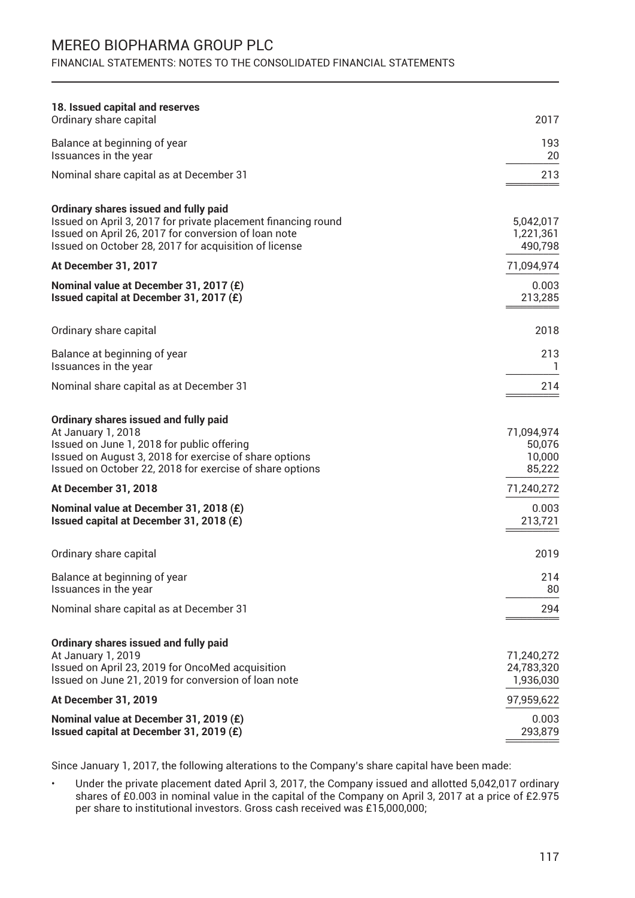### 18. Issued capital and reserves

| Ordinary share capital | 2017 |
|---|---|
| Balance at beginning of year | 193 |
| Issuances in the year | 20 |
| Nominal share capital as at December 31 | 213 |

| **Ordinary shares issued and fully paid** | |
|---|---|
| Issued on April 3, 2017 for private placement financing round | 5,042,017 |
| Issued on April 26, 2017 for conversion of loan note | 1,221,361 |
| Issued on October 28, 2017 for acquisition of license | 490,798 |
| **At December 31, 2017** | 71,094,974 |
| **Nominal value at December 31, 2017 (£)** | 0.003 |
| **Issued capital at December 31, 2017 (£)** | 213,285 |

| Ordinary share capital | 2018 |
|---|---|
| Balance at beginning of year | 213 |
| Issuances in the year | 1 |
| Nominal share capital as at December 31 | 214 |

| **Ordinary shares issued and fully paid** | |
|---|---|
| At January 1, 2018 | 71,094,974 |
| Issued on June 1, 2018 for public offering | 50,076 |
| Issued on August 3, 2018 for exercise of share options | 10,000 |
| Issued on October 22, 2018 for exercise of share options | 85,222 |
| **At December 31, 2018** | 71,240,272 |
| **Nominal value at December 31, 2018 (£)** | 0.003 |
| **Issued capital at December 31, 2018 (£)** | 213,721 |

| Ordinary share capital | 2019 |
|---|---|
| Balance at beginning of year | 214 |
| Issuances in the year | 80 |
| Nominal share capital as at December 31 | 294 |

| **Ordinary shares issued and fully paid** | |
|---|---|
| At January 1, 2019 | 71,240,272 |
| Issued on April 23, 2019 for OncoMed acquisition | 24,783,320 |
| Issued on June 21, 2019 for conversion of loan note | 1,936,030 |
| **At December 31, 2019** | 97,959,622 |
| **Nominal value at December 31, 2019 (£)** | 0.003 |
| **Issued capital at December 31, 2019 (£)** | 293,879 |

Since January 1, 2017, the following alterations to the Company's share capital have been made:

- Under the private placement dated April 3, 2017, the Company issued and allotted 5,042,017 ordinary shares of £0.003 in nominal value in the capital of the Company on April 3, 2017 at a price of £2.975 per share to institutional investors. Gross cash received was £15,000,000;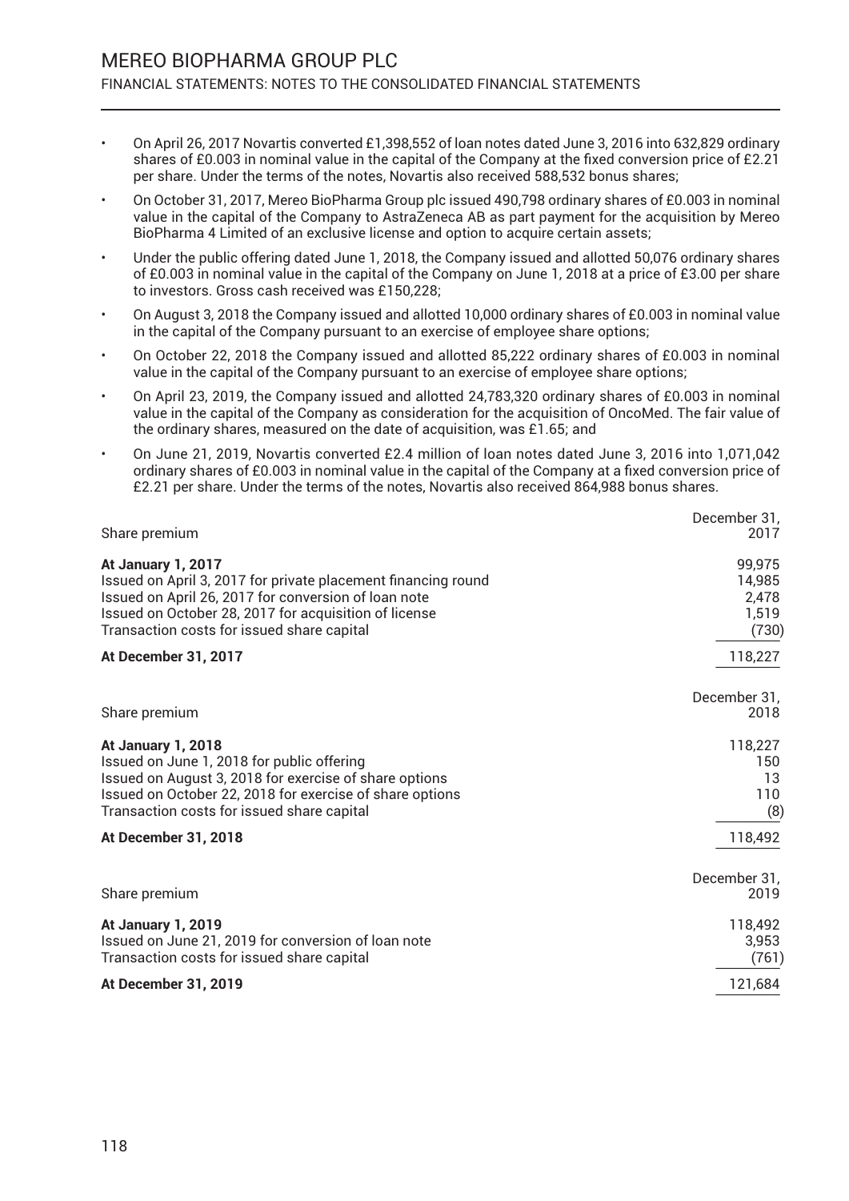- On April 26, 2017 Novartis converted £1,398,552 of loan notes dated June 3, 2016 into 632,829 ordinary shares of £0.003 in nominal value in the capital of the Company at the fixed conversion price of £2.21 per share. Under the terms of the notes, Novartis also received 588,532 bonus shares;
- On October 31, 2017, Mereo BioPharma Group plc issued 490,798 ordinary shares of £0.003 in nominal value in the capital of the Company to AstraZeneca AB as part payment for the acquisition by Mereo BioPharma 4 Limited of an exclusive license and option to acquire certain assets;
- Under the public offering dated June 1, 2018, the Company issued and allotted 50,076 ordinary shares of £0.003 in nominal value in the capital of the Company on June 1, 2018 at a price of £3.00 per share to investors. Gross cash received was £150,228;
- On August 3, 2018 the Company issued and allotted 10,000 ordinary shares of £0.003 in nominal value in the capital of the Company pursuant to an exercise of employee share options;
- On October 22, 2018 the Company issued and allotted 85,222 ordinary shares of £0.003 in nominal value in the capital of the Company pursuant to an exercise of employee share options;
- On April 23, 2019, the Company issued and allotted 24,783,320 ordinary shares of £0.003 in nominal value in the capital of the Company as consideration for the acquisition of OncoMed. The fair value of the ordinary shares, measured on the date of acquisition, was £1.65; and
- On June 21, 2019, Novartis converted £2.4 million of loan notes dated June 3, 2016 into 1,071,042 ordinary shares of £0.003 in nominal value in the capital of the Company at a fixed conversion price of £2.21 per share. Under the terms of the notes, Novartis also received 864,988 bonus shares.

| Share premium | December 31, 2017 |
|---|---|
| **At January 1, 2017** | 99,975 |
| Issued on April 3, 2017 for private placement financing round | 14,985 |
| Issued on April 26, 2017 for conversion of loan note | 2,478 |
| Issued on October 28, 2017 for acquisition of license | 1,519 |
| Transaction costs for issued share capital | (730) |
| **At December 31, 2017** | 118,227 |

| Share premium | December 31, 2018 |
|---|---|
| **At January 1, 2018** | 118,227 |
| Issued on June 1, 2018 for public offering | 150 |
| Issued on August 3, 2018 for exercise of share options | 13 |
| Issued on October 22, 2018 for exercise of share options | 110 |
| Transaction costs for issued share capital | (8) |
| **At December 31, 2018** | 118,492 |

| Share premium | December 31, 2019 |
|---|---|
| **At January 1, 2019** | 118,492 |
| Issued on June 21, 2019 for conversion of loan note | 3,953 |
| Transaction costs for issued share capital | (761) |
| **At December 31, 2019** | 121,684 |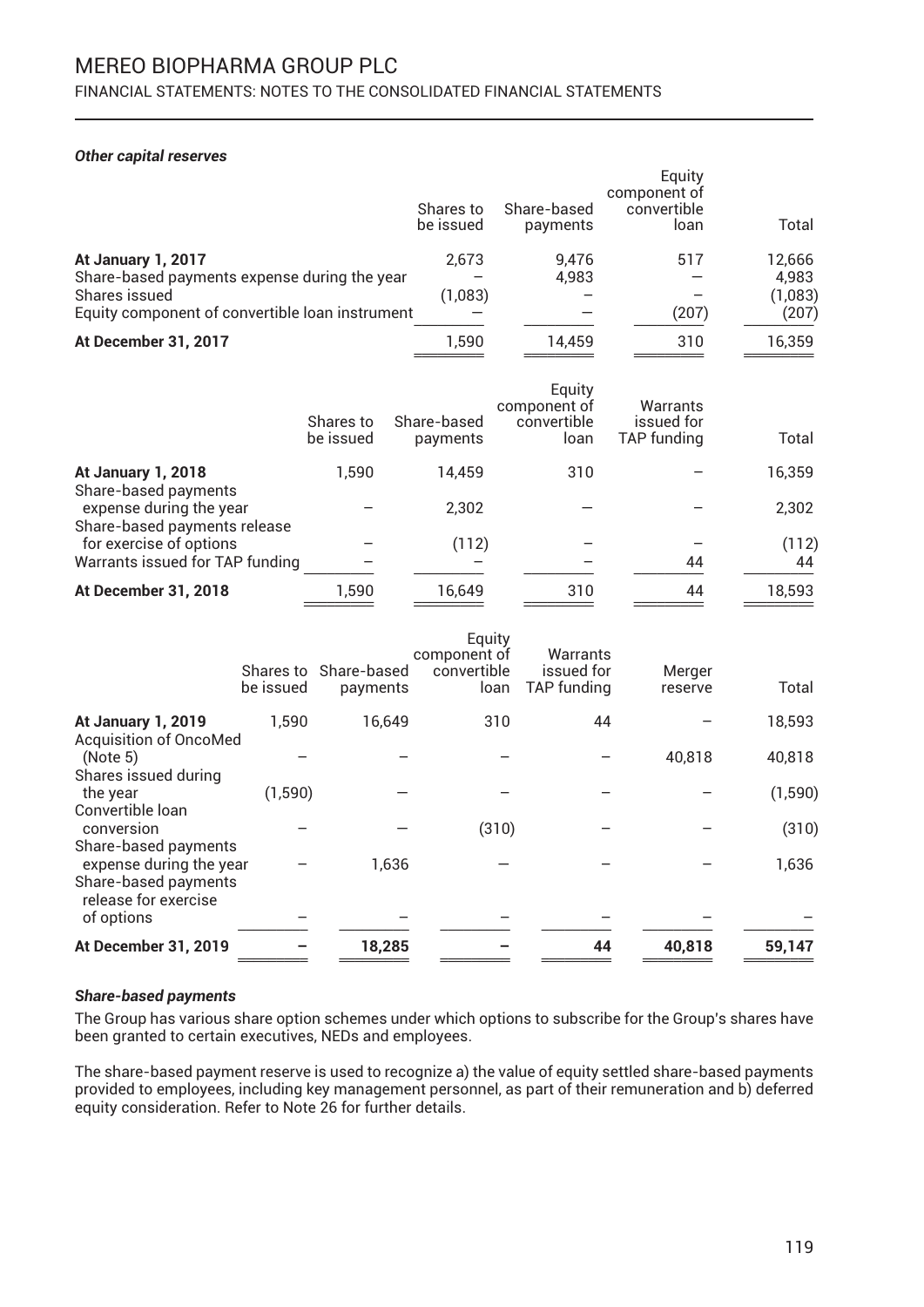### *Other capital reserves*

| | Shares to be issued | Share-based payments | Equity component of convertible loan | Total |
|---|---|---|---|---|
| **At January 1, 2017** | 2,673 | 9,476 | 517 | 12,666 |
| Share-based payments expense during the year | – | 4,983 | — | 4,983 |
| Shares issued | (1,083) | – | – | (1,083) |
| Equity component of convertible loan instrument | — | — | (207) | (207) |
| **At December 31, 2017** | 1,590 | 14,459 | 310 | 16,359 |

| | Shares to be issued | Share-based payments | Equity component of convertible loan | Warrants issued for TAP funding | Total |
|---|---|---|---|---|---|
| **At January 1, 2018** | 1,590 | 14,459 | 310 | – | 16,359 |
| Share-based payments expense during the year | – | 2,302 | — | – | 2,302 |
| Share-based payments release for exercise of options | – | (112) | – | – | (112) |
| Warrants issued for TAP funding | – | – | – | 44 | 44 |
| **At December 31, 2018** | 1,590 | 16,649 | 310 | 44 | 18,593 |

| | Shares to be issued | Share-based payments | Equity component of convertible loan | Warrants issued for TAP funding | Merger reserve | Total |
|---|---|---|---|---|---|---|
| **At January 1, 2019** | 1,590 | 16,649 | 310 | 44 | – | 18,593 |
| Acquisition of OncoMed (Note 5) | – | – | – | – | 40,818 | 40,818 |
| Shares issued during the year | (1,590) | — | – | – | – | (1,590) |
| Convertible loan conversion | – | – | (310) | – | – | (310) |
| Share-based payments expense during the year | – | 1,636 | — | – | – | 1,636 |
| Share-based payments release for exercise of options | – | – | – | – | – | – |
| **At December 31, 2019** | **–** | **18,285** | **–** | **44** | **40,818** | **59,147** |

### *Share-based payments*

The Group has various share option schemes under which options to subscribe for the Group's shares have been granted to certain executives, NEDs and employees.

The share-based payment reserve is used to recognize a) the value of equity settled share-based payments provided to employees, including key management personnel, as part of their remuneration and b) deferred equity consideration. Refer to Note 26 for further details.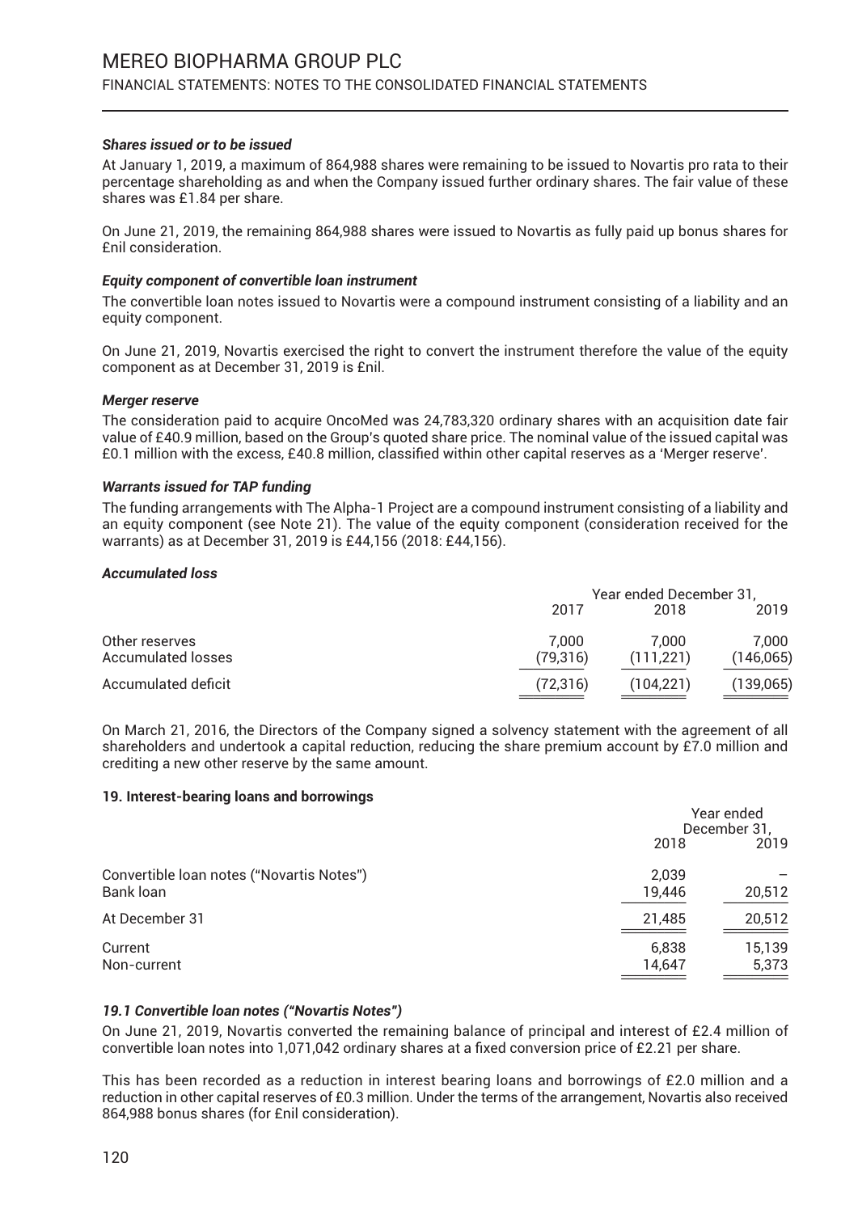#### *Shares issued or to be issued*

At January 1, 2019, a maximum of 864,988 shares were remaining to be issued to Novartis pro rata to their percentage shareholding as and when the Company issued further ordinary shares. The fair value of these shares was £1.84 per share.

On June 21, 2019, the remaining 864,988 shares were issued to Novartis as fully paid up bonus shares for £nil consideration.

#### *Equity component of convertible loan instrument*

The convertible loan notes issued to Novartis were a compound instrument consisting of a liability and an equity component.

On June 21, 2019, Novartis exercised the right to convert the instrument therefore the value of the equity component as at December 31, 2019 is £nil.

#### *Merger reserve*

The consideration paid to acquire OncoMed was 24,783,320 ordinary shares with an acquisition date fair value of £40.9 million, based on the Group's quoted share price. The nominal value of the issued capital was £0.1 million with the excess, £40.8 million, classified within other capital reserves as a 'Merger reserve'.

#### *Warrants issued for TAP funding*

The funding arrangements with The Alpha-1 Project are a compound instrument consisting of a liability and an equity component (see Note 21). The value of the equity component (consideration received for the warrants) as at December 31, 2019 is £44,156 (2018: £44,156).

#### *Accumulated loss*

| | Year ended December 31, | | |
|---|---|---|---|
| | 2017 | 2018 | 2019 |
| Other reserves | 7,000 | 7,000 | 7,000 |
| Accumulated losses | (79,316) | (111,221) | (146,065) |
| Accumulated deficit | (72,316) | (104,221) | (139,065) |

On March 21, 2016, the Directors of the Company signed a solvency statement with the agreement of all shareholders and undertook a capital reduction, reducing the share premium account by £7.0 million and crediting a new other reserve by the same amount.

### 19. Interest-bearing loans and borrowings

| | Year ended December 31, | |
|---|---|---|
| | 2018 | 2019 |
| Convertible loan notes ("Novartis Notes") | 2,039 | – |
| Bank loan | 19,446 | 20,512 |
| At December 31 | 21,485 | 20,512 |
| Current | 6,838 | 15,139 |
| Non-current | 14,647 | 5,373 |

#### *19.1 Convertible loan notes ("Novartis Notes")*

On June 21, 2019, Novartis converted the remaining balance of principal and interest of £2.4 million of convertible loan notes into 1,071,042 ordinary shares at a fixed conversion price of £2.21 per share.

This has been recorded as a reduction in interest bearing loans and borrowings of £2.0 million and a reduction in other capital reserves of £0.3 million. Under the terms of the arrangement, Novartis also received 864,988 bonus shares (for £nil consideration).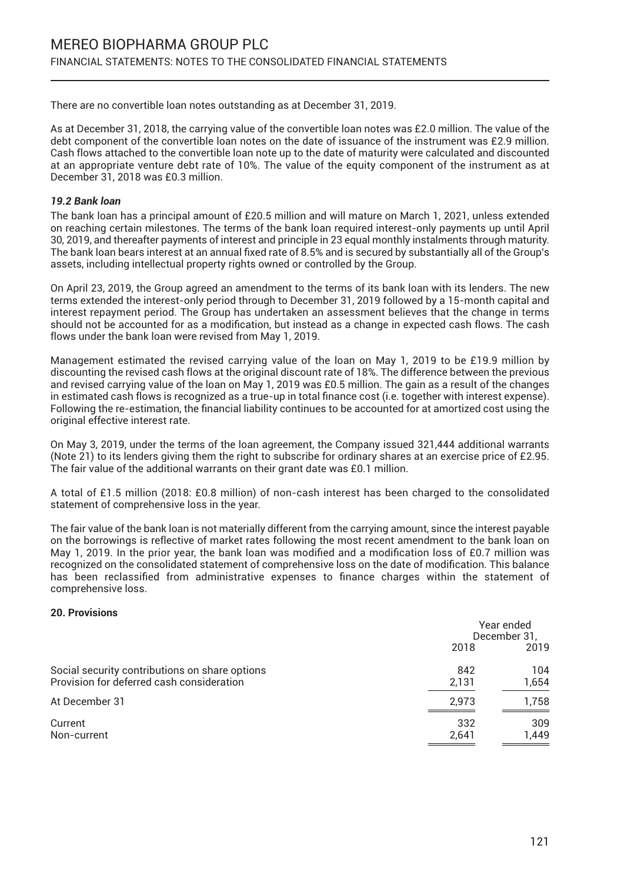There are no convertible loan notes outstanding as at December 31, 2019.

As at December 31, 2018, the carrying value of the convertible loan notes was £2.0 million. The value of the debt component of the convertible loan notes on the date of issuance of the instrument was £2.9 million. Cash flows attached to the convertible loan note up to the date of maturity were calculated and discounted at an appropriate venture debt rate of 10%. The value of the equity component of the instrument as at December 31, 2018 was £0.3 million.

### *19.2 Bank loan*

The bank loan has a principal amount of £20.5 million and will mature on March 1, 2021, unless extended on reaching certain milestones. The terms of the bank loan required interest-only payments up until April 30, 2019, and thereafter payments of interest and principle in 23 equal monthly instalments through maturity. The bank loan bears interest at an annual fixed rate of 8.5% and is secured by substantially all of the Group's assets, including intellectual property rights owned or controlled by the Group.

On April 23, 2019, the Group agreed an amendment to the terms of its bank loan with its lenders. The new terms extended the interest-only period through to December 31, 2019 followed by a 15-month capital and interest repayment period. The Group has undertaken an assessment believes that the change in terms should not be accounted for as a modification, but instead as a change in expected cash flows. The cash flows under the bank loan were revised from May 1, 2019.

Management estimated the revised carrying value of the loan on May 1, 2019 to be £19.9 million by discounting the revised cash flows at the original discount rate of 18%. The difference between the previous and revised carrying value of the loan on May 1, 2019 was £0.5 million. The gain as a result of the changes in estimated cash flows is recognized as a true-up in total finance cost (i.e. together with interest expense). Following the re-estimation, the financial liability continues to be accounted for at amortized cost using the original effective interest rate.

On May 3, 2019, under the terms of the loan agreement, the Company issued 321,444 additional warrants (Note 21) to its lenders giving them the right to subscribe for ordinary shares at an exercise price of £2.95. The fair value of the additional warrants on their grant date was £0.1 million.

A total of £1.5 million (2018: £0.8 million) of non-cash interest has been charged to the consolidated statement of comprehensive loss in the year.

The fair value of the bank loan is not materially different from the carrying amount, since the interest payable on the borrowings is reflective of market rates following the most recent amendment to the bank loan on May 1, 2019. In the prior year, the bank loan was modified and a modification loss of £0.7 million was recognized on the consolidated statement of comprehensive loss on the date of modification. This balance has been reclassified from administrative expenses to finance charges within the statement of comprehensive loss.

## 20. Provisions

| | Year ended December 31, | |
|---|---|---|
| | 2018 | 2019 |
| Social security contributions on share options | 842 | 104 |
| Provision for deferred cash consideration | 2,131 | 1,654 |
| At December 31 | 2,973 | 1,758 |
| Current | 332 | 309 |
| Non-current | 2,641 | 1,449 |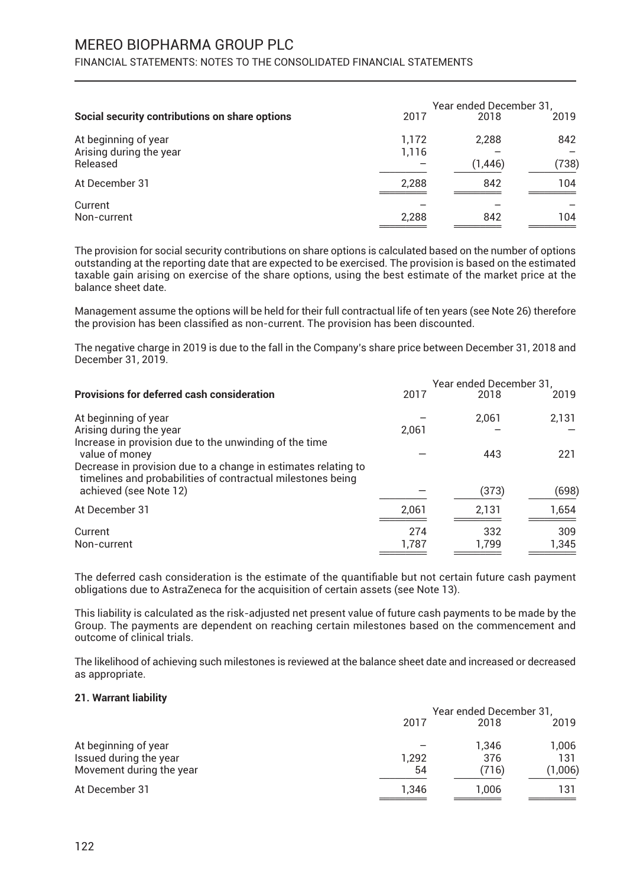| Social security contributions on share options | Year ended December 31, 2017 | 2018 | 2019 |
|---|---|---|---|
| At beginning of year | 1,172 | 2,288 | 842 |
| Arising during the year | 1,116 | – | – |
| Released | – | (1,446) | (738) |
| At December 31 | 2,288 | 842 | 104 |
| Current | – | – | – |
| Non-current | 2,288 | 842 | 104 |

The provision for social security contributions on share options is calculated based on the number of options outstanding at the reporting date that are expected to be exercised. The provision is based on the estimated taxable gain arising on exercise of the share options, using the best estimate of the market price at the balance sheet date.

Management assume the options will be held for their full contractual life of ten years (see Note 26) therefore the provision has been classified as non-current. The provision has been discounted.

The negative charge in 2019 is due to the fall in the Company's share price between December 31, 2018 and December 31, 2019.

| Provisions for deferred cash consideration | Year ended December 31, 2017 | 2018 | 2019 |
|---|---|---|---|
| At beginning of year | – | 2,061 | 2,131 |
| Arising during the year | 2,061 | – | – |
| Increase in provision due to the unwinding of the time value of money | – | 443 | 221 |
| Decrease in provision due to a change in estimates relating to timelines and probabilities of contractual milestones being achieved (see Note 12) | – | (373) | (698) |
| At December 31 | 2,061 | 2,131 | 1,654 |
| Current | 274 | 332 | 309 |
| Non-current | 1,787 | 1,799 | 1,345 |

The deferred cash consideration is the estimate of the quantifiable but not certain future cash payment obligations due to AstraZeneca for the acquisition of certain assets (see Note 13).

This liability is calculated as the risk-adjusted net present value of future cash payments to be made by the Group. The payments are dependent on reaching certain milestones based on the commencement and outcome of clinical trials.

The likelihood of achieving such milestones is reviewed at the balance sheet date and increased or decreased as appropriate.

**21. Warrant liability**

| | Year ended December 31, 2017 | 2018 | 2019 |
|---|---|---|---|
| At beginning of year | – | 1,346 | 1,006 |
| Issued during the year | 1,292 | 376 | 131 |
| Movement during the year | 54 | (716) | (1,006) |
| At December 31 | 1,346 | 1,006 | 131 |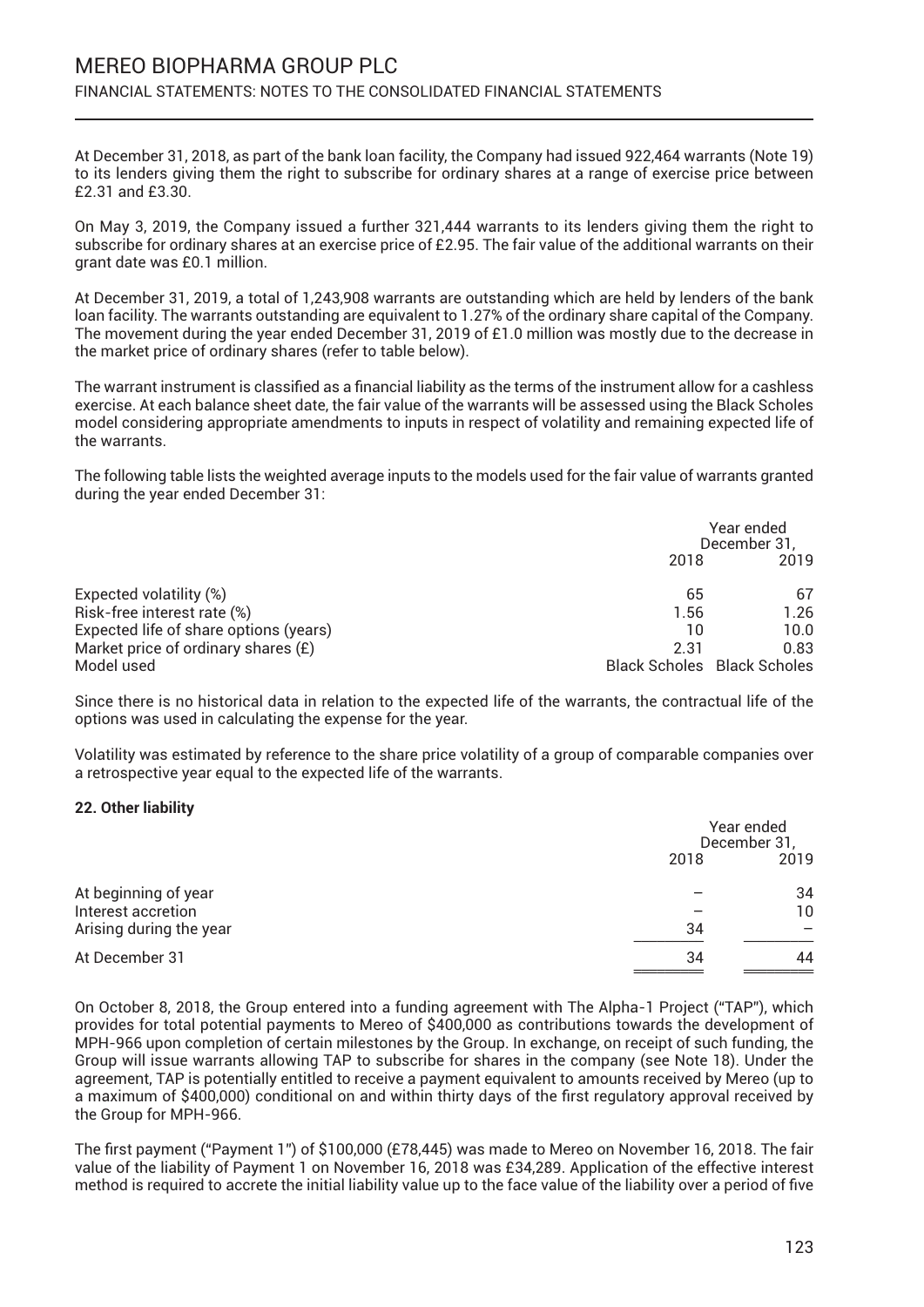At December 31, 2018, as part of the bank loan facility, the Company had issued 922,464 warrants (Note 19) to its lenders giving them the right to subscribe for ordinary shares at a range of exercise price between £2.31 and £3.30.

On May 3, 2019, the Company issued a further 321,444 warrants to its lenders giving them the right to subscribe for ordinary shares at an exercise price of £2.95. The fair value of the additional warrants on their grant date was £0.1 million.

At December 31, 2019, a total of 1,243,908 warrants are outstanding which are held by lenders of the bank loan facility. The warrants outstanding are equivalent to 1.27% of the ordinary share capital of the Company. The movement during the year ended December 31, 2019 of £1.0 million was mostly due to the decrease in the market price of ordinary shares (refer to table below).

The warrant instrument is classified as a financial liability as the terms of the instrument allow for a cashless exercise. At each balance sheet date, the fair value of the warrants will be assessed using the Black Scholes model considering appropriate amendments to inputs in respect of volatility and remaining expected life of the warrants.

The following table lists the weighted average inputs to the models used for the fair value of warrants granted during the year ended December 31:

| | Year ended December 31, | |
|---|---|---|
| | 2018 | 2019 |
| Expected volatility (%) | 65 | 67 |
| Risk-free interest rate (%) | 1.56 | 1.26 |
| Expected life of share options (years) | 10 | 10.0 |
| Market price of ordinary shares (£) | 2.31 | 0.83 |
| Model used | Black Scholes | Black Scholes |

Since there is no historical data in relation to the expected life of the warrants, the contractual life of the options was used in calculating the expense for the year.

Volatility was estimated by reference to the share price volatility of a group of comparable companies over a retrospective year equal to the expected life of the warrants.

### 22. Other liability

| | Year ended December 31, | |
|---|---|---|
| | 2018 | 2019 |
| At beginning of year | – | 34 |
| Interest accretion | – | 10 |
| Arising during the year | 34 | – |
| At December 31 | 34 | 44 |

On October 8, 2018, the Group entered into a funding agreement with The Alpha-1 Project ("TAP"), which provides for total potential payments to Mereo of $400,000 as contributions towards the development of MPH-966 upon completion of certain milestones by the Group. In exchange, on receipt of such funding, the Group will issue warrants allowing TAP to subscribe for shares in the company (see Note 18). Under the agreement, TAP is potentially entitled to receive a payment equivalent to amounts received by Mereo (up to a maximum of $400,000) conditional on and within thirty days of the first regulatory approval received by the Group for MPH-966.

The first payment ("Payment 1") of $100,000 (£78,445) was made to Mereo on November 16, 2018. The fair value of the liability of Payment 1 on November 16, 2018 was £34,289. Application of the effective interest method is required to accrete the initial liability value up to the face value of the liability over a period of five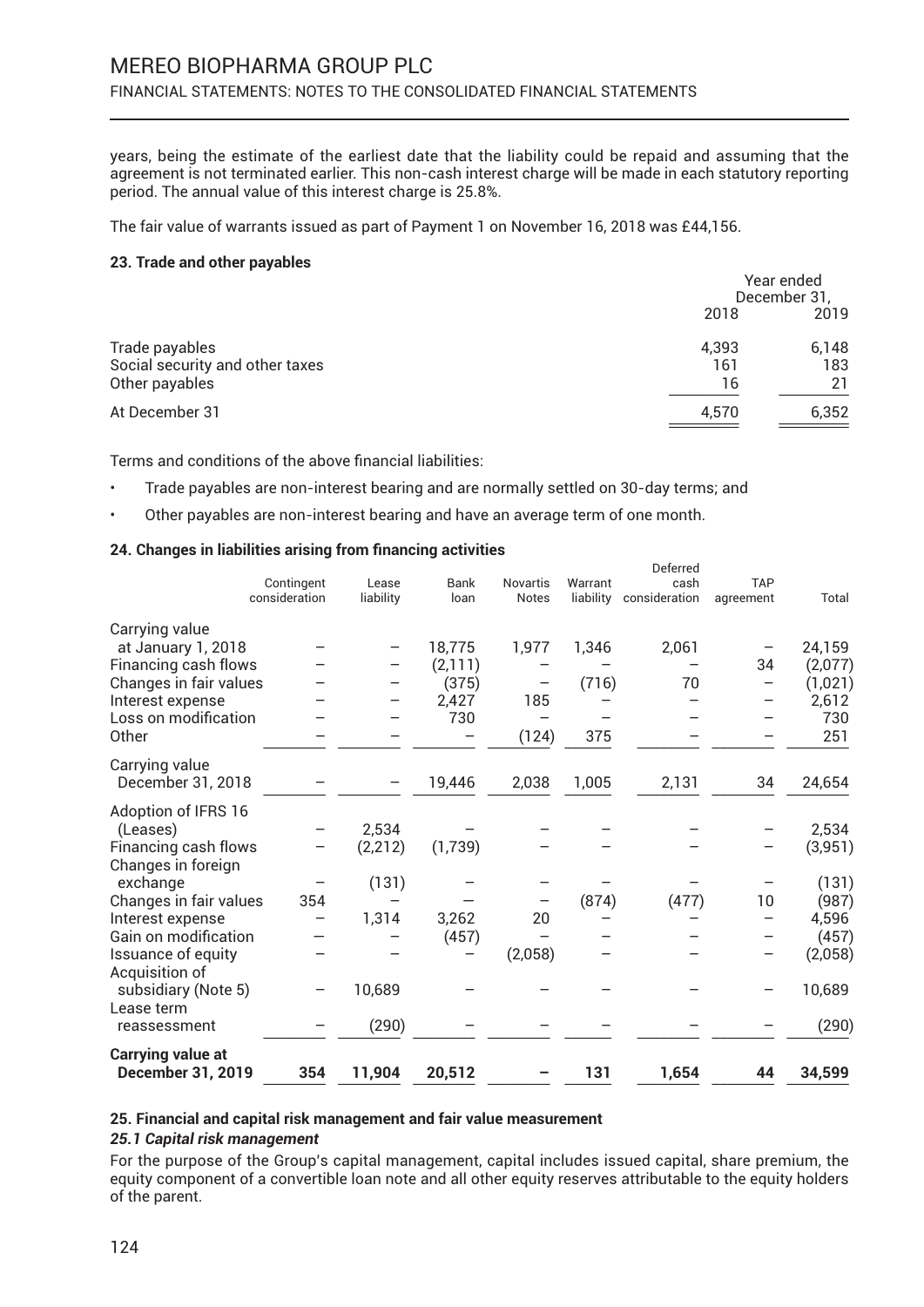years, being the estimate of the earliest date that the liability could be repaid and assuming that the agreement is not terminated earlier. This non-cash interest charge will be made in each statutory reporting period. The annual value of this interest charge is 25.8%.

The fair value of warrants issued as part of Payment 1 on November 16, 2018 was £44,156.

**23. Trade and other payables**

| | Year ended December 31, 2018 | 2019 |
|---|---|---|
| Trade payables | 4,393 | 6,148 |
| Social security and other taxes | 161 | 183 |
| Other payables | 16 | 21 |
| At December 31 | 4,570 | 6,352 |

Terms and conditions of the above financial liabilities:

- Trade payables are non-interest bearing and are normally settled on 30-day terms; and
- Other payables are non-interest bearing and have an average term of one month.

**24. Changes in liabilities arising from financing activities**

| | Contingent consideration | Lease liability | Bank loan | Novartis Notes | Warrant liability | Deferred cash consideration | TAP agreement | Total |
|---|---|---|---|---|---|---|---|---|
| Carrying value at January 1, 2018 | – | – | 18,775 | 1,977 | 1,346 | 2,061 | – | 24,159 |
| Financing cash flows | – | – | (2,111) | – | – | – | 34 | (2,077) |
| Changes in fair values | – | – | (375) | – | (716) | 70 | – | (1,021) |
| Interest expense | – | – | 2,427 | 185 | – | – | – | 2,612 |
| Loss on modification | – | – | 730 | – | – | – | – | 730 |
| Other | – | – | – | (124) | 375 | | – | 251 |
| Carrying value December 31, 2018 | – | – | 19,446 | 2,038 | 1,005 | 2,131 | 34 | 24,654 |
| Adoption of IFRS 16 (Leases) | – | 2,534 | – | – | – | – | – | 2,534 |
| Financing cash flows | – | (2,212) | (1,739) | – | – | – | – | (3,951) |
| Changes in foreign exchange | – | (131) | – | – | – | – | – | (131) |
| Changes in fair values | 354 | – | – | – | (874) | (477) | 10 | (987) |
| Interest expense | – | 1,314 | 3,262 | 20 | – | – | – | 4,596 |
| Gain on modification | – | – | (457) | – | – | – | – | (457) |
| Issuance of equity | – | – | – | (2,058) | – | – | – | (2,058) |
| Acquisition of subsidiary (Note 5) | – | 10,689 | – | – | – | – | – | 10,689 |
| Lease term reassessment | – | (290) | – | – | – | – | – | (290) |
| **Carrying value at December 31, 2019** | **354** | **11,904** | **20,512** | **–** | **131** | **1,654** | **44** | **34,599** |

**25. Financial and capital risk management and fair value measurement**

***25.1 Capital risk management***

For the purpose of the Group's capital management, capital includes issued capital, share premium, the equity component of a convertible loan note and all other equity reserves attributable to the equity holders of the parent.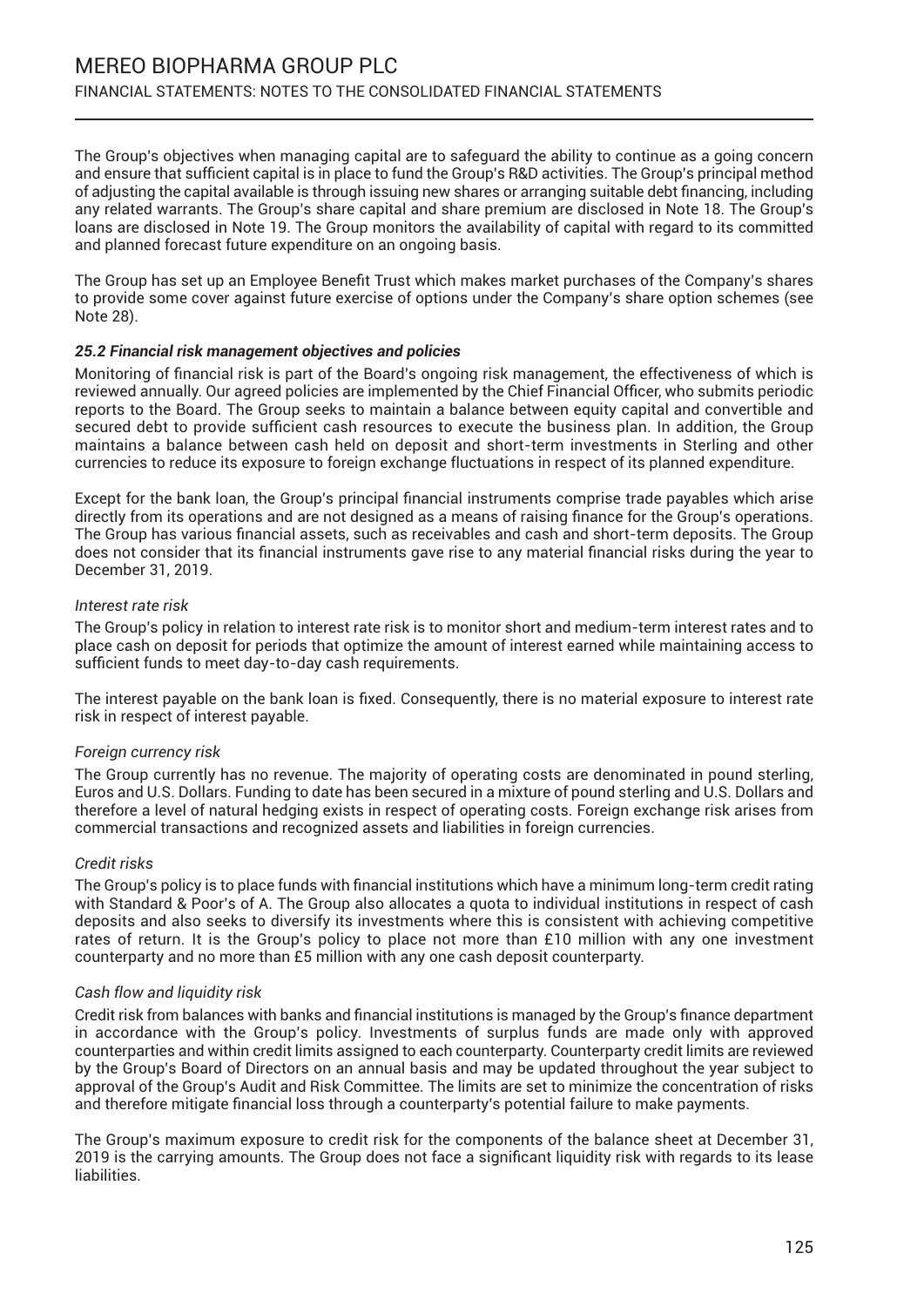The Group's objectives when managing capital are to safeguard the ability to continue as a going concern and ensure that sufficient capital is in place to fund the Group's R&D activities. The Group's principal method of adjusting the capital available is through issuing new shares or arranging suitable debt financing, including any related warrants. The Group's share capital and share premium are disclosed in Note 18. The Group's loans are disclosed in Note 19. The Group monitors the availability of capital with regard to its committed and planned forecast future expenditure on an ongoing basis.

The Group has set up an Employee Benefit Trust which makes market purchases of the Company's shares to provide some cover against future exercise of options under the Company's share option schemes (see Note 28).

### *25.2 Financial risk management objectives and policies*

Monitoring of financial risk is part of the Board's ongoing risk management, the effectiveness of which is reviewed annually. Our agreed policies are implemented by the Chief Financial Officer, who submits periodic reports to the Board. The Group seeks to maintain a balance between equity capital and convertible and secured debt to provide sufficient cash resources to execute the business plan. In addition, the Group maintains a balance between cash held on deposit and short-term investments in Sterling and other currencies to reduce its exposure to foreign exchange fluctuations in respect of its planned expenditure.

Except for the bank loan, the Group's principal financial instruments comprise trade payables which arise directly from its operations and are not designed as a means of raising finance for the Group's operations. The Group has various financial assets, such as receivables and cash and short-term deposits. The Group does not consider that its financial instruments gave rise to any material financial risks during the year to December 31, 2019.

*Interest rate risk*

The Group's policy in relation to interest rate risk is to monitor short and medium-term interest rates and to place cash on deposit for periods that optimize the amount of interest earned while maintaining access to sufficient funds to meet day-to-day cash requirements.

The interest payable on the bank loan is fixed. Consequently, there is no material exposure to interest rate risk in respect of interest payable.

*Foreign currency risk*

The Group currently has no revenue. The majority of operating costs are denominated in pound sterling, Euros and U.S. Dollars. Funding to date has been secured in a mixture of pound sterling and U.S. Dollars and therefore a level of natural hedging exists in respect of operating costs. Foreign exchange risk arises from commercial transactions and recognized assets and liabilities in foreign currencies.

*Credit risks*

The Group's policy is to place funds with financial institutions which have a minimum long-term credit rating with Standard & Poor's of A. The Group also allocates a quota to individual institutions in respect of cash deposits and also seeks to diversify its investments where this is consistent with achieving competitive rates of return. It is the Group's policy to place not more than £10 million with any one investment counterparty and no more than £5 million with any one cash deposit counterparty.

*Cash flow and liquidity risk*

Credit risk from balances with banks and financial institutions is managed by the Group's finance department in accordance with the Group's policy. Investments of surplus funds are made only with approved counterparties and within credit limits assigned to each counterparty. Counterparty credit limits are reviewed by the Group's Board of Directors on an annual basis and may be updated throughout the year subject to approval of the Group's Audit and Risk Committee. The limits are set to minimize the concentration of risks and therefore mitigate financial loss through a counterparty's potential failure to make payments.

The Group's maximum exposure to credit risk for the components of the balance sheet at December 31, 2019 is the carrying amounts. The Group does not face a significant liquidity risk with regards to its lease liabilities.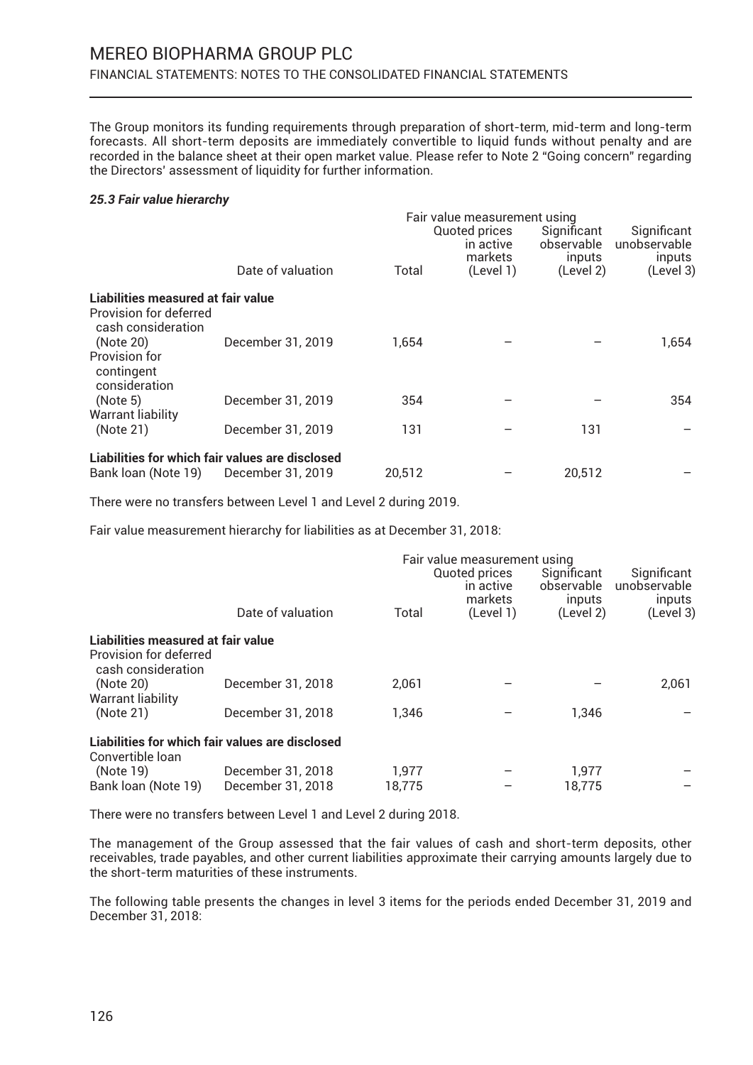The Group monitors its funding requirements through preparation of short-term, mid-term and long-term forecasts. All short-term deposits are immediately convertible to liquid funds without penalty and are recorded in the balance sheet at their open market value. Please refer to Note 2 "Going concern" regarding the Directors' assessment of liquidity for further information.

***25.3 Fair value hierarchy***

| | | | Fair value measurement using | | |
|---|---|---|---|---|---|
| | Date of valuation | Total | Quoted prices in active markets (Level 1) | Significant observable inputs (Level 2) | Significant unobservable inputs (Level 3) |
| **Liabilities measured at fair value** | | | | | |
| Provision for deferred cash consideration (Note 20) | December 31, 2019 | 1,654 | – | – | 1,654 |
| Provision for contingent consideration (Note 5) | December 31, 2019 | 354 | – | – | 354 |
| Warrant liability (Note 21) | December 31, 2019 | 131 | – | 131 | – |
| **Liabilities for which fair values are disclosed** | | | | | |
| Bank loan (Note 19) | December 31, 2019 | 20,512 | – | 20,512 | – |

There were no transfers between Level 1 and Level 2 during 2019.

Fair value measurement hierarchy for liabilities as at December 31, 2018:

| | | | Fair value measurement using | | |
|---|---|---|---|---|---|
| | Date of valuation | Total | Quoted prices in active markets (Level 1) | Significant observable inputs (Level 2) | Significant unobservable inputs (Level 3) |
| **Liabilities measured at fair value** | | | | | |
| Provision for deferred cash consideration (Note 20) | December 31, 2018 | 2,061 | – | – | 2,061 |
| Warrant liability (Note 21) | December 31, 2018 | 1,346 | – | 1,346 | – |
| **Liabilities for which fair values are disclosed** | | | | | |
| Convertible loan (Note 19) | December 31, 2018 | 1,977 | – | 1,977 | – |
| Bank loan (Note 19) | December 31, 2018 | 18,775 | – | 18,775 | – |

There were no transfers between Level 1 and Level 2 during 2018.

The management of the Group assessed that the fair values of cash and short-term deposits, other receivables, trade payables, and other current liabilities approximate their carrying amounts largely due to the short-term maturities of these instruments.

The following table presents the changes in level 3 items for the periods ended December 31, 2019 and December 31, 2018: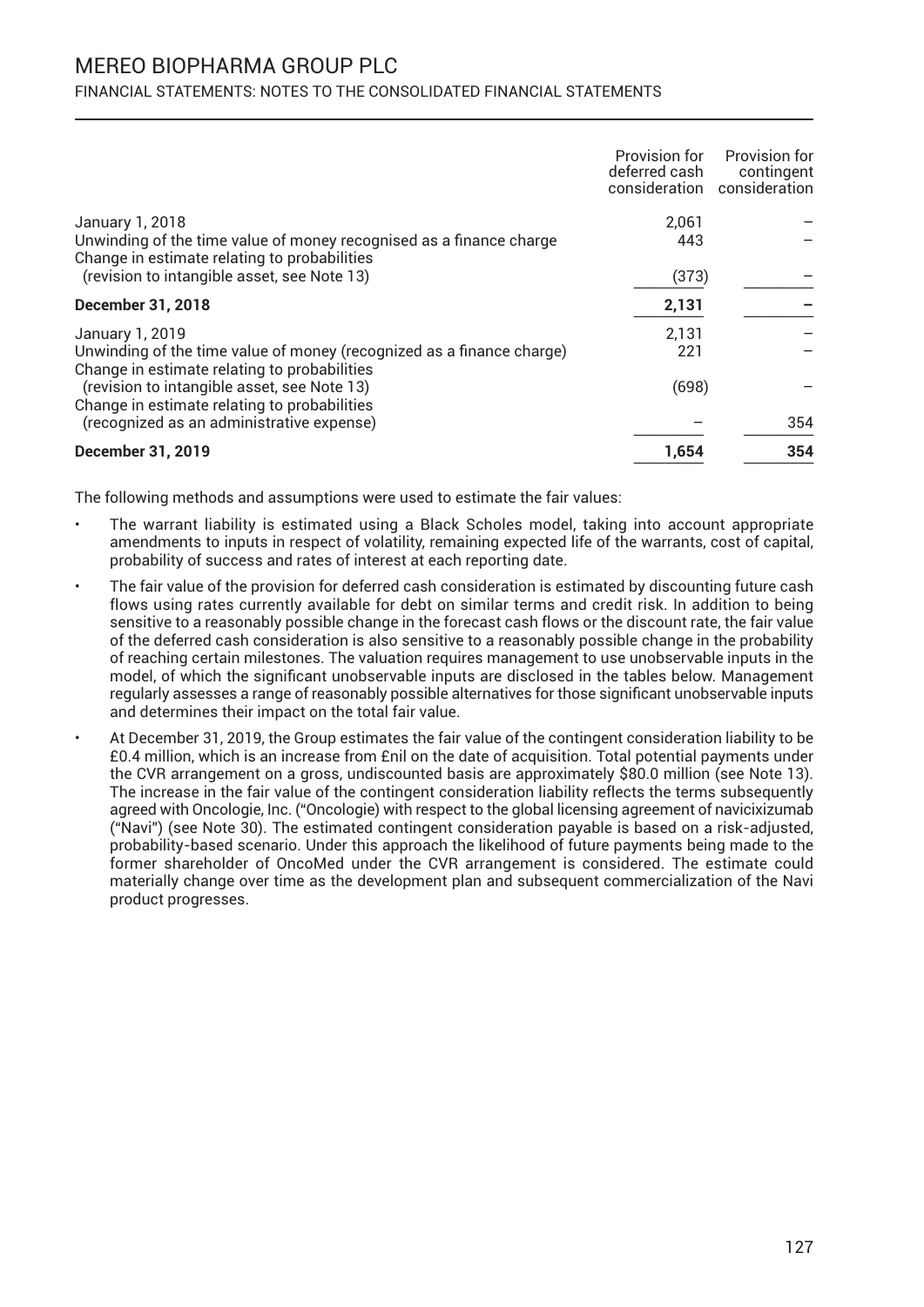| | Provision for deferred cash consideration | Provision for contingent consideration |
|---|---|---|
| January 1, 2018 | 2,061 | – |
| Unwinding of the time value of money recognised as a finance charge | 443 | – |
| Change in estimate relating to probabilities (revision to intangible asset, see Note 13) | (373) | – |
| **December 31, 2018** | **2,131** | **–** |
| January 1, 2019 | 2,131 | – |
| Unwinding of the time value of money (recognized as a finance charge) | 221 | – |
| Change in estimate relating to probabilities (revision to intangible asset, see Note 13) | (698) | – |
| Change in estimate relating to probabilities (recognized as an administrative expense) | – | 354 |
| **December 31, 2019** | **1,654** | **354** |

The following methods and assumptions were used to estimate the fair values:

- The warrant liability is estimated using a Black Scholes model, taking into account appropriate amendments to inputs in respect of volatility, remaining expected life of the warrants, cost of capital, probability of success and rates of interest at each reporting date.
- The fair value of the provision for deferred cash consideration is estimated by discounting future cash flows using rates currently available for debt on similar terms and credit risk. In addition to being sensitive to a reasonably possible change in the forecast cash flows or the discount rate, the fair value of the deferred cash consideration is also sensitive to a reasonably possible change in the probability of reaching certain milestones. The valuation requires management to use unobservable inputs in the model, of which the significant unobservable inputs are disclosed in the tables below. Management regularly assesses a range of reasonably possible alternatives for those significant unobservable inputs and determines their impact on the total fair value.
- At December 31, 2019, the Group estimates the fair value of the contingent consideration liability to be £0.4 million, which is an increase from £nil on the date of acquisition. Total potential payments under the CVR arrangement on a gross, undiscounted basis are approximately $80.0 million (see Note 13). The increase in the fair value of the contingent consideration liability reflects the terms subsequently agreed with Oncologie, Inc. ("Oncologie) with respect to the global licensing agreement of navicixizumab ("Navi") (see Note 30). The estimated contingent consideration payable is based on a risk-adjusted, probability-based scenario. Under this approach the likelihood of future payments being made to the former shareholder of OncoMed under the CVR arrangement is considered. The estimate could materially change over time as the development plan and subsequent commercialization of the Navi product progresses.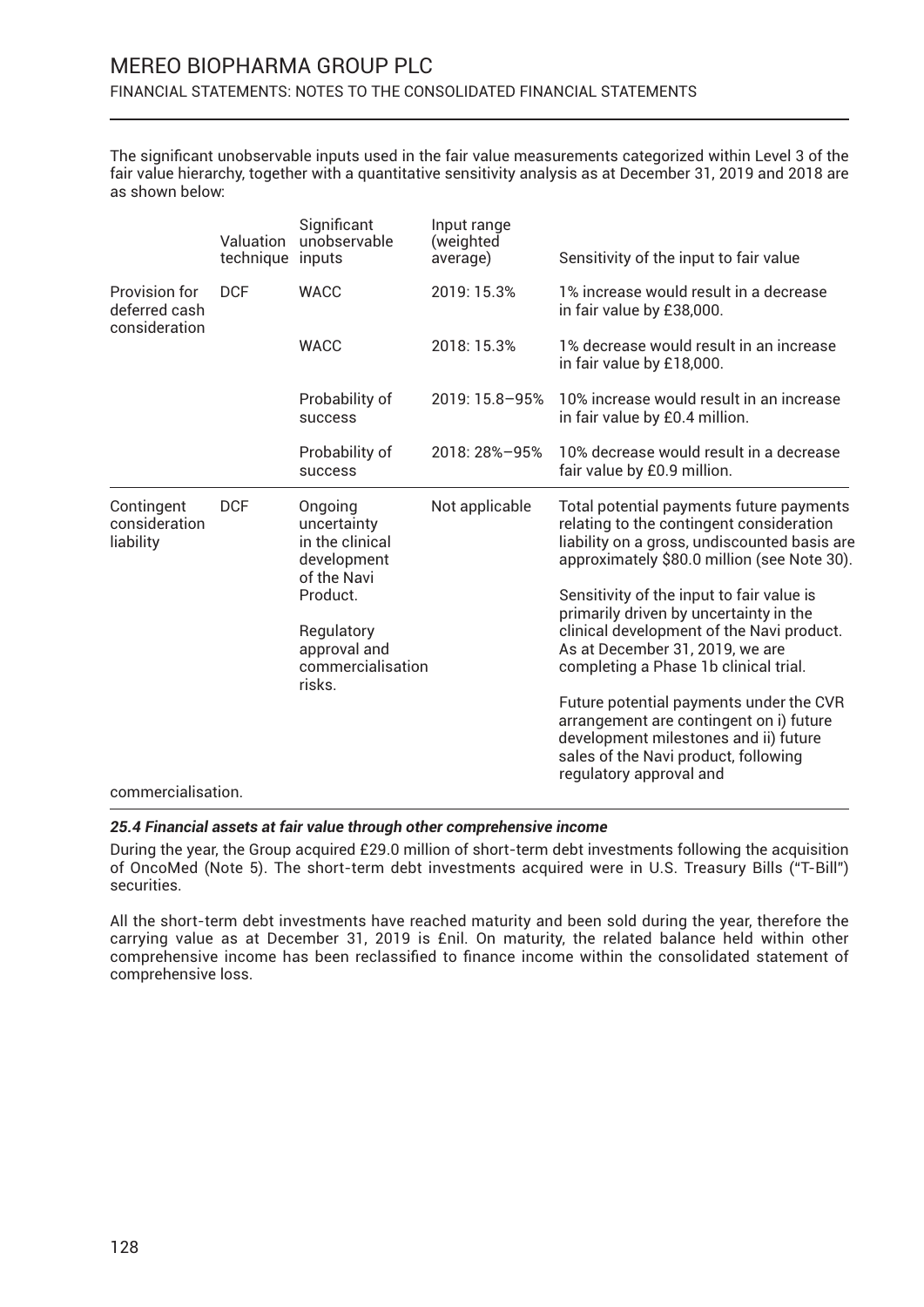The significant unobservable inputs used in the fair value measurements categorized within Level 3 of the fair value hierarchy, together with a quantitative sensitivity analysis as at December 31, 2019 and 2018 are as shown below:

| | Valuation technique | Significant unobservable inputs | Input range (weighted average) | Sensitivity of the input to fair value |
|---|---|---|---|---|
| Provision for deferred cash consideration | DCF | WACC | 2019: 15.3% | 1% increase would result in a decrease in fair value by £38,000. |
| | | WACC | 2018: 15.3% | 1% decrease would result in an increase in fair value by £18,000. |
| | | Probability of success | 2019: 15.8—95% | 10% increase would result in an increase in fair value by £0.4 million. |
| | | Probability of success | 2018: 28%—95% | 10% decrease would result in a decrease fair value by £0.9 million. |
| Contingent consideration liability | DCF | Ongoing uncertainty in the clinical development of the Navi Product.<br><br>Regulatory approval and commercialisation risks. | Not applicable | Total potential payments future payments relating to the contingent consideration liability on a gross, undiscounted basis are approximately $80.0 million (see Note 30).<br><br>Sensitivity of the input to fair value is primarily driven by uncertainty in the clinical development of the Navi product. As at December 31, 2019, we are completing a Phase 1b clinical trial.<br><br>Future potential payments under the CVR arrangement are contingent on i) future development milestones and ii) future sales of the Navi product, following regulatory approval and commercialisation. |

### *25.4 Financial assets at fair value through other comprehensive income*

During the year, the Group acquired £29.0 million of short-term debt investments following the acquisition of OncoMed (Note 5). The short-term debt investments acquired were in U.S. Treasury Bills ("T-Bill") securities.

All the short-term debt investments have reached maturity and been sold during the year, therefore the carrying value as at December 31, 2019 is £nil. On maturity, the related balance held within other comprehensive income has been reclassified to finance income within the consolidated statement of comprehensive loss.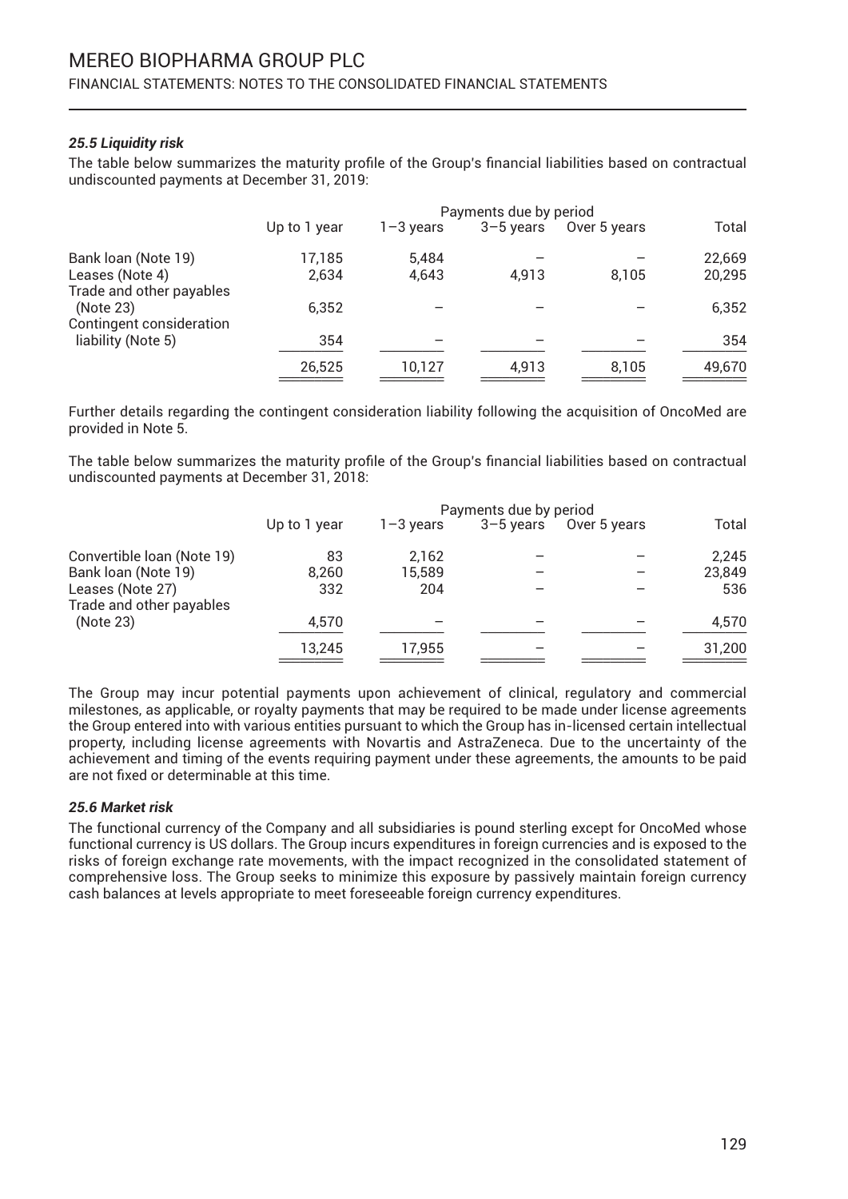### *25.5 Liquidity risk*

The table below summarizes the maturity profile of the Group's financial liabilities based on contractual undiscounted payments at December 31, 2019:

| | Payments due by period | | | | |
|---|---|---|---|---|---|
| | Up to 1 year | 1–3 years | 3–5 years | Over 5 years | Total |
| Bank loan (Note 19) | 17,185 | 5,484 | – | – | 22,669 |
| Leases (Note 4) | 2,634 | 4,643 | 4,913 | 8,105 | 20,295 |
| Trade and other payables (Note 23) | 6,352 | – | – | – | 6,352 |
| Contingent consideration liability (Note 5) | 354 | – | – | – | 354 |
| | 26,525 | 10,127 | 4,913 | 8,105 | 49,670 |

Further details regarding the contingent consideration liability following the acquisition of OncoMed are provided in Note 5.

The table below summarizes the maturity profile of the Group's financial liabilities based on contractual undiscounted payments at December 31, 2018:

| | Payments due by period | | | | |
|---|---|---|---|---|---|
| | Up to 1 year | 1–3 years | 3–5 years | Over 5 years | Total |
| Convertible loan (Note 19) | 83 | 2,162 | – | – | 2,245 |
| Bank loan (Note 19) | 8,260 | 15,589 | – | – | 23,849 |
| Leases (Note 27) | 332 | 204 | – | – | 536 |
| Trade and other payables (Note 23) | 4,570 | – | – | – | 4,570 |
| | 13,245 | 17,955 | – | – | 31,200 |

The Group may incur potential payments upon achievement of clinical, regulatory and commercial milestones, as applicable, or royalty payments that may be required to be made under license agreements the Group entered into with various entities pursuant to which the Group has in-licensed certain intellectual property, including license agreements with Novartis and AstraZeneca. Due to the uncertainty of the achievement and timing of the events requiring payment under these agreements, the amounts to be paid are not fixed or determinable at this time.

### *25.6 Market risk*

The functional currency of the Company and all subsidiaries is pound sterling except for OncoMed whose functional currency is US dollars. The Group incurs expenditures in foreign currencies and is exposed to the risks of foreign exchange rate movements, with the impact recognized in the consolidated statement of comprehensive loss. The Group seeks to minimize this exposure by passively maintain foreign currency cash balances at levels appropriate to meet foreseeable foreign currency expenditures.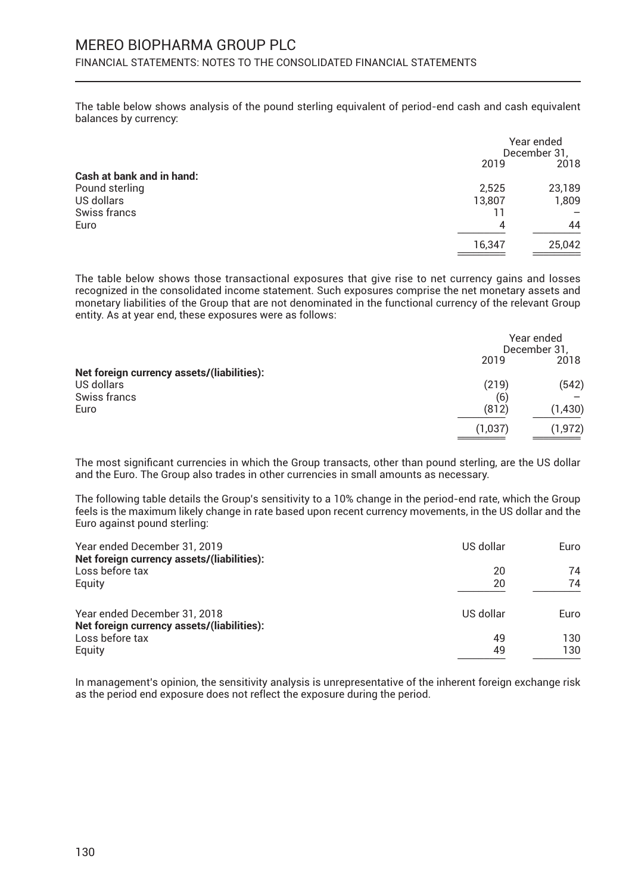The table below shows analysis of the pound sterling equivalent of period-end cash and cash equivalent balances by currency:

| | Year ended December 31, | |
|---|---|---|
| | 2019 | 2018 |
| **Cash at bank and in hand:** | | |
| Pound sterling | 2,525 | 23,189 |
| US dollars | 13,807 | 1,809 |
| Swiss francs | 11 | – |
| Euro | 4 | 44 |
| | 16,347 | 25,042 |

The table below shows those transactional exposures that give rise to net currency gains and losses recognized in the consolidated income statement. Such exposures comprise the net monetary assets and monetary liabilities of the Group that are not denominated in the functional currency of the relevant Group entity. As at year end, these exposures were as follows:

| | Year ended December 31, | |
|---|---|---|
| | 2019 | 2018 |
| **Net foreign currency assets/(liabilities):** | | |
| US dollars | (219) | (542) |
| Swiss francs | (6) | – |
| Euro | (812) | (1,430) |
| | (1,037) | (1,972) |

The most significant currencies in which the Group transacts, other than pound sterling, are the US dollar and the Euro. The Group also trades in other currencies in small amounts as necessary.

The following table details the Group's sensitivity to a 10% change in the period-end rate, which the Group feels is the maximum likely change in rate based upon recent currency movements, in the US dollar and the Euro against pound sterling:

| Year ended December 31, 2019 | US dollar | Euro |
|---|---|---|
| **Net foreign currency assets/(liabilities):** | | |
| Loss before tax | 20 | 74 |
| Equity | 20 | 74 |

| Year ended December 31, 2018 | US dollar | Euro |
|---|---|---|
| **Net foreign currency assets/(liabilities):** | | |
| Loss before tax | 49 | 130 |
| Equity | 49 | 130 |

In management's opinion, the sensitivity analysis is unrepresentative of the inherent foreign exchange risk as the period end exposure does not reflect the exposure during the period.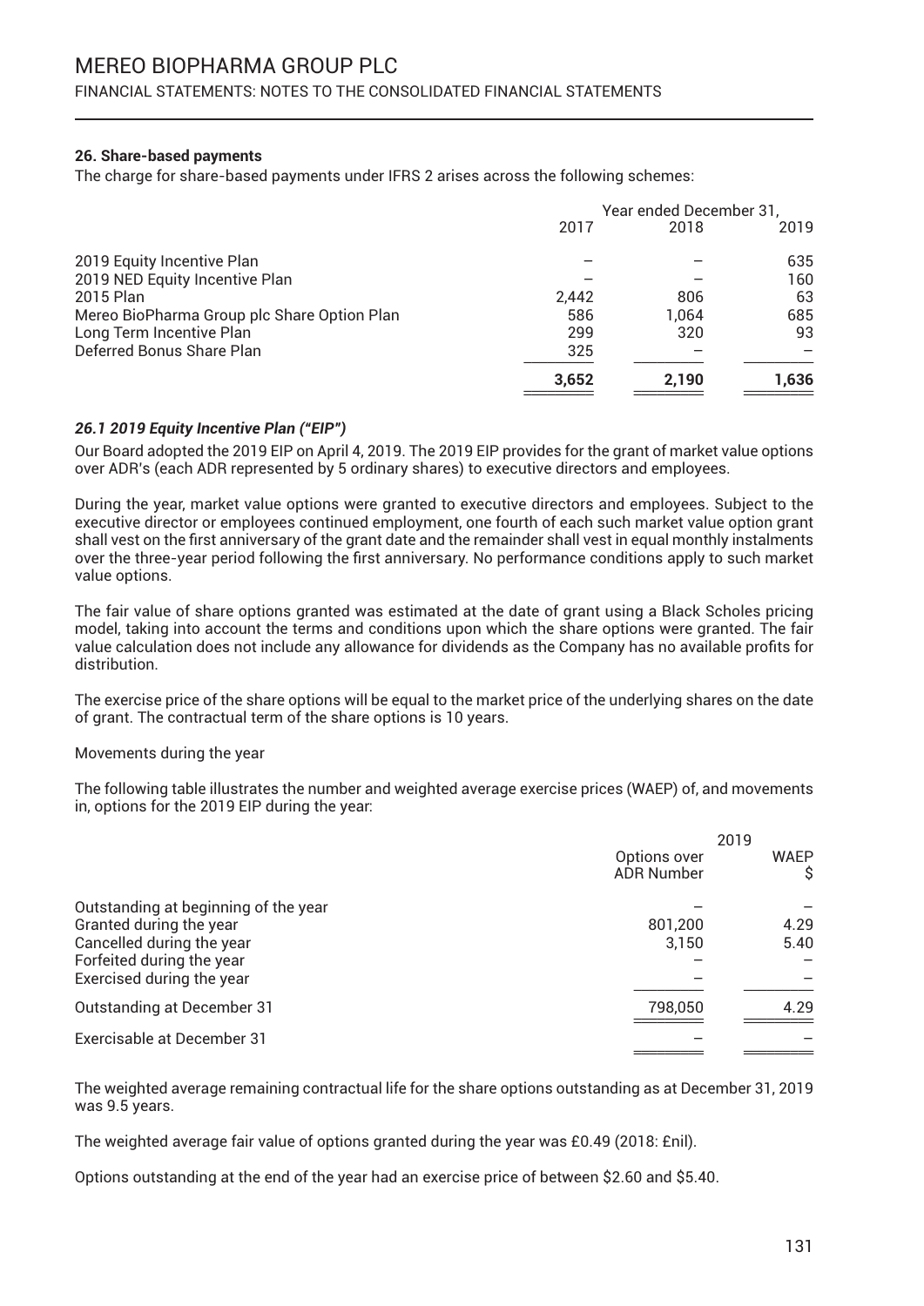### 26. Share-based payments

The charge for share-based payments under IFRS 2 arises across the following schemes:

| | Year ended December 31, | | |
|---|---|---|---|
| | 2017 | 2018 | 2019 |
| 2019 Equity Incentive Plan | – | – | 635 |
| 2019 NED Equity Incentive Plan | – | – | 160 |
| 2015 Plan | 2,442 | 806 | 63 |
| Mereo BioPharma Group plc Share Option Plan | 586 | 1,064 | 685 |
| Long Term Incentive Plan | 299 | 320 | 93 |
| Deferred Bonus Share Plan | 325 | – | – |
| | **3,652** | **2,190** | **1,636** |

#### *26.1 2019 Equity Incentive Plan ("EIP")*

Our Board adopted the 2019 EIP on April 4, 2019. The 2019 EIP provides for the grant of market value options over ADR's (each ADR represented by 5 ordinary shares) to executive directors and employees.

During the year, market value options were granted to executive directors and employees. Subject to the executive director or employees continued employment, one fourth of each such market value option grant shall vest on the first anniversary of the grant date and the remainder shall vest in equal monthly instalments over the three-year period following the first anniversary. No performance conditions apply to such market value options.

The fair value of share options granted was estimated at the date of grant using a Black Scholes pricing model, taking into account the terms and conditions upon which the share options were granted. The fair value calculation does not include any allowance for dividends as the Company has no available profits for distribution.

The exercise price of the share options will be equal to the market price of the underlying shares on the date of grant. The contractual term of the share options is 10 years.

Movements during the year

The following table illustrates the number and weighted average exercise prices (WAEP) of, and movements in, options for the 2019 EIP during the year:

| | 2019 | |
|---|---|---|
| | Options over ADR Number | WAEP $ |
| Outstanding at beginning of the year | – | – |
| Granted during the year | 801,200 | 4.29 |
| Cancelled during the year | 3,150 | 5.40 |
| Forfeited during the year | – | – |
| Exercised during the year | – | – |
| Outstanding at December 31 | 798,050 | 4.29 |
| Exercisable at December 31 | – | – |

The weighted average remaining contractual life for the share options outstanding as at December 31, 2019 was 9.5 years.

The weighted average fair value of options granted during the year was £0.49 (2018: £nil).

Options outstanding at the end of the year had an exercise price of between $2.60 and $5.40.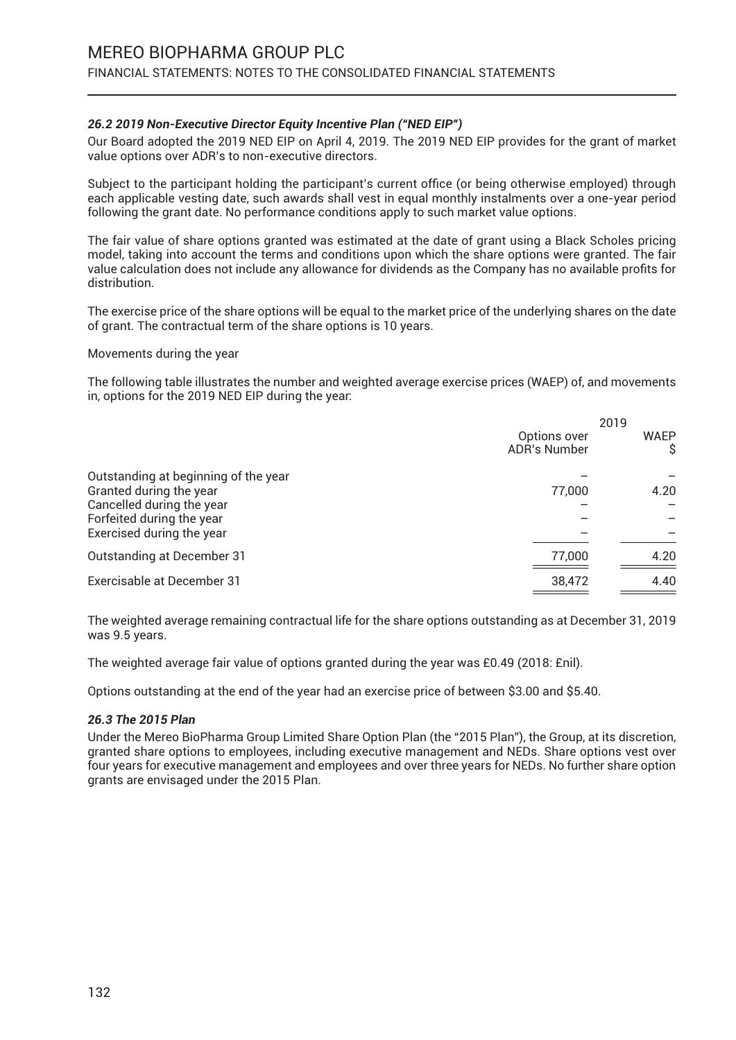### *26.2 2019 Non-Executive Director Equity Incentive Plan ("NED EIP")*

Our Board adopted the 2019 NED EIP on April 4, 2019. The 2019 NED EIP provides for the grant of market value options over ADR's to non-executive directors.

Subject to the participant holding the participant's current office (or being otherwise employed) through each applicable vesting date, such awards shall vest in equal monthly instalments over a one-year period following the grant date. No performance conditions apply to such market value options.

The fair value of share options granted was estimated at the date of grant using a Black Scholes pricing model, taking into account the terms and conditions upon which the share options were granted. The fair value calculation does not include any allowance for dividends as the Company has no available profits for distribution.

The exercise price of the share options will be equal to the market price of the underlying shares on the date of grant. The contractual term of the share options is 10 years.

Movements during the year

The following table illustrates the number and weighted average exercise prices (WAEP) of, and movements in, options for the 2019 NED EIP during the year:

| | 2019 | |
|---|---|---|
| | Options over ADR's Number | WAEP $ |
| Outstanding at beginning of the year | – | – |
| Granted during the year | 77,000 | 4.20 |
| Cancelled during the year | – | – |
| Forfeited during the year | – | – |
| Exercised during the year | – | – |
| Outstanding at December 31 | 77,000 | 4.20 |
| Exercisable at December 31 | 38,472 | 4.40 |

The weighted average remaining contractual life for the share options outstanding as at December 31, 2019 was 9.5 years.

The weighted average fair value of options granted during the year was £0.49 (2018: £nil).

Options outstanding at the end of the year had an exercise price of between $3.00 and $5.40.

### *26.3 The 2015 Plan*

Under the Mereo BioPharma Group Limited Share Option Plan (the "2015 Plan"), the Group, at its discretion, granted share options to employees, including executive management and NEDs. Share options vest over four years for executive management and employees and over three years for NEDs. No further share option grants are envisaged under the 2015 Plan.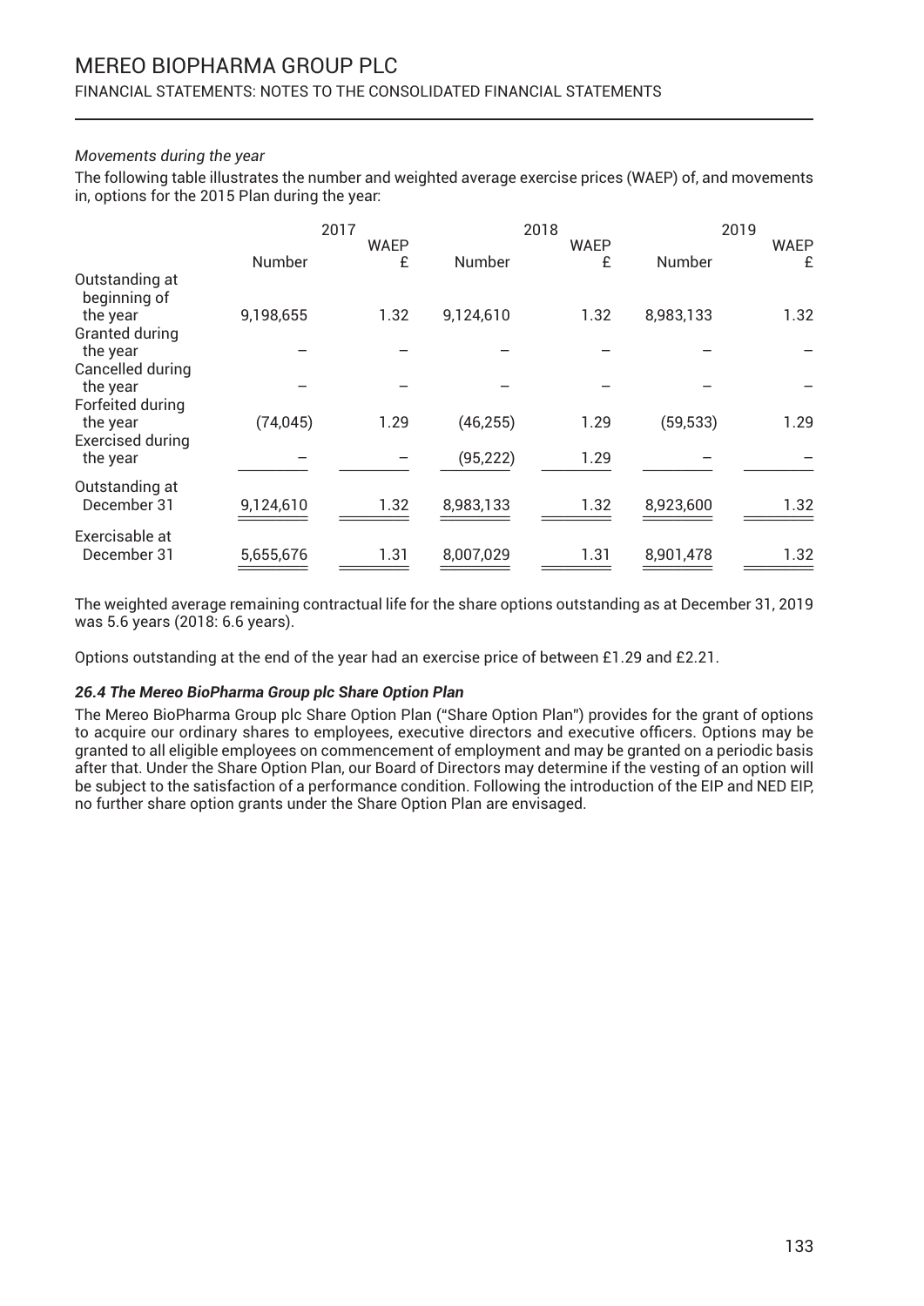*Movements during the year*

The following table illustrates the number and weighted average exercise prices (WAEP) of, and movements in, options for the 2015 Plan during the year:

| | 2017 | | 2018 | | 2019 | |
|---|---|---|---|---|---|---|
| | Number | WAEP £ | Number | WAEP £ | Number | WAEP £ |
| Outstanding at beginning of the year | 9,198,655 | 1.32 | 9,124,610 | 1.32 | 8,983,133 | 1.32 |
| Granted during the year | – | – | – | – | – | – |
| Cancelled during the year | – | – | – | – | – | – |
| Forfeited during the year | (74,045) | 1.29 | (46,255) | 1.29 | (59,533) | 1.29 |
| Exercised during the year | – | – | (95,222) | 1.29 | – | – |
| Outstanding at December 31 | 9,124,610 | 1.32 | 8,983,133 | 1.32 | 8,923,600 | 1.32 |
| Exercisable at December 31 | 5,655,676 | 1.31 | 8,007,029 | 1.31 | 8,901,478 | 1.32 |

The weighted average remaining contractual life for the share options outstanding as at December 31, 2019 was 5.6 years (2018: 6.6 years).

Options outstanding at the end of the year had an exercise price of between £1.29 and £2.21.

***26.4 The Mereo BioPharma Group plc Share Option Plan***

The Mereo BioPharma Group plc Share Option Plan ("Share Option Plan") provides for the grant of options to acquire our ordinary shares to employees, executive directors and executive officers. Options may be granted to all eligible employees on commencement of employment and may be granted on a periodic basis after that. Under the Share Option Plan, our Board of Directors may determine if the vesting of an option will be subject to the satisfaction of a performance condition. Following the introduction of the EIP and NED EIP, no further share option grants under the Share Option Plan are envisaged.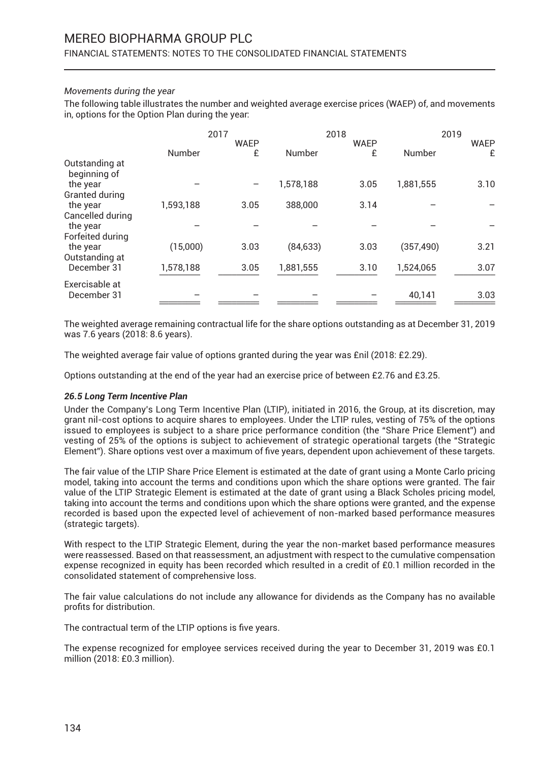*Movements during the year*

The following table illustrates the number and weighted average exercise prices (WAEP) of, and movements in, options for the Option Plan during the year:

| | 2017 | | 2018 | | 2019 | |
|---|---|---|---|---|---|---|
| | Number | WAEP £ | Number | WAEP £ | Number | WAEP £ |
| Outstanding at beginning of the year | – | – | 1,578,188 | 3.05 | 1,881,555 | 3.10 |
| Granted during the year | 1,593,188 | 3.05 | 388,000 | 3.14 | – | – |
| Cancelled during the year | – | – | – | – | – | – |
| Forfeited during the year | (15,000) | 3.03 | (84,633) | 3.03 | (357,490) | 3.21 |
| Outstanding at December 31 | 1,578,188 | 3.05 | 1,881,555 | 3.10 | 1,524,065 | 3.07 |
| Exercisable at December 31 | – | – | – | – | 40,141 | 3.03 |

The weighted average remaining contractual life for the share options outstanding as at December 31, 2019 was 7.6 years (2018: 8.6 years).

The weighted average fair value of options granted during the year was £nil (2018: £2.29).

Options outstanding at the end of the year had an exercise price of between £2.76 and £3.25.

### *26.5 Long Term Incentive Plan*

Under the Company's Long Term Incentive Plan (LTIP), initiated in 2016, the Group, at its discretion, may grant nil-cost options to acquire shares to employees. Under the LTIP rules, vesting of 75% of the options issued to employees is subject to a share price performance condition (the "Share Price Element") and vesting of 25% of the options is subject to achievement of strategic operational targets (the "Strategic Element"). Share options vest over a maximum of five years, dependent upon achievement of these targets.

The fair value of the LTIP Share Price Element is estimated at the date of grant using a Monte Carlo pricing model, taking into account the terms and conditions upon which the share options were granted. The fair value of the LTIP Strategic Element is estimated at the date of grant using a Black Scholes pricing model, taking into account the terms and conditions upon which the share options were granted, and the expense recorded is based upon the expected level of achievement of non-marked based performance measures (strategic targets).

With respect to the LTIP Strategic Element, during the year the non-market based performance measures were reassessed. Based on that reassessment, an adjustment with respect to the cumulative compensation expense recognized in equity has been recorded which resulted in a credit of £0.1 million recorded in the consolidated statement of comprehensive loss.

The fair value calculations do not include any allowance for dividends as the Company has no available profits for distribution.

The contractual term of the LTIP options is five years.

The expense recognized for employee services received during the year to December 31, 2019 was £0.1 million (2018: £0.3 million).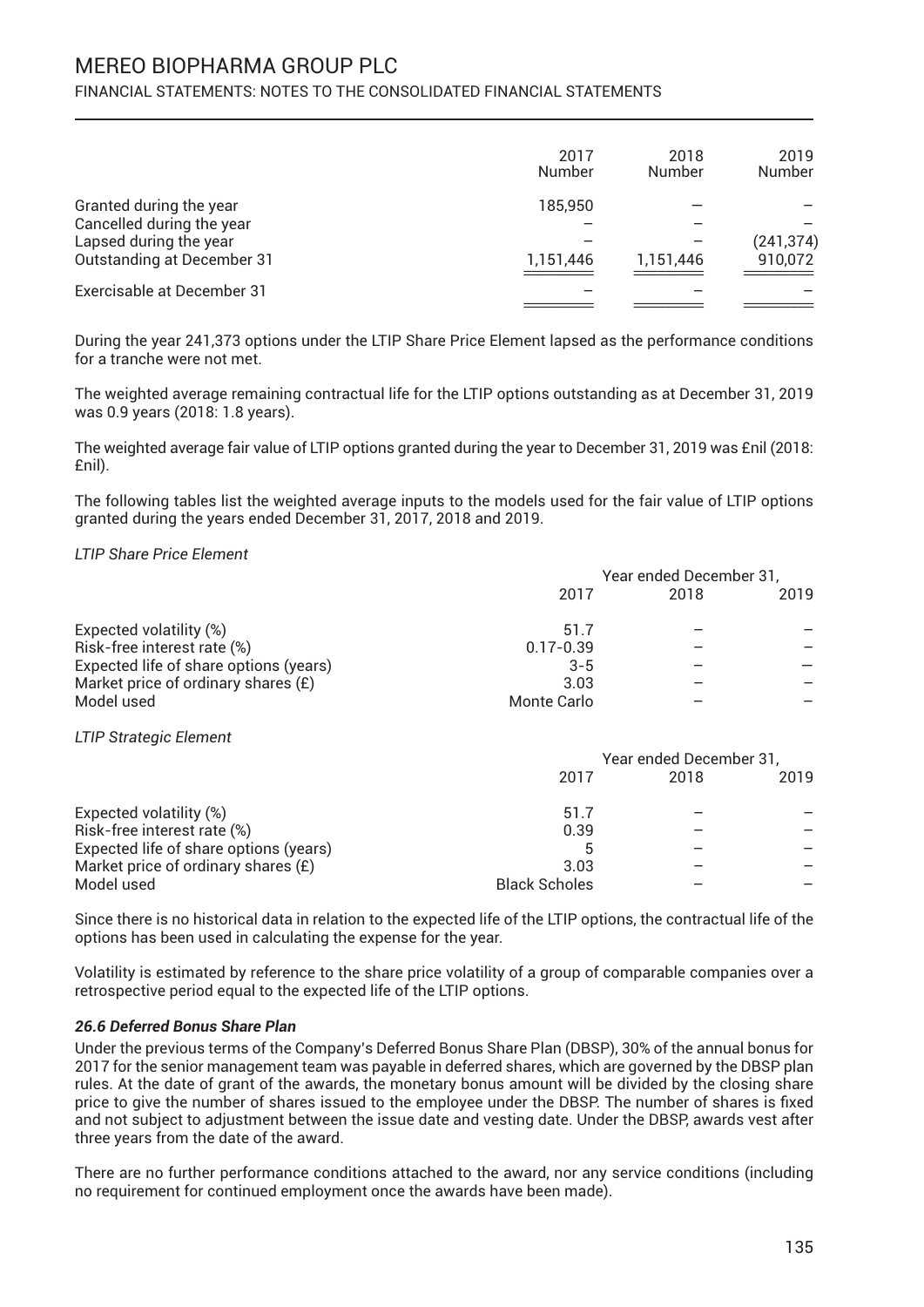| | 2017 Number | 2018 Number | 2019 Number |
|---|---|---|---|
| Granted during the year | 185,950 | – | – |
| Cancelled during the year | – | – | – |
| Lapsed during the year | – | – | (241,374) |
| Outstanding at December 31 | 1,151,446 | 1,151,446 | 910,072 |
| Exercisable at December 31 | – | – | – |

During the year 241,373 options under the LTIP Share Price Element lapsed as the performance conditions for a tranche were not met.

The weighted average remaining contractual life for the LTIP options outstanding as at December 31, 2019 was 0.9 years (2018: 1.8 years).

The weighted average fair value of LTIP options granted during the year to December 31, 2019 was £nil (2018: £nil).

The following tables list the weighted average inputs to the models used for the fair value of LTIP options granted during the years ended December 31, 2017, 2018 and 2019.

*LTIP Share Price Element*

| | Year ended December 31, | | |
|---|---|---|---|
| | 2017 | 2018 | 2019 |
| Expected volatility (%) | 51.7 | – | – |
| Risk-free interest rate (%) | 0.17-0.39 | – | – |
| Expected life of share options (years) | 3-5 | – | – |
| Market price of ordinary shares (£) | 3.03 | – | – |
| Model used | Monte Carlo | – | – |

*LTIP Strategic Element*

| | Year ended December 31, | | |
|---|---|---|---|
| | 2017 | 2018 | 2019 |
| Expected volatility (%) | 51.7 | – | – |
| Risk-free interest rate (%) | 0.39 | – | – |
| Expected life of share options (years) | 5 | – | – |
| Market price of ordinary shares (£) | 3.03 | – | – |
| Model used | Black Scholes | – | – |

Since there is no historical data in relation to the expected life of the LTIP options, the contractual life of the options has been used in calculating the expense for the year.

Volatility is estimated by reference to the share price volatility of a group of comparable companies over a retrospective period equal to the expected life of the LTIP options.

***26.6 Deferred Bonus Share Plan***

Under the previous terms of the Company's Deferred Bonus Share Plan (DBSP), 30% of the annual bonus for 2017 for the senior management team was payable in deferred shares, which are governed by the DBSP plan rules. At the date of grant of the awards, the monetary bonus amount will be divided by the closing share price to give the number of shares issued to the employee under the DBSP. The number of shares is fixed and not subject to adjustment between the issue date and vesting date. Under the DBSP, awards vest after three years from the date of the award.

There are no further performance conditions attached to the award, nor any service conditions (including no requirement for continued employment once the awards have been made).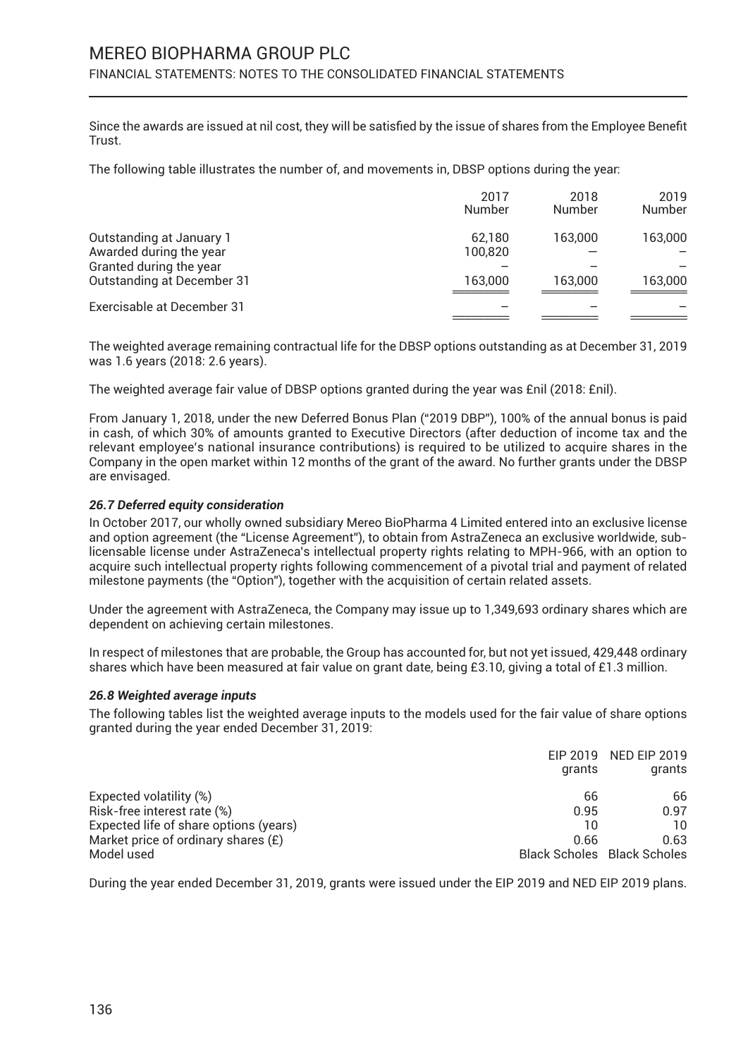Since the awards are issued at nil cost, they will be satisfied by the issue of shares from the Employee Benefit Trust.

The following table illustrates the number of, and movements in, DBSP options during the year:

| | 2017 Number | 2018 Number | 2019 Number |
|---|---|---|---|
| Outstanding at January 1 | 62,180 | 163,000 | 163,000 |
| Awarded during the year | 100,820 | — | – |
| Granted during the year | – | – | – |
| Outstanding at December 31 | 163,000 | 163,000 | 163,000 |
| Exercisable at December 31 | – | – | – |

The weighted average remaining contractual life for the DBSP options outstanding as at December 31, 2019 was 1.6 years (2018: 2.6 years).

The weighted average fair value of DBSP options granted during the year was £nil (2018: £nil).

From January 1, 2018, under the new Deferred Bonus Plan ("2019 DBP"), 100% of the annual bonus is paid in cash, of which 30% of amounts granted to Executive Directors (after deduction of income tax and the relevant employee's national insurance contributions) is required to be utilized to acquire shares in the Company in the open market within 12 months of the grant of the award. No further grants under the DBSP are envisaged.

### *26.7 Deferred equity consideration*

In October 2017, our wholly owned subsidiary Mereo BioPharma 4 Limited entered into an exclusive license and option agreement (the "License Agreement"), to obtain from AstraZeneca an exclusive worldwide, sub-licensable license under AstraZeneca's intellectual property rights relating to MPH-966, with an option to acquire such intellectual property rights following commencement of a pivotal trial and payment of related milestone payments (the "Option"), together with the acquisition of certain related assets.

Under the agreement with AstraZeneca, the Company may issue up to 1,349,693 ordinary shares which are dependent on achieving certain milestones.

In respect of milestones that are probable, the Group has accounted for, but not yet issued, 429,448 ordinary shares which have been measured at fair value on grant date, being £3.10, giving a total of £1.3 million.

### *26.8 Weighted average inputs*

The following tables list the weighted average inputs to the models used for the fair value of share options granted during the year ended December 31, 2019:

| | EIP 2019 grants | NED EIP 2019 grants |
|---|---|---|
| Expected volatility (%) | 66 | 66 |
| Risk-free interest rate (%) | 0.95 | 0.97 |
| Expected life of share options (years) | 10 | 10 |
| Market price of ordinary shares (£) | 0.66 | 0.63 |
| Model used | Black Scholes | Black Scholes |

During the year ended December 31, 2019, grants were issued under the EIP 2019 and NED EIP 2019 plans.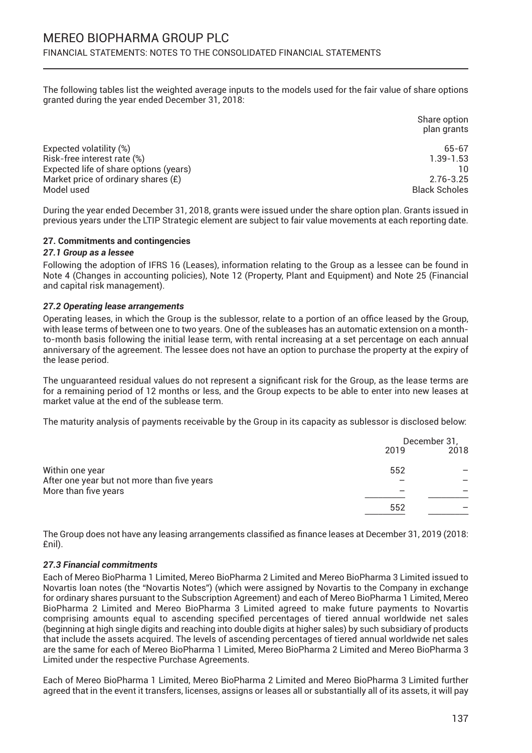The following tables list the weighted average inputs to the models used for the fair value of share options granted during the year ended December 31, 2018:

| | Share option plan grants |
|---|---|
| Expected volatility (%) | 65-67 |
| Risk-free interest rate (%) | 1.39-1.53 |
| Expected life of share options (years) | 10 |
| Market price of ordinary shares (£) | 2.76-3.25 |
| Model used | Black Scholes |

During the year ended December 31, 2018, grants were issued under the share option plan. Grants issued in previous years under the LTIP Strategic element are subject to fair value movements at each reporting date.

### 27. Commitments and contingencies

#### *27.1 Group as a lessee*

Following the adoption of IFRS 16 (Leases), information relating to the Group as a lessee can be found in Note 4 (Changes in accounting policies), Note 12 (Property, Plant and Equipment) and Note 25 (Financial and capital risk management).

#### *27.2 Operating lease arrangements*

Operating leases, in which the Group is the sublessor, relate to a portion of an office leased by the Group, with lease terms of between one to two years. One of the subleases has an automatic extension on a month-to-month basis following the initial lease term, with rental increasing at a set percentage on each annual anniversary of the agreement. The lessee does not have an option to purchase the property at the expiry of the lease period.

The unguaranteed residual values do not represent a significant risk for the Group, as the lease terms are for a remaining period of 12 months or less, and the Group expects to be able to enter into new leases at market value at the end of the sublease term.

The maturity analysis of payments receivable by the Group in its capacity as sublessor is disclosed below:

| | December 31, 2019 | December 31, 2018 |
|---|---|---|
| Within one year | 552 | – |
| After one year but not more than five years | – | – |
| More than five years | – | – |
| | 552 | – |

The Group does not have any leasing arrangements classified as finance leases at December 31, 2019 (2018: £nil).

#### *27.3 Financial commitments*

Each of Mereo BioPharma 1 Limited, Mereo BioPharma 2 Limited and Mereo BioPharma 3 Limited issued to Novartis loan notes (the "Novartis Notes") (which were assigned by Novartis to the Company in exchange for ordinary shares pursuant to the Subscription Agreement) and each of Mereo BioPharma 1 Limited, Mereo BioPharma 2 Limited and Mereo BioPharma 3 Limited agreed to make future payments to Novartis comprising amounts equal to ascending specified percentages of tiered annual worldwide net sales (beginning at high single digits and reaching into double digits at higher sales) by such subsidiary of products that include the assets acquired. The levels of ascending percentages of tiered annual worldwide net sales are the same for each of Mereo BioPharma 1 Limited, Mereo BioPharma 2 Limited and Mereo BioPharma 3 Limited under the respective Purchase Agreements.

Each of Mereo BioPharma 1 Limited, Mereo BioPharma 2 Limited and Mereo BioPharma 3 Limited further agreed that in the event it transfers, licenses, assigns or leases all or substantially all of its assets, it will pay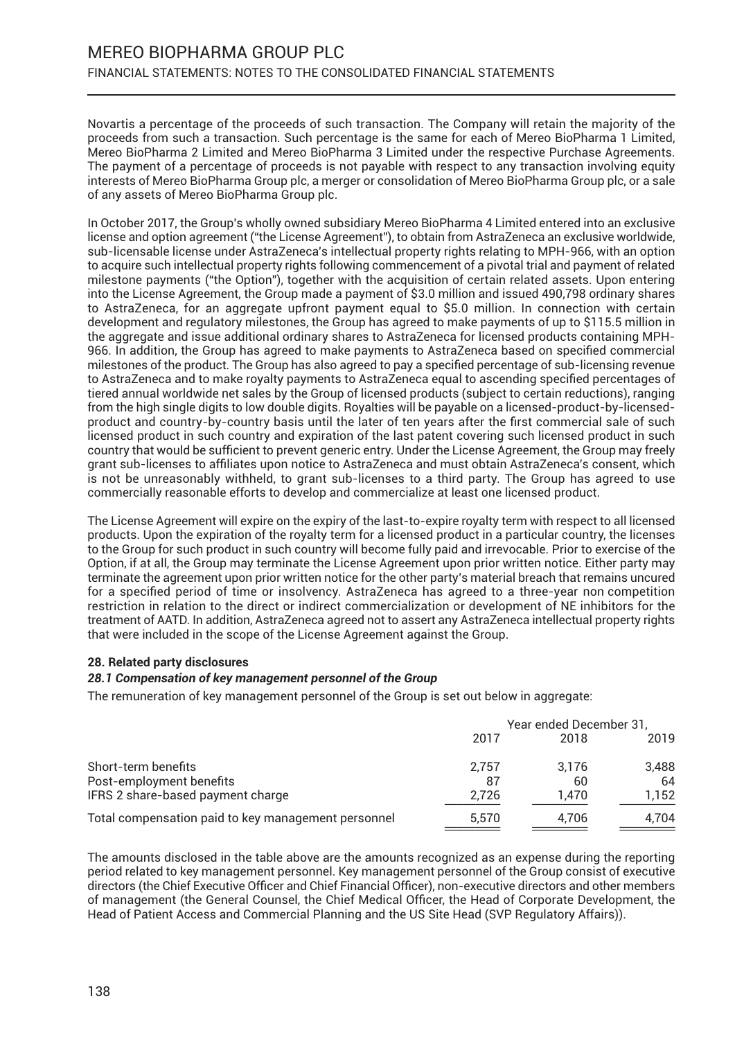Novartis a percentage of the proceeds of such transaction. The Company will retain the majority of the proceeds from such a transaction. Such percentage is the same for each of Mereo BioPharma 1 Limited, Mereo BioPharma 2 Limited and Mereo BioPharma 3 Limited under the respective Purchase Agreements. The payment of a percentage of proceeds is not payable with respect to any transaction involving equity interests of Mereo BioPharma Group plc, a merger or consolidation of Mereo BioPharma Group plc, or a sale of any assets of Mereo BioPharma Group plc.

In October 2017, the Group's wholly owned subsidiary Mereo BioPharma 4 Limited entered into an exclusive license and option agreement ("the License Agreement"), to obtain from AstraZeneca an exclusive worldwide, sub-licensable license under AstraZeneca's intellectual property rights relating to MPH-966, with an option to acquire such intellectual property rights following commencement of a pivotal trial and payment of related milestone payments ("the Option"), together with the acquisition of certain related assets. Upon entering into the License Agreement, the Group made a payment of $3.0 million and issued 490,798 ordinary shares to AstraZeneca, for an aggregate upfront payment equal to $5.0 million. In connection with certain development and regulatory milestones, the Group has agreed to make payments of up to $115.5 million in the aggregate and issue additional ordinary shares to AstraZeneca for licensed products containing MPH-966. In addition, the Group has agreed to make payments to AstraZeneca based on specified commercial milestones of the product. The Group has also agreed to pay a specified percentage of sub-licensing revenue to AstraZeneca and to make royalty payments to AstraZeneca equal to ascending specified percentages of tiered annual worldwide net sales by the Group of licensed products (subject to certain reductions), ranging from the high single digits to low double digits. Royalties will be payable on a licensed-product-by-licensed-product and country-by-country basis until the later of ten years after the first commercial sale of such licensed product in such country and expiration of the last patent covering such licensed product in such country that would be sufficient to prevent generic entry. Under the License Agreement, the Group may freely grant sub-licenses to affiliates upon notice to AstraZeneca and must obtain AstraZeneca's consent, which is not be unreasonably withheld, to grant sub-licenses to a third party. The Group has agreed to use commercially reasonable efforts to develop and commercialize at least one licensed product.

The License Agreement will expire on the expiry of the last-to-expire royalty term with respect to all licensed products. Upon the expiration of the royalty term for a licensed product in a particular country, the licenses to the Group for such product in such country will become fully paid and irrevocable. Prior to exercise of the Option, if at all, the Group may terminate the License Agreement upon prior written notice. Either party may terminate the agreement upon prior written notice for the other party's material breach that remains uncured for a specified period of time or insolvency. AstraZeneca has agreed to a three-year non competition restriction in relation to the direct or indirect commercialization or development of NE inhibitors for the treatment of AATD. In addition, AstraZeneca agreed not to assert any AstraZeneca intellectual property rights that were included in the scope of the License Agreement against the Group.

### 28. Related party disclosures

#### *28.1 Compensation of key management personnel of the Group*

The remuneration of key management personnel of the Group is set out below in aggregate:

| | Year ended December 31, | | |
|---|---|---|---|
| | 2017 | 2018 | 2019 |
| Short-term benefits | 2,757 | 3,176 | 3,488 |
| Post-employment benefits | 87 | 60 | 64 |
| IFRS 2 share-based payment charge | 2,726 | 1,470 | 1,152 |
| Total compensation paid to key management personnel | 5,570 | 4,706 | 4,704 |

The amounts disclosed in the table above are the amounts recognized as an expense during the reporting period related to key management personnel. Key management personnel of the Group consist of executive directors (the Chief Executive Officer and Chief Financial Officer), non-executive directors and other members of management (the General Counsel, the Chief Medical Officer, the Head of Corporate Development, the Head of Patient Access and Commercial Planning and the US Site Head (SVP Regulatory Affairs)).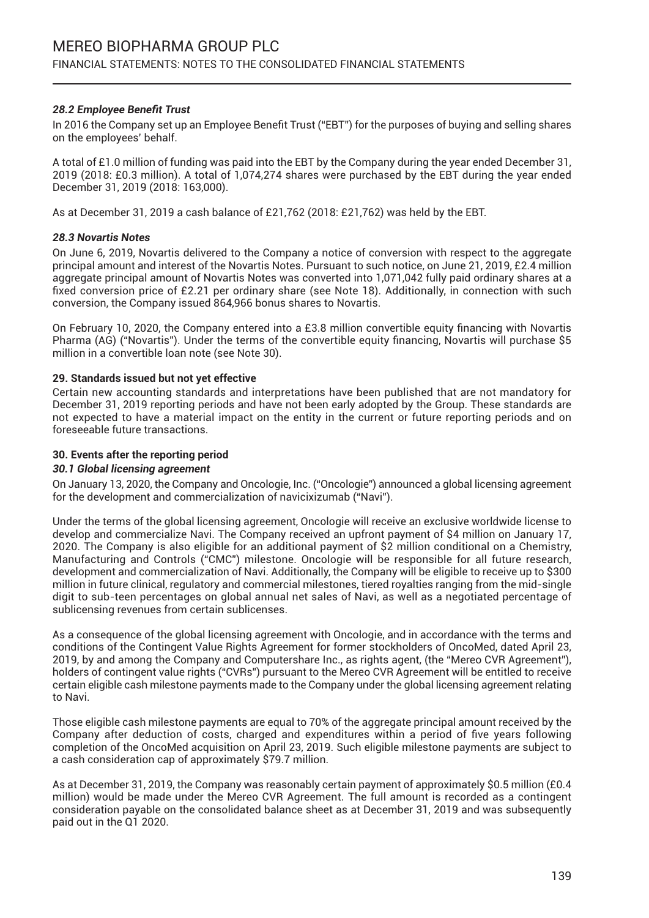### *28.2 Employee Benefit Trust*

In 2016 the Company set up an Employee Benefit Trust ("EBT") for the purposes of buying and selling shares on the employees' behalf.

A total of £1.0 million of funding was paid into the EBT by the Company during the year ended December 31, 2019 (2018: £0.3 million). A total of 1,074,274 shares were purchased by the EBT during the year ended December 31, 2019 (2018: 163,000).

As at December 31, 2019 a cash balance of £21,762 (2018: £21,762) was held by the EBT.

### *28.3 Novartis Notes*

On June 6, 2019, Novartis delivered to the Company a notice of conversion with respect to the aggregate principal amount and interest of the Novartis Notes. Pursuant to such notice, on June 21, 2019, £2.4 million aggregate principal amount of Novartis Notes was converted into 1,071,042 fully paid ordinary shares at a fixed conversion price of £2.21 per ordinary share (see Note 18). Additionally, in connection with such conversion, the Company issued 864,966 bonus shares to Novartis.

On February 10, 2020, the Company entered into a £3.8 million convertible equity financing with Novartis Pharma (AG) ("Novartis"). Under the terms of the convertible equity financing, Novartis will purchase $5 million in a convertible loan note (see Note 30).

## 29. Standards issued but not yet effective

Certain new accounting standards and interpretations have been published that are not mandatory for December 31, 2019 reporting periods and have not been early adopted by the Group. These standards are not expected to have a material impact on the entity in the current or future reporting periods and on foreseeable future transactions.

## 30. Events after the reporting period

### *30.1 Global licensing agreement*

On January 13, 2020, the Company and Oncologie, Inc. ("Oncologie") announced a global licensing agreement for the development and commercialization of navicixizumab ("Navi").

Under the terms of the global licensing agreement, Oncologie will receive an exclusive worldwide license to develop and commercialize Navi. The Company received an upfront payment of $4 million on January 17, 2020. The Company is also eligible for an additional payment of $2 million conditional on a Chemistry, Manufacturing and Controls ("CMC") milestone. Oncologie will be responsible for all future research, development and commercialization of Navi. Additionally, the Company will be eligible to receive up to $300 million in future clinical, regulatory and commercial milestones, tiered royalties ranging from the mid-single digit to sub-teen percentages on global annual net sales of Navi, as well as a negotiated percentage of sublicensing revenues from certain sublicenses.

As a consequence of the global licensing agreement with Oncologie, and in accordance with the terms and conditions of the Contingent Value Rights Agreement for former stockholders of OncoMed, dated April 23, 2019, by and among the Company and Computershare Inc., as rights agent, (the "Mereo CVR Agreement"), holders of contingent value rights ("CVRs") pursuant to the Mereo CVR Agreement will be entitled to receive certain eligible cash milestone payments made to the Company under the global licensing agreement relating to Navi.

Those eligible cash milestone payments are equal to 70% of the aggregate principal amount received by the Company after deduction of costs, charged and expenditures within a period of five years following completion of the OncoMed acquisition on April 23, 2019. Such eligible milestone payments are subject to a cash consideration cap of approximately $79.7 million.

As at December 31, 2019, the Company was reasonably certain payment of approximately $0.5 million (£0.4 million) would be made under the Mereo CVR Agreement. The full amount is recorded as a contingent consideration payable on the consolidated balance sheet as at December 31, 2019 and was subsequently paid out in the Q1 2020.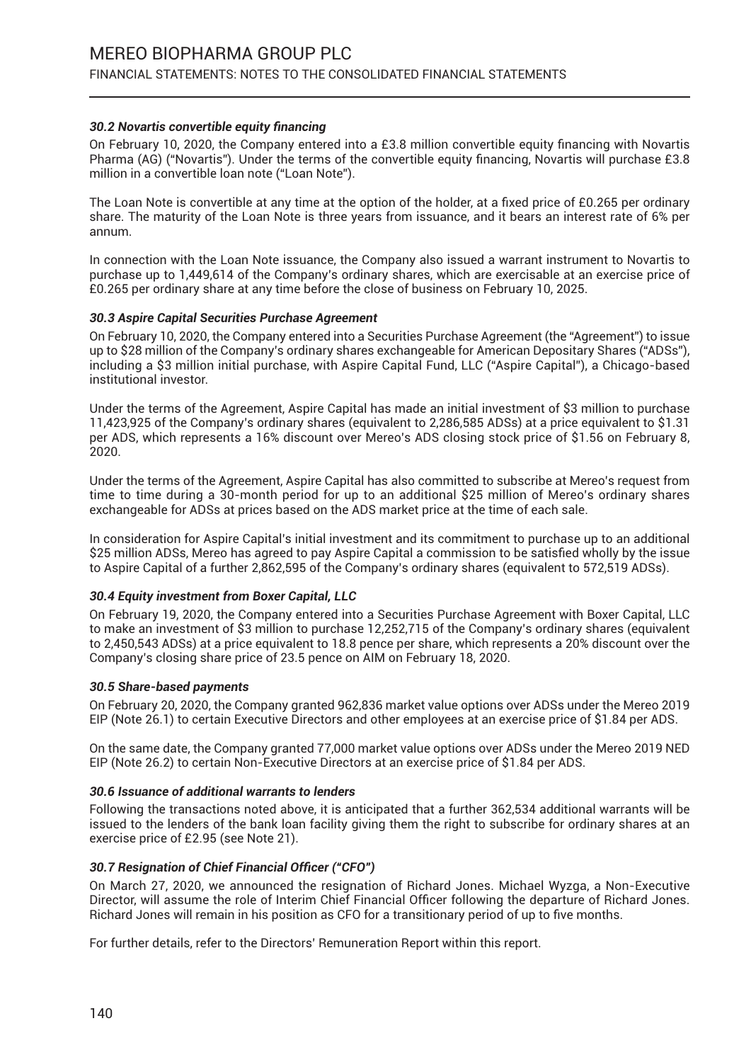### *30.2 Novartis convertible equity financing*

On February 10, 2020, the Company entered into a £3.8 million convertible equity financing with Novartis Pharma (AG) ("Novartis"). Under the terms of the convertible equity financing, Novartis will purchase £3.8 million in a convertible loan note ("Loan Note").

The Loan Note is convertible at any time at the option of the holder, at a fixed price of £0.265 per ordinary share. The maturity of the Loan Note is three years from issuance, and it bears an interest rate of 6% per annum.

In connection with the Loan Note issuance, the Company also issued a warrant instrument to Novartis to purchase up to 1,449,614 of the Company's ordinary shares, which are exercisable at an exercise price of £0.265 per ordinary share at any time before the close of business on February 10, 2025.

### *30.3 Aspire Capital Securities Purchase Agreement*

On February 10, 2020, the Company entered into a Securities Purchase Agreement (the "Agreement") to issue up to $28 million of the Company's ordinary shares exchangeable for American Depositary Shares ("ADSs"), including a $3 million initial purchase, with Aspire Capital Fund, LLC ("Aspire Capital"), a Chicago-based institutional investor.

Under the terms of the Agreement, Aspire Capital has made an initial investment of $3 million to purchase 11,423,925 of the Company's ordinary shares (equivalent to 2,286,585 ADSs) at a price equivalent to $1.31 per ADS, which represents a 16% discount over Mereo's ADS closing stock price of $1.56 on February 8, 2020.

Under the terms of the Agreement, Aspire Capital has also committed to subscribe at Mereo's request from time to time during a 30-month period for up to an additional $25 million of Mereo's ordinary shares exchangeable for ADSs at prices based on the ADS market price at the time of each sale.

In consideration for Aspire Capital's initial investment and its commitment to purchase up to an additional $25 million ADSs, Mereo has agreed to pay Aspire Capital a commission to be satisfied wholly by the issue to Aspire Capital of a further 2,862,595 of the Company's ordinary shares (equivalent to 572,519 ADSs).

### *30.4 Equity investment from Boxer Capital, LLC*

On February 19, 2020, the Company entered into a Securities Purchase Agreement with Boxer Capital, LLC to make an investment of $3 million to purchase 12,252,715 of the Company's ordinary shares (equivalent to 2,450,543 ADSs) at a price equivalent to 18.8 pence per share, which represents a 20% discount over the Company's closing share price of 23.5 pence on AIM on February 18, 2020.

### *30.5 Share-based payments*

On February 20, 2020, the Company granted 962,836 market value options over ADSs under the Mereo 2019 EIP (Note 26.1) to certain Executive Directors and other employees at an exercise price of $1.84 per ADS.

On the same date, the Company granted 77,000 market value options over ADSs under the Mereo 2019 NED EIP (Note 26.2) to certain Non-Executive Directors at an exercise price of $1.84 per ADS.

### *30.6 Issuance of additional warrants to lenders*

Following the transactions noted above, it is anticipated that a further 362,534 additional warrants will be issued to the lenders of the bank loan facility giving them the right to subscribe for ordinary shares at an exercise price of £2.95 (see Note 21).

### *30.7 Resignation of Chief Financial Officer ("CFO")*

On March 27, 2020, we announced the resignation of Richard Jones. Michael Wyzga, a Non-Executive Director, will assume the role of Interim Chief Financial Officer following the departure of Richard Jones. Richard Jones will remain in his position as CFO for a transitionary period of up to five months.

For further details, refer to the Directors' Remuneration Report within this report.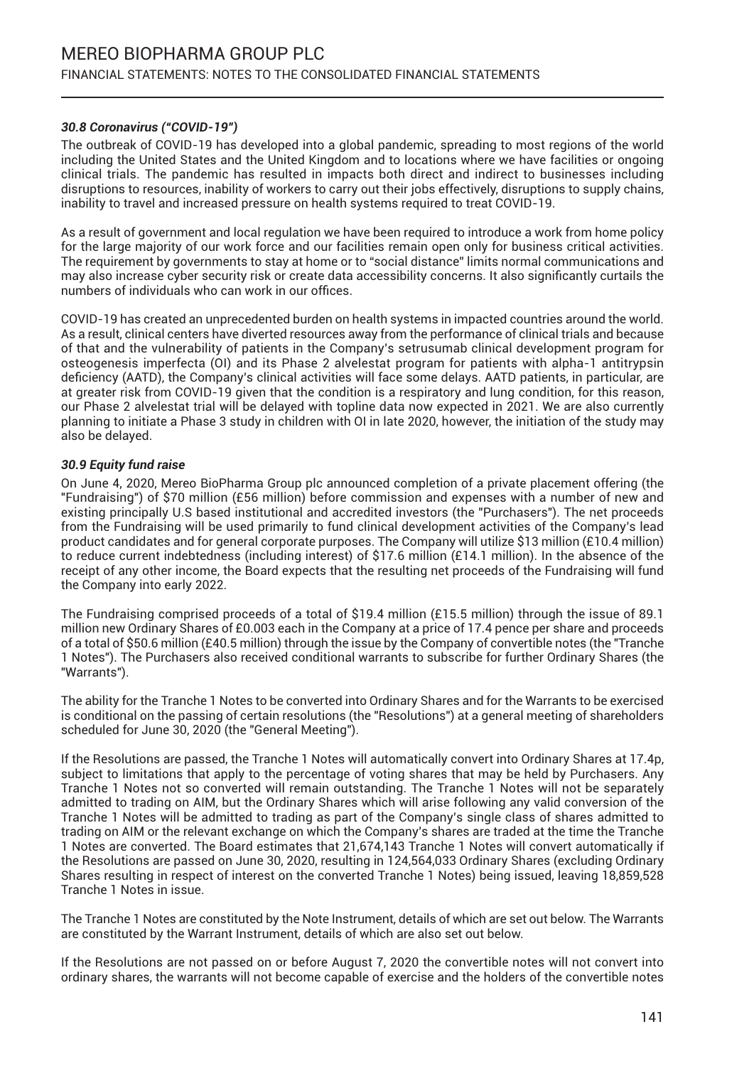### *30.8 Coronavirus ("COVID-19")*

The outbreak of COVID-19 has developed into a global pandemic, spreading to most regions of the world including the United States and the United Kingdom and to locations where we have facilities or ongoing clinical trials. The pandemic has resulted in impacts both direct and indirect to businesses including disruptions to resources, inability of workers to carry out their jobs effectively, disruptions to supply chains, inability to travel and increased pressure on health systems required to treat COVID-19.

As a result of government and local regulation we have been required to introduce a work from home policy for the large majority of our work force and our facilities remain open only for business critical activities. The requirement by governments to stay at home or to "social distance" limits normal communications and may also increase cyber security risk or create data accessibility concerns. It also significantly curtails the numbers of individuals who can work in our offices.

COVID-19 has created an unprecedented burden on health systems in impacted countries around the world. As a result, clinical centers have diverted resources away from the performance of clinical trials and because of that and the vulnerability of patients in the Company's setrusumab clinical development program for osteogenesis imperfecta (OI) and its Phase 2 alvelestat program for patients with alpha-1 antitrypsin deficiency (AATD), the Company's clinical activities will face some delays. AATD patients, in particular, are at greater risk from COVID-19 given that the condition is a respiratory and lung condition, for this reason, our Phase 2 alvelestat trial will be delayed with topline data now expected in 2021. We are also currently planning to initiate a Phase 3 study in children with OI in late 2020, however, the initiation of the study may also be delayed.

### *30.9 Equity fund raise*

On June 4, 2020, Mereo BioPharma Group plc announced completion of a private placement offering (the "Fundraising") of $70 million (£56 million) before commission and expenses with a number of new and existing principally U.S based institutional and accredited investors (the "Purchasers"). The net proceeds from the Fundraising will be used primarily to fund clinical development activities of the Company's lead product candidates and for general corporate purposes. The Company will utilize $13 million (£10.4 million) to reduce current indebtedness (including interest) of $17.6 million (£14.1 million). In the absence of the receipt of any other income, the Board expects that the resulting net proceeds of the Fundraising will fund the Company into early 2022.

The Fundraising comprised proceeds of a total of $19.4 million (£15.5 million) through the issue of 89.1 million new Ordinary Shares of £0.003 each in the Company at a price of 17.4 pence per share and proceeds of a total of $50.6 million (£40.5 million) through the issue by the Company of convertible notes (the "Tranche 1 Notes"). The Purchasers also received conditional warrants to subscribe for further Ordinary Shares (the "Warrants").

The ability for the Tranche 1 Notes to be converted into Ordinary Shares and for the Warrants to be exercised is conditional on the passing of certain resolutions (the "Resolutions") at a general meeting of shareholders scheduled for June 30, 2020 (the "General Meeting").

If the Resolutions are passed, the Tranche 1 Notes will automatically convert into Ordinary Shares at 17.4p, subject to limitations that apply to the percentage of voting shares that may be held by Purchasers. Any Tranche 1 Notes not so converted will remain outstanding. The Tranche 1 Notes will not be separately admitted to trading on AIM, but the Ordinary Shares which will arise following any valid conversion of the Tranche 1 Notes will be admitted to trading as part of the Company's single class of shares admitted to trading on AIM or the relevant exchange on which the Company's shares are traded at the time the Tranche 1 Notes are converted. The Board estimates that 21,674,143 Tranche 1 Notes will convert automatically if the Resolutions are passed on June 30, 2020, resulting in 124,564,033 Ordinary Shares (excluding Ordinary Shares resulting in respect of interest on the converted Tranche 1 Notes) being issued, leaving 18,859,528 Tranche 1 Notes in issue.

The Tranche 1 Notes are constituted by the Note Instrument, details of which are set out below. The Warrants are constituted by the Warrant Instrument, details of which are also set out below.

If the Resolutions are not passed on or before August 7, 2020 the convertible notes will not convert into ordinary shares, the warrants will not become capable of exercise and the holders of the convertible notes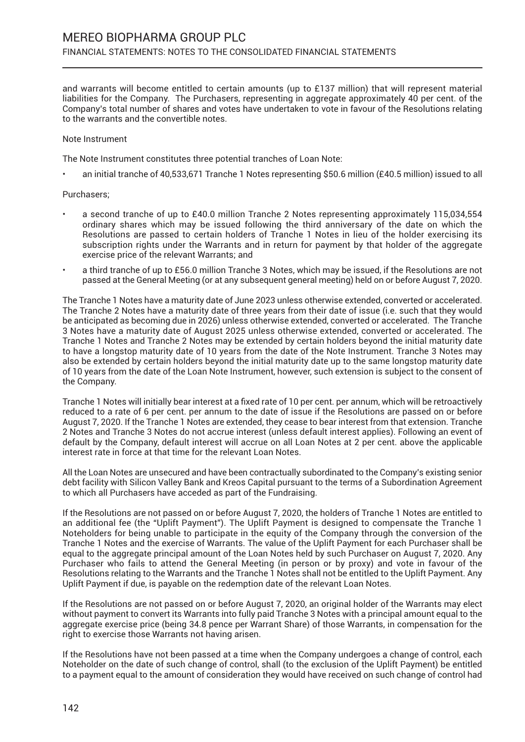and warrants will become entitled to certain amounts (up to £137 million) that will represent material liabilities for the Company. The Purchasers, representing in aggregate approximately 40 per cent. of the Company's total number of shares and votes have undertaken to vote in favour of the Resolutions relating to the warrants and the convertible notes.

Note Instrument

The Note Instrument constitutes three potential tranches of Loan Note:

- an initial tranche of 40,533,671 Tranche 1 Notes representing $50.6 million (£40.5 million) issued to all

Purchasers;

- a second tranche of up to £40.0 million Tranche 2 Notes representing approximately 115,034,554 ordinary shares which may be issued following the third anniversary of the date on which the Resolutions are passed to certain holders of Tranche 1 Notes in lieu of the holder exercising its subscription rights under the Warrants and in return for payment by that holder of the aggregate exercise price of the relevant Warrants; and
- a third tranche of up to £56.0 million Tranche 3 Notes, which may be issued, if the Resolutions are not passed at the General Meeting (or at any subsequent general meeting) held on or before August 7, 2020.

The Tranche 1 Notes have a maturity date of June 2023 unless otherwise extended, converted or accelerated. The Tranche 2 Notes have a maturity date of three years from their date of issue (i.e. such that they would be anticipated as becoming due in 2026) unless otherwise extended, converted or accelerated. The Tranche 3 Notes have a maturity date of August 2025 unless otherwise extended, converted or accelerated. The Tranche 1 Notes and Tranche 2 Notes may be extended by certain holders beyond the initial maturity date to have a longstop maturity date of 10 years from the date of the Note Instrument. Tranche 3 Notes may also be extended by certain holders beyond the initial maturity date up to the same longstop maturity date of 10 years from the date of the Loan Note Instrument, however, such extension is subject to the consent of the Company.

Tranche 1 Notes will initially bear interest at a fixed rate of 10 per cent. per annum, which will be retroactively reduced to a rate of 6 per cent. per annum to the date of issue if the Resolutions are passed on or before August 7, 2020. If the Tranche 1 Notes are extended, they cease to bear interest from that extension. Tranche 2 Notes and Tranche 3 Notes do not accrue interest (unless default interest applies). Following an event of default by the Company, default interest will accrue on all Loan Notes at 2 per cent. above the applicable interest rate in force at that time for the relevant Loan Notes.

All the Loan Notes are unsecured and have been contractually subordinated to the Company's existing senior debt facility with Silicon Valley Bank and Kreos Capital pursuant to the terms of a Subordination Agreement to which all Purchasers have acceded as part of the Fundraising.

If the Resolutions are not passed on or before August 7, 2020, the holders of Tranche 1 Notes are entitled to an additional fee (the "Uplift Payment"). The Uplift Payment is designed to compensate the Tranche 1 Noteholders for being unable to participate in the equity of the Company through the conversion of the Tranche 1 Notes and the exercise of Warrants. The value of the Uplift Payment for each Purchaser shall be equal to the aggregate principal amount of the Loan Notes held by such Purchaser on August 7, 2020. Any Purchaser who fails to attend the General Meeting (in person or by proxy) and vote in favour of the Resolutions relating to the Warrants and the Tranche 1 Notes shall not be entitled to the Uplift Payment. Any Uplift Payment if due, is payable on the redemption date of the relevant Loan Notes.

If the Resolutions are not passed on or before August 7, 2020, an original holder of the Warrants may elect without payment to convert its Warrants into fully paid Tranche 3 Notes with a principal amount equal to the aggregate exercise price (being 34.8 pence per Warrant Share) of those Warrants, in compensation for the right to exercise those Warrants not having arisen.

If the Resolutions have not been passed at a time when the Company undergoes a change of control, each Noteholder on the date of such change of control, shall (to the exclusion of the Uplift Payment) be entitled to a payment equal to the amount of consideration they would have received on such change of control had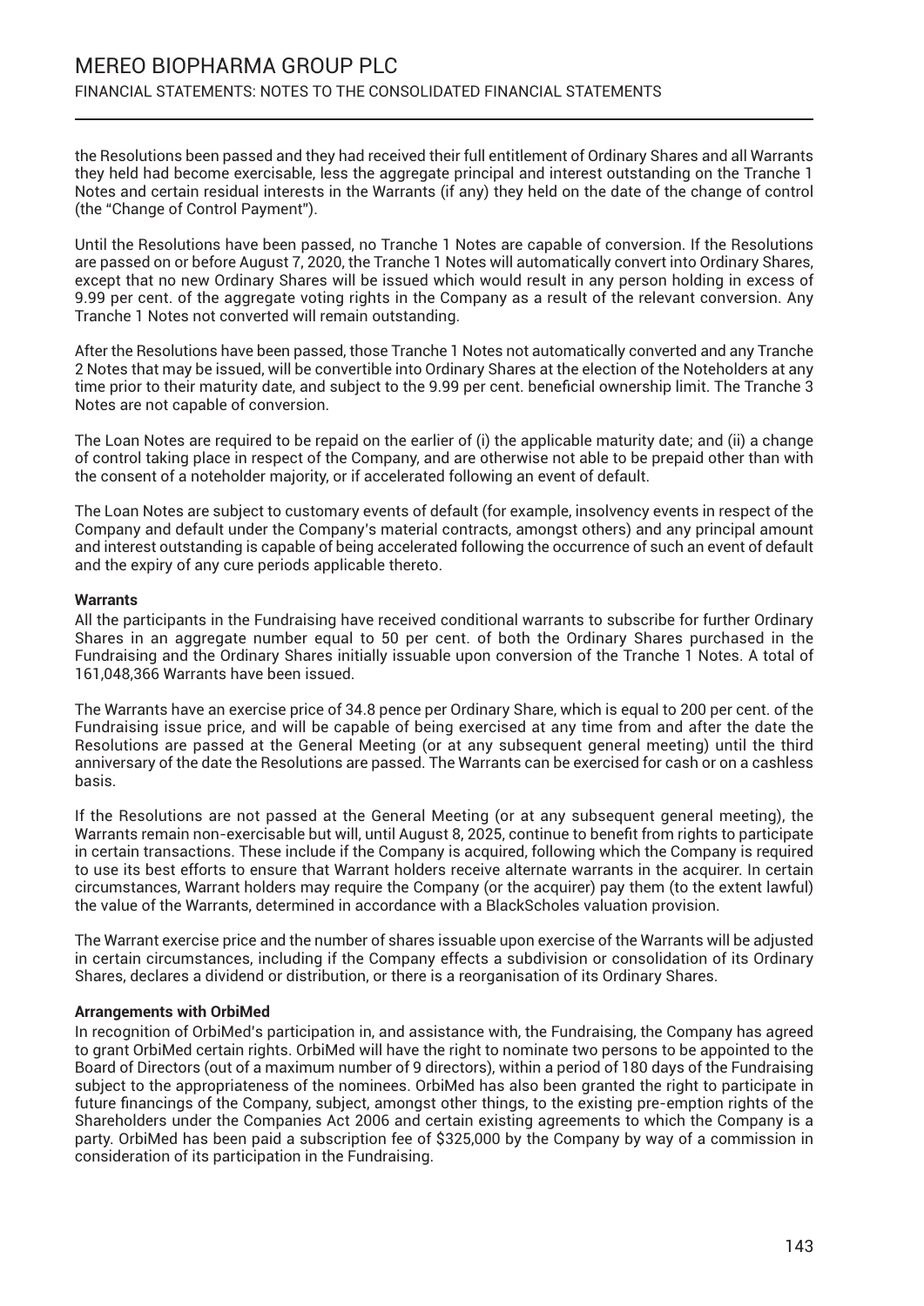the Resolutions been passed and they had received their full entitlement of Ordinary Shares and all Warrants they held had become exercisable, less the aggregate principal and interest outstanding on the Tranche 1 Notes and certain residual interests in the Warrants (if any) they held on the date of the change of control (the "Change of Control Payment").

Until the Resolutions have been passed, no Tranche 1 Notes are capable of conversion. If the Resolutions are passed on or before August 7, 2020, the Tranche 1 Notes will automatically convert into Ordinary Shares, except that no new Ordinary Shares will be issued which would result in any person holding in excess of 9.99 per cent. of the aggregate voting rights in the Company as a result of the relevant conversion. Any Tranche 1 Notes not converted will remain outstanding.

After the Resolutions have been passed, those Tranche 1 Notes not automatically converted and any Tranche 2 Notes that may be issued, will be convertible into Ordinary Shares at the election of the Noteholders at any time prior to their maturity date, and subject to the 9.99 per cent. beneficial ownership limit. The Tranche 3 Notes are not capable of conversion.

The Loan Notes are required to be repaid on the earlier of (i) the applicable maturity date; and (ii) a change of control taking place in respect of the Company, and are otherwise not able to be prepaid other than with the consent of a noteholder majority, or if accelerated following an event of default.

The Loan Notes are subject to customary events of default (for example, insolvency events in respect of the Company and default under the Company's material contracts, amongst others) and any principal amount and interest outstanding is capable of being accelerated following the occurrence of such an event of default and the expiry of any cure periods applicable thereto.

**Warrants**

All the participants in the Fundraising have received conditional warrants to subscribe for further Ordinary Shares in an aggregate number equal to 50 per cent. of both the Ordinary Shares purchased in the Fundraising and the Ordinary Shares initially issuable upon conversion of the Tranche 1 Notes. A total of 161,048,366 Warrants have been issued.

The Warrants have an exercise price of 34.8 pence per Ordinary Share, which is equal to 200 per cent. of the Fundraising issue price, and will be capable of being exercised at any time from and after the date the Resolutions are passed at the General Meeting (or at any subsequent general meeting) until the third anniversary of the date the Resolutions are passed. The Warrants can be exercised for cash or on a cashless basis.

If the Resolutions are not passed at the General Meeting (or at any subsequent general meeting), the Warrants remain non-exercisable but will, until August 8, 2025, continue to benefit from rights to participate in certain transactions. These include if the Company is acquired, following which the Company is required to use its best efforts to ensure that Warrant holders receive alternate warrants in the acquirer. In certain circumstances, Warrant holders may require the Company (or the acquirer) pay them (to the extent lawful) the value of the Warrants, determined in accordance with a BlackScholes valuation provision.

The Warrant exercise price and the number of shares issuable upon exercise of the Warrants will be adjusted in certain circumstances, including if the Company effects a subdivision or consolidation of its Ordinary Shares, declares a dividend or distribution, or there is a reorganisation of its Ordinary Shares.

**Arrangements with OrbiMed**

In recognition of OrbiMed's participation in, and assistance with, the Fundraising, the Company has agreed to grant OrbiMed certain rights. OrbiMed will have the right to nominate two persons to be appointed to the Board of Directors (out of a maximum number of 9 directors), within a period of 180 days of the Fundraising subject to the appropriateness of the nominees. OrbiMed has also been granted the right to participate in future financings of the Company, subject, amongst other things, to the existing pre-emption rights of the Shareholders under the Companies Act 2006 and certain existing agreements to which the Company is a party. OrbiMed has been paid a subscription fee of $325,000 by the Company by way of a commission in consideration of its participation in the Fundraising.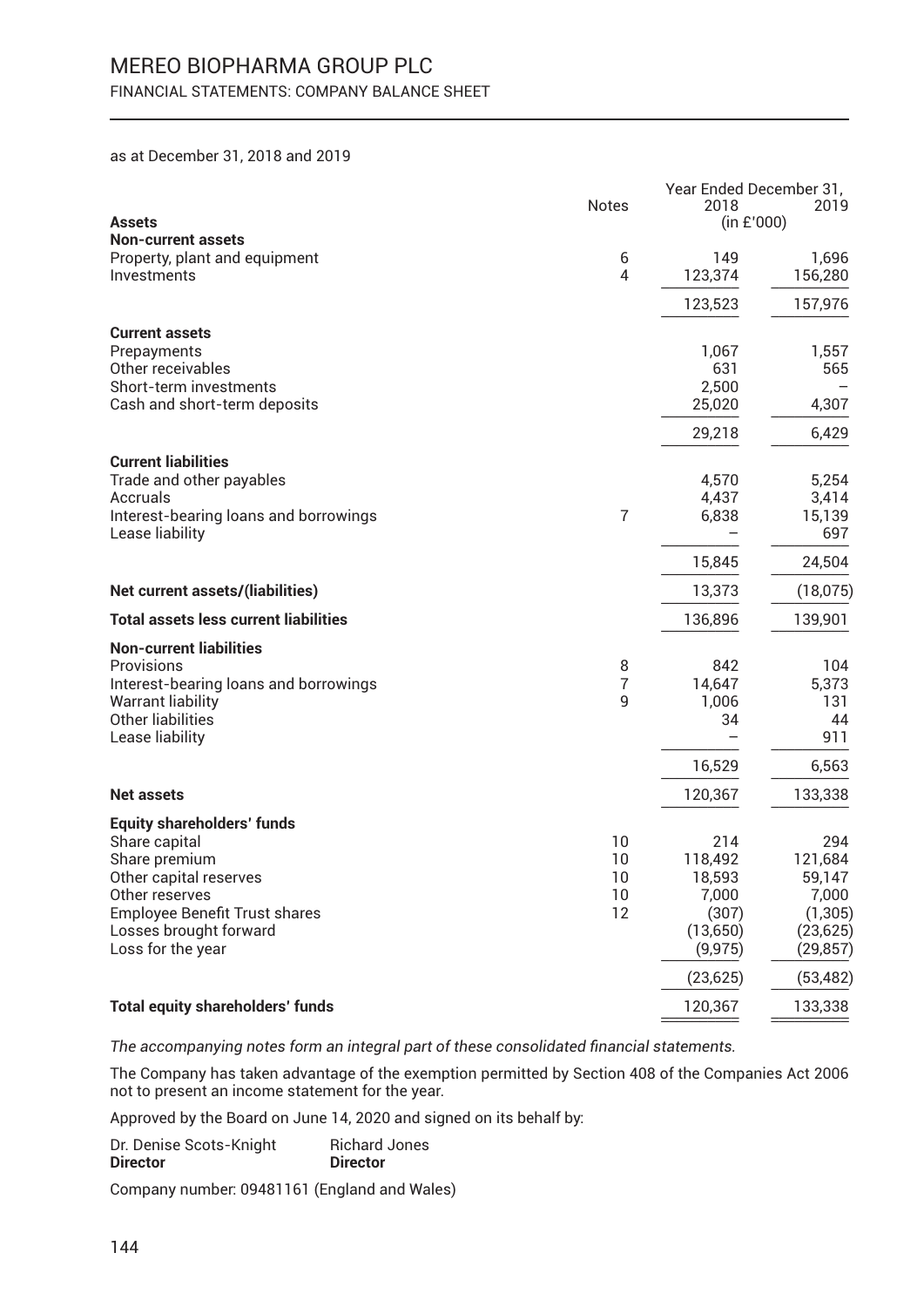# MEREO BIOPHARMA GROUP PLC

FINANCIAL STATEMENTS: COMPANY BALANCE SHEET

as at December 31, 2018 and 2019

| | Notes | Year Ended December 31, 2018 | 2019 |
|---|---|---|---|
| | | (in £'000) | |
| **Assets** | | | |
| **Non-current assets** | | | |
| Property, plant and equipment | 6 | 149 | 1,696 |
| Investments | 4 | 123,374 | 156,280 |
| | | 123,523 | 157,976 |
| **Current assets** | | | |
| Prepayments | | 1,067 | 1,557 |
| Other receivables | | 631 | 565 |
| Short-term investments | | 2,500 | – |
| Cash and short-term deposits | | 25,020 | 4,307 |
| | | 29,218 | 6,429 |
| **Current liabilities** | | | |
| Trade and other payables | | 4,570 | 5,254 |
| Accruals | | 4,437 | 3,414 |
| Interest-bearing loans and borrowings | 7 | 6,838 | 15,139 |
| Lease liability | | – | 697 |
| | | 15,845 | 24,504 |
| **Net current assets/(liabilities)** | | 13,373 | (18,075) |
| **Total assets less current liabilities** | | 136,896 | 139,901 |
| **Non-current liabilities** | | | |
| Provisions | 8 | 842 | 104 |
| Interest-bearing loans and borrowings | 7 | 14,647 | 5,373 |
| Warrant liability | 9 | 1,006 | 131 |
| Other liabilities | | 34 | 44 |
| Lease liability | | – | 911 |
| | | 16,529 | 6,563 |
| **Net assets** | | 120,367 | 133,338 |
| **Equity shareholders' funds** | | | |
| Share capital | 10 | 214 | 294 |
| Share premium | 10 | 118,492 | 121,684 |
| Other capital reserves | 10 | 18,593 | 59,147 |
| Other reserves | 10 | 7,000 | 7,000 |
| Employee Benefit Trust shares | 12 | (307) | (1,305) |
| Losses brought forward | | (13,650) | (23,625) |
| Loss for the year | | (9,975) | (29,857) |
| | | (23,625) | (53,482) |
| **Total equity shareholders' funds** | | 120,367 | 133,338 |

*The accompanying notes form an integral part of these consolidated financial statements.*

The Company has taken advantage of the exemption permitted by Section 408 of the Companies Act 2006 not to present an income statement for the year.

Approved by the Board on June 14, 2020 and signed on its behalf by:

Dr. Denise Scots-Knight
**Director**

Richard Jones
**Director**

Company number: 09481161 (England and Wales)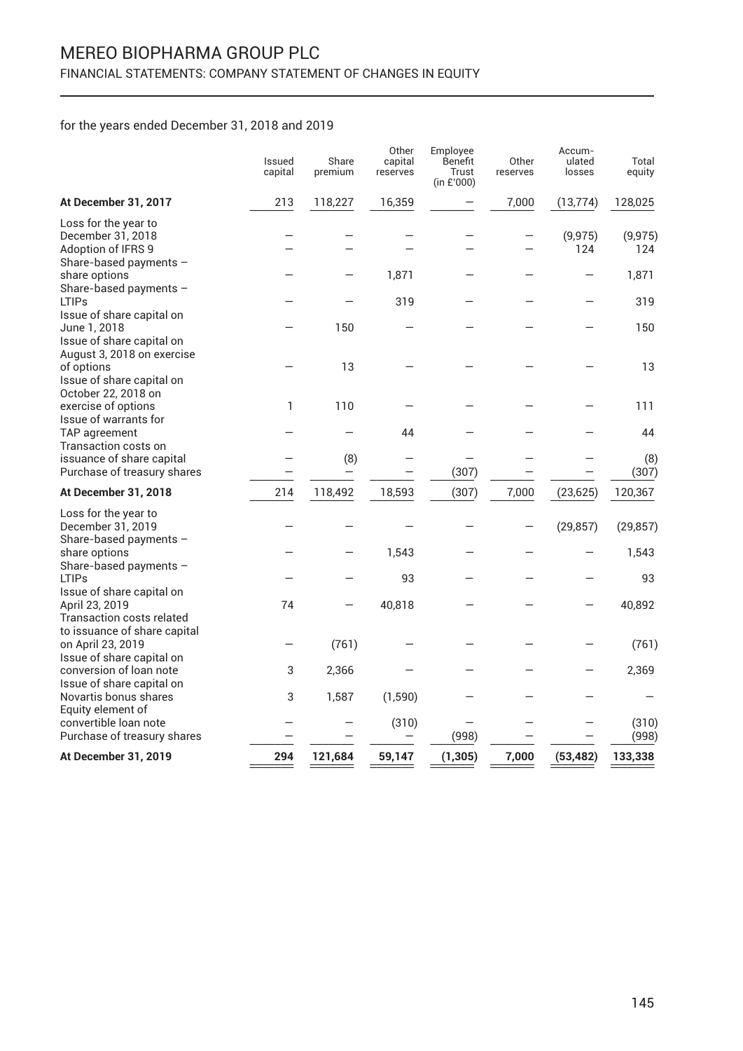# MEREO BIOPHARMA GROUP PLC

## FINANCIAL STATEMENTS: COMPANY STATEMENT OF CHANGES IN EQUITY

for the years ended December 31, 2018 and 2019

| | Issued capital | Share premium | Other capital reserves | Employee Benefit Trust (in £'000) | Other reserves | Accum-ulated losses | Total equity |
|---|---|---|---|---|---|---|---|
| **At December 31, 2017** | 213 | 118,227 | 16,359 | – | 7,000 | (13,774) | 128,025 |
| Loss for the year to December 31, 2018 | – | – | – | – | – | (9,975) | (9,975) |
| Adoption of IFRS 9 | – | – | – | – | – | 124 | 124 |
| Share-based payments – share options | – | – | 1,871 | – | – | – | 1,871 |
| Share-based payments – LTIPs | – | – | 319 | – | – | – | 319 |
| Issue of share capital on June 1, 2018 | – | 150 | – | – | – | – | 150 |
| Issue of share capital on August 3, 2018 on exercise of options | – | 13 | – | – | – | – | 13 |
| Issue of share capital on October 22, 2018 on exercise of options | 1 | 110 | – | – | – | – | 111 |
| Issue of warrants for TAP agreement | – | – | 44 | – | – | – | 44 |
| Transaction costs on issuance of share capital | – | (8) | – | – | – | – | (8) |
| Purchase of treasury shares | – | – | – | (307) | – | – | (307) |
| **At December 31, 2018** | 214 | 118,492 | 18,593 | (307) | 7,000 | (23,625) | 120,367 |
| Loss for the year to December 31, 2019 | – | – | – | – | – | (29,857) | (29,857) |
| Share-based payments – share options | – | – | 1,543 | – | – | – | 1,543 |
| Share-based payments – LTIPs | – | – | 93 | – | – | – | 93 |
| Issue of share capital on April 23, 2019 | 74 | – | 40,818 | – | – | – | 40,892 |
| Transaction costs related to issuance of share capital on April 23, 2019 | – | (761) | – | – | – | – | (761) |
| Issue of share capital on conversion of loan note | 3 | 2,366 | – | – | – | – | 2,369 |
| Issue of share capital on Novartis bonus shares | 3 | 1,587 | (1,590) | – | – | – | – |
| Equity element of convertible loan note | – | – | (310) | – | – | – | (310) |
| Purchase of treasury shares | – | – | – | (998) | – | – | (998) |
| **At December 31, 2019** | **294** | **121,684** | **59,147** | **(1,305)** | **7,000** | **(53,482)** | **133,338** |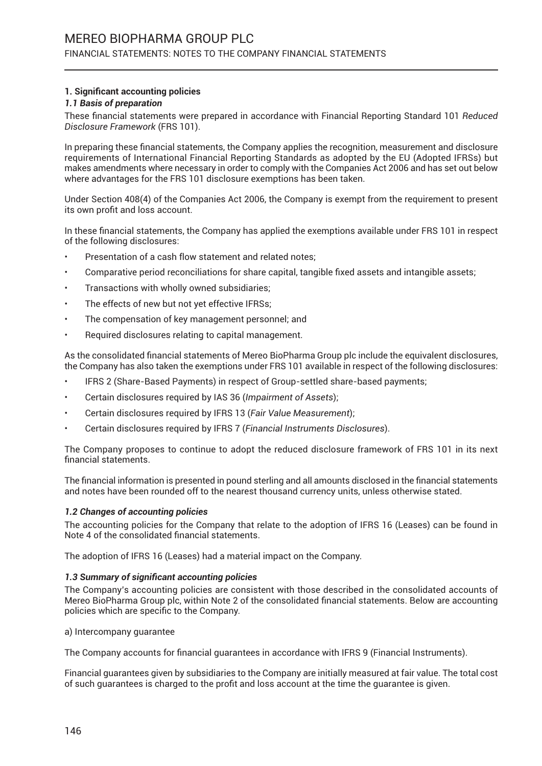## 1. Significant accounting policies

### *1.1 Basis of preparation*

These financial statements were prepared in accordance with Financial Reporting Standard 101 *Reduced Disclosure Framework* (FRS 101).

In preparing these financial statements, the Company applies the recognition, measurement and disclosure requirements of International Financial Reporting Standards as adopted by the EU (Adopted IFRSs) but makes amendments where necessary in order to comply with the Companies Act 2006 and has set out below where advantages for the FRS 101 disclosure exemptions has been taken.

Under Section 408(4) of the Companies Act 2006, the Company is exempt from the requirement to present its own profit and loss account.

In these financial statements, the Company has applied the exemptions available under FRS 101 in respect of the following disclosures:

- Presentation of a cash flow statement and related notes;
- Comparative period reconciliations for share capital, tangible fixed assets and intangible assets;
- Transactions with wholly owned subsidiaries;
- The effects of new but not yet effective IFRSs;
- The compensation of key management personnel; and
- Required disclosures relating to capital management.

As the consolidated financial statements of Mereo BioPharma Group plc include the equivalent disclosures, the Company has also taken the exemptions under FRS 101 available in respect of the following disclosures:

- IFRS 2 (Share-Based Payments) in respect of Group-settled share-based payments;
- Certain disclosures required by IAS 36 (*Impairment of Assets*);
- Certain disclosures required by IFRS 13 (*Fair Value Measurement*);
- Certain disclosures required by IFRS 7 (*Financial Instruments Disclosures*).

The Company proposes to continue to adopt the reduced disclosure framework of FRS 101 in its next financial statements.

The financial information is presented in pound sterling and all amounts disclosed in the financial statements and notes have been rounded off to the nearest thousand currency units, unless otherwise stated.

### *1.2 Changes of accounting policies*

The accounting policies for the Company that relate to the adoption of IFRS 16 (Leases) can be found in Note 4 of the consolidated financial statements.

The adoption of IFRS 16 (Leases) had a material impact on the Company.

### *1.3 Summary of significant accounting policies*

The Company's accounting policies are consistent with those described in the consolidated accounts of Mereo BioPharma Group plc, within Note 2 of the consolidated financial statements. Below are accounting policies which are specific to the Company.

a) Intercompany guarantee

The Company accounts for financial guarantees in accordance with IFRS 9 (Financial Instruments).

Financial guarantees given by subsidiaries to the Company are initially measured at fair value. The total cost of such guarantees is charged to the profit and loss account at the time the guarantee is given.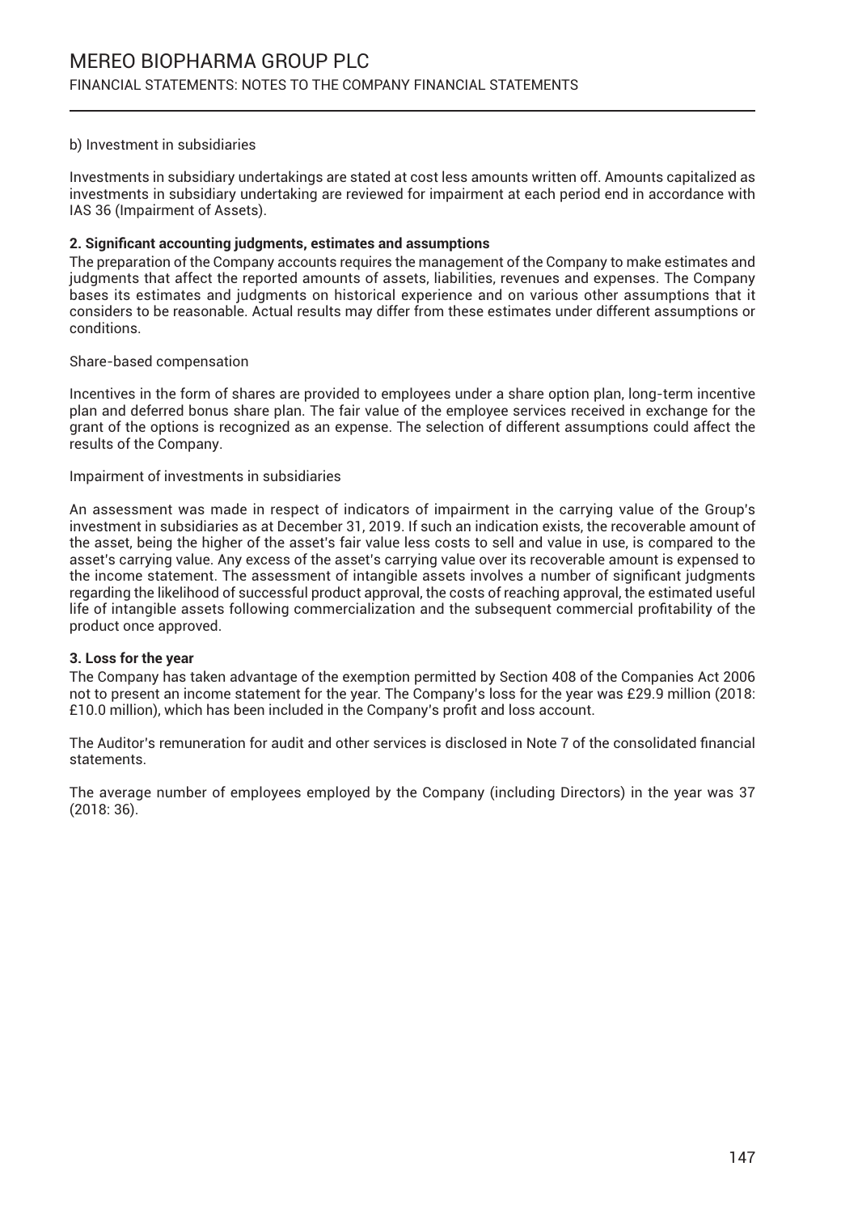b) Investment in subsidiaries

Investments in subsidiary undertakings are stated at cost less amounts written off. Amounts capitalized as investments in subsidiary undertaking are reviewed for impairment at each period end in accordance with IAS 36 (Impairment of Assets).

**2. Significant accounting judgments, estimates and assumptions**

The preparation of the Company accounts requires the management of the Company to make estimates and judgments that affect the reported amounts of assets, liabilities, revenues and expenses. The Company bases its estimates and judgments on historical experience and on various other assumptions that it considers to be reasonable. Actual results may differ from these estimates under different assumptions or conditions.

Share-based compensation

Incentives in the form of shares are provided to employees under a share option plan, long-term incentive plan and deferred bonus share plan. The fair value of the employee services received in exchange for the grant of the options is recognized as an expense. The selection of different assumptions could affect the results of the Company.

Impairment of investments in subsidiaries

An assessment was made in respect of indicators of impairment in the carrying value of the Group's investment in subsidiaries as at December 31, 2019. If such an indication exists, the recoverable amount of the asset, being the higher of the asset's fair value less costs to sell and value in use, is compared to the asset's carrying value. Any excess of the asset's carrying value over its recoverable amount is expensed to the income statement. The assessment of intangible assets involves a number of significant judgments regarding the likelihood of successful product approval, the costs of reaching approval, the estimated useful life of intangible assets following commercialization and the subsequent commercial profitability of the product once approved.

**3. Loss for the year**

The Company has taken advantage of the exemption permitted by Section 408 of the Companies Act 2006 not to present an income statement for the year. The Company's loss for the year was £29.9 million (2018: £10.0 million), which has been included in the Company's profit and loss account.

The Auditor's remuneration for audit and other services is disclosed in Note 7 of the consolidated financial statements.

The average number of employees employed by the Company (including Directors) in the year was 37 (2018: 36).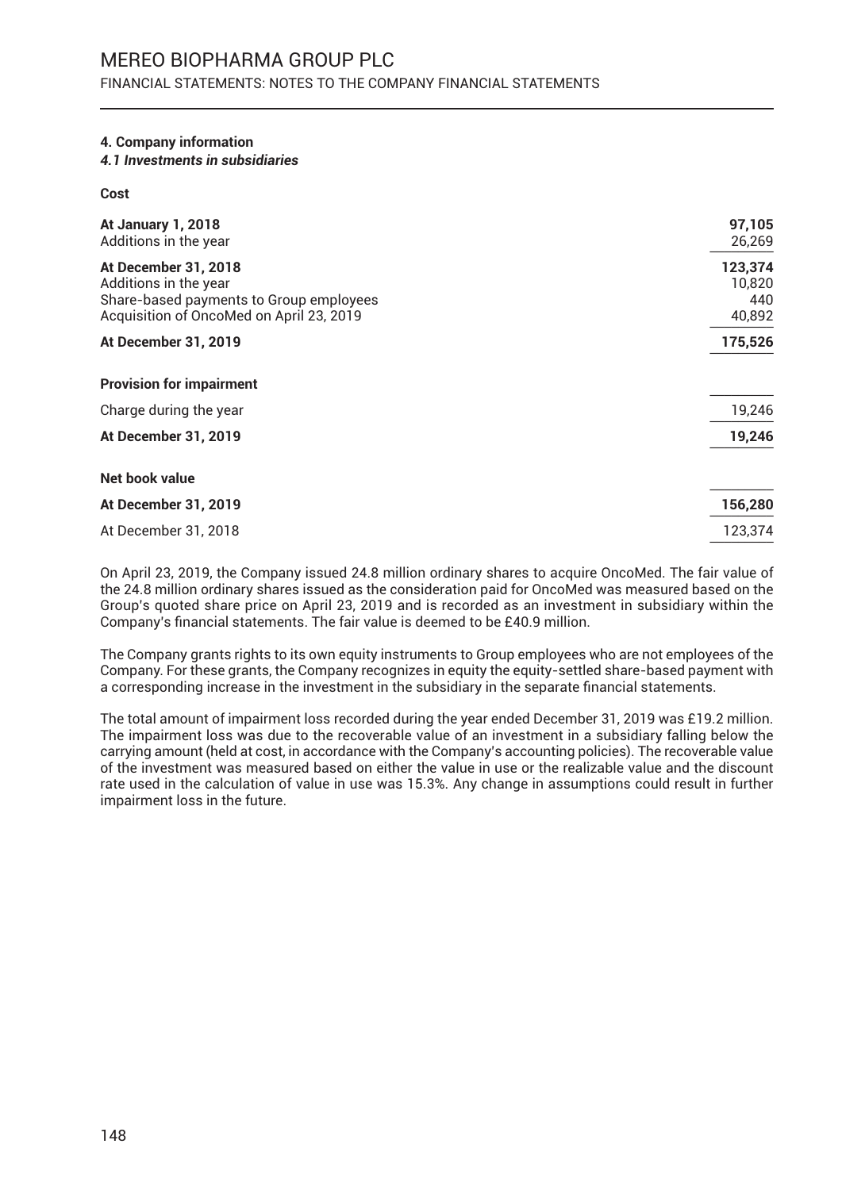## 4. Company information

### *4.1 Investments in subsidiaries*

| **Cost** | |
|---|---|
| **At January 1, 2018** | **97,105** |
| Additions in the year | 26,269 |
| **At December 31, 2018** | **123,374** |
| Additions in the year | 10,820 |
| Share-based payments to Group employees | 440 |
| Acquisition of OncoMed on April 23, 2019 | 40,892 |
| **At December 31, 2019** | **175,526** |
| **Provision for impairment** | |
| Charge during the year | 19,246 |
| **At December 31, 2019** | **19,246** |
| **Net book value** | |
| **At December 31, 2019** | **156,280** |
| At December 31, 2018 | 123,374 |

On April 23, 2019, the Company issued 24.8 million ordinary shares to acquire OncoMed. The fair value of the 24.8 million ordinary shares issued as the consideration paid for OncoMed was measured based on the Group's quoted share price on April 23, 2019 and is recorded as an investment in subsidiary within the Company's financial statements. The fair value is deemed to be £40.9 million.

The Company grants rights to its own equity instruments to Group employees who are not employees of the Company. For these grants, the Company recognizes in equity the equity-settled share-based payment with a corresponding increase in the investment in the subsidiary in the separate financial statements.

The total amount of impairment loss recorded during the year ended December 31, 2019 was £19.2 million. The impairment loss was due to the recoverable value of an investment in a subsidiary falling below the carrying amount (held at cost, in accordance with the Company's accounting policies). The recoverable value of the investment was measured based on either the value in use or the realizable value and the discount rate used in the calculation of value in use was 15.3%. Any change in assumptions could result in further impairment loss in the future.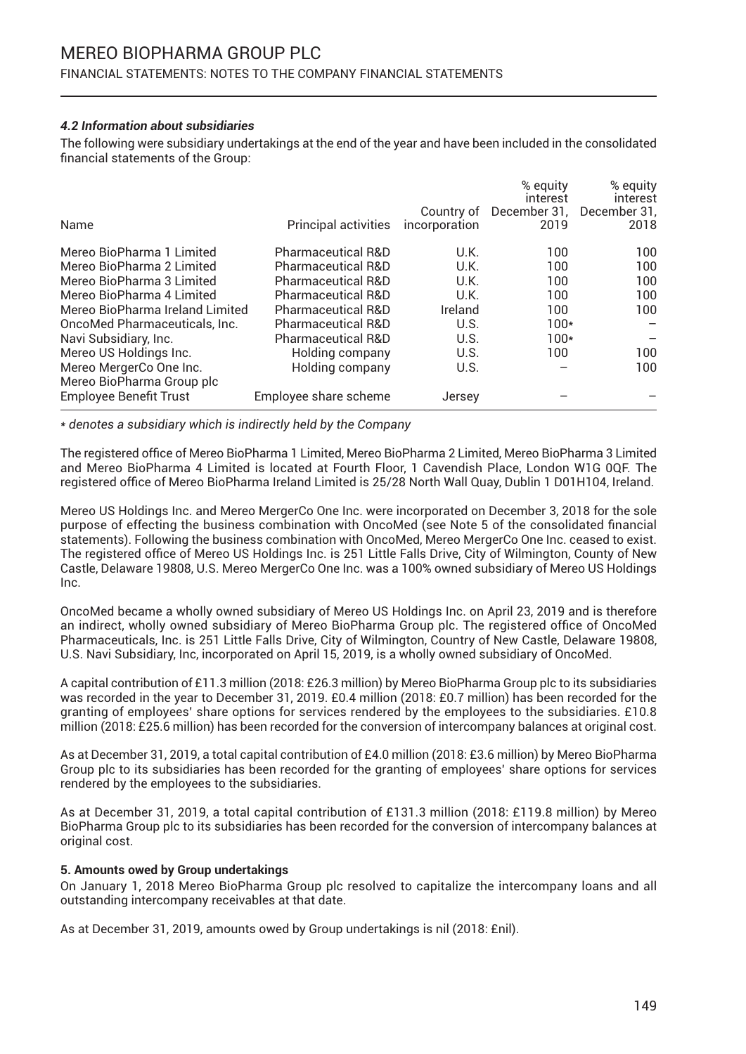### *4.2 Information about subsidiaries*

The following were subsidiary undertakings at the end of the year and have been included in the consolidated financial statements of the Group:

| Name | Principal activities | Country of incorporation | % equity interest December 31, 2019 | % equity interest December 31, 2018 |
|---|---|---|---|---|
| Mereo BioPharma 1 Limited | Pharmaceutical R&D | U.K. | 100 | 100 |
| Mereo BioPharma 2 Limited | Pharmaceutical R&D | U.K. | 100 | 100 |
| Mereo BioPharma 3 Limited | Pharmaceutical R&D | U.K. | 100 | 100 |
| Mereo BioPharma 4 Limited | Pharmaceutical R&D | U.K. | 100 | 100 |
| Mereo BioPharma Ireland Limited | Pharmaceutical R&D | Ireland | 100 | 100 |
| OncoMed Pharmaceuticals, Inc. | Pharmaceutical R&D | U.S. | 100* | – |
| Navi Subsidiary, Inc. | Pharmaceutical R&D | U.S. | 100* | – |
| Mereo US Holdings Inc. | Holding company | U.S. | 100 | 100 |
| Mereo MergerCo One Inc. | Holding company | U.S. | – | 100 |
| Mereo BioPharma Group plc Employee Benefit Trust | Employee share scheme | Jersey | – | – |

*\* denotes a subsidiary which is indirectly held by the Company*

The registered office of Mereo BioPharma 1 Limited, Mereo BioPharma 2 Limited, Mereo BioPharma 3 Limited and Mereo BioPharma 4 Limited is located at Fourth Floor, 1 Cavendish Place, London W1G 0QF. The registered office of Mereo BioPharma Ireland Limited is 25/28 North Wall Quay, Dublin 1 D01H104, Ireland.

Mereo US Holdings Inc. and Mereo MergerCo One Inc. were incorporated on December 3, 2018 for the sole purpose of effecting the business combination with OncoMed (see Note 5 of the consolidated financial statements). Following the business combination with OncoMed, Mereo MergerCo One Inc. ceased to exist. The registered office of Mereo US Holdings Inc. is 251 Little Falls Drive, City of Wilmington, County of New Castle, Delaware 19808, U.S. Mereo MergerCo One Inc. was a 100% owned subsidiary of Mereo US Holdings Inc.

OncoMed became a wholly owned subsidiary of Mereo US Holdings Inc. on April 23, 2019 and is therefore an indirect, wholly owned subsidiary of Mereo BioPharma Group plc. The registered office of OncoMed Pharmaceuticals, Inc. is 251 Little Falls Drive, City of Wilmington, Country of New Castle, Delaware 19808, U.S. Navi Subsidiary, Inc, incorporated on April 15, 2019, is a wholly owned subsidiary of OncoMed.

A capital contribution of £11.3 million (2018: £26.3 million) by Mereo BioPharma Group plc to its subsidiaries was recorded in the year to December 31, 2019. £0.4 million (2018: £0.7 million) has been recorded for the granting of employees' share options for services rendered by the employees to the subsidiaries. £10.8 million (2018: £25.6 million) has been recorded for the conversion of intercompany balances at original cost.

As at December 31, 2019, a total capital contribution of £4.0 million (2018: £3.6 million) by Mereo BioPharma Group plc to its subsidiaries has been recorded for the granting of employees' share options for services rendered by the employees to the subsidiaries.

As at December 31, 2019, a total capital contribution of £131.3 million (2018: £119.8 million) by Mereo BioPharma Group plc to its subsidiaries has been recorded for the conversion of intercompany balances at original cost.

**5. Amounts owed by Group undertakings**

On January 1, 2018 Mereo BioPharma Group plc resolved to capitalize the intercompany loans and all outstanding intercompany receivables at that date.

As at December 31, 2019, amounts owed by Group undertakings is nil (2018: £nil).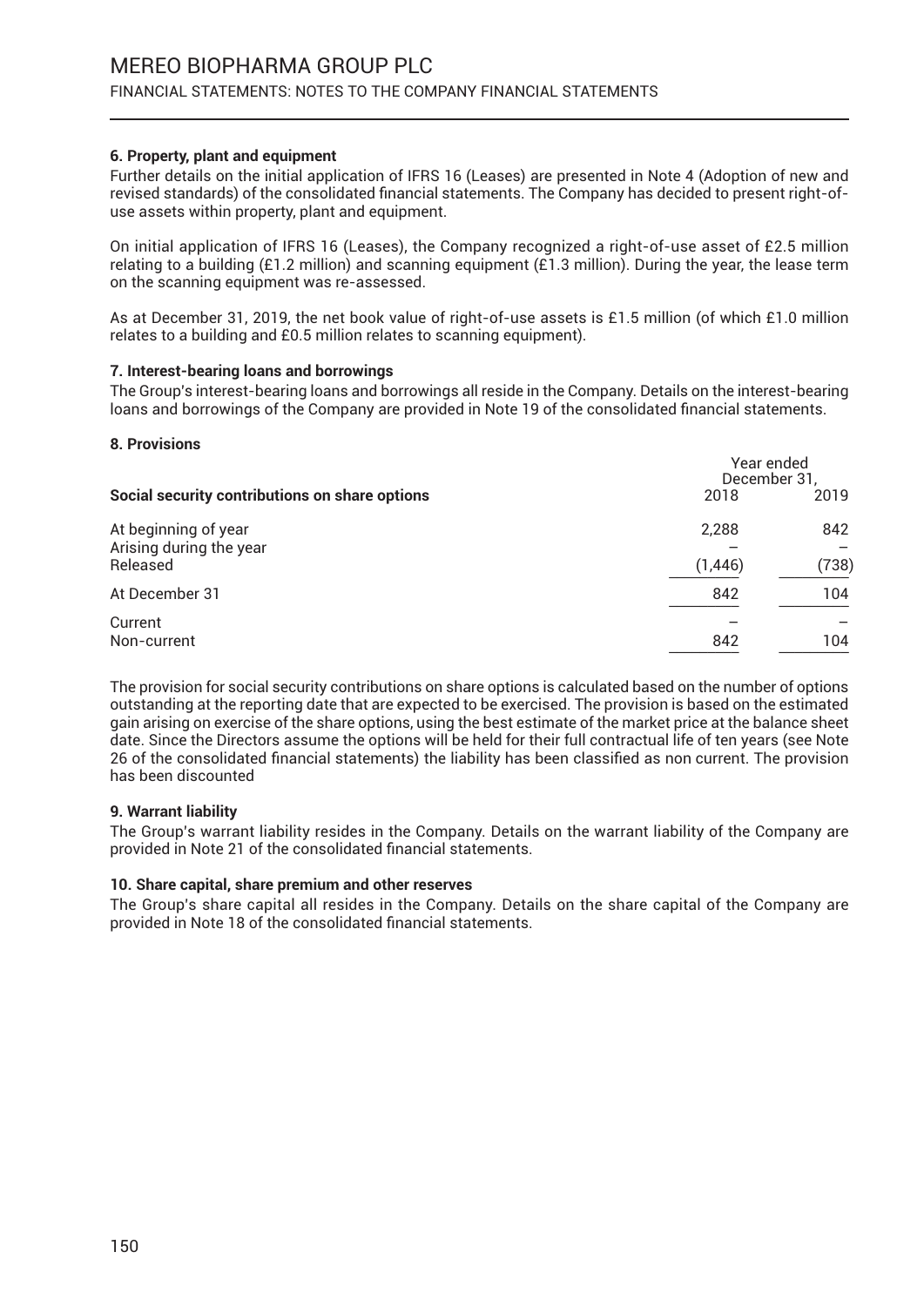#### 6. Property, plant and equipment

Further details on the initial application of IFRS 16 (Leases) are presented in Note 4 (Adoption of new and revised standards) of the consolidated financial statements. The Company has decided to present right-of-use assets within property, plant and equipment.

On initial application of IFRS 16 (Leases), the Company recognized a right-of-use asset of £2.5 million relating to a building (£1.2 million) and scanning equipment (£1.3 million). During the year, the lease term on the scanning equipment was re-assessed.

As at December 31, 2019, the net book value of right-of-use assets is £1.5 million (of which £1.0 million relates to a building and £0.5 million relates to scanning equipment).

#### 7. Interest-bearing loans and borrowings

The Group's interest-bearing loans and borrowings all reside in the Company. Details on the interest-bearing loans and borrowings of the Company are provided in Note 19 of the consolidated financial statements.

#### 8. Provisions

| | Year ended December 31, | |
|---|---|---|
| **Social security contributions on share options** | 2018 | 2019 |
| At beginning of year | 2,288 | 842 |
| Arising during the year | – | – |
| Released | (1,446) | (738) |
| At December 31 | 842 | 104 |
| Current | – | – |
| Non-current | 842 | 104 |

The provision for social security contributions on share options is calculated based on the number of options outstanding at the reporting date that are expected to be exercised. The provision is based on the estimated gain arising on exercise of the share options, using the best estimate of the market price at the balance sheet date. Since the Directors assume the options will be held for their full contractual life of ten years (see Note 26 of the consolidated financial statements) the liability has been classified as non current. The provision has been discounted

#### 9. Warrant liability

The Group's warrant liability resides in the Company. Details on the warrant liability of the Company are provided in Note 21 of the consolidated financial statements.

#### 10. Share capital, share premium and other reserves

The Group's share capital all resides in the Company. Details on the share capital of the Company are provided in Note 18 of the consolidated financial statements.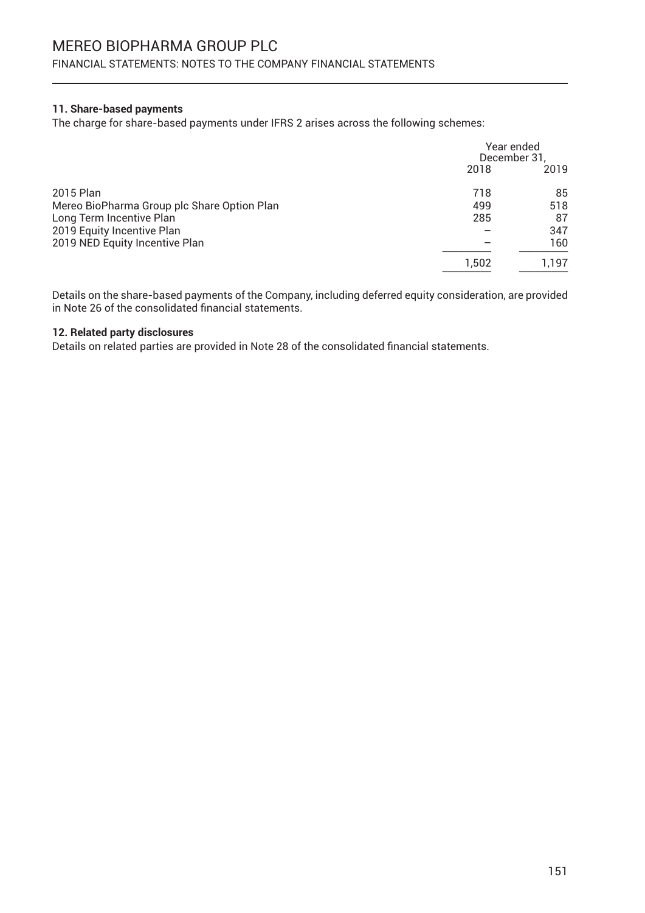### 11. Share-based payments

The charge for share-based payments under IFRS 2 arises across the following schemes:

| | Year ended December 31, | |
|---|---|---|
| | 2018 | 2019 |
| 2015 Plan | 718 | 85 |
| Mereo BioPharma Group plc Share Option Plan | 499 | 518 |
| Long Term Incentive Plan | 285 | 87 |
| 2019 Equity Incentive Plan | – | 347 |
| 2019 NED Equity Incentive Plan | – | 160 |
| | 1,502 | 1,197 |

Details on the share-based payments of the Company, including deferred equity consideration, are provided in Note 26 of the consolidated financial statements.

### 12. Related party disclosures

Details on related parties are provided in Note 28 of the consolidated financial statements.